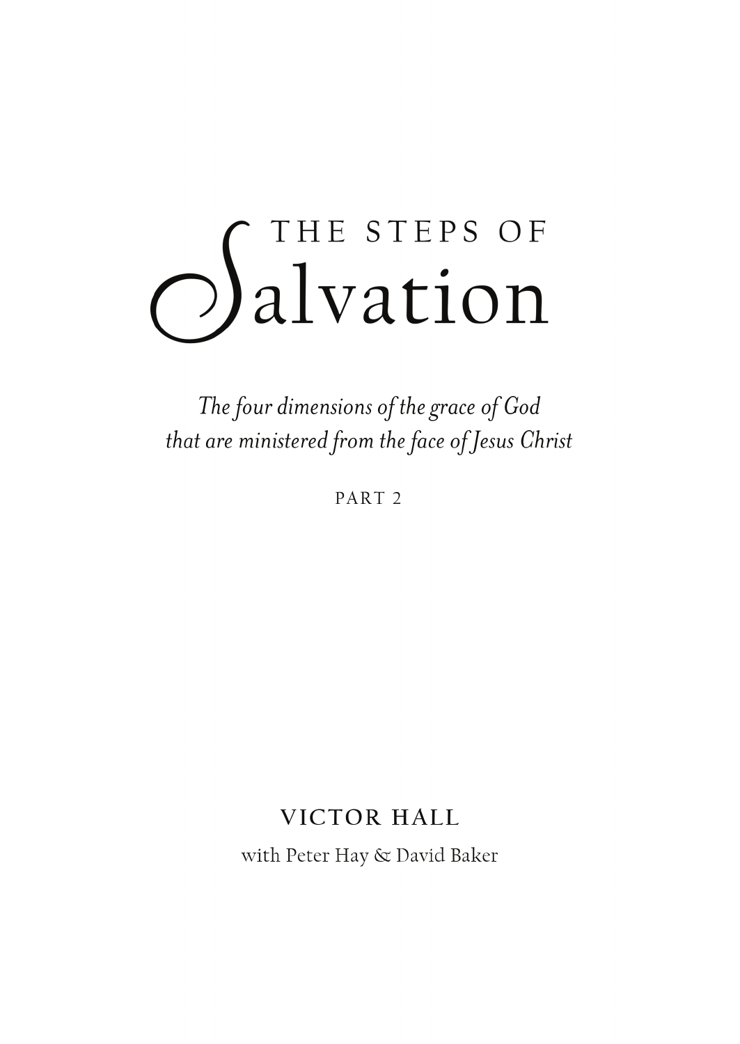# THE STEPS OF Salvation

*The four dimensions of the grace of God that are ministered from the face of Jesus Christ*

PART 2

VICTOR HALL

with Peter Hay & David Baker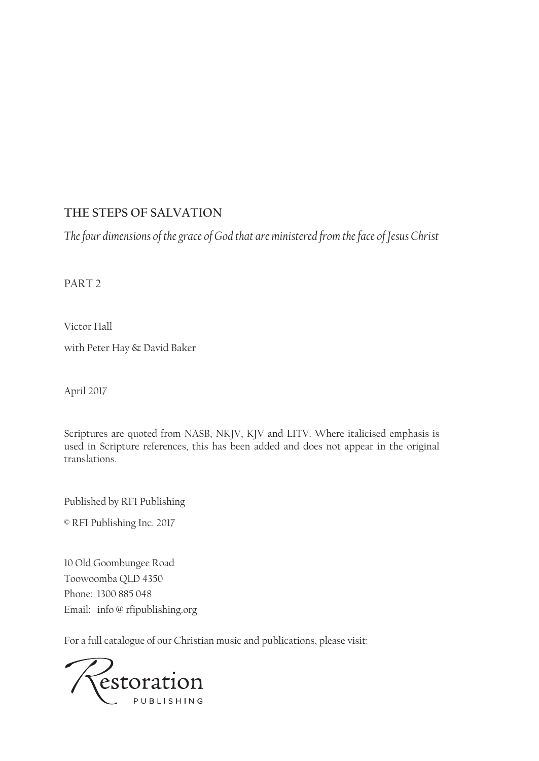# THE STEPS OF SALVATION

*The four dimensions of the grace of God that are ministered from the face of Jesus Christ*

PART 2

Victor Hall

with Peter Hay & David Baker

April 2017

Scriptures are quoted from NASB, NKJV, KJV and LITV. Where italicised emphasis is used in Scripture references, this has been added and does not appear in the original translations.

Published by RFI Publishing

© RFI Publishing Inc. 2017

10 Old Goombungee Road
Toowoomba QLD 4350
Phone: 1300 885 048
Email: info@rfipublishing.org

For a full catalogue of our Christian music and publications, please visit:

Restoration PUBLISHING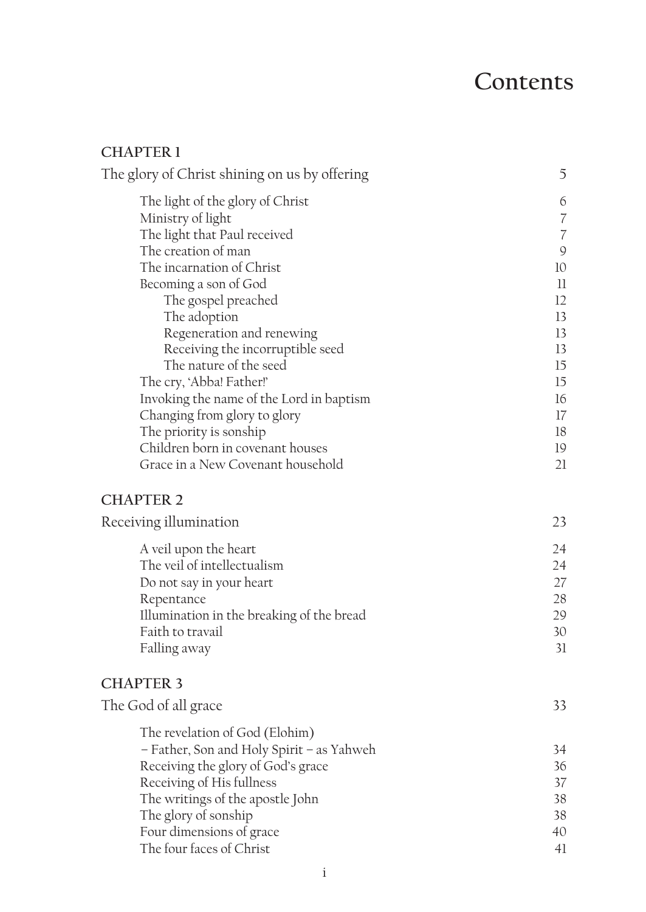# Contents

**CHAPTER 1**

The glory of Christ shining on us by offering 5

- The light of the glory of Christ 6
- Ministry of light 7
- The light that Paul received 7
- The creation of man 9
- The incarnation of Christ 10
- Becoming a son of God 11
  - The gospel preached 12
  - The adoption 13
  - Regeneration and renewing 13
  - Receiving the incorruptible seed 13
  - The nature of the seed 15
- The cry, 'Abba! Father!' 15
- Invoking the name of the Lord in baptism 16
- Changing from glory to glory 17
- The priority is sonship 18
- Children born in covenant houses 19
- Grace in a New Covenant household 21

**CHAPTER 2**

Receiving illumination 23

- A veil upon the heart 24
- The veil of intellectualism 24
- Do not say in your heart 27
- Repentance 28
- Illumination in the breaking of the bread 29
- Faith to travail 30
- Falling away 31

**CHAPTER 3**

The God of all grace 33

- The revelation of God (Elohim) – Father, Son and Holy Spirit – as Yahweh 34
- Receiving the glory of God's grace 36
- Receiving of His fullness 37
- The writings of the apostle John 38
- The glory of sonship 38
- Four dimensions of grace 40
- The four faces of Christ 41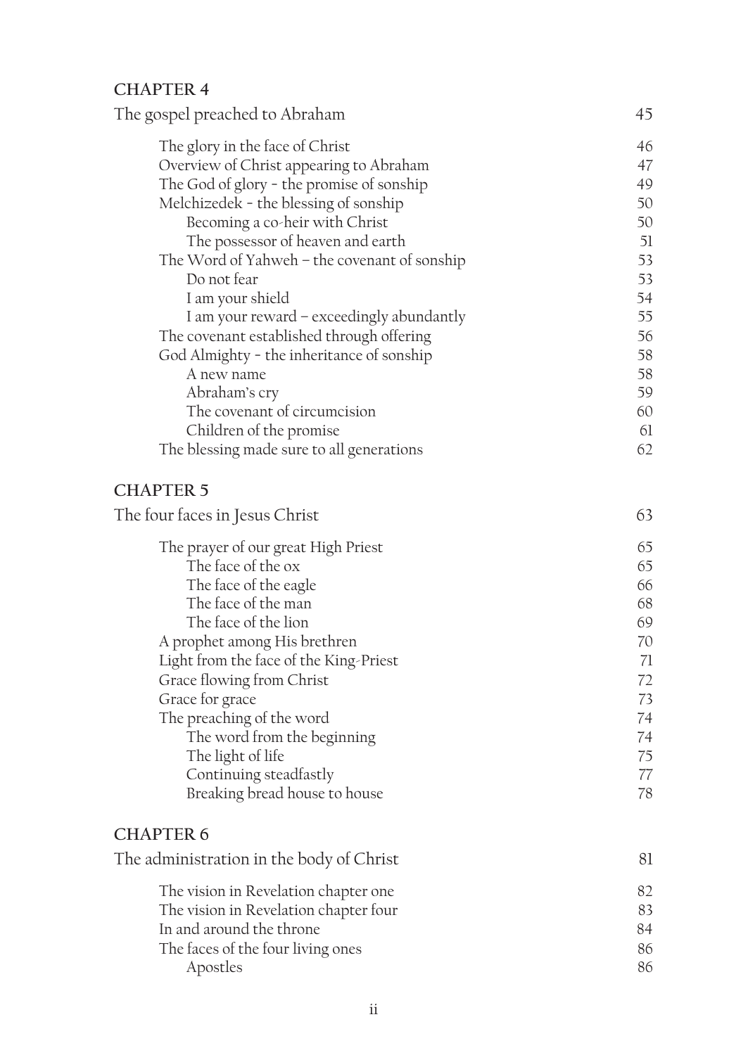## CHAPTER 4

| The gospel preached to Abraham | 45 |
|---|---|
| The glory in the face of Christ | 46 |
| Overview of Christ appearing to Abraham | 47 |
| The God of glory - the promise of sonship | 49 |
| Melchizedek - the blessing of sonship | 50 |
| Becoming a co-heir with Christ | 50 |
| The possessor of heaven and earth | 51 |
| The Word of Yahweh – the covenant of sonship | 53 |
| Do not fear | 53 |
| I am your shield | 54 |
| I am your reward – exceedingly abundantly | 55 |
| The covenant established through offering | 56 |
| God Almighty - the inheritance of sonship | 58 |
| A new name | 58 |
| Abraham's cry | 59 |
| The covenant of circumcision | 60 |
| Children of the promise | 61 |
| The blessing made sure to all generations | 62 |

## CHAPTER 5

| The four faces in Jesus Christ | 63 |
|---|---|
| The prayer of our great High Priest | 65 |
| The face of the ox | 65 |
| The face of the eagle | 66 |
| The face of the man | 68 |
| The face of the lion | 69 |
| A prophet among His brethren | 70 |
| Light from the face of the King-Priest | 71 |
| Grace flowing from Christ | 72 |
| Grace for grace | 73 |
| The preaching of the word | 74 |
| The word from the beginning | 74 |
| The light of life | 75 |
| Continuing steadfastly | 77 |
| Breaking bread house to house | 78 |

## CHAPTER 6

| The administration in the body of Christ | 81 |
|---|---|
| The vision in Revelation chapter one | 82 |
| The vision in Revelation chapter four | 83 |
| In and around the throne | 84 |
| The faces of the four living ones | 86 |
| Apostles | 86 |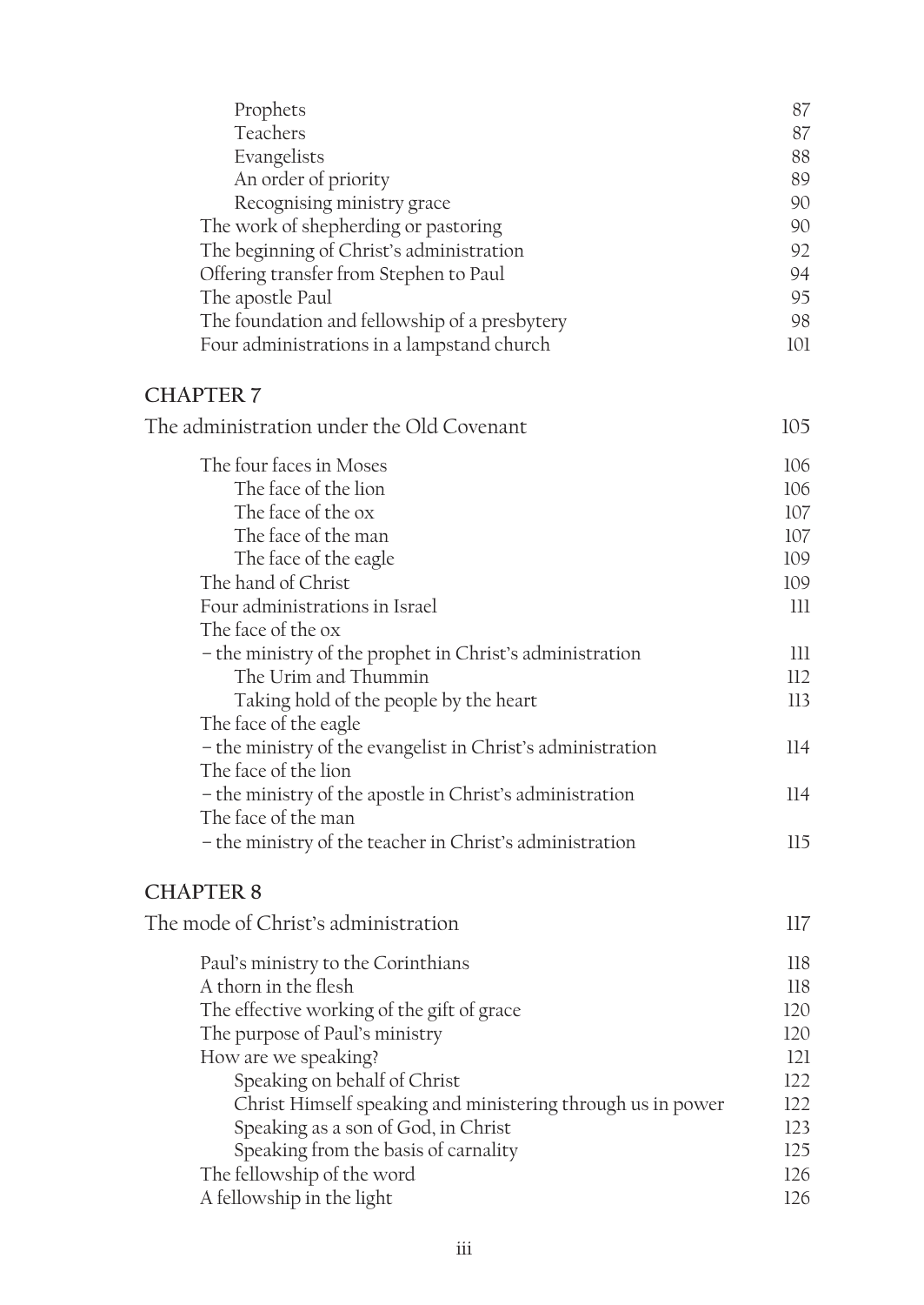Prophets 87
Teachers 87
Evangelists 88
An order of priority 89
Recognising ministry grace 90
The work of shepherding or pastoring 90
The beginning of Christ's administration 92
Offering transfer from Stephen to Paul 94
The apostle Paul 95
The foundation and fellowship of a presbytery 98
Four administrations in a lampstand church 101

## CHAPTER 7

The administration under the Old Covenant 105

The four faces in Moses 106
The face of the lion 106
The face of the ox 107
The face of the man 107
The face of the eagle 109
The hand of Christ 109
Four administrations in Israel 111
The face of the ox
– the ministry of the prophet in Christ's administration 111
The Urim and Thummin 112
Taking hold of the people by the heart 113
The face of the eagle
– the ministry of the evangelist in Christ's administration 114
The face of the lion
– the ministry of the apostle in Christ's administration 114
The face of the man
– the ministry of the teacher in Christ's administration 115

## CHAPTER 8

The mode of Christ's administration 117

Paul's ministry to the Corinthians 118
A thorn in the flesh 118
The effective working of the gift of grace 120
The purpose of Paul's ministry 120
How are we speaking? 121
Speaking on behalf of Christ 122
Christ Himself speaking and ministering through us in power 122
Speaking as a son of God, in Christ 123
Speaking from the basis of carnality 125
The fellowship of the word 126
A fellowship in the light 126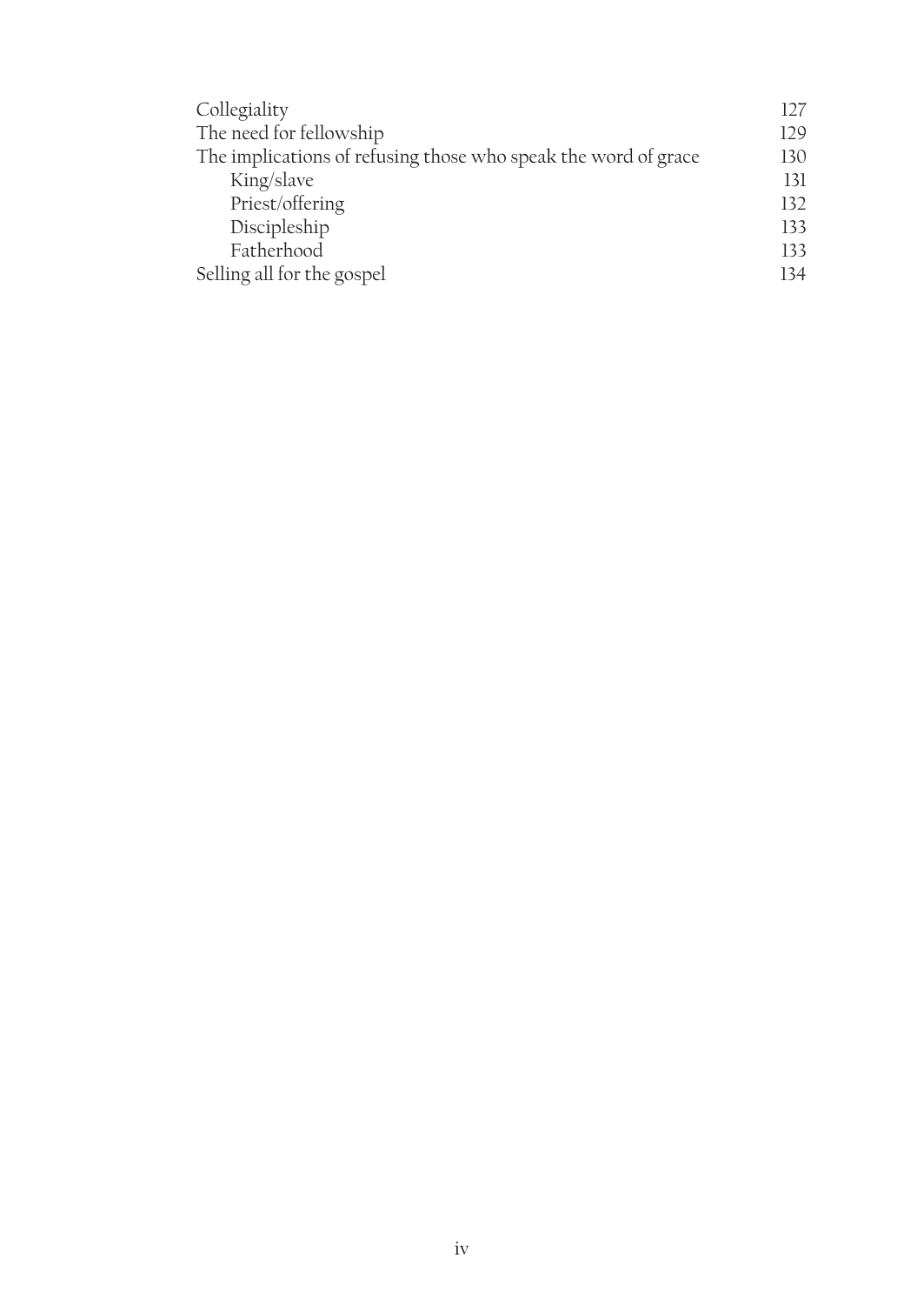| | |
|---|---|
| Collegiality | 127 |
| The need for fellowship | 129 |
| The implications of refusing those who speak the word of grace | 130 |
| &nbsp;&nbsp;&nbsp;&nbsp;King/slave | 131 |
| &nbsp;&nbsp;&nbsp;&nbsp;Priest/offering | 132 |
| &nbsp;&nbsp;&nbsp;&nbsp;Discipleship | 133 |
| &nbsp;&nbsp;&nbsp;&nbsp;Fatherhood | 133 |
| Selling all for the gospel | 134 |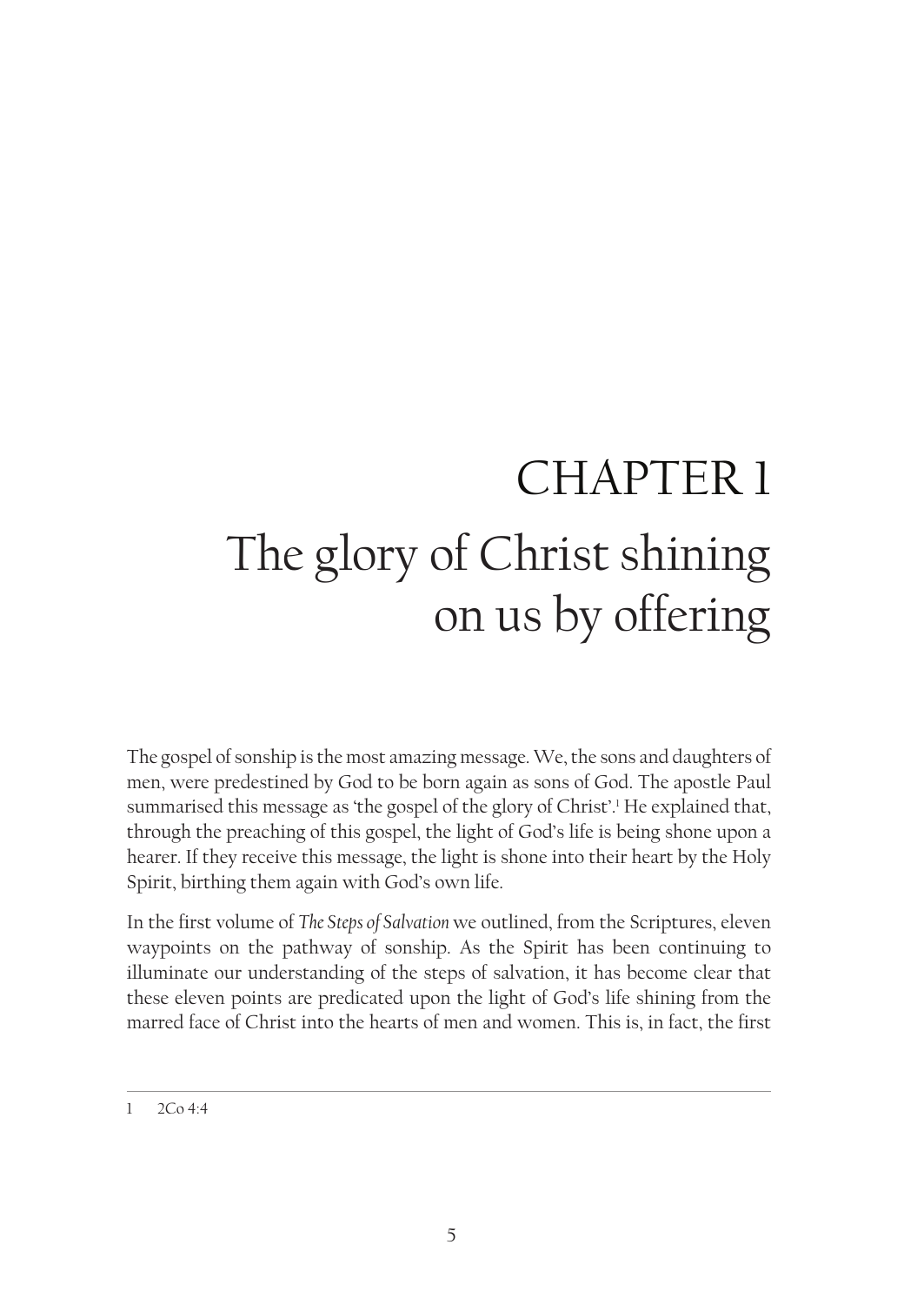# CHAPTER 1
# The glory of Christ shining on us by offering

The gospel of sonship is the most amazing message. We, the sons and daughters of men, were predestined by God to be born again as sons of God. The apostle Paul summarised this message as 'the gospel of the glory of Christ'.[1] He explained that, through the preaching of this gospel, the light of God's life is being shone upon a hearer. If they receive this message, the light is shone into their heart by the Holy Spirit, birthing them again with God's own life.

In the first volume of *The Steps of Salvation* we outlined, from the Scriptures, eleven waypoints on the pathway of sonship. As the Spirit has been continuing to illuminate our understanding of the steps of salvation, it has become clear that these eleven points are predicated upon the light of God's life shining from the marred face of Christ into the hearts of men and women. This is, in fact, the first

---

1 2Co 4:4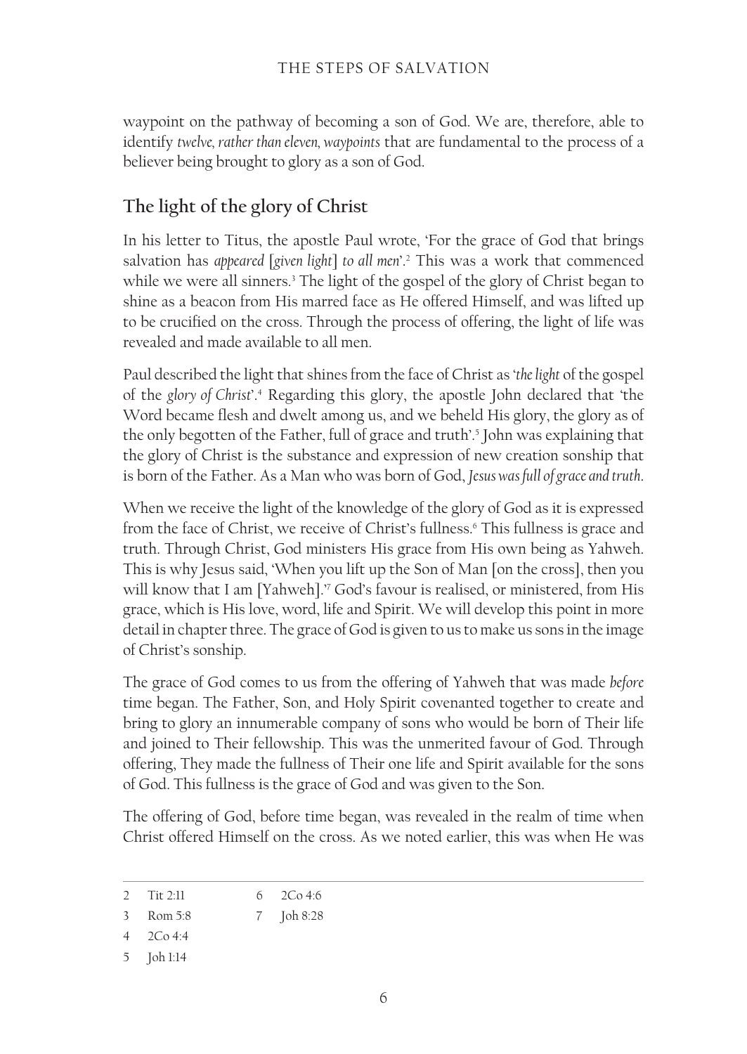waypoint on the pathway of becoming a son of God. We are, therefore, able to identify *twelve, rather than eleven, waypoints* that are fundamental to the process of a believer being brought to glory as a son of God.

## The light of the glory of Christ

In his letter to Titus, the apostle Paul wrote, 'For the grace of God that brings salvation has *appeared [given light] to all men*'.[2] This was a work that commenced while we were all sinners.[3] The light of the gospel of the glory of Christ began to shine as a beacon from His marred face as He offered Himself, and was lifted up to be crucified on the cross. Through the process of offering, the light of life was revealed and made available to all men.

Paul described the light that shines from the face of Christ as '*the light* of the gospel of the *glory of Christ*'.[4] Regarding this glory, the apostle John declared that 'the Word became flesh and dwelt among us, and we beheld His glory, the glory as of the only begotten of the Father, full of grace and truth'.[5] John was explaining that the glory of Christ is the substance and expression of new creation sonship that is born of the Father. As a Man who was born of God, *Jesus was full of grace and truth*.

When we receive the light of the knowledge of the glory of God as it is expressed from the face of Christ, we receive of Christ's fullness.[6] This fullness is grace and truth. Through Christ, God ministers His grace from His own being as Yahweh. This is why Jesus said, 'When you lift up the Son of Man [on the cross], then you will know that I am [Yahweh].'[7] God's favour is realised, or ministered, from His grace, which is His love, word, life and Spirit. We will develop this point in more detail in chapter three. The grace of God is given to us to make us sons in the image of Christ's sonship.

The grace of God comes to us from the offering of Yahweh that was made *before* time began. The Father, Son, and Holy Spirit covenanted together to create and bring to glory an innumerable company of sons who would be born of Their life and joined to Their fellowship. This was the unmerited favour of God. Through offering, They made the fullness of Their one life and Spirit available for the sons of God. This fullness is the grace of God and was given to the Son.

The offering of God, before time began, was revealed in the realm of time when Christ offered Himself on the cross. As we noted earlier, this was when He was

---

2 Tit 2:11
3 Rom 5:8
4 2Co 4:4
5 Joh 1:14
6 2Co 4:6
7 Joh 8:28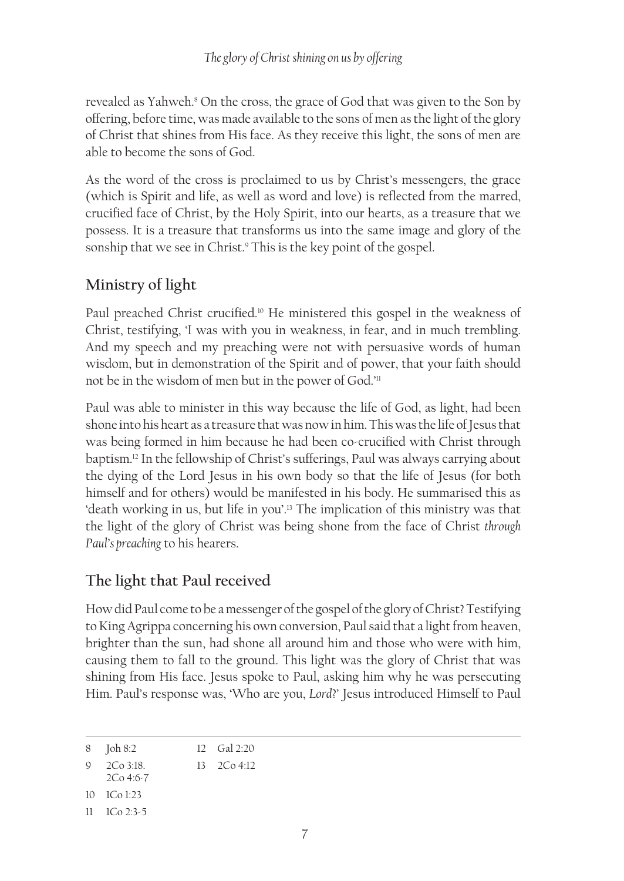revealed as Yahweh.[8] On the cross, the grace of God that was given to the Son by offering, before time, was made available to the sons of men as the light of the glory of Christ that shines from His face. As they receive this light, the sons of men are able to become the sons of God.

As the word of the cross is proclaimed to us by Christ's messengers, the grace (which is Spirit and life, as well as word and love) is reflected from the marred, crucified face of Christ, by the Holy Spirit, into our hearts, as a treasure that we possess. It is a treasure that transforms us into the same image and glory of the sonship that we see in Christ.[9] This is the key point of the gospel.

## Ministry of light

Paul preached Christ crucified.[10] He ministered this gospel in the weakness of Christ, testifying, 'I was with you in weakness, in fear, and in much trembling. And my speech and my preaching were not with persuasive words of human wisdom, but in demonstration of the Spirit and of power, that your faith should not be in the wisdom of men but in the power of God.'[11]

Paul was able to minister in this way because the life of God, as light, had been shone into his heart as a treasure that was now in him. This was the life of Jesus that was being formed in him because he had been co-crucified with Christ through baptism.[12] In the fellowship of Christ's sufferings, Paul was always carrying about the dying of the Lord Jesus in his own body so that the life of Jesus (for both himself and for others) would be manifested in his body. He summarised this as 'death working in us, but life in you'.[13] The implication of this ministry was that the light of the glory of Christ was being shone from the face of Christ *through Paul's preaching* to his hearers.

## The light that Paul received

How did Paul come to be a messenger of the gospel of the glory of Christ? Testifying to King Agrippa concerning his own conversion, Paul said that a light from heaven, brighter than the sun, had shone all around him and those who were with him, causing them to fall to the ground. This light was the glory of Christ that was shining from His face. Jesus spoke to Paul, asking him why he was persecuting Him. Paul's response was, 'Who are you, *Lord*?' Jesus introduced Himself to Paul

---

8 Joh 8:2
9 2Co 3:18. 2Co 4:6-7
10 1Co 1:23
11 1Co 2:3-5
12 Gal 2:20
13 2Co 4:12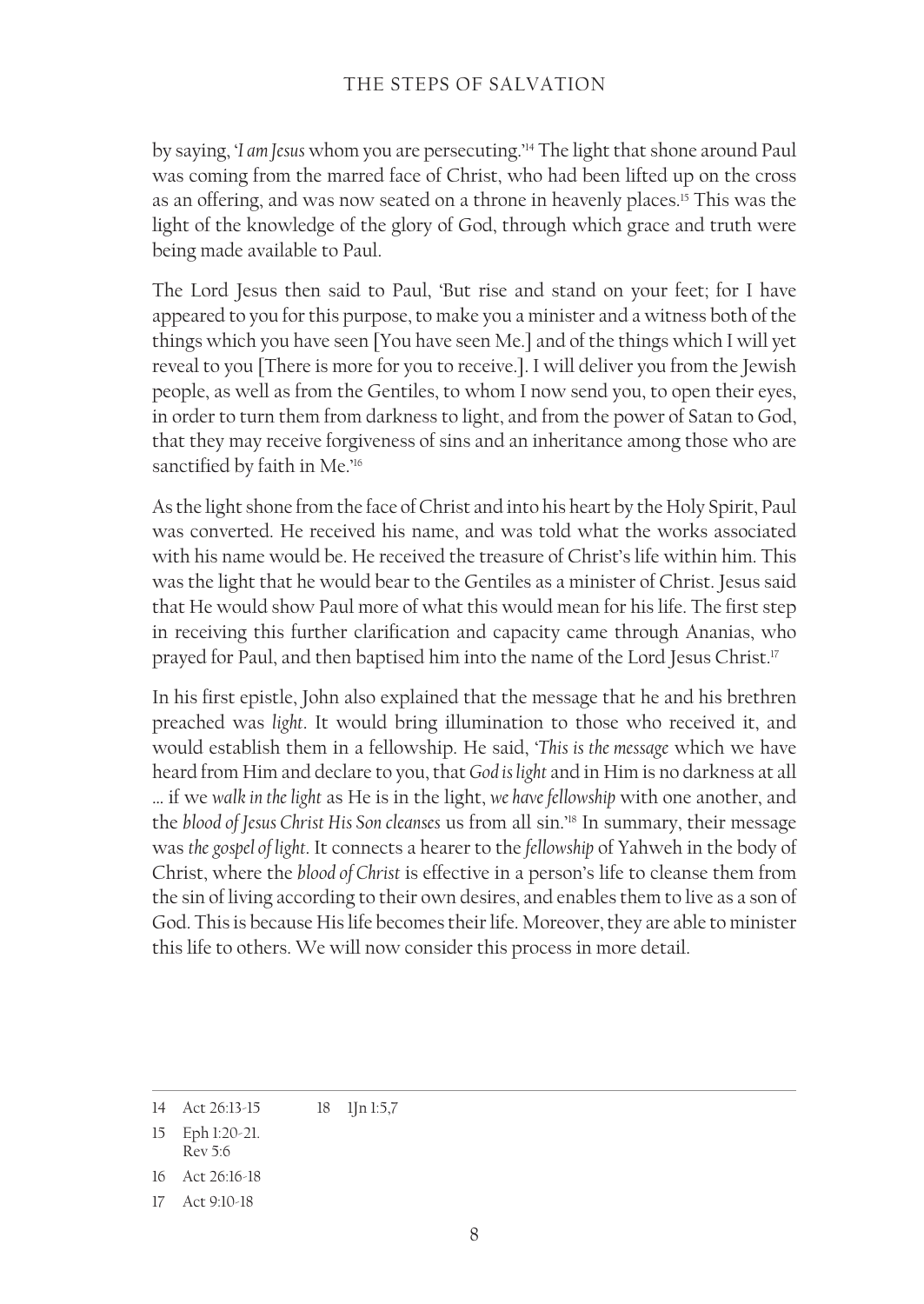by saying, '*I am Jesus* whom you are persecuting.'[14] The light that shone around Paul was coming from the marred face of Christ, who had been lifted up on the cross as an offering, and was now seated on a throne in heavenly places.[15] This was the light of the knowledge of the glory of God, through which grace and truth were being made available to Paul.

The Lord Jesus then said to Paul, 'But rise and stand on your feet; for I have appeared to you for this purpose, to make you a minister and a witness both of the things which you have seen [You have seen Me.] and of the things which I will yet reveal to you [There is more for you to receive.]. I will deliver you from the Jewish people, as well as from the Gentiles, to whom I now send you, to open their eyes, in order to turn them from darkness to light, and from the power of Satan to God, that they may receive forgiveness of sins and an inheritance among those who are sanctified by faith in Me.'[16]

As the light shone from the face of Christ and into his heart by the Holy Spirit, Paul was converted. He received his name, and was told what the works associated with his name would be. He received the treasure of Christ's life within him. This was the light that he would bear to the Gentiles as a minister of Christ. Jesus said that He would show Paul more of what this would mean for his life. The first step in receiving this further clarification and capacity came through Ananias, who prayed for Paul, and then baptised him into the name of the Lord Jesus Christ.[17]

In his first epistle, John also explained that the message that he and his brethren preached was *light*. It would bring illumination to those who received it, and would establish them in a fellowship. He said, '*This is the message* which we have heard from Him and declare to you, that *God is light* and in Him is no darkness at all ... if we *walk in the light* as He is in the light, *we have fellowship* with one another, and the *blood of Jesus Christ His Son cleanses* us from all sin.'[18] In summary, their message was *the gospel of light*. It connects a hearer to the *fellowship* of Yahweh in the body of Christ, where the *blood of Christ* is effective in a person's life to cleanse them from the sin of living according to their own desires, and enables them to live as a son of God. This is because His life becomes their life. Moreover, they are able to minister this life to others. We will now consider this process in more detail.

---

14 Act 26:13-15

15 Eph 1:20-21. Rev 5:6

16 Act 26:16-18

17 Act 9:10-18

18 1Jn 1:5,7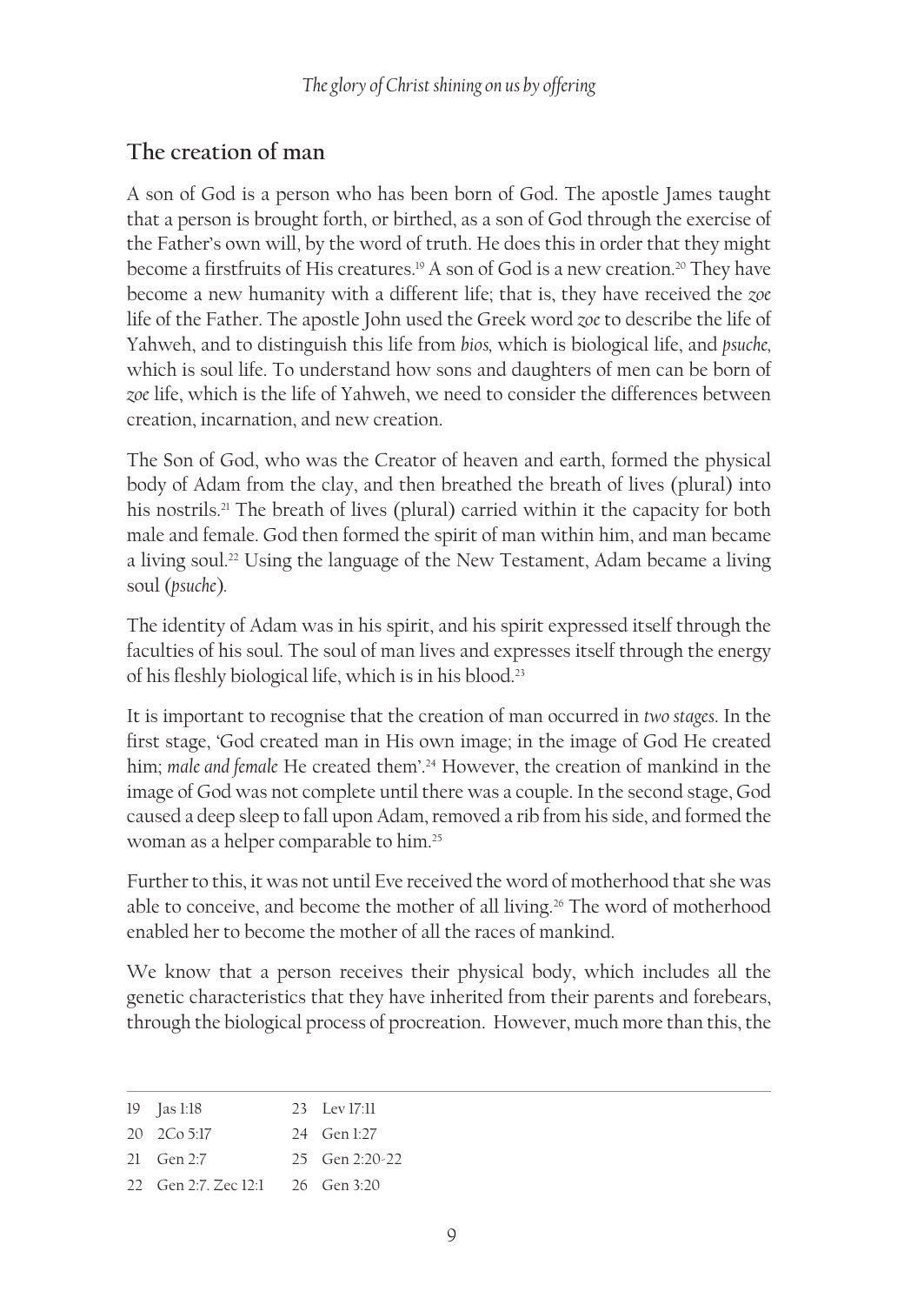## The creation of man

A son of God is a person who has been born of God. The apostle James taught that a person is brought forth, or birthed, as a son of God through the exercise of the Father's own will, by the word of truth. He does this in order that they might become a firstfruits of His creatures.[19] A son of God is a new creation.[20] They have become a new humanity with a different life; that is, they have received the *zoe* life of the Father. The apostle John used the Greek word *zoe* to describe the life of Yahweh, and to distinguish this life from *bios*, which is biological life, and *psuche*, which is soul life. To understand how sons and daughters of men can be born of *zoe* life, which is the life of Yahweh, we need to consider the differences between creation, incarnation, and new creation.

The Son of God, who was the Creator of heaven and earth, formed the physical body of Adam from the clay, and then breathed the breath of lives (plural) into his nostrils.[21] The breath of lives (plural) carried within it the capacity for both male and female. God then formed the spirit of man within him, and man became a living soul.[22] Using the language of the New Testament, Adam became a living soul (*psuche*).

The identity of Adam was in his spirit, and his spirit expressed itself through the faculties of his soul. The soul of man lives and expresses itself through the energy of his fleshly biological life, which is in his blood.[23]

It is important to recognise that the creation of man occurred in *two stages*. In the first stage, 'God created man in His own image; in the image of God He created him; *male and female* He created them'.[24] However, the creation of mankind in the image of God was not complete until there was a couple. In the second stage, God caused a deep sleep to fall upon Adam, removed a rib from his side, and formed the woman as a helper comparable to him.[25]

Further to this, it was not until Eve received the word of motherhood that she was able to conceive, and become the mother of all living.[26] The word of motherhood enabled her to become the mother of all the races of mankind.

We know that a person receives their physical body, which includes all the genetic characteristics that they have inherited from their parents and forebears, through the biological process of procreation. However, much more than this, the

---

19 Jas 1:18
20 2Co 5:17
21 Gen 2:7
22 Gen 2:7. Zec 12:1
23 Lev 17:11
24 Gen 1:27
25 Gen 2:20-22
26 Gen 3:20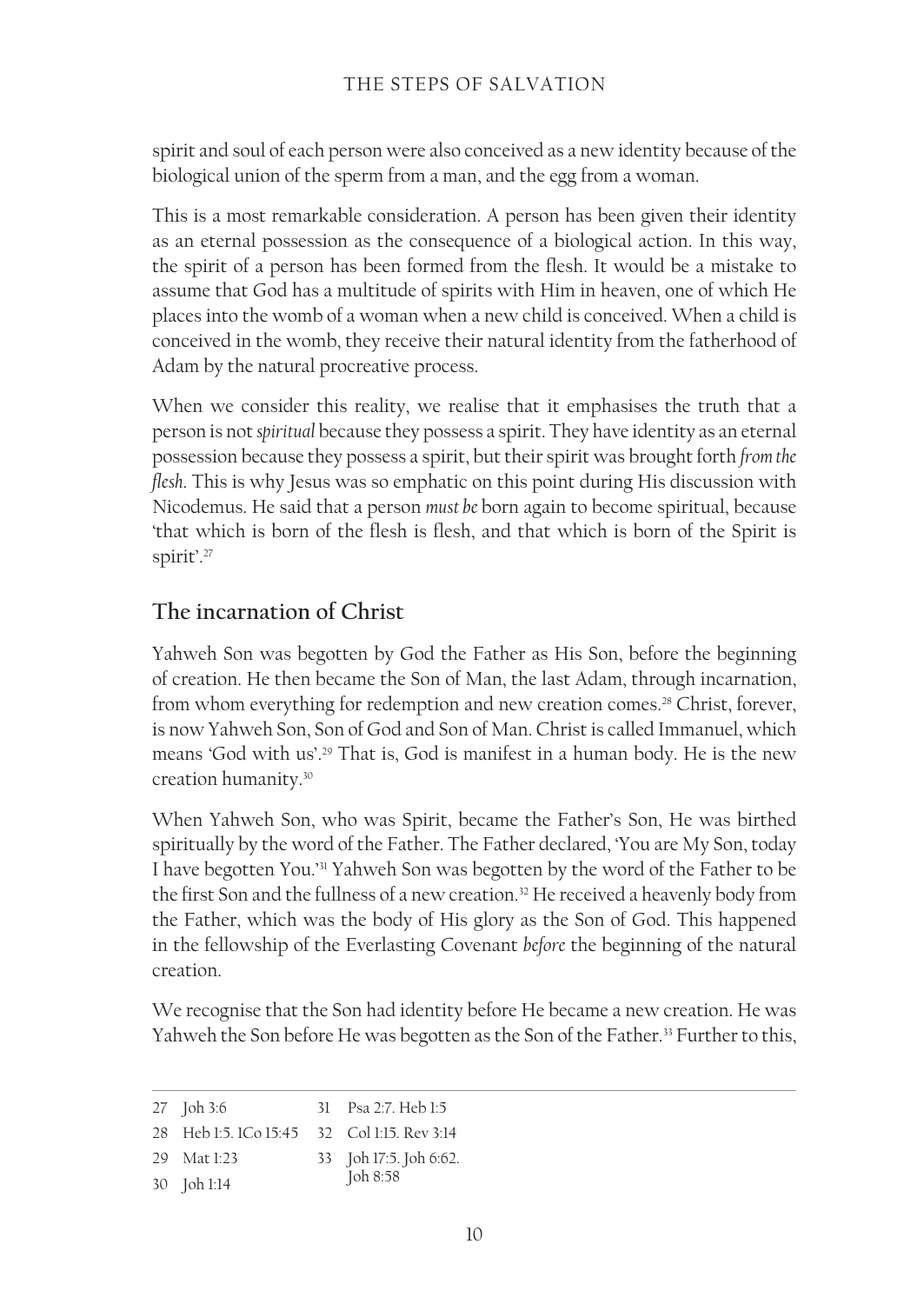spirit and soul of each person were also conceived as a new identity because of the biological union of the sperm from a man, and the egg from a woman.

This is a most remarkable consideration. A person has been given their identity as an eternal possession as the consequence of a biological action. In this way, the spirit of a person has been formed from the flesh. It would be a mistake to assume that God has a multitude of spirits with Him in heaven, one of which He places into the womb of a woman when a new child is conceived. When a child is conceived in the womb, they receive their natural identity from the fatherhood of Adam by the natural procreative process.

When we consider this reality, we realise that it emphasises the truth that a person is not *spiritual* because they possess a spirit. They have identity as an eternal possession because they possess a spirit, but their spirit was brought forth *from the flesh*. This is why Jesus was so emphatic on this point during His discussion with Nicodemus. He said that a person *must be* born again to become spiritual, because 'that which is born of the flesh is flesh, and that which is born of the Spirit is spirit'.[27]

## The incarnation of Christ

Yahweh Son was begotten by God the Father as His Son, before the beginning of creation. He then became the Son of Man, the last Adam, through incarnation, from whom everything for redemption and new creation comes.[28] Christ, forever, is now Yahweh Son, Son of God and Son of Man. Christ is called Immanuel, which means 'God with us'.[29] That is, God is manifest in a human body. He is the new creation humanity.[30]

When Yahweh Son, who was Spirit, became the Father's Son, He was birthed spiritually by the word of the Father. The Father declared, 'You are My Son, today I have begotten You.'[31] Yahweh Son was begotten by the word of the Father to be the first Son and the fullness of a new creation.[32] He received a heavenly body from the Father, which was the body of His glory as the Son of God. This happened in the fellowship of the Everlasting Covenant *before* the beginning of the natural creation.

We recognise that the Son had identity before He became a new creation. He was Yahweh the Son before He was begotten as the Son of the Father.[33] Further to this,

---

27 Joh 3:6

28 Heb 1:5. 1Co 15:45

29 Mat 1:23

30 Joh 1:14

31 Psa 2:7. Heb 1:5

32 Col 1:15. Rev 3:14

33 Joh 17:5. Joh 6:62. Joh 8:58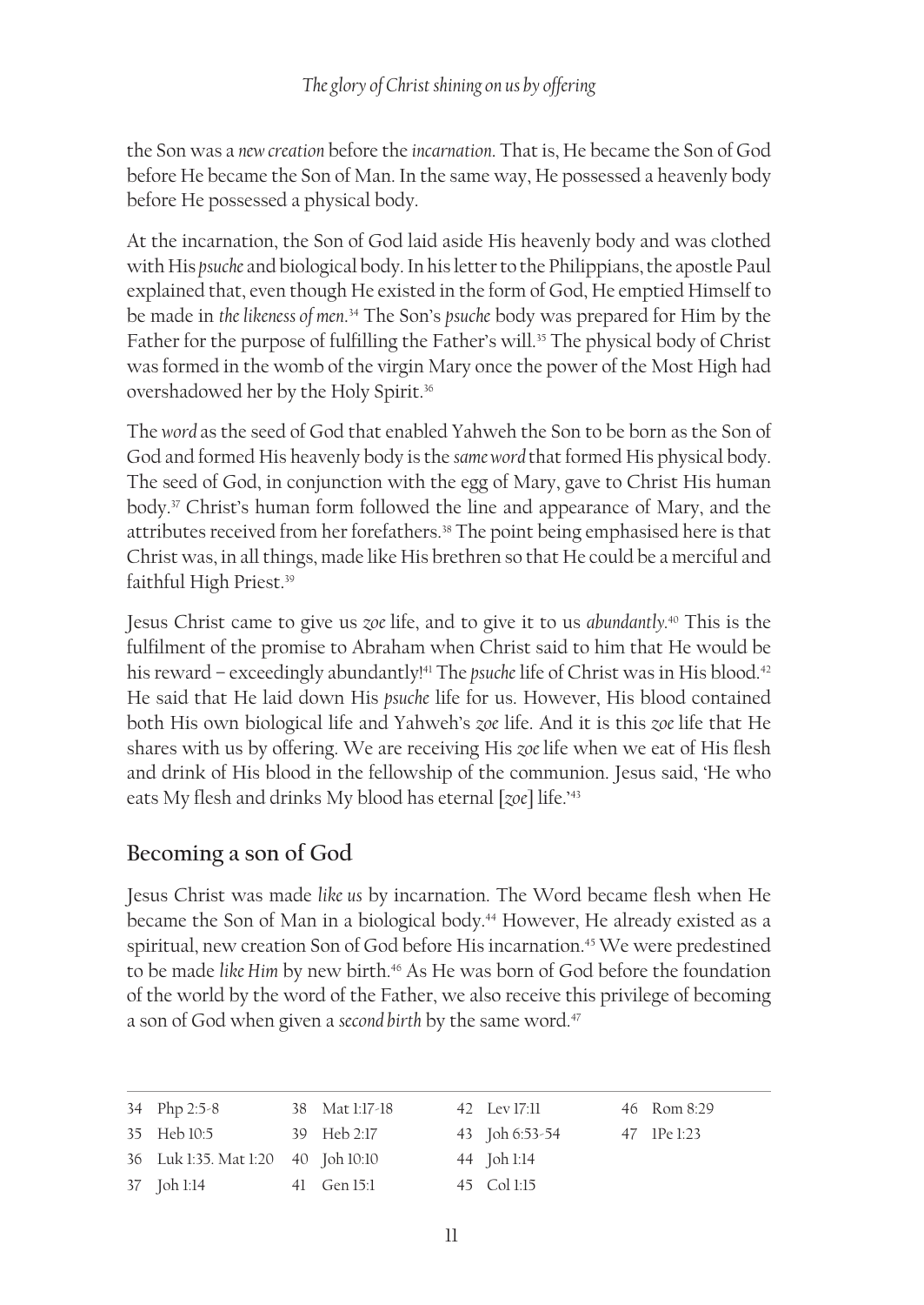the Son was a *new creation* before the *incarnation*. That is, He became the Son of God before He became the Son of Man. In the same way, He possessed a heavenly body before He possessed a physical body.

At the incarnation, the Son of God laid aside His heavenly body and was clothed with His *psuche* and biological body. In his letter to the Philippians, the apostle Paul explained that, even though He existed in the form of God, He emptied Himself to be made in *the likeness of men*.[34] The Son's *psuche* body was prepared for Him by the Father for the purpose of fulfilling the Father's will.[35] The physical body of Christ was formed in the womb of the virgin Mary once the power of the Most High had overshadowed her by the Holy Spirit.[36]

The *word* as the seed of God that enabled Yahweh the Son to be born as the Son of God and formed His heavenly body is the *same word* that formed His physical body. The seed of God, in conjunction with the egg of Mary, gave to Christ His human body.[37] Christ's human form followed the line and appearance of Mary, and the attributes received from her forefathers.[38] The point being emphasised here is that Christ was, in all things, made like His brethren so that He could be a merciful and faithful High Priest.[39]

Jesus Christ came to give us *zoe* life, and to give it to us *abundantly*.[40] This is the fulfilment of the promise to Abraham when Christ said to him that He would be his reward – exceedingly abundantly![41] The *psuche* life of Christ was in His blood.[42] He said that He laid down His *psuche* life for us. However, His blood contained both His own biological life and Yahweh's *zoe* life. And it is this *zoe* life that He shares with us by offering. We are receiving His *zoe* life when we eat of His flesh and drink of His blood in the fellowship of the communion. Jesus said, 'He who eats My flesh and drinks My blood has eternal [*zoe*] life.'[43]

## Becoming a son of God

Jesus Christ was made *like us* by incarnation. The Word became flesh when He became the Son of Man in a biological body.[44] However, He already existed as a spiritual, new creation Son of God before His incarnation.[45] We were predestined to be made *like Him* by new birth.[46] As He was born of God before the foundation of the world by the word of the Father, we also receive this privilege of becoming a son of God when given a *second birth* by the same word.[47]

---

34 Php 2:5-8
35 Heb 10:5
36 Luk 1:35. Mat 1:20
37 Joh 1:14
38 Mat 1:17-18
39 Heb 2:17
40 Joh 10:10
41 Gen 15:1
42 Lev 17:11
43 Joh 6:53-54
44 Joh 1:14
45 Col 1:15
46 Rom 8:29
47 1Pe 1:23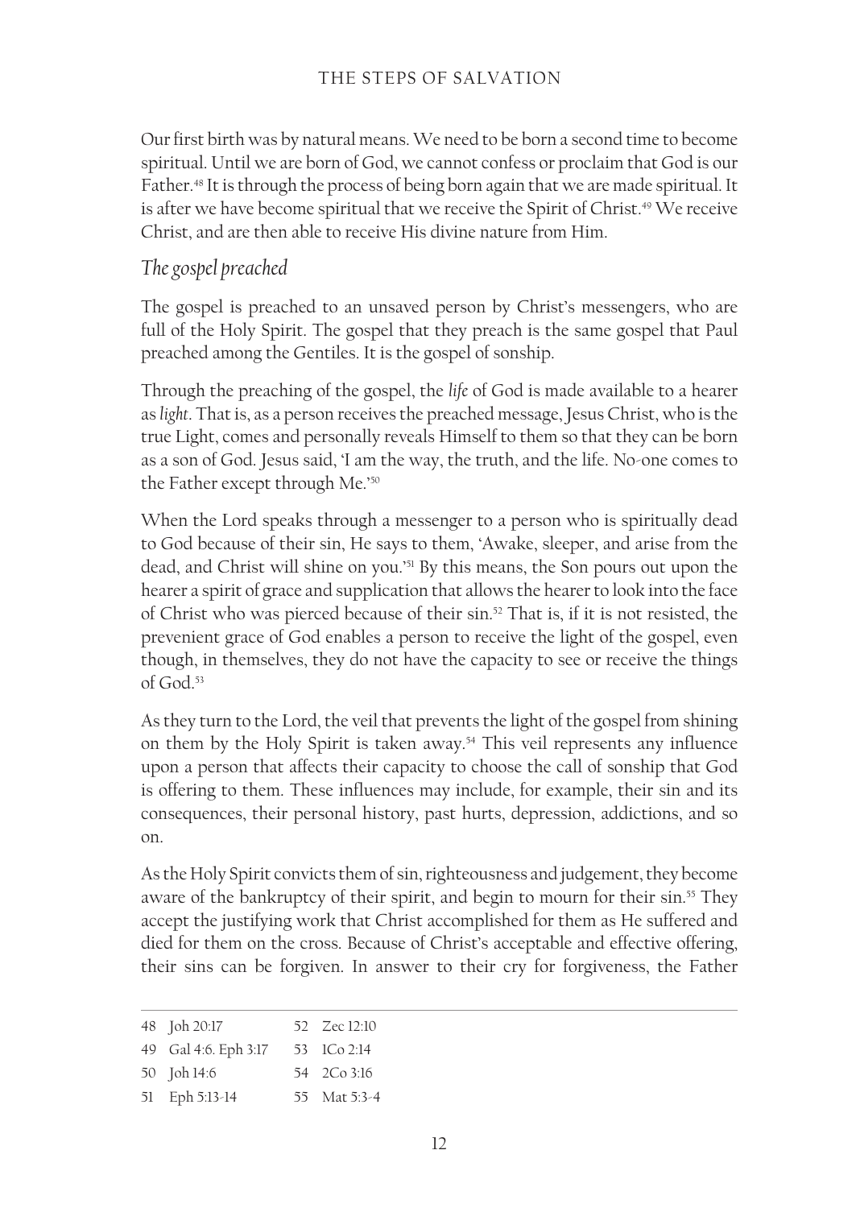Our first birth was by natural means. We need to be born a second time to become spiritual. Until we are born of God, we cannot confess or proclaim that God is our Father.[48] It is through the process of being born again that we are made spiritual. It is after we have become spiritual that we receive the Spirit of Christ.[49] We receive Christ, and are then able to receive His divine nature from Him.

### *The gospel preached*

The gospel is preached to an unsaved person by Christ's messengers, who are full of the Holy Spirit. The gospel that they preach is the same gospel that Paul preached among the Gentiles. It is the gospel of sonship.

Through the preaching of the gospel, the *life* of God is made available to a hearer as *light*. That is, as a person receives the preached message, Jesus Christ, who is the true Light, comes and personally reveals Himself to them so that they can be born as a son of God. Jesus said, 'I am the way, the truth, and the life. No-one comes to the Father except through Me.'[50]

When the Lord speaks through a messenger to a person who is spiritually dead to God because of their sin, He says to them, 'Awake, sleeper, and arise from the dead, and Christ will shine on you.'[51] By this means, the Son pours out upon the hearer a spirit of grace and supplication that allows the hearer to look into the face of Christ who was pierced because of their sin.[52] That is, if it is not resisted, the prevenient grace of God enables a person to receive the light of the gospel, even though, in themselves, they do not have the capacity to see or receive the things of God.[53]

As they turn to the Lord, the veil that prevents the light of the gospel from shining on them by the Holy Spirit is taken away.[54] This veil represents any influence upon a person that affects their capacity to choose the call of sonship that God is offering to them. These influences may include, for example, their sin and its consequences, their personal history, past hurts, depression, addictions, and so on.

As the Holy Spirit convicts them of sin, righteousness and judgement, they become aware of the bankruptcy of their spirit, and begin to mourn for their sin.[55] They accept the justifying work that Christ accomplished for them as He suffered and died for them on the cross. Because of Christ's acceptable and effective offering, their sins can be forgiven. In answer to their cry for forgiveness, the Father

---

48 Joh 20:17
49 Gal 4:6. Eph 3:17
50 Joh 14:6
51 Eph 5:13-14
52 Zec 12:10
53 1Co 2:14
54 2Co 3:16
55 Mat 5:3-4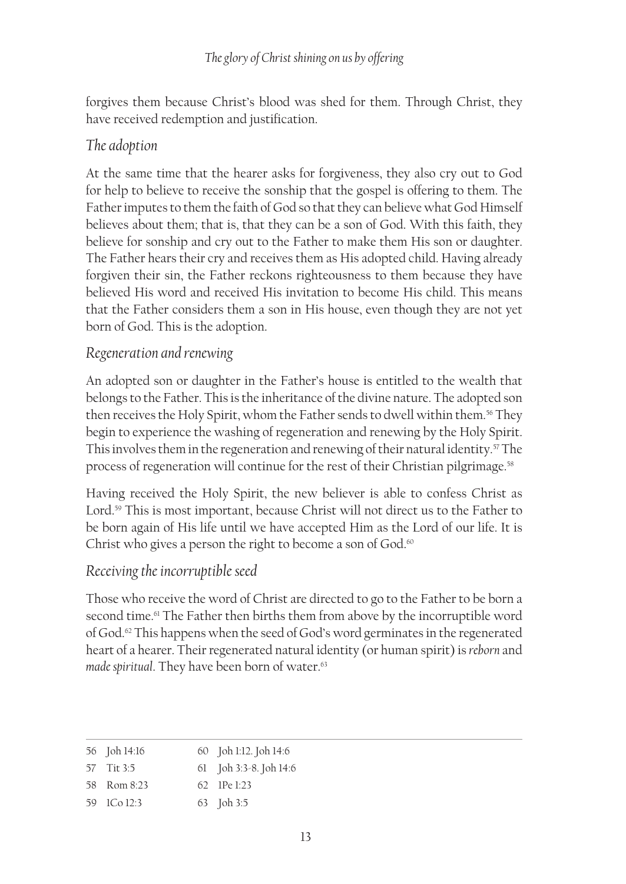forgives them because Christ's blood was shed for them. Through Christ, they have received redemption and justification.

### *The adoption*

At the same time that the hearer asks for forgiveness, they also cry out to God for help to believe to receive the sonship that the gospel is offering to them. The Father imputes to them the faith of God so that they can believe what God Himself believes about them; that is, that they can be a son of God. With this faith, they believe for sonship and cry out to the Father to make them His son or daughter. The Father hears their cry and receives them as His adopted child. Having already forgiven their sin, the Father reckons righteousness to them because they have believed His word and received His invitation to become His child. This means that the Father considers them a son in His house, even though they are not yet born of God. This is the adoption.

### *Regeneration and renewing*

An adopted son or daughter in the Father's house is entitled to the wealth that belongs to the Father. This is the inheritance of the divine nature. The adopted son then receives the Holy Spirit, whom the Father sends to dwell within them.[56] They begin to experience the washing of regeneration and renewing by the Holy Spirit. This involves them in the regeneration and renewing of their natural identity.[57] The process of regeneration will continue for the rest of their Christian pilgrimage.[58]

Having received the Holy Spirit, the new believer is able to confess Christ as Lord.[59] This is most important, because Christ will not direct us to the Father to be born again of His life until we have accepted Him as the Lord of our life. It is Christ who gives a person the right to become a son of God.[60]

### *Receiving the incorruptible seed*

Those who receive the word of Christ are directed to go to the Father to be born a second time.[61] The Father then births them from above by the incorruptible word of God.[62] This happens when the seed of God's word germinates in the regenerated heart of a hearer. Their regenerated natural identity (or human spirit) is *reborn* and *made spiritual*. They have been born of water.[63]

---

56 Joh 14:16
57 Tit 3:5
58 Rom 8:23
59 1Co 12:3
60 Joh 1:12. Joh 14:6
61 Joh 3:3-8. Joh 14:6
62 1Pe 1:23
63 Joh 3:5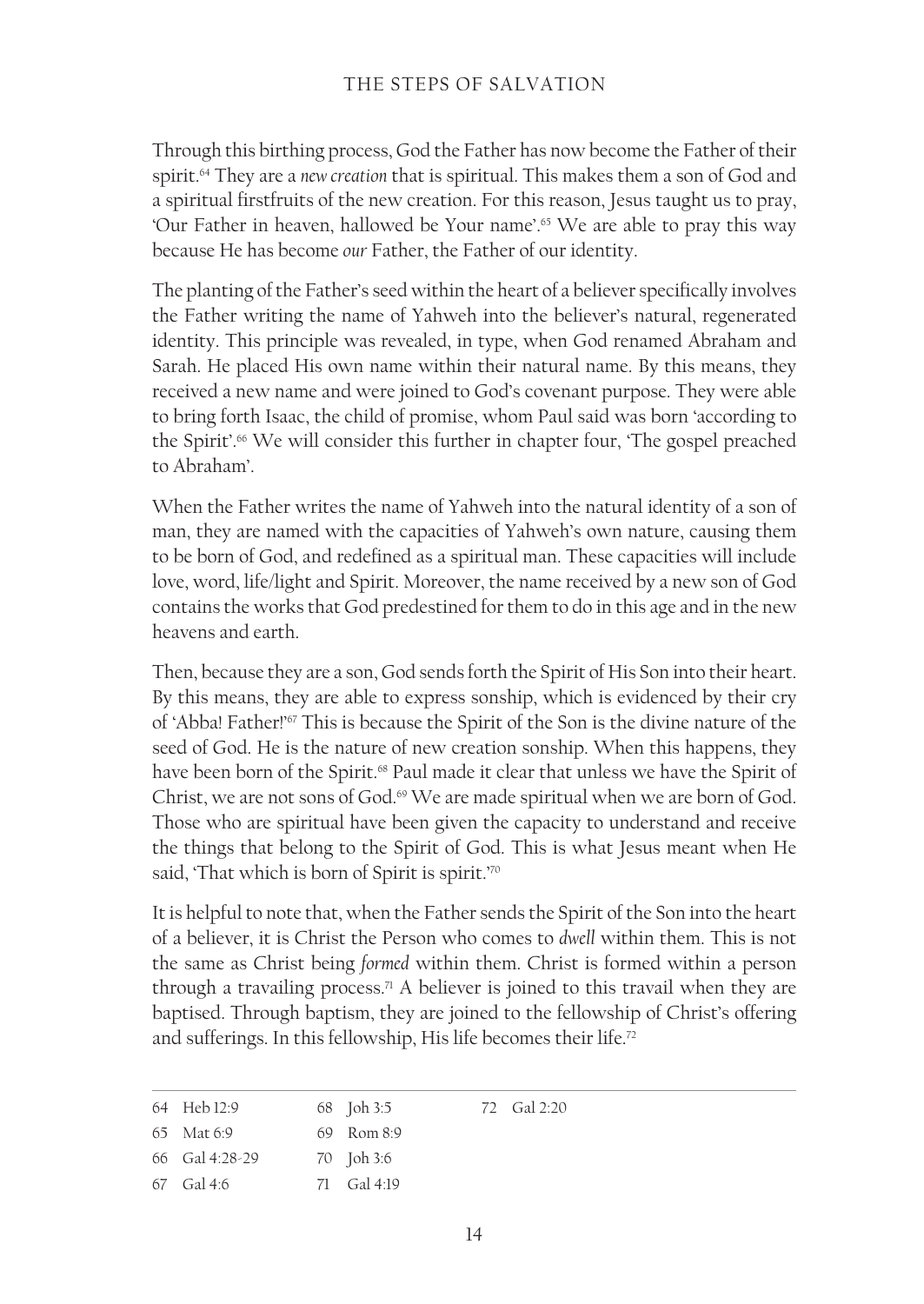Through this birthing process, God the Father has now become the Father of their spirit.[64] They are a *new creation* that is spiritual. This makes them a son of God and a spiritual firstfruits of the new creation. For this reason, Jesus taught us to pray, 'Our Father in heaven, hallowed be Your name'.[65] We are able to pray this way because He has become *our* Father, the Father of our identity.

The planting of the Father's seed within the heart of a believer specifically involves the Father writing the name of Yahweh into the believer's natural, regenerated identity. This principle was revealed, in type, when God renamed Abraham and Sarah. He placed His own name within their natural name. By this means, they received a new name and were joined to God's covenant purpose. They were able to bring forth Isaac, the child of promise, whom Paul said was born 'according to the Spirit'.[66] We will consider this further in chapter four, 'The gospel preached to Abraham'.

When the Father writes the name of Yahweh into the natural identity of a son of man, they are named with the capacities of Yahweh's own nature, causing them to be born of God, and redefined as a spiritual man. These capacities will include love, word, life/light and Spirit. Moreover, the name received by a new son of God contains the works that God predestined for them to do in this age and in the new heavens and earth.

Then, because they are a son, God sends forth the Spirit of His Son into their heart. By this means, they are able to express sonship, which is evidenced by their cry of 'Abba! Father!'[67] This is because the Spirit of the Son is the divine nature of the seed of God. He is the nature of new creation sonship. When this happens, they have been born of the Spirit.[68] Paul made it clear that unless we have the Spirit of Christ, we are not sons of God.[69] We are made spiritual when we are born of God. Those who are spiritual have been given the capacity to understand and receive the things that belong to the Spirit of God. This is what Jesus meant when He said, 'That which is born of Spirit is spirit.'[70]

It is helpful to note that, when the Father sends the Spirit of the Son into the heart of a believer, it is Christ the Person who comes to *dwell* within them. This is not the same as Christ being *formed* within them. Christ is formed within a person through a travailing process.[71] A believer is joined to this travail when they are baptised. Through baptism, they are joined to the fellowship of Christ's offering and sufferings. In this fellowship, His life becomes their life.[72]

---

64 Heb 12:9
65 Mat 6:9
66 Gal 4:28-29
67 Gal 4:6
68 Joh 3:5
69 Rom 8:9
70 Joh 3:6
71 Gal 4:19
72 Gal 2:20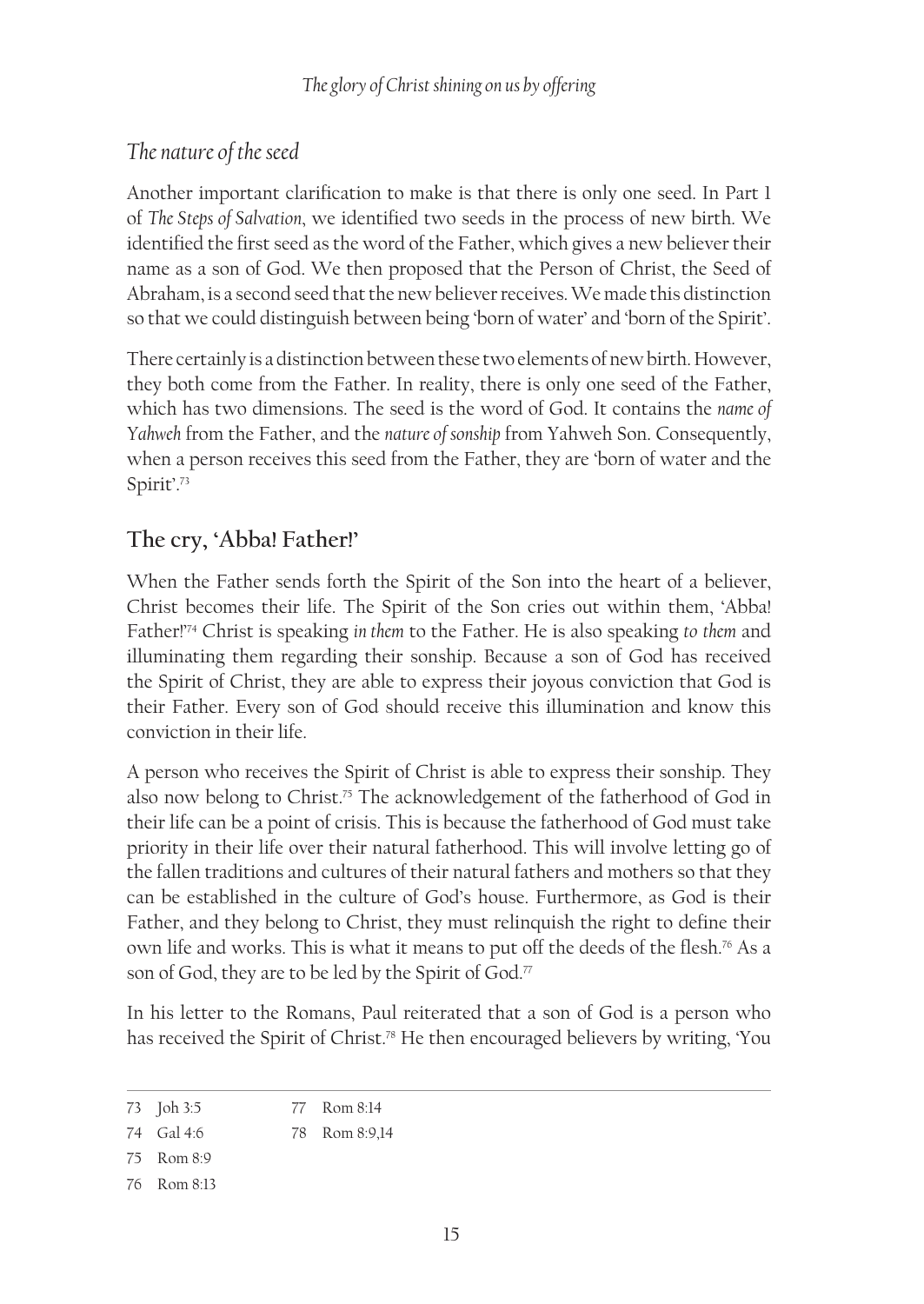### *The nature of the seed*

Another important clarification to make is that there is only one seed. In Part 1 of *The Steps of Salvation*, we identified two seeds in the process of new birth. We identified the first seed as the word of the Father, which gives a new believer their name as a son of God. We then proposed that the Person of Christ, the Seed of Abraham, is a second seed that the new believer receives. We made this distinction so that we could distinguish between being 'born of water' and 'born of the Spirit'.

There certainly is a distinction between these two elements of new birth. However, they both come from the Father. In reality, there is only one seed of the Father, which has two dimensions. The seed is the word of God. It contains the *name of Yahweh* from the Father, and the *nature of sonship* from Yahweh Son. Consequently, when a person receives this seed from the Father, they are 'born of water and the Spirit'.[73]

## The cry, 'Abba! Father!'

When the Father sends forth the Spirit of the Son into the heart of a believer, Christ becomes their life. The Spirit of the Son cries out within them, 'Abba! Father!'[74] Christ is speaking *in them* to the Father. He is also speaking *to them* and illuminating them regarding their sonship. Because a son of God has received the Spirit of Christ, they are able to express their joyous conviction that God is their Father. Every son of God should receive this illumination and know this conviction in their life.

A person who receives the Spirit of Christ is able to express their sonship. They also now belong to Christ.[75] The acknowledgement of the fatherhood of God in their life can be a point of crisis. This is because the fatherhood of God must take priority in their life over their natural fatherhood. This will involve letting go of the fallen traditions and cultures of their natural fathers and mothers so that they can be established in the culture of God's house. Furthermore, as God is their Father, and they belong to Christ, they must relinquish the right to define their own life and works. This is what it means to put off the deeds of the flesh.[76] As a son of God, they are to be led by the Spirit of God.[77]

In his letter to the Romans, Paul reiterated that a son of God is a person who has received the Spirit of Christ.[78] He then encouraged believers by writing, 'You

---

73 Joh 3:5
74 Gal 4:6
75 Rom 8:9
76 Rom 8:13
77 Rom 8:14
78 Rom 8:9,14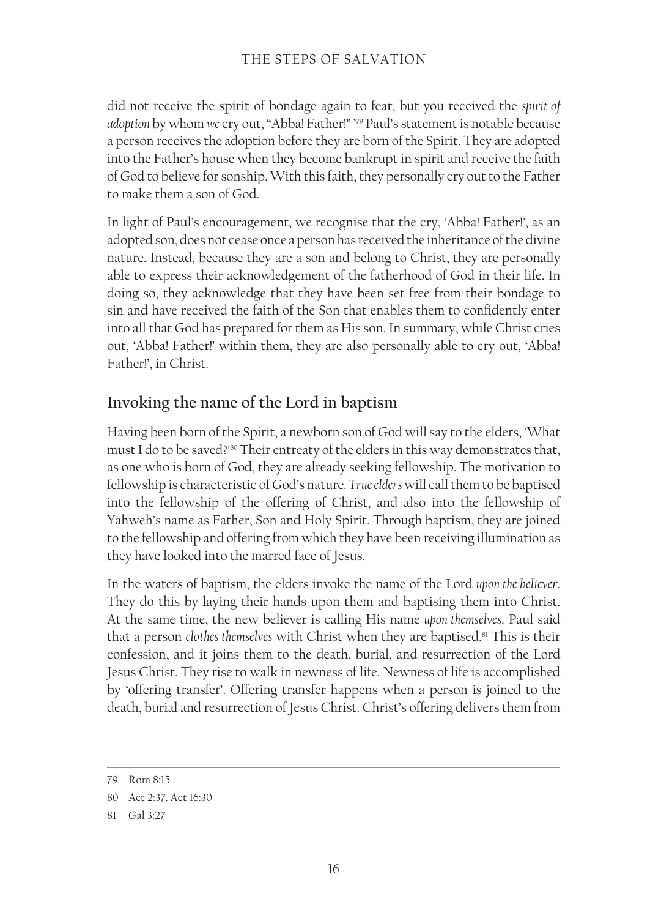did not receive the spirit of bondage again to fear, but you received the *spirit of adoption* by whom *we* cry out, "Abba! Father!" '[79] Paul's statement is notable because a person receives the adoption before they are born of the Spirit. They are adopted into the Father's house when they become bankrupt in spirit and receive the faith of God to believe for sonship. With this faith, they personally cry out to the Father to make them a son of God.

In light of Paul's encouragement, we recognise that the cry, 'Abba! Father!', as an adopted son, does not cease once a person has received the inheritance of the divine nature. Instead, because they are a son and belong to Christ, they are personally able to express their acknowledgement of the fatherhood of God in their life. In doing so, they acknowledge that they have been set free from their bondage to sin and have received the faith of the Son that enables them to confidently enter into all that God has prepared for them as His son. In summary, while Christ cries out, 'Abba! Father!' within them, they are also personally able to cry out, 'Abba! Father!', in Christ.

## Invoking the name of the Lord in baptism

Having been born of the Spirit, a newborn son of God will say to the elders, 'What must I do to be saved?'[80] Their entreaty of the elders in this way demonstrates that, as one who is born of God, they are already seeking fellowship. The motivation to fellowship is characteristic of God's nature. *True elders* will call them to be baptised into the fellowship of the offering of Christ, and also into the fellowship of Yahweh's name as Father, Son and Holy Spirit. Through baptism, they are joined to the fellowship and offering from which they have been receiving illumination as they have looked into the marred face of Jesus.

In the waters of baptism, the elders invoke the name of the Lord *upon the believer*. They do this by laying their hands upon them and baptising them into Christ. At the same time, the new believer is calling His name *upon themselves*. Paul said that a person *clothes themselves* with Christ when they are baptised.[81] This is their confession, and it joins them to the death, burial, and resurrection of the Lord Jesus Christ. They rise to walk in newness of life. Newness of life is accomplished by 'offering transfer'. Offering transfer happens when a person is joined to the death, burial and resurrection of Jesus Christ. Christ's offering delivers them from

---

79 Rom 8:15

80 Act 2:37. Act 16:30

81 Gal 3:27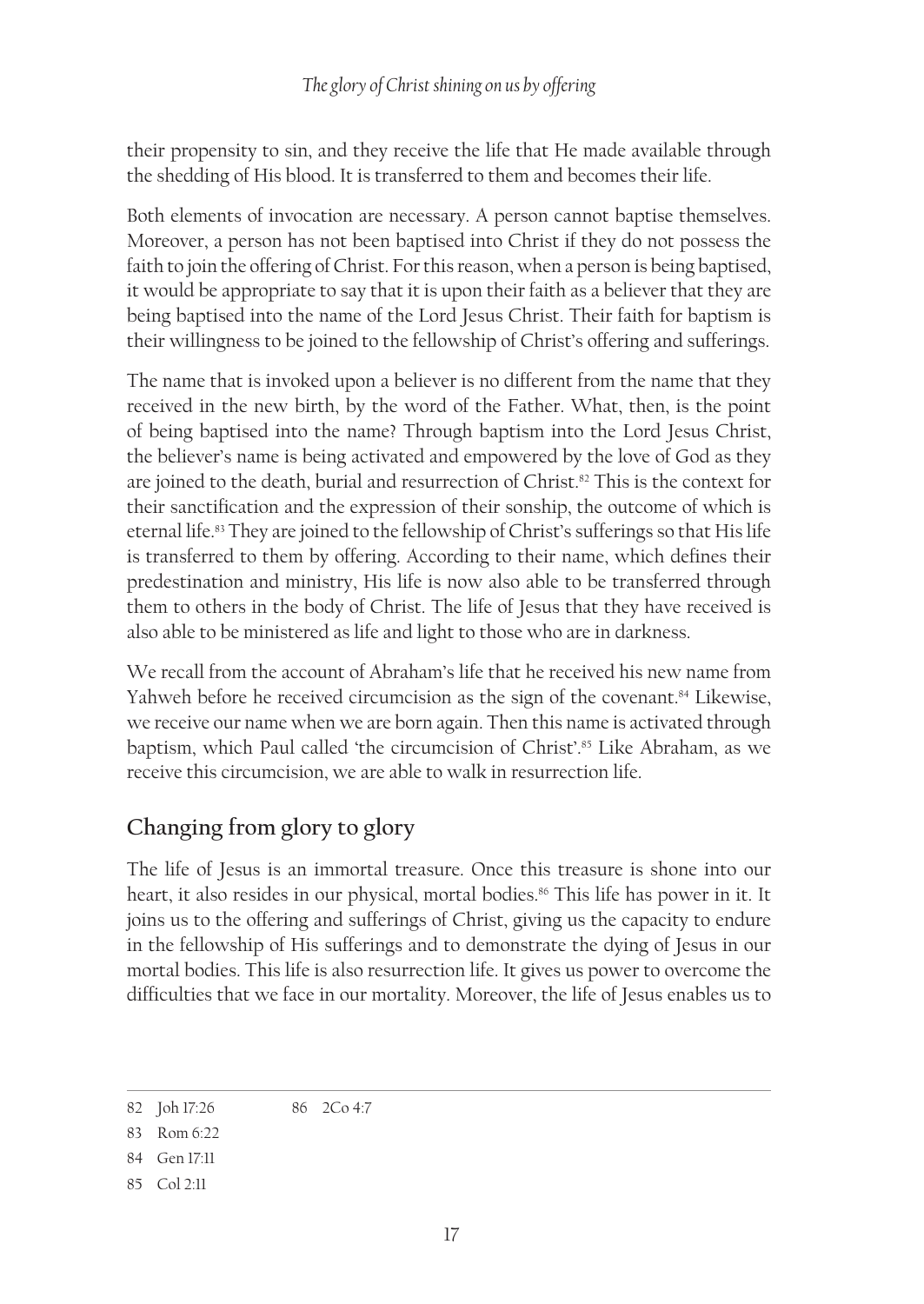their propensity to sin, and they receive the life that He made available through the shedding of His blood. It is transferred to them and becomes their life.

Both elements of invocation are necessary. A person cannot baptise themselves. Moreover, a person has not been baptised into Christ if they do not possess the faith to join the offering of Christ. For this reason, when a person is being baptised, it would be appropriate to say that it is upon their faith as a believer that they are being baptised into the name of the Lord Jesus Christ. Their faith for baptism is their willingness to be joined to the fellowship of Christ's offering and sufferings.

The name that is invoked upon a believer is no different from the name that they received in the new birth, by the word of the Father. What, then, is the point of being baptised into the name? Through baptism into the Lord Jesus Christ, the believer's name is being activated and empowered by the love of God as they are joined to the death, burial and resurrection of Christ.[82] This is the context for their sanctification and the expression of their sonship, the outcome of which is eternal life.[83] They are joined to the fellowship of Christ's sufferings so that His life is transferred to them by offering. According to their name, which defines their predestination and ministry, His life is now also able to be transferred through them to others in the body of Christ. The life of Jesus that they have received is also able to be ministered as life and light to those who are in darkness.

We recall from the account of Abraham's life that he received his new name from Yahweh before he received circumcision as the sign of the covenant.[84] Likewise, we receive our name when we are born again. Then this name is activated through baptism, which Paul called 'the circumcision of Christ'.[85] Like Abraham, as we receive this circumcision, we are able to walk in resurrection life.

## Changing from glory to glory

The life of Jesus is an immortal treasure. Once this treasure is shone into our heart, it also resides in our physical, mortal bodies.[86] This life has power in it. It joins us to the offering and sufferings of Christ, giving us the capacity to endure in the fellowship of His sufferings and to demonstrate the dying of Jesus in our mortal bodies. This life is also resurrection life. It gives us power to overcome the difficulties that we face in our mortality. Moreover, the life of Jesus enables us to

---

82 Joh 17:26

83 Rom 6:22

84 Gen 17:11

85 Col 2:11

86 2Co 4:7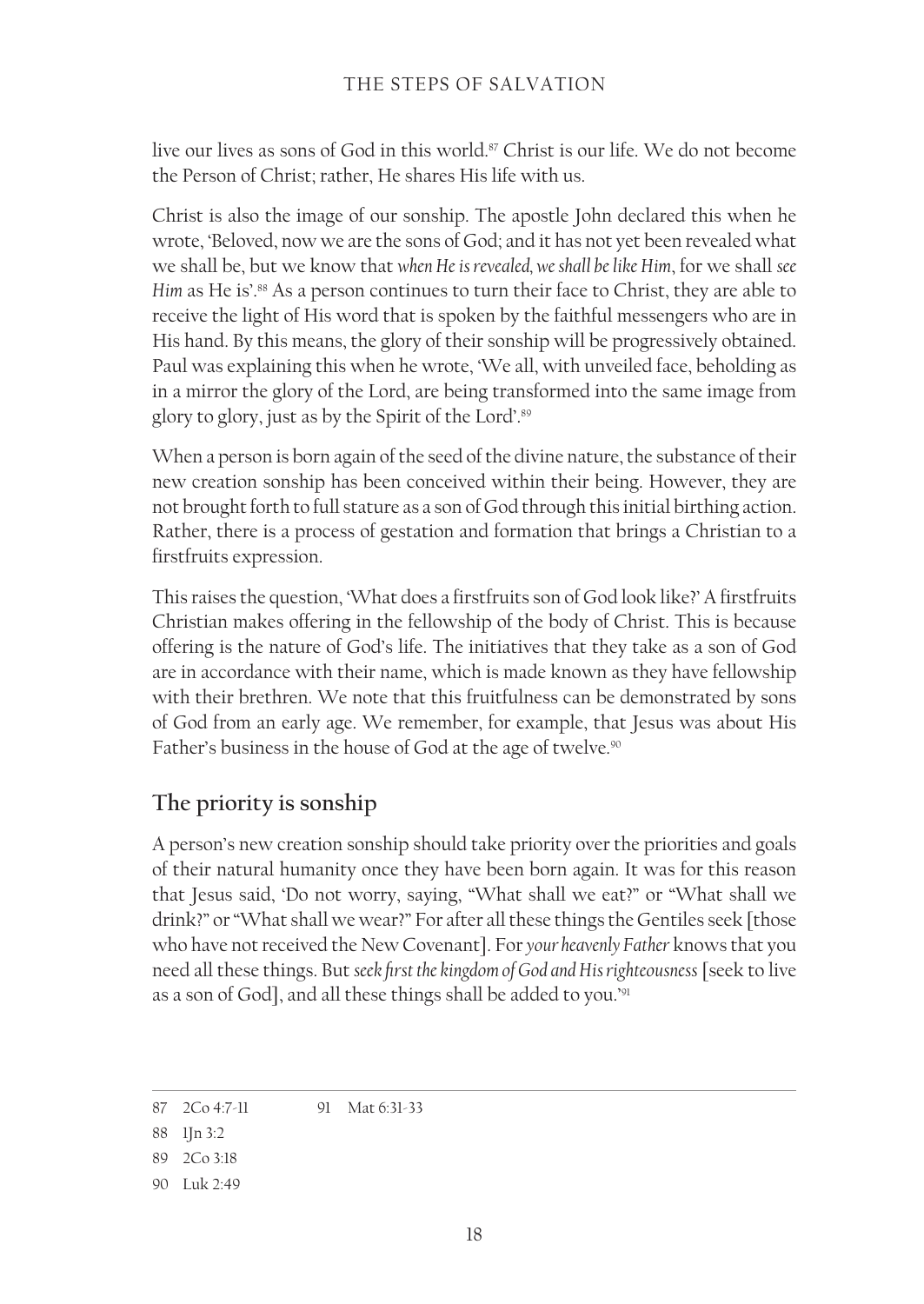live our lives as sons of God in this world.[87] Christ is our life. We do not become the Person of Christ; rather, He shares His life with us.

Christ is also the image of our sonship. The apostle John declared this when he wrote, 'Beloved, now we are the sons of God; and it has not yet been revealed what we shall be, but we know that *when He is revealed, we shall be like Him*, for we shall *see Him* as He is'.[88] As a person continues to turn their face to Christ, they are able to receive the light of His word that is spoken by the faithful messengers who are in His hand. By this means, the glory of their sonship will be progressively obtained. Paul was explaining this when he wrote, 'We all, with unveiled face, beholding as in a mirror the glory of the Lord, are being transformed into the same image from glory to glory, just as by the Spirit of the Lord'.[89]

When a person is born again of the seed of the divine nature, the substance of their new creation sonship has been conceived within their being. However, they are not brought forth to full stature as a son of God through this initial birthing action. Rather, there is a process of gestation and formation that brings a Christian to a firstfruits expression.

This raises the question, 'What does a firstfruits son of God look like?' A firstfruits Christian makes offering in the fellowship of the body of Christ. This is because offering is the nature of God's life. The initiatives that they take as a son of God are in accordance with their name, which is made known as they have fellowship with their brethren. We note that this fruitfulness can be demonstrated by sons of God from an early age. We remember, for example, that Jesus was about His Father's business in the house of God at the age of twelve.[90]

## The priority is sonship

A person's new creation sonship should take priority over the priorities and goals of their natural humanity once they have been born again. It was for this reason that Jesus said, 'Do not worry, saying, "What shall we eat?" or "What shall we drink?" or "What shall we wear?" For after all these things the Gentiles seek [those who have not received the New Covenant]. For *your heavenly Father* knows that you need all these things. But *seek first the kingdom of God and His righteousness* [seek to live as a son of God], and all these things shall be added to you.'[91]

---

87 2Co 4:7-11

88 1Jn 3:2

89 2Co 3:18

90 Luk 2:49

91 Mat 6:31-33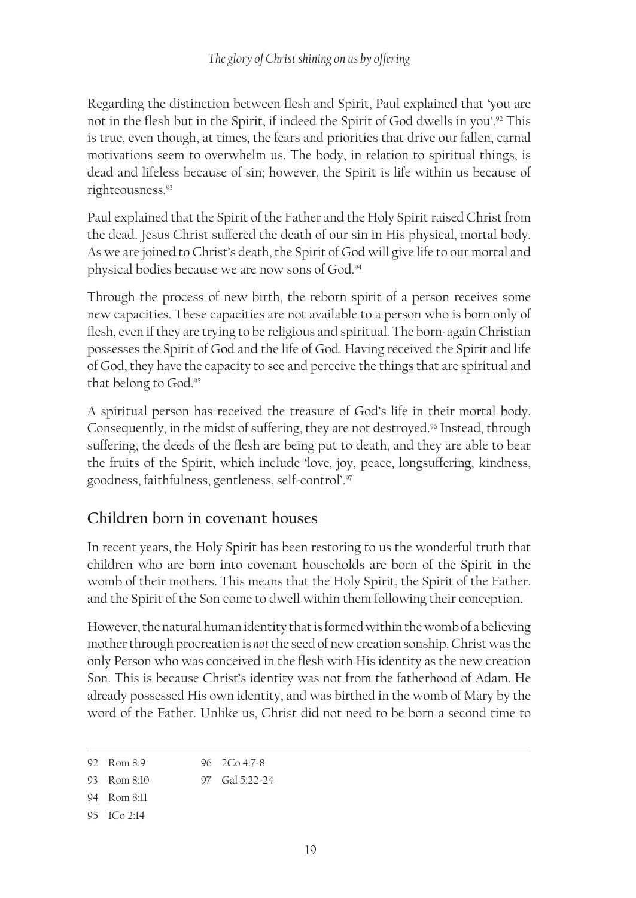Regarding the distinction between flesh and Spirit, Paul explained that 'you are not in the flesh but in the Spirit, if indeed the Spirit of God dwells in you'.[92] This is true, even though, at times, the fears and priorities that drive our fallen, carnal motivations seem to overwhelm us. The body, in relation to spiritual things, is dead and lifeless because of sin; however, the Spirit is life within us because of righteousness.[93]

Paul explained that the Spirit of the Father and the Holy Spirit raised Christ from the dead. Jesus Christ suffered the death of our sin in His physical, mortal body. As we are joined to Christ's death, the Spirit of God will give life to our mortal and physical bodies because we are now sons of God.[94]

Through the process of new birth, the reborn spirit of a person receives some new capacities. These capacities are not available to a person who is born only of flesh, even if they are trying to be religious and spiritual. The born-again Christian possesses the Spirit of God and the life of God. Having received the Spirit and life of God, they have the capacity to see and perceive the things that are spiritual and that belong to God.[95]

A spiritual person has received the treasure of God's life in their mortal body. Consequently, in the midst of suffering, they are not destroyed.[96] Instead, through suffering, the deeds of the flesh are being put to death, and they are able to bear the fruits of the Spirit, which include 'love, joy, peace, longsuffering, kindness, goodness, faithfulness, gentleness, self-control'.[97]

## Children born in covenant houses

In recent years, the Holy Spirit has been restoring to us the wonderful truth that children who are born into covenant households are born of the Spirit in the womb of their mothers. This means that the Holy Spirit, the Spirit of the Father, and the Spirit of the Son come to dwell within them following their conception.

However, the natural human identity that is formed within the womb of a believing mother through procreation is *not* the seed of new creation sonship. Christ was the only Person who was conceived in the flesh with His identity as the new creation Son. This is because Christ's identity was not from the fatherhood of Adam. He already possessed His own identity, and was birthed in the womb of Mary by the word of the Father. Unlike us, Christ did not need to be born a second time to

---

92 Rom 8:9
93 Rom 8:10
94 Rom 8:11
95 1Co 2:14
96 2Co 4:7-8
97 Gal 5:22-24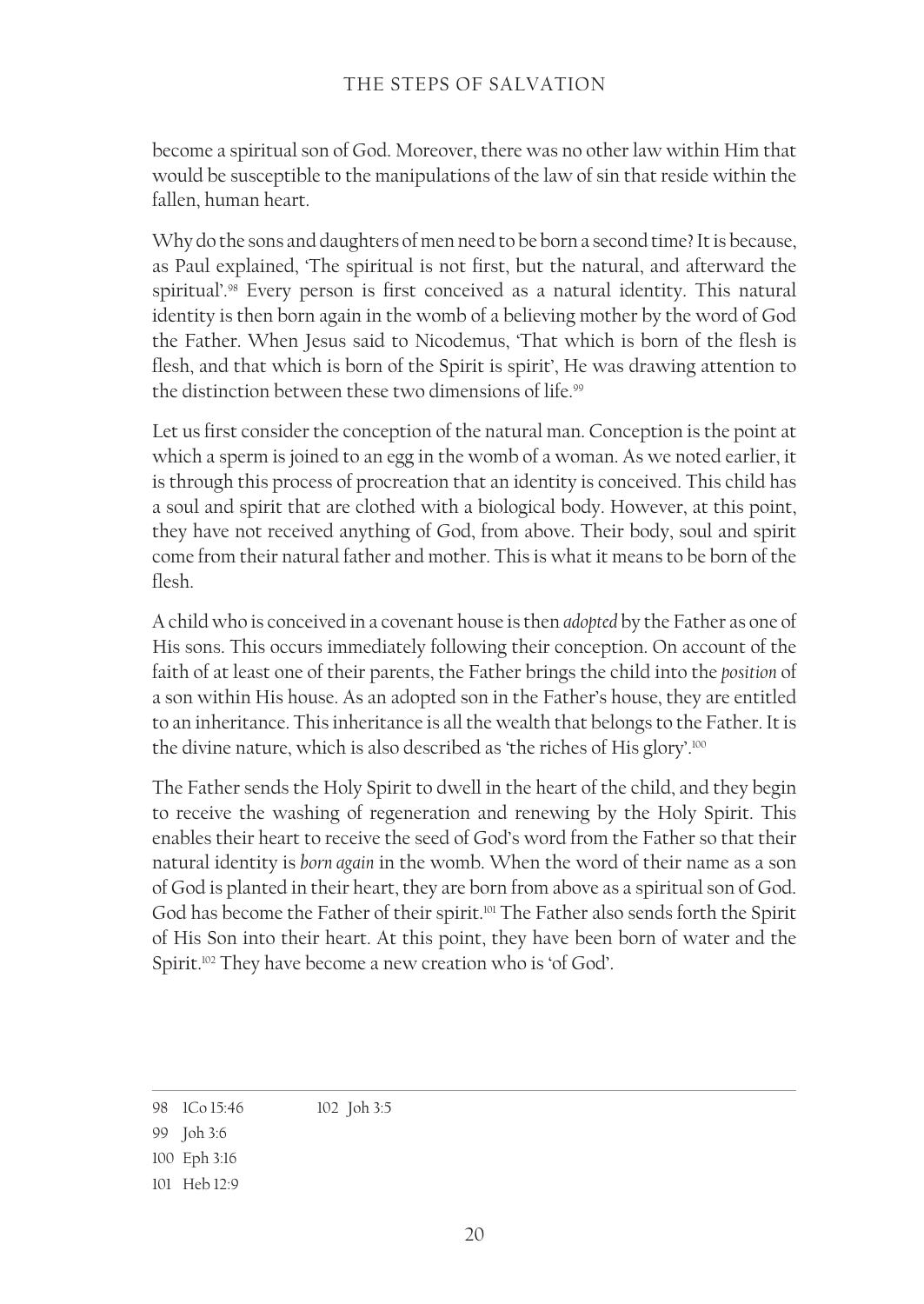become a spiritual son of God. Moreover, there was no other law within Him that would be susceptible to the manipulations of the law of sin that reside within the fallen, human heart.

Why do the sons and daughters of men need to be born a second time? It is because, as Paul explained, 'The spiritual is not first, but the natural, and afterward the spiritual'.[98] Every person is first conceived as a natural identity. This natural identity is then born again in the womb of a believing mother by the word of God the Father. When Jesus said to Nicodemus, 'That which is born of the flesh is flesh, and that which is born of the Spirit is spirit', He was drawing attention to the distinction between these two dimensions of life.[99]

Let us first consider the conception of the natural man. Conception is the point at which a sperm is joined to an egg in the womb of a woman. As we noted earlier, it is through this process of procreation that an identity is conceived. This child has a soul and spirit that are clothed with a biological body. However, at this point, they have not received anything of God, from above. Their body, soul and spirit come from their natural father and mother. This is what it means to be born of the flesh.

A child who is conceived in a covenant house is then *adopted* by the Father as one of His sons. This occurs immediately following their conception. On account of the faith of at least one of their parents, the Father brings the child into the *position* of a son within His house. As an adopted son in the Father's house, they are entitled to an inheritance. This inheritance is all the wealth that belongs to the Father. It is the divine nature, which is also described as 'the riches of His glory'.[100]

The Father sends the Holy Spirit to dwell in the heart of the child, and they begin to receive the washing of regeneration and renewing by the Holy Spirit. This enables their heart to receive the seed of God's word from the Father so that their natural identity is *born again* in the womb. When the word of their name as a son of God is planted in their heart, they are born from above as a spiritual son of God. God has become the Father of their spirit.[101] The Father also sends forth the Spirit of His Son into their heart. At this point, they have been born of water and the Spirit.[102] They have become a new creation who is 'of God'.

---

98 1Co 15:46

99 Joh 3:6

100 Eph 3:16

101 Heb 12:9

102 Joh 3:5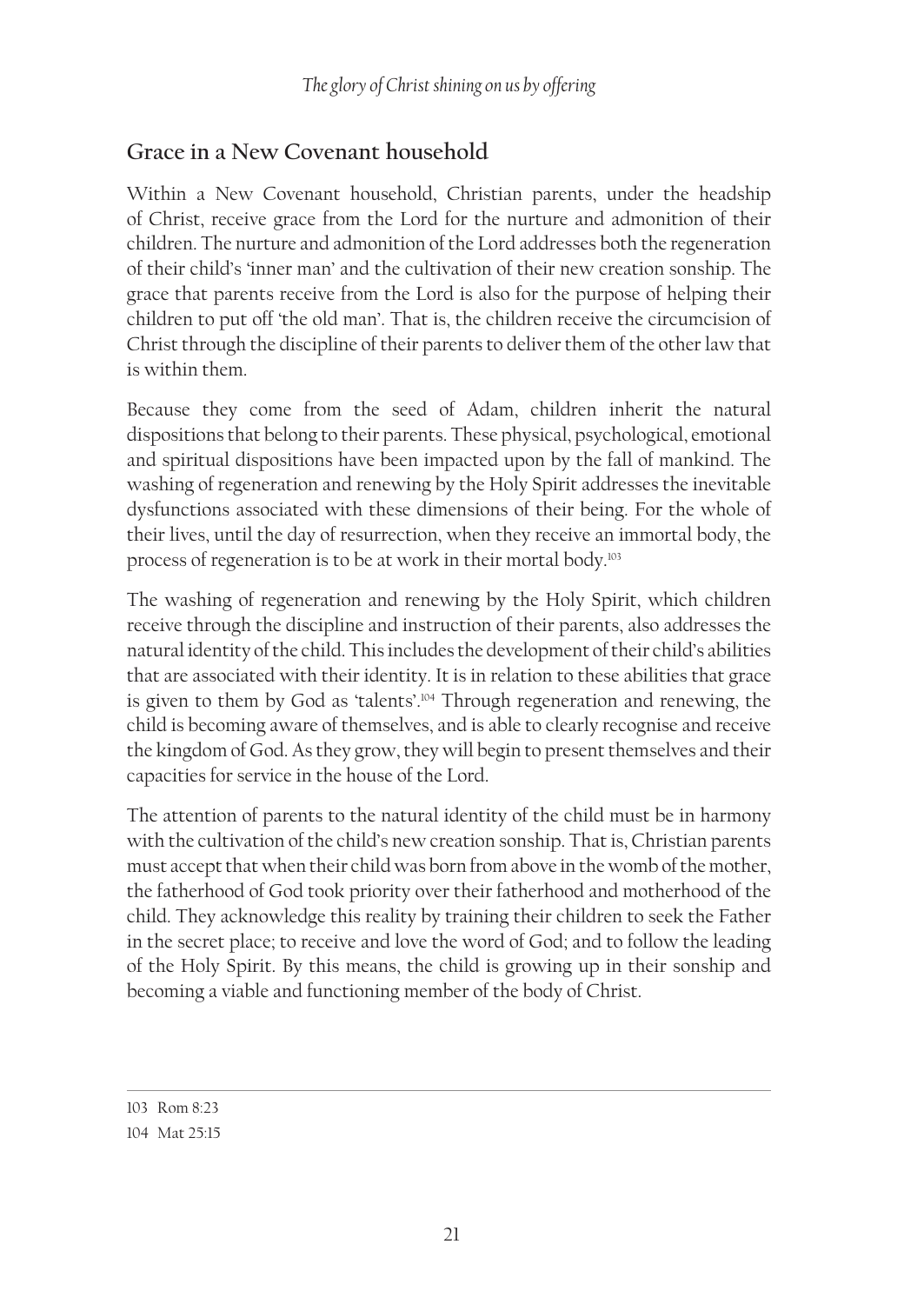## Grace in a New Covenant household

Within a New Covenant household, Christian parents, under the headship of Christ, receive grace from the Lord for the nurture and admonition of their children. The nurture and admonition of the Lord addresses both the regeneration of their child's 'inner man' and the cultivation of their new creation sonship. The grace that parents receive from the Lord is also for the purpose of helping their children to put off 'the old man'. That is, the children receive the circumcision of Christ through the discipline of their parents to deliver them of the other law that is within them.

Because they come from the seed of Adam, children inherit the natural dispositions that belong to their parents. These physical, psychological, emotional and spiritual dispositions have been impacted upon by the fall of mankind. The washing of regeneration and renewing by the Holy Spirit addresses the inevitable dysfunctions associated with these dimensions of their being. For the whole of their lives, until the day of resurrection, when they receive an immortal body, the process of regeneration is to be at work in their mortal body.[103]

The washing of regeneration and renewing by the Holy Spirit, which children receive through the discipline and instruction of their parents, also addresses the natural identity of the child. This includes the development of their child's abilities that are associated with their identity. It is in relation to these abilities that grace is given to them by God as 'talents'.[104] Through regeneration and renewing, the child is becoming aware of themselves, and is able to clearly recognise and receive the kingdom of God. As they grow, they will begin to present themselves and their capacities for service in the house of the Lord.

The attention of parents to the natural identity of the child must be in harmony with the cultivation of the child's new creation sonship. That is, Christian parents must accept that when their child was born from above in the womb of the mother, the fatherhood of God took priority over their fatherhood and motherhood of the child. They acknowledge this reality by training their children to seek the Father in the secret place; to receive and love the word of God; and to follow the leading of the Holy Spirit. By this means, the child is growing up in their sonship and becoming a viable and functioning member of the body of Christ.

---

103 Rom 8:23

104 Mat 25:15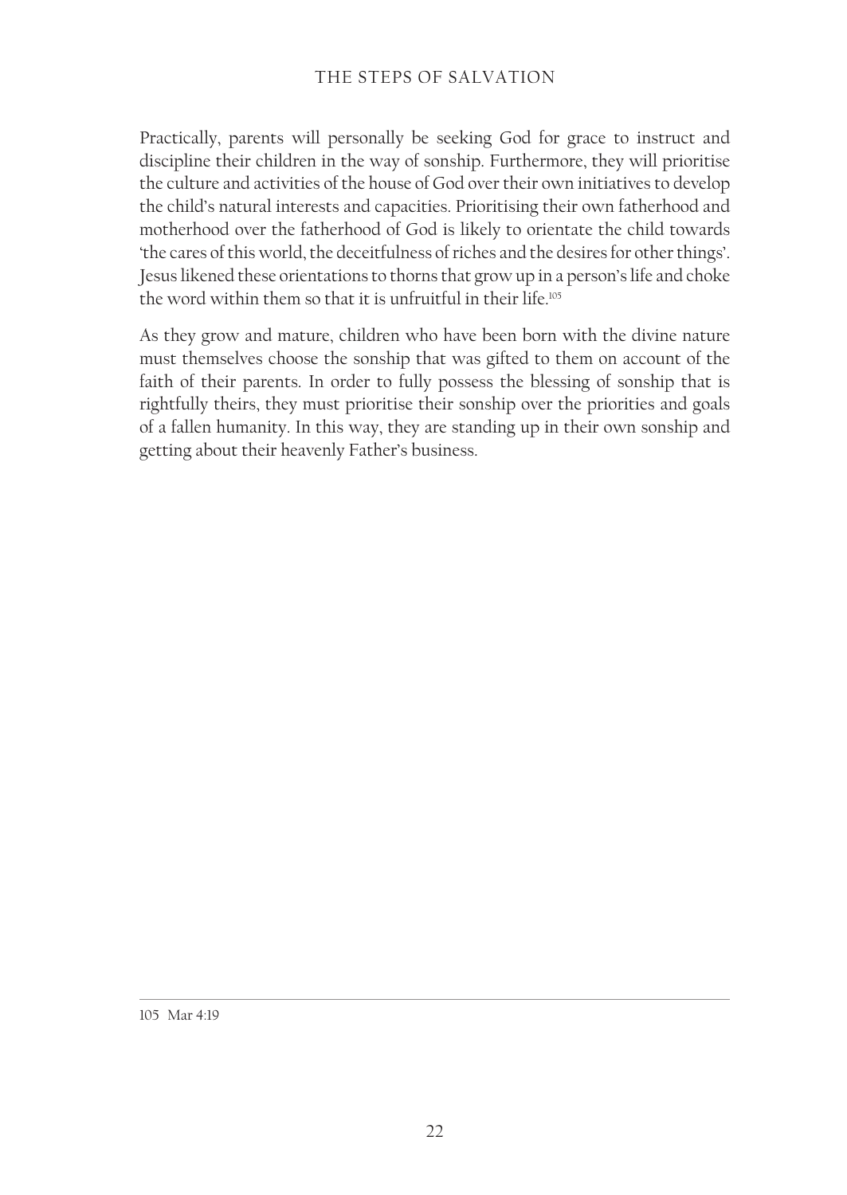Practically, parents will personally be seeking God for grace to instruct and discipline their children in the way of sonship. Furthermore, they will prioritise the culture and activities of the house of God over their own initiatives to develop the child's natural interests and capacities. Prioritising their own fatherhood and motherhood over the fatherhood of God is likely to orientate the child towards 'the cares of this world, the deceitfulness of riches and the desires for other things'. Jesus likened these orientations to thorns that grow up in a person's life and choke the word within them so that it is unfruitful in their life.[105]

As they grow and mature, children who have been born with the divine nature must themselves choose the sonship that was gifted to them on account of the faith of their parents. In order to fully possess the blessing of sonship that is rightfully theirs, they must prioritise their sonship over the priorities and goals of a fallen humanity. In this way, they are standing up in their own sonship and getting about their heavenly Father's business.

---

105 Mar 4:19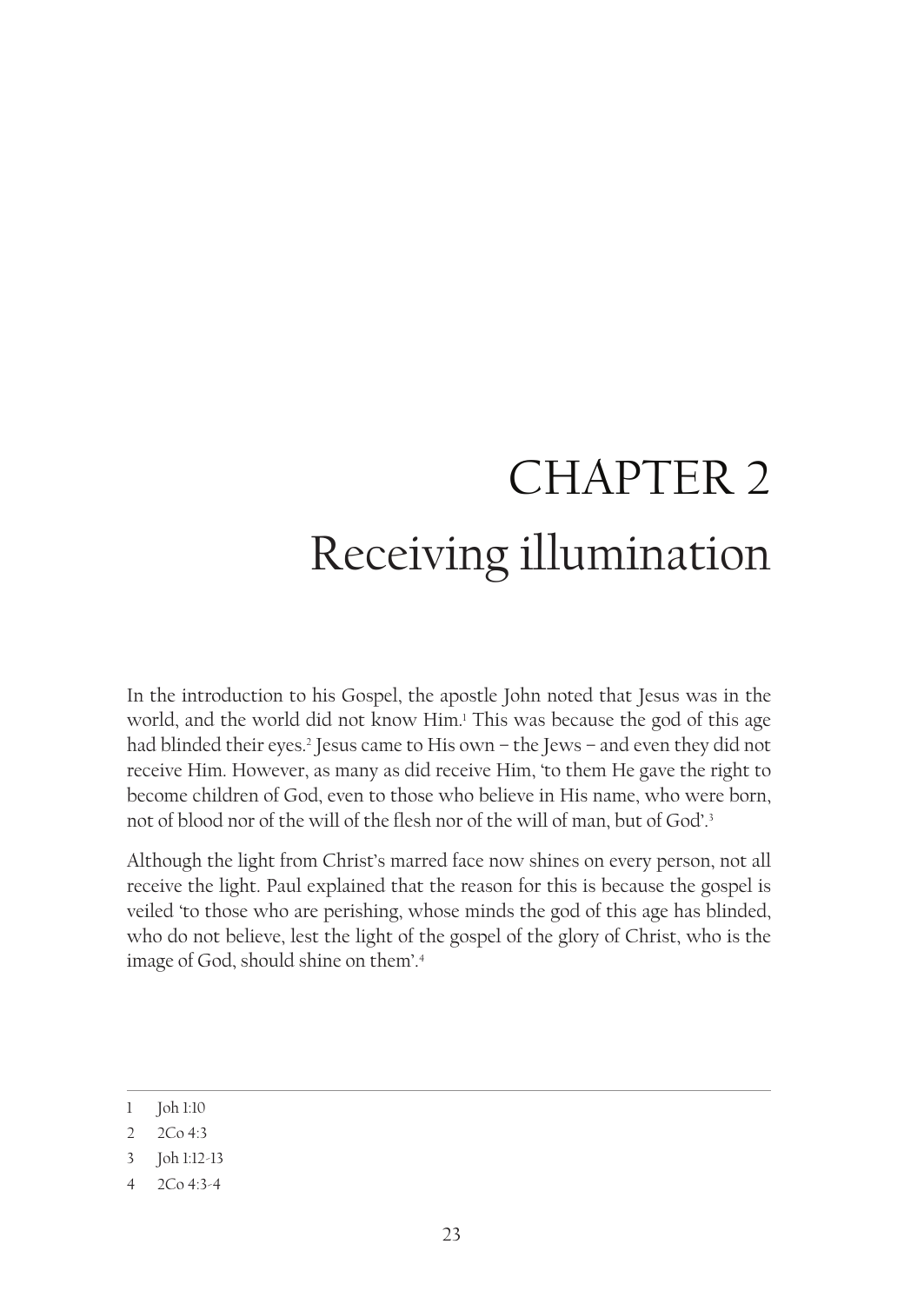# CHAPTER 2
# Receiving illumination

In the introduction to his Gospel, the apostle John noted that Jesus was in the world, and the world did not know Him.[1] This was because the god of this age had blinded their eyes.[2] Jesus came to His own – the Jews – and even they did not receive Him. However, as many as did receive Him, 'to them He gave the right to become children of God, even to those who believe in His name, who were born, not of blood nor of the will of the flesh nor of the will of man, but of God'.[3]

Although the light from Christ's marred face now shines on every person, not all receive the light. Paul explained that the reason for this is because the gospel is veiled 'to those who are perishing, whose minds the god of this age has blinded, who do not believe, lest the light of the gospel of the glory of Christ, who is the image of God, should shine on them'.[4]

---

1 Joh 1:10

2 2Co 4:3

3 Joh 1:12-13

4 2Co 4:3-4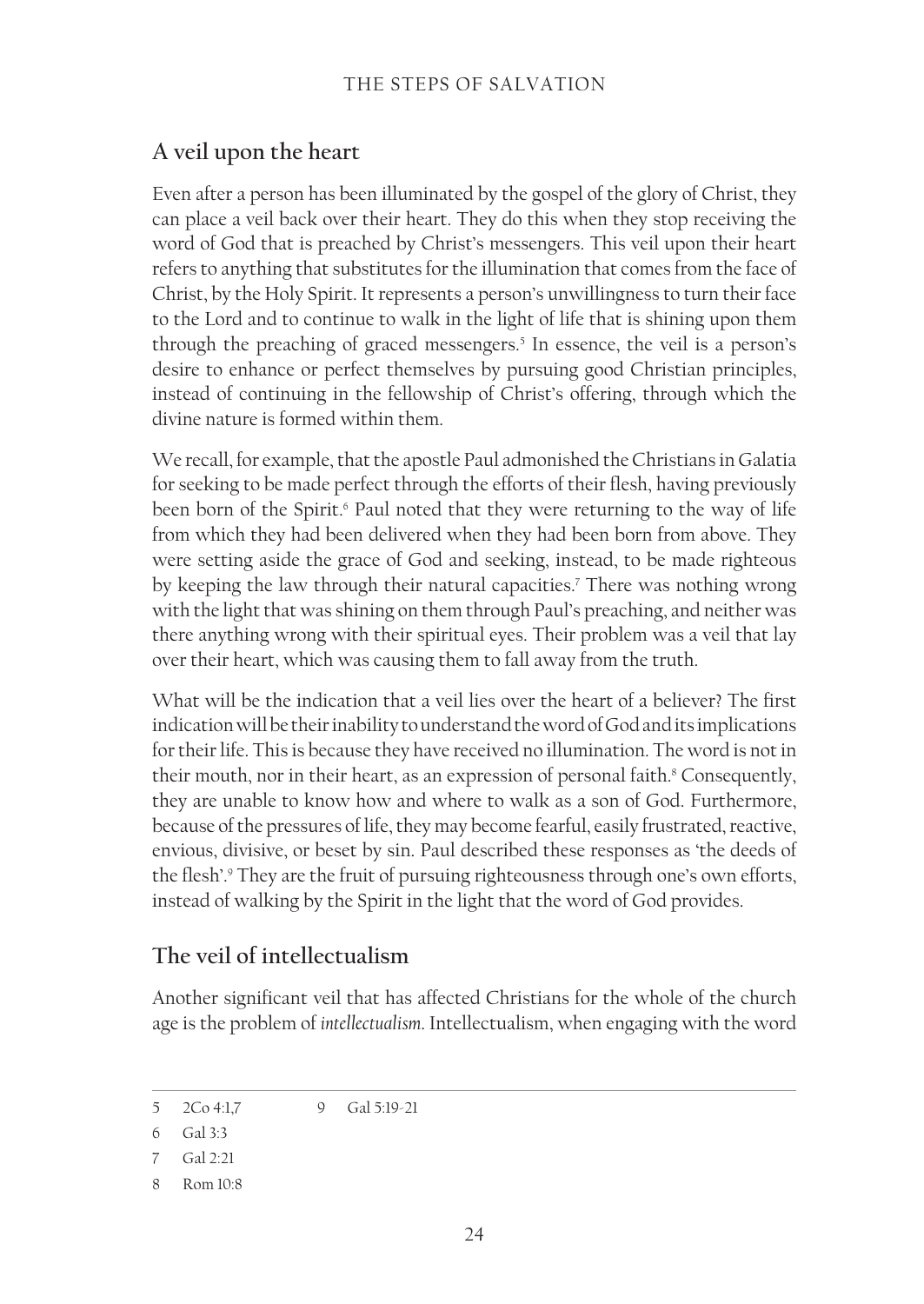## A veil upon the heart

Even after a person has been illuminated by the gospel of the glory of Christ, they can place a veil back over their heart. They do this when they stop receiving the word of God that is preached by Christ's messengers. This veil upon their heart refers to anything that substitutes for the illumination that comes from the face of Christ, by the Holy Spirit. It represents a person's unwillingness to turn their face to the Lord and to continue to walk in the light of life that is shining upon them through the preaching of graced messengers.[5] In essence, the veil is a person's desire to enhance or perfect themselves by pursuing good Christian principles, instead of continuing in the fellowship of Christ's offering, through which the divine nature is formed within them.

We recall, for example, that the apostle Paul admonished the Christians in Galatia for seeking to be made perfect through the efforts of their flesh, having previously been born of the Spirit.[6] Paul noted that they were returning to the way of life from which they had been delivered when they had been born from above. They were setting aside the grace of God and seeking, instead, to be made righteous by keeping the law through their natural capacities.[7] There was nothing wrong with the light that was shining on them through Paul's preaching, and neither was there anything wrong with their spiritual eyes. Their problem was a veil that lay over their heart, which was causing them to fall away from the truth.

What will be the indication that a veil lies over the heart of a believer? The first indication will be their inability to understand the word of God and its implications for their life. This is because they have received no illumination. The word is not in their mouth, nor in their heart, as an expression of personal faith.[8] Consequently, they are unable to know how and where to walk as a son of God. Furthermore, because of the pressures of life, they may become fearful, easily frustrated, reactive, envious, divisive, or beset by sin. Paul described these responses as 'the deeds of the flesh'.[9] They are the fruit of pursuing righteousness through one's own efforts, instead of walking by the Spirit in the light that the word of God provides.

## The veil of intellectualism

Another significant veil that has affected Christians for the whole of the church age is the problem of *intellectualism*. Intellectualism, when engaging with the word

---

5 2Co 4:1,7

6 Gal 3:3

7 Gal 2:21

8 Rom 10:8

9 Gal 5:19-21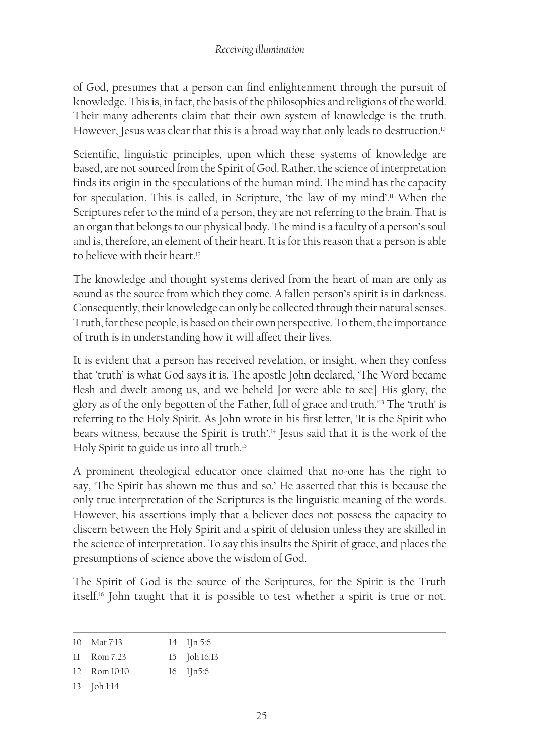of God, presumes that a person can find enlightenment through the pursuit of knowledge. This is, in fact, the basis of the philosophies and religions of the world. Their many adherents claim that their own system of knowledge is the truth. However, Jesus was clear that this is a broad way that only leads to destruction.[10]

Scientific, linguistic principles, upon which these systems of knowledge are based, are not sourced from the Spirit of God. Rather, the science of interpretation finds its origin in the speculations of the human mind. The mind has the capacity for speculation. This is called, in Scripture, 'the law of my mind'.[11] When the Scriptures refer to the mind of a person, they are not referring to the brain. That is an organ that belongs to our physical body. The mind is a faculty of a person's soul and is, therefore, an element of their heart. It is for this reason that a person is able to believe with their heart.[12]

The knowledge and thought systems derived from the heart of man are only as sound as the source from which they come. A fallen person's spirit is in darkness. Consequently, their knowledge can only be collected through their natural senses. Truth, for these people, is based on their own perspective. To them, the importance of truth is in understanding how it will affect their lives.

It is evident that a person has received revelation, or insight, when they confess that 'truth' is what God says it is. The apostle John declared, 'The Word became flesh and dwelt among us, and we beheld [or were able to see] His glory, the glory as of the only begotten of the Father, full of grace and truth.'[13] The 'truth' is referring to the Holy Spirit. As John wrote in his first letter, 'It is the Spirit who bears witness, because the Spirit is truth'.[14] Jesus said that it is the work of the Holy Spirit to guide us into all truth.[15]

A prominent theological educator once claimed that no-one has the right to say, 'The Spirit has shown me thus and so.' He asserted that this is because the only true interpretation of the Scriptures is the linguistic meaning of the words. However, his assertions imply that a believer does not possess the capacity to discern between the Holy Spirit and a spirit of delusion unless they are skilled in the science of interpretation. To say this insults the Spirit of grace, and places the presumptions of science above the wisdom of God.

The Spirit of God is the source of the Scriptures, for the Spirit is the Truth itself.[16] John taught that it is possible to test whether a spirit is true or not.

---

10 Mat 7:13
11 Rom 7:23
12 Rom 10:10
13 Joh 1:14
14 1Jn 5:6
15 Joh 16:13
16 1Jn5:6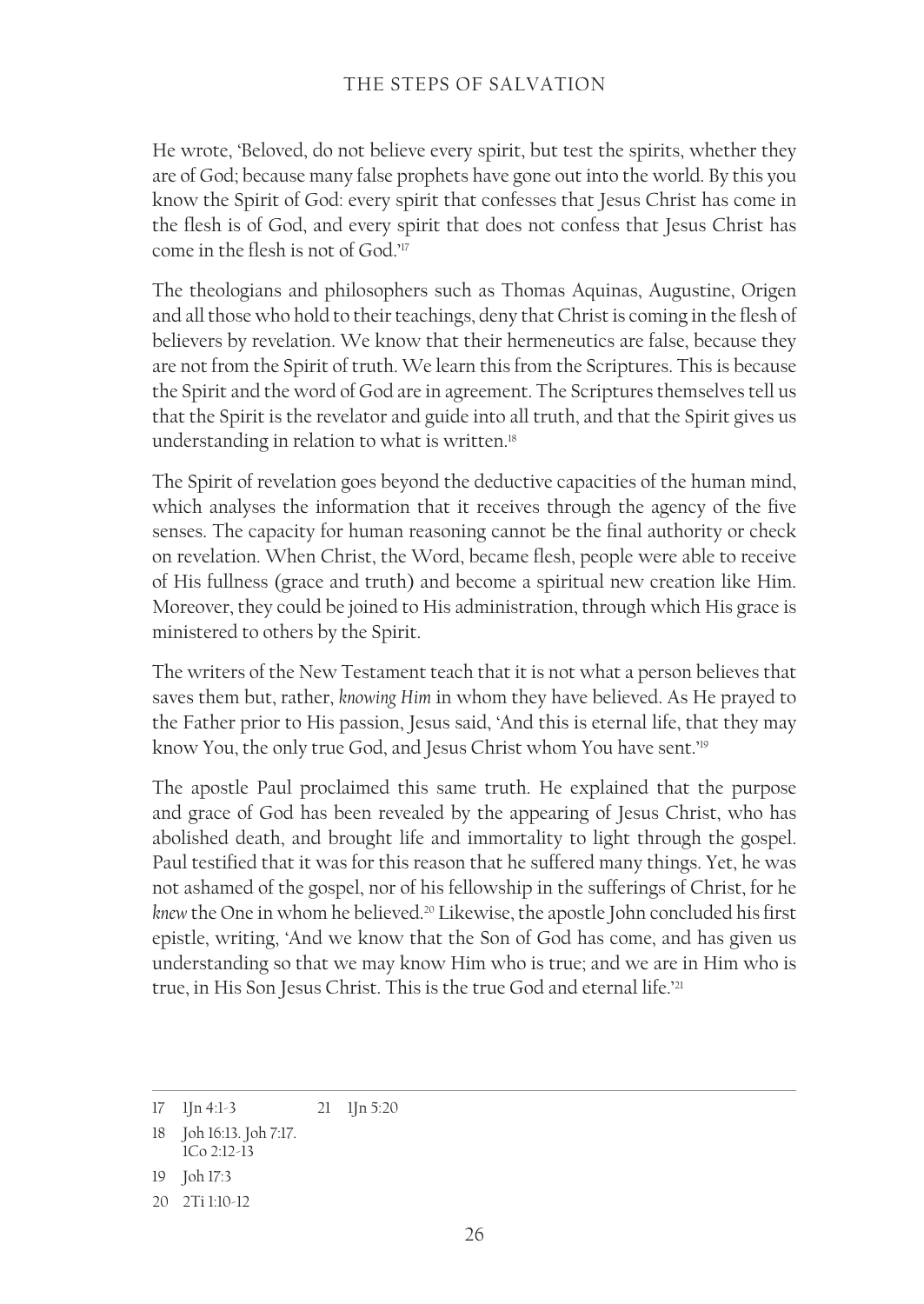He wrote, 'Beloved, do not believe every spirit, but test the spirits, whether they are of God; because many false prophets have gone out into the world. By this you know the Spirit of God: every spirit that confesses that Jesus Christ has come in the flesh is of God, and every spirit that does not confess that Jesus Christ has come in the flesh is not of God.'[17]

The theologians and philosophers such as Thomas Aquinas, Augustine, Origen and all those who hold to their teachings, deny that Christ is coming in the flesh of believers by revelation. We know that their hermeneutics are false, because they are not from the Spirit of truth. We learn this from the Scriptures. This is because the Spirit and the word of God are in agreement. The Scriptures themselves tell us that the Spirit is the revelator and guide into all truth, and that the Spirit gives us understanding in relation to what is written.[18]

The Spirit of revelation goes beyond the deductive capacities of the human mind, which analyses the information that it receives through the agency of the five senses. The capacity for human reasoning cannot be the final authority or check on revelation. When Christ, the Word, became flesh, people were able to receive of His fullness (grace and truth) and become a spiritual new creation like Him. Moreover, they could be joined to His administration, through which His grace is ministered to others by the Spirit.

The writers of the New Testament teach that it is not what a person believes that saves them but, rather, *knowing Him* in whom they have believed. As He prayed to the Father prior to His passion, Jesus said, 'And this is eternal life, that they may know You, the only true God, and Jesus Christ whom You have sent.'[19]

The apostle Paul proclaimed this same truth. He explained that the purpose and grace of God has been revealed by the appearing of Jesus Christ, who has abolished death, and brought life and immortality to light through the gospel. Paul testified that it was for this reason that he suffered many things. Yet, he was not ashamed of the gospel, nor of his fellowship in the sufferings of Christ, for he *knew* the One in whom he believed.[20] Likewise, the apostle John concluded his first epistle, writing, 'And we know that the Son of God has come, and has given us understanding so that we may know Him who is true; and we are in Him who is true, in His Son Jesus Christ. This is the true God and eternal life.'[21]

---

17 1Jn 4:1-3

18 Joh 16:13. Joh 7:17. 1Co 2:12-13

19 Joh 17:3

20 2Ti 1:10-12

21 1Jn 5:20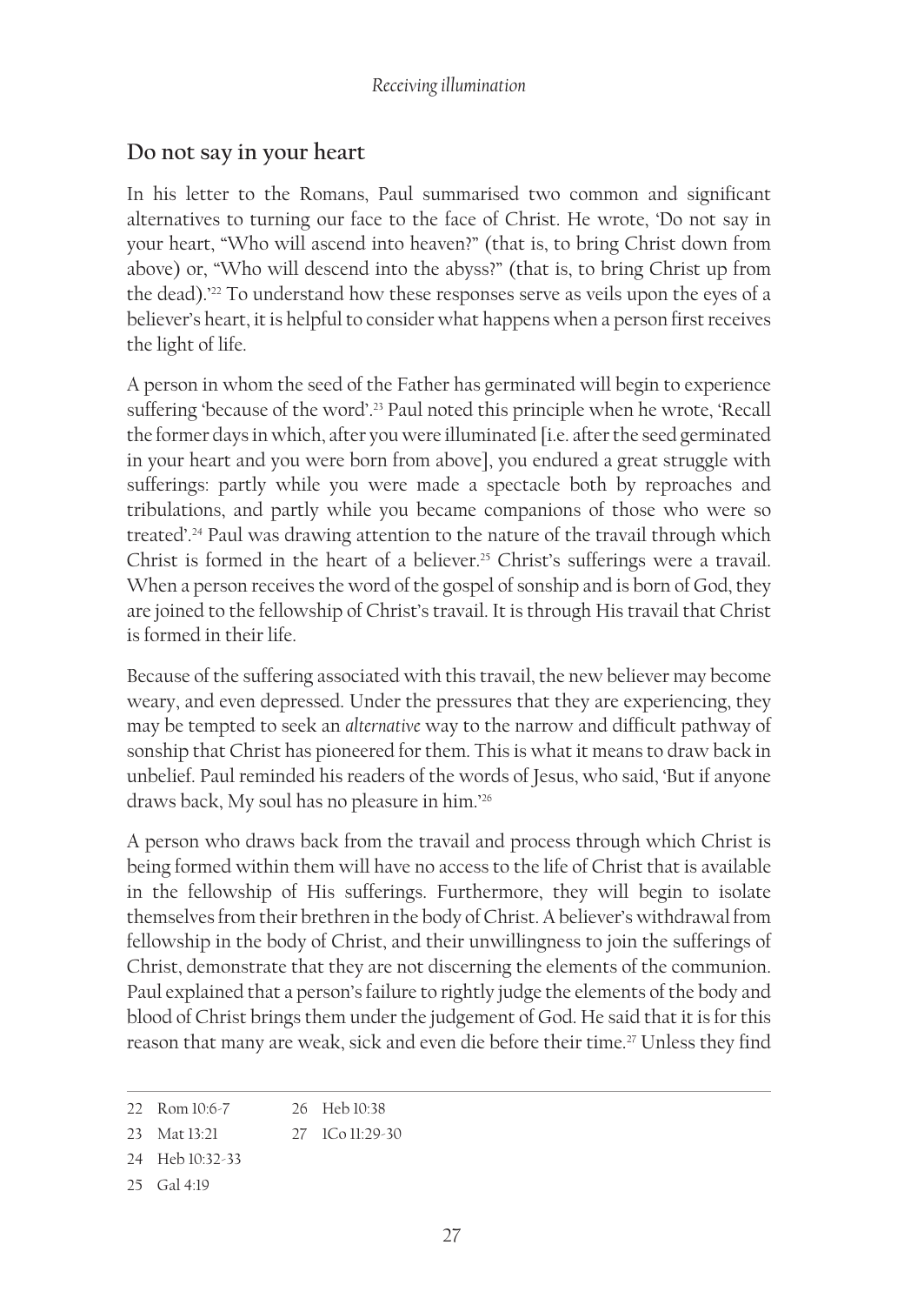## Do not say in your heart

In his letter to the Romans, Paul summarised two common and significant alternatives to turning our face to the face of Christ. He wrote, 'Do not say in your heart, "Who will ascend into heaven?" (that is, to bring Christ down from above) or, "Who will descend into the abyss?" (that is, to bring Christ up from the dead).'[22] To understand how these responses serve as veils upon the eyes of a believer's heart, it is helpful to consider what happens when a person first receives the light of life.

A person in whom the seed of the Father has germinated will begin to experience suffering 'because of the word'.[23] Paul noted this principle when he wrote, 'Recall the former days in which, after you were illuminated [i.e. after the seed germinated in your heart and you were born from above], you endured a great struggle with sufferings: partly while you were made a spectacle both by reproaches and tribulations, and partly while you became companions of those who were so treated'.[24] Paul was drawing attention to the nature of the travail through which Christ is formed in the heart of a believer.[25] Christ's sufferings were a travail. When a person receives the word of the gospel of sonship and is born of God, they are joined to the fellowship of Christ's travail. It is through His travail that Christ is formed in their life.

Because of the suffering associated with this travail, the new believer may become weary, and even depressed. Under the pressures that they are experiencing, they may be tempted to seek an *alternative* way to the narrow and difficult pathway of sonship that Christ has pioneered for them. This is what it means to draw back in unbelief. Paul reminded his readers of the words of Jesus, who said, 'But if anyone draws back, My soul has no pleasure in him.'[26]

A person who draws back from the travail and process through which Christ is being formed within them will have no access to the life of Christ that is available in the fellowship of His sufferings. Furthermore, they will begin to isolate themselves from their brethren in the body of Christ. A believer's withdrawal from fellowship in the body of Christ, and their unwillingness to join the sufferings of Christ, demonstrate that they are not discerning the elements of the communion. Paul explained that a person's failure to rightly judge the elements of the body and blood of Christ brings them under the judgement of God. He said that it is for this reason that many are weak, sick and even die before their time.[27] Unless they find

---

22 Rom 10:6-7

23 Mat 13:21

24 Heb 10:32-33

25 Gal 4:19

26 Heb 10:38

27 1Co 11:29-30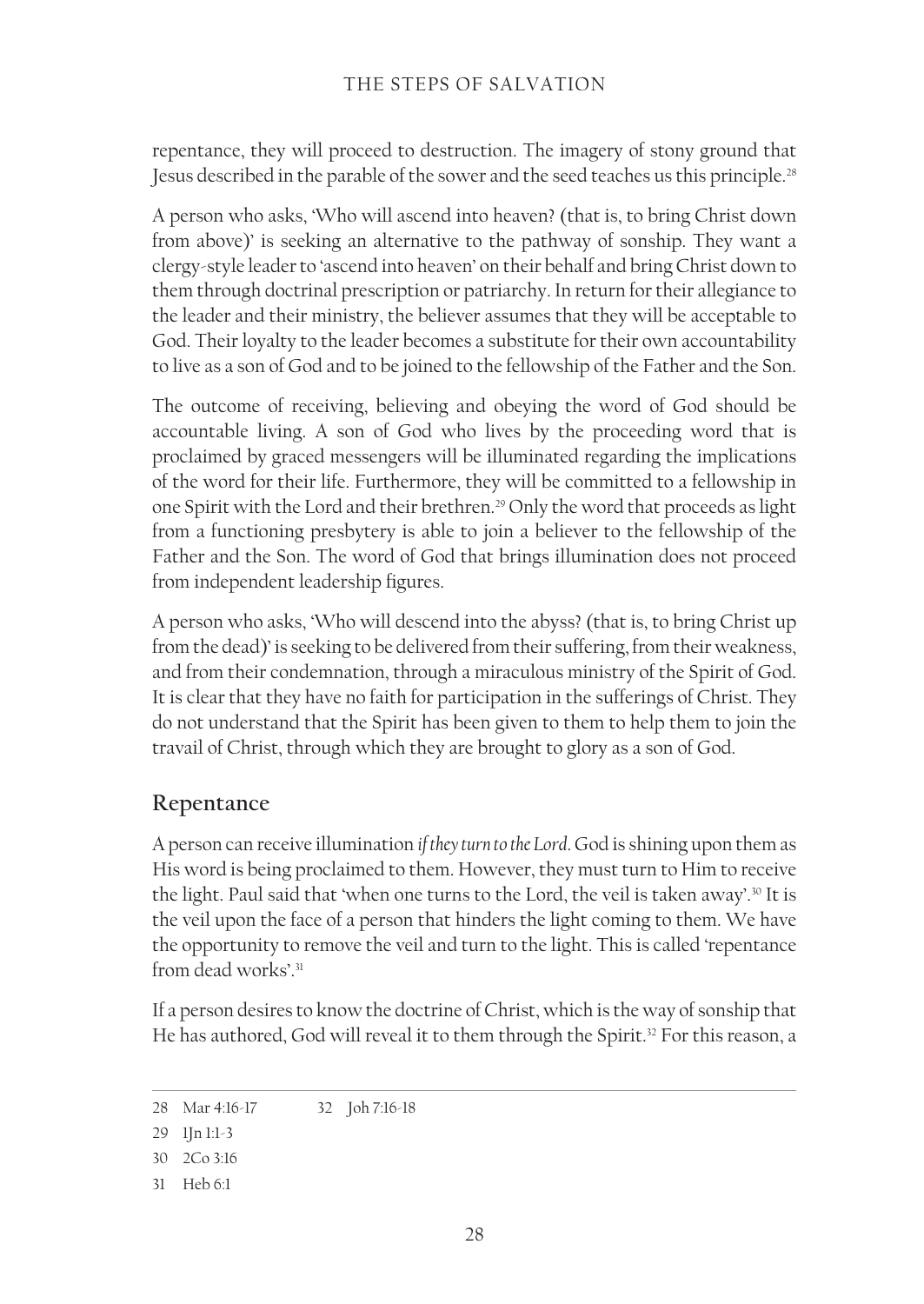repentance, they will proceed to destruction. The imagery of stony ground that Jesus described in the parable of the sower and the seed teaches us this principle.[28]

A person who asks, 'Who will ascend into heaven? (that is, to bring Christ down from above)' is seeking an alternative to the pathway of sonship. They want a clergy-style leader to 'ascend into heaven' on their behalf and bring Christ down to them through doctrinal prescription or patriarchy. In return for their allegiance to the leader and their ministry, the believer assumes that they will be acceptable to God. Their loyalty to the leader becomes a substitute for their own accountability to live as a son of God and to be joined to the fellowship of the Father and the Son.

The outcome of receiving, believing and obeying the word of God should be accountable living. A son of God who lives by the proceeding word that is proclaimed by graced messengers will be illuminated regarding the implications of the word for their life. Furthermore, they will be committed to a fellowship in one Spirit with the Lord and their brethren.[29] Only the word that proceeds as light from a functioning presbytery is able to join a believer to the fellowship of the Father and the Son. The word of God that brings illumination does not proceed from independent leadership figures.

A person who asks, 'Who will descend into the abyss? (that is, to bring Christ up from the dead)' is seeking to be delivered from their suffering, from their weakness, and from their condemnation, through a miraculous ministry of the Spirit of God. It is clear that they have no faith for participation in the sufferings of Christ. They do not understand that the Spirit has been given to them to help them to join the travail of Christ, through which they are brought to glory as a son of God.

## Repentance

A person can receive illumination *if they turn to the Lord*. God is shining upon them as His word is being proclaimed to them. However, they must turn to Him to receive the light. Paul said that 'when one turns to the Lord, the veil is taken away'.[30] It is the veil upon the face of a person that hinders the light coming to them. We have the opportunity to remove the veil and turn to the light. This is called 'repentance from dead works'.[31]

If a person desires to know the doctrine of Christ, which is the way of sonship that He has authored, God will reveal it to them through the Spirit.[32] For this reason, a

---

28 Mar 4:16-17

29 1Jn 1:1-3

30 2Co 3:16

31 Heb 6:1

32 Joh 7:16-18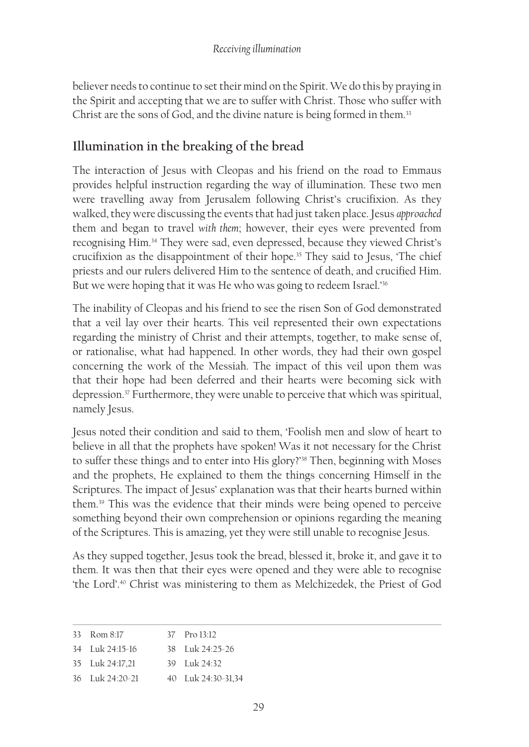believer needs to continue to set their mind on the Spirit. We do this by praying in the Spirit and accepting that we are to suffer with Christ. Those who suffer with Christ are the sons of God, and the divine nature is being formed in them.[33]

## Illumination in the breaking of the bread

The interaction of Jesus with Cleopas and his friend on the road to Emmaus provides helpful instruction regarding the way of illumination. These two men were travelling away from Jerusalem following Christ's crucifixion. As they walked, they were discussing the events that had just taken place. Jesus *approached* them and began to travel *with them*; however, their eyes were prevented from recognising Him.[34] They were sad, even depressed, because they viewed Christ's crucifixion as the disappointment of their hope.[35] They said to Jesus, 'The chief priests and our rulers delivered Him to the sentence of death, and crucified Him. But we were hoping that it was He who was going to redeem Israel.'[36]

The inability of Cleopas and his friend to see the risen Son of God demonstrated that a veil lay over their hearts. This veil represented their own expectations regarding the ministry of Christ and their attempts, together, to make sense of, or rationalise, what had happened. In other words, they had their own gospel concerning the work of the Messiah. The impact of this veil upon them was that their hope had been deferred and their hearts were becoming sick with depression.[37] Furthermore, they were unable to perceive that which was spiritual, namely Jesus.

Jesus noted their condition and said to them, 'Foolish men and slow of heart to believe in all that the prophets have spoken! Was it not necessary for the Christ to suffer these things and to enter into His glory?'[38] Then, beginning with Moses and the prophets, He explained to them the things concerning Himself in the Scriptures. The impact of Jesus' explanation was that their hearts burned within them.[39] This was the evidence that their minds were being opened to perceive something beyond their own comprehension or opinions regarding the meaning of the Scriptures. This is amazing, yet they were still unable to recognise Jesus.

As they supped together, Jesus took the bread, blessed it, broke it, and gave it to them. It was then that their eyes were opened and they were able to recognise 'the Lord'.[40] Christ was ministering to them as Melchizedek, the Priest of God

---

33 Rom 8:17
34 Luk 24:15-16
35 Luk 24:17,21
36 Luk 24:20-21
37 Pro 13:12
38 Luk 24:25-26
39 Luk 24:32
40 Luk 24:30-31,34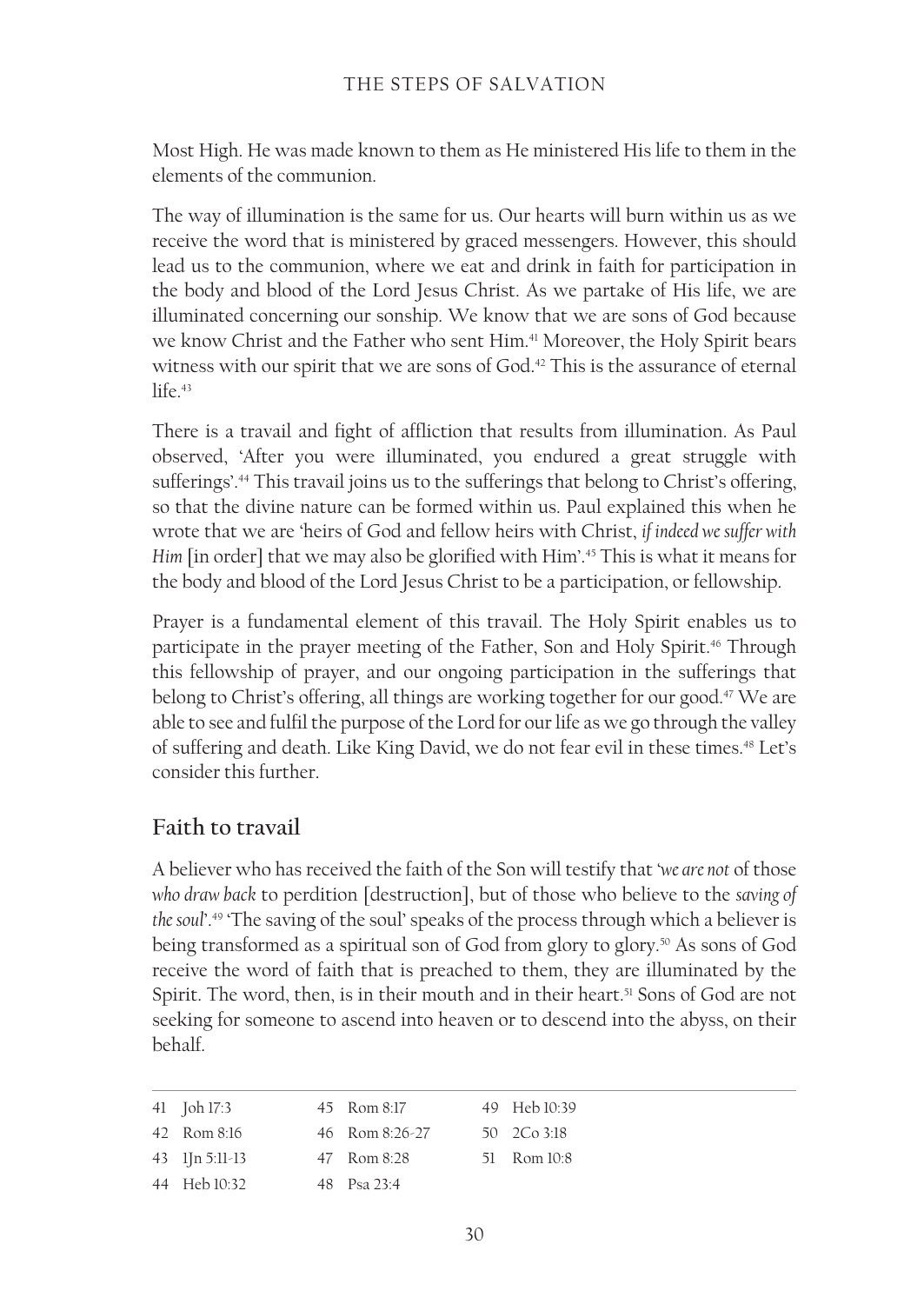Most High. He was made known to them as He ministered His life to them in the elements of the communion.

The way of illumination is the same for us. Our hearts will burn within us as we receive the word that is ministered by graced messengers. However, this should lead us to the communion, where we eat and drink in faith for participation in the body and blood of the Lord Jesus Christ. As we partake of His life, we are illuminated concerning our sonship. We know that we are sons of God because we know Christ and the Father who sent Him.[41] Moreover, the Holy Spirit bears witness with our spirit that we are sons of God.[42] This is the assurance of eternal life.[43]

There is a travail and fight of affliction that results from illumination. As Paul observed, 'After you were illuminated, you endured a great struggle with sufferings'.[44] This travail joins us to the sufferings that belong to Christ's offering, so that the divine nature can be formed within us. Paul explained this when he wrote that we are 'heirs of God and fellow heirs with Christ, *if indeed we suffer with Him* [in order] that we may also be glorified with Him'.[45] This is what it means for the body and blood of the Lord Jesus Christ to be a participation, or fellowship.

Prayer is a fundamental element of this travail. The Holy Spirit enables us to participate in the prayer meeting of the Father, Son and Holy Spirit.[46] Through this fellowship of prayer, and our ongoing participation in the sufferings that belong to Christ's offering, all things are working together for our good.[47] We are able to see and fulfil the purpose of the Lord for our life as we go through the valley of suffering and death. Like King David, we do not fear evil in these times.[48] Let's consider this further.

## Faith to travail

A believer who has received the faith of the Son will testify that '*we are not* of those *who draw back* to perdition [destruction], but of those who believe to the *saving of the soul*'.[49] 'The saving of the soul' speaks of the process through which a believer is being transformed as a spiritual son of God from glory to glory.[50] As sons of God receive the word of faith that is preached to them, they are illuminated by the Spirit. The word, then, is in their mouth and in their heart.[51] Sons of God are not seeking for someone to ascend into heaven or to descend into the abyss, on their behalf.

---

41 Joh 17:3
42 Rom 8:16
43 1Jn 5:11-13
44 Heb 10:32
45 Rom 8:17
46 Rom 8:26-27
47 Rom 8:28
48 Psa 23:4
49 Heb 10:39
50 2Co 3:18
51 Rom 10:8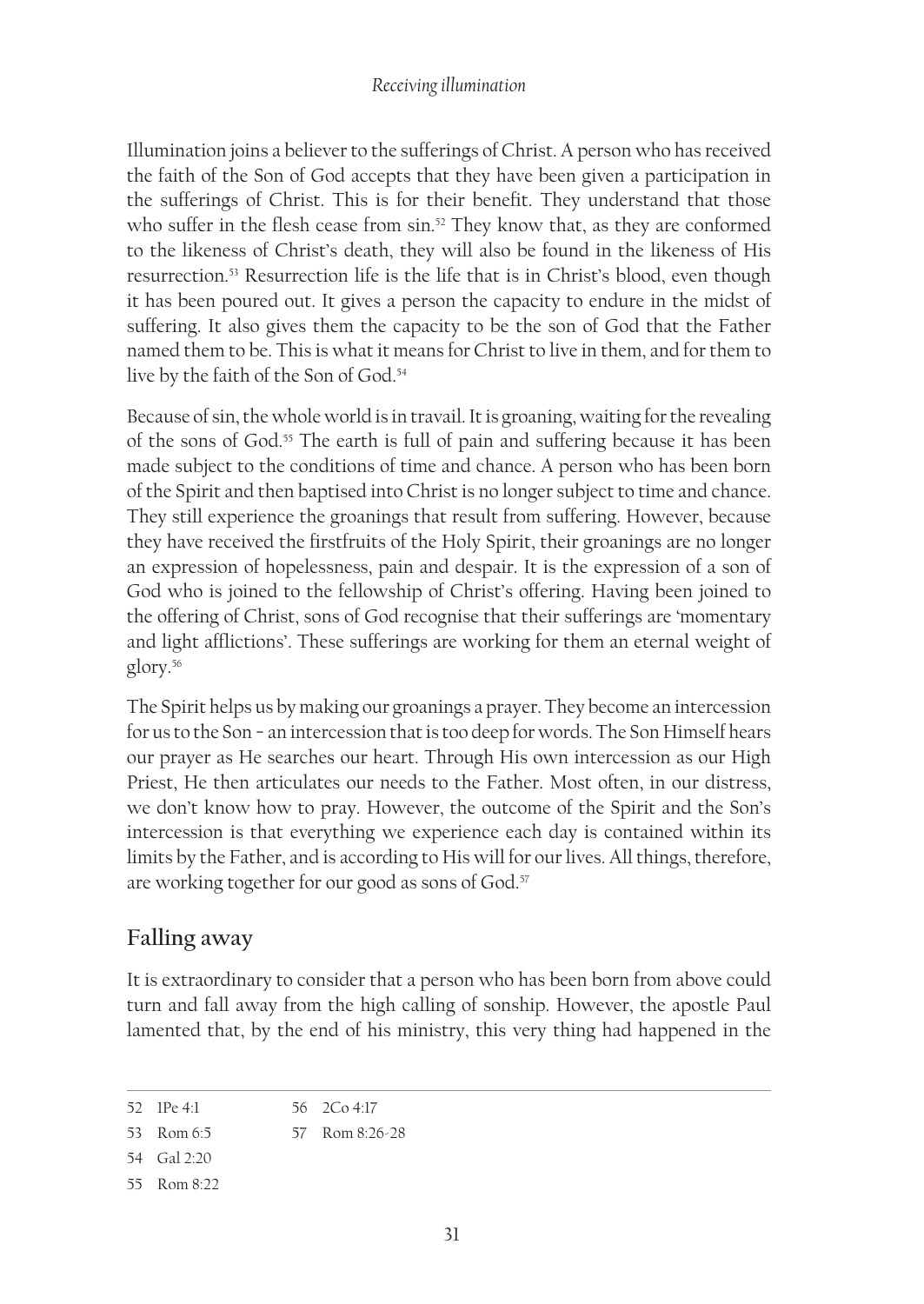Illumination joins a believer to the sufferings of Christ. A person who has received the faith of the Son of God accepts that they have been given a participation in the sufferings of Christ. This is for their benefit. They understand that those who suffer in the flesh cease from sin.[52] They know that, as they are conformed to the likeness of Christ's death, they will also be found in the likeness of His resurrection.[53] Resurrection life is the life that is in Christ's blood, even though it has been poured out. It gives a person the capacity to endure in the midst of suffering. It also gives them the capacity to be the son of God that the Father named them to be. This is what it means for Christ to live in them, and for them to live by the faith of the Son of God.[54]

Because of sin, the whole world is in travail. It is groaning, waiting for the revealing of the sons of God.[55] The earth is full of pain and suffering because it has been made subject to the conditions of time and chance. A person who has been born of the Spirit and then baptised into Christ is no longer subject to time and chance. They still experience the groanings that result from suffering. However, because they have received the firstfruits of the Holy Spirit, their groanings are no longer an expression of hopelessness, pain and despair. It is the expression of a son of God who is joined to the fellowship of Christ's offering. Having been joined to the offering of Christ, sons of God recognise that their sufferings are 'momentary and light afflictions'. These sufferings are working for them an eternal weight of glory.[56]

The Spirit helps us by making our groanings a prayer. They become an intercession for us to the Son – an intercession that is too deep for words. The Son Himself hears our prayer as He searches our heart. Through His own intercession as our High Priest, He then articulates our needs to the Father. Most often, in our distress, we don't know how to pray. However, the outcome of the Spirit and the Son's intercession is that everything we experience each day is contained within its limits by the Father, and is according to His will for our lives. All things, therefore, are working together for our good as sons of God.[57]

## Falling away

It is extraordinary to consider that a person who has been born from above could turn and fall away from the high calling of sonship. However, the apostle Paul lamented that, by the end of his ministry, this very thing had happened in the

---

52 1Pe 4:1
53 Rom 6:5
54 Gal 2:20
55 Rom 8:22
56 2Co 4:17
57 Rom 8:26-28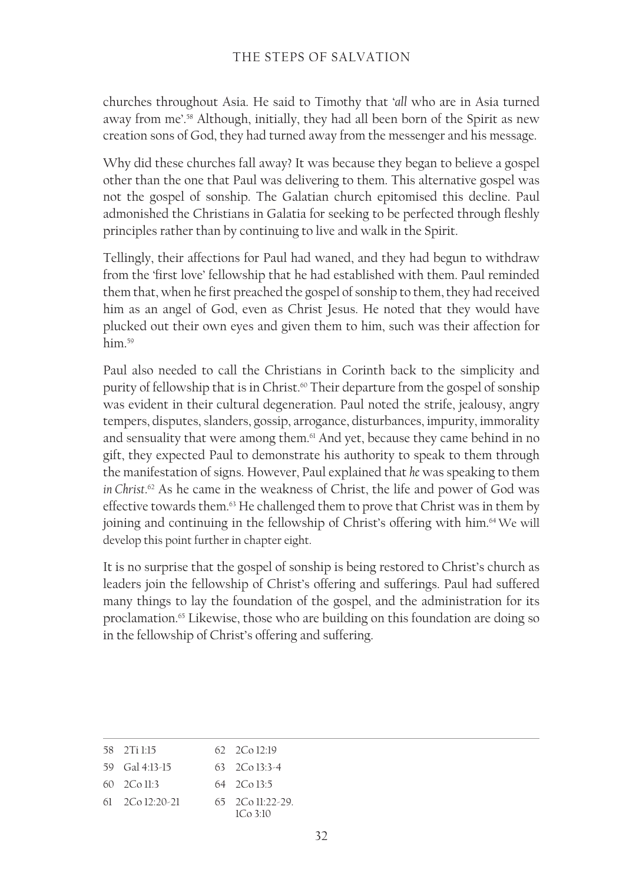churches throughout Asia. He said to Timothy that '*all* who are in Asia turned away from me'.[58] Although, initially, they had all been born of the Spirit as new creation sons of God, they had turned away from the messenger and his message.

Why did these churches fall away? It was because they began to believe a gospel other than the one that Paul was delivering to them. This alternative gospel was not the gospel of sonship. The Galatian church epitomised this decline. Paul admonished the Christians in Galatia for seeking to be perfected through fleshly principles rather than by continuing to live and walk in the Spirit.

Tellingly, their affections for Paul had waned, and they had begun to withdraw from the 'first love' fellowship that he had established with them. Paul reminded them that, when he first preached the gospel of sonship to them, they had received him as an angel of God, even as Christ Jesus. He noted that they would have plucked out their own eyes and given them to him, such was their affection for him.[59]

Paul also needed to call the Christians in Corinth back to the simplicity and purity of fellowship that is in Christ.[60] Their departure from the gospel of sonship was evident in their cultural degeneration. Paul noted the strife, jealousy, angry tempers, disputes, slanders, gossip, arrogance, disturbances, impurity, immorality and sensuality that were among them.[61] And yet, because they came behind in no gift, they expected Paul to demonstrate his authority to speak to them through the manifestation of signs. However, Paul explained that *he* was speaking to them *in Christ*.[62] As he came in the weakness of Christ, the life and power of God was effective towards them.[63] He challenged them to prove that Christ was in them by joining and continuing in the fellowship of Christ's offering with him.[64] We will develop this point further in chapter eight.

It is no surprise that the gospel of sonship is being restored to Christ's church as leaders join the fellowship of Christ's offering and sufferings. Paul had suffered many things to lay the foundation of the gospel, and the administration for its proclamation.[65] Likewise, those who are building on this foundation are doing so in the fellowship of Christ's offering and suffering.

---

58 2Ti 1:15

59 Gal 4:13-15

60 2Co 11:3

61 2Co 12:20-21

62 2Co 12:19

63 2Co 13:3-4

64 2Co 13:5

65 2Co 11:22-29. 1Co 3:10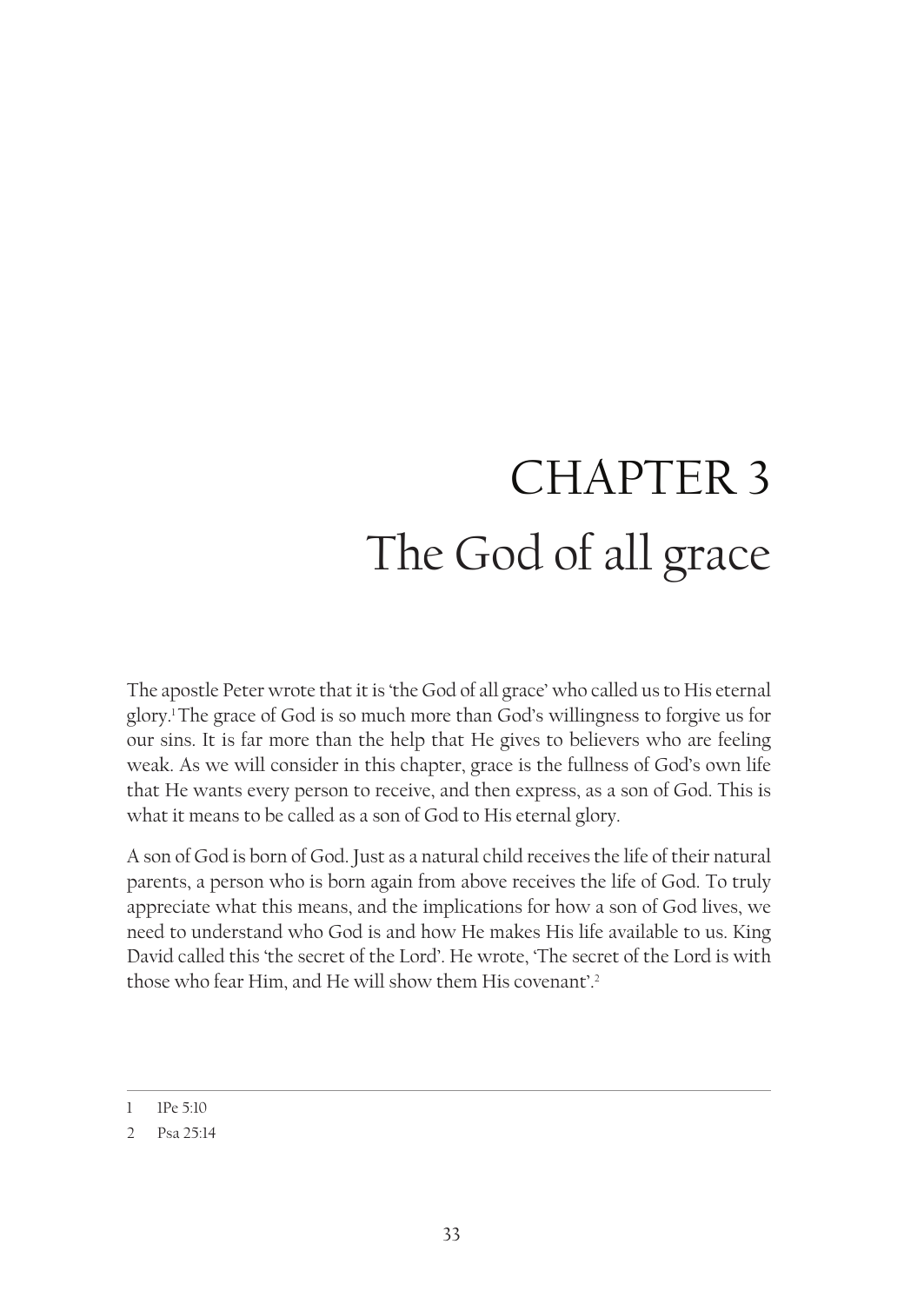# CHAPTER 3
# The God of all grace

The apostle Peter wrote that it is 'the God of all grace' who called us to His eternal glory.[1] The grace of God is so much more than God's willingness to forgive us for our sins. It is far more than the help that He gives to believers who are feeling weak. As we will consider in this chapter, grace is the fullness of God's own life that He wants every person to receive, and then express, as a son of God. This is what it means to be called as a son of God to His eternal glory.

A son of God is born of God. Just as a natural child receives the life of their natural parents, a person who is born again from above receives the life of God. To truly appreciate what this means, and the implications for how a son of God lives, we need to understand who God is and how He makes His life available to us. King David called this 'the secret of the Lord'. He wrote, 'The secret of the Lord is with those who fear Him, and He will show them His covenant'.[2]

---

1 1Pe 5:10

2 Psa 25:14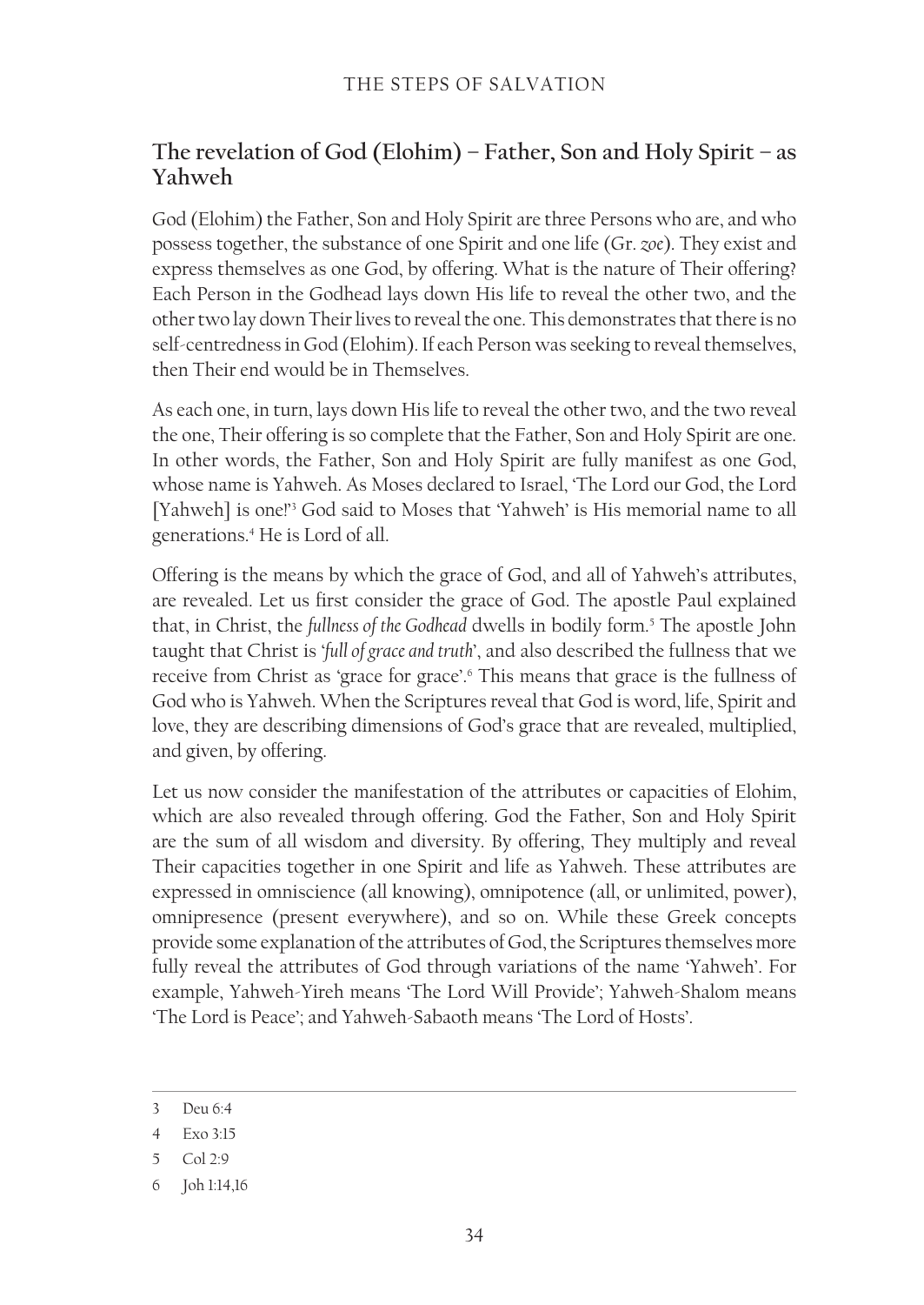## The revelation of God (Elohim) – Father, Son and Holy Spirit – as Yahweh

God (Elohim) the Father, Son and Holy Spirit are three Persons who are, and who possess together, the substance of one Spirit and one life (Gr. *zoe*). They exist and express themselves as one God, by offering. What is the nature of Their offering? Each Person in the Godhead lays down His life to reveal the other two, and the other two lay down Their lives to reveal the one. This demonstrates that there is no self-centredness in God (Elohim). If each Person was seeking to reveal themselves, then Their end would be in Themselves.

As each one, in turn, lays down His life to reveal the other two, and the two reveal the one, Their offering is so complete that the Father, Son and Holy Spirit are one. In other words, the Father, Son and Holy Spirit are fully manifest as one God, whose name is Yahweh. As Moses declared to Israel, 'The Lord our God, the Lord [Yahweh] is one!'[3] God said to Moses that 'Yahweh' is His memorial name to all generations.[4] He is Lord of all.

Offering is the means by which the grace of God, and all of Yahweh's attributes, are revealed. Let us first consider the grace of God. The apostle Paul explained that, in Christ, the *fullness of the Godhead* dwells in bodily form.[5] The apostle John taught that Christ is '*full of grace and truth*', and also described the fullness that we receive from Christ as 'grace for grace'.[6] This means that grace is the fullness of God who is Yahweh. When the Scriptures reveal that God is word, life, Spirit and love, they are describing dimensions of God's grace that are revealed, multiplied, and given, by offering.

Let us now consider the manifestation of the attributes or capacities of Elohim, which are also revealed through offering. God the Father, Son and Holy Spirit are the sum of all wisdom and diversity. By offering, They multiply and reveal Their capacities together in one Spirit and life as Yahweh. These attributes are expressed in omniscience (all knowing), omnipotence (all, or unlimited, power), omnipresence (present everywhere), and so on. While these Greek concepts provide some explanation of the attributes of God, the Scriptures themselves more fully reveal the attributes of God through variations of the name 'Yahweh'. For example, Yahweh-Yireh means 'The Lord Will Provide'; Yahweh-Shalom means 'The Lord is Peace'; and Yahweh-Sabaoth means 'The Lord of Hosts'.

---

3 Deu 6:4

4 Exo 3:15

5 Col 2:9

6 Joh 1:14,16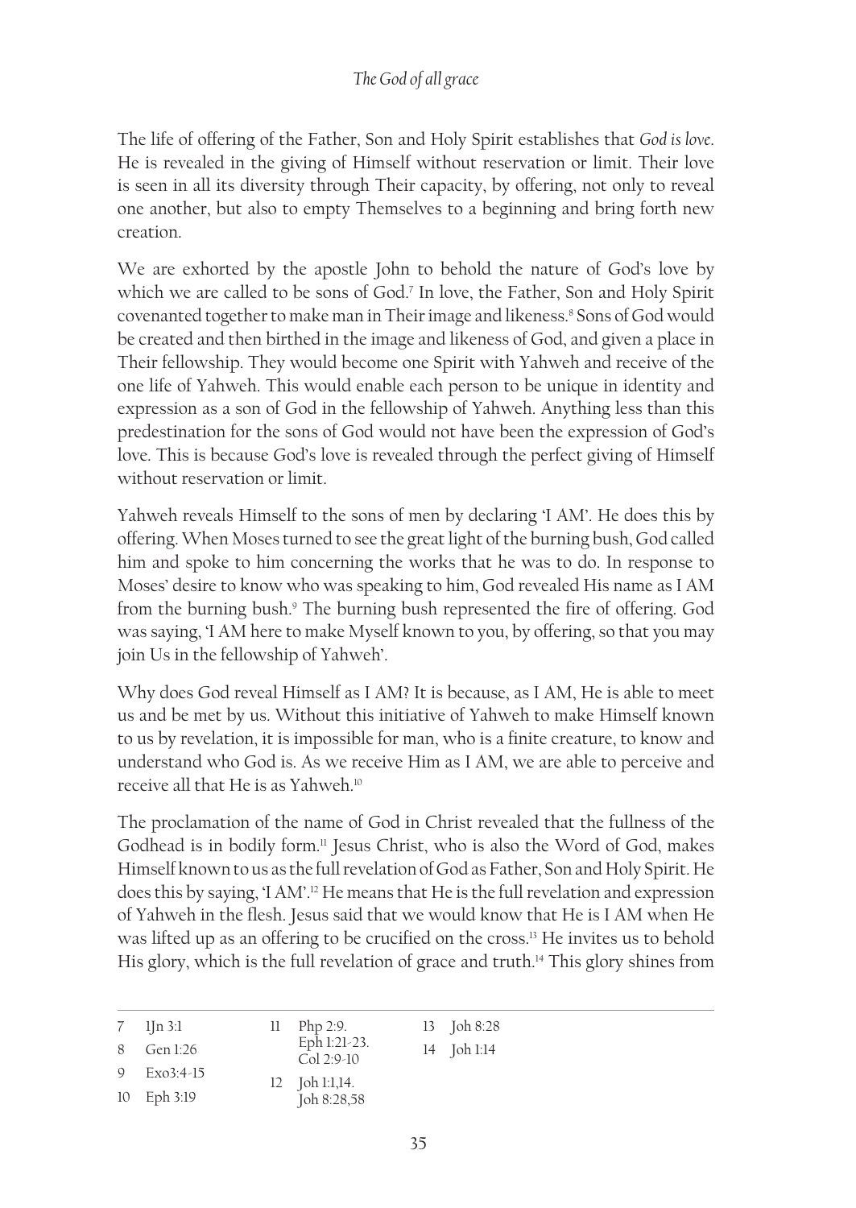The life of offering of the Father, Son and Holy Spirit establishes that *God is love*. He is revealed in the giving of Himself without reservation or limit. Their love is seen in all its diversity through Their capacity, by offering, not only to reveal one another, but also to empty Themselves to a beginning and bring forth new creation.

We are exhorted by the apostle John to behold the nature of God's love by which we are called to be sons of God.[7] In love, the Father, Son and Holy Spirit covenanted together to make man in Their image and likeness.[8] Sons of God would be created and then birthed in the image and likeness of God, and given a place in Their fellowship. They would become one Spirit with Yahweh and receive of the one life of Yahweh. This would enable each person to be unique in identity and expression as a son of God in the fellowship of Yahweh. Anything less than this predestination for the sons of God would not have been the expression of God's love. This is because God's love is revealed through the perfect giving of Himself without reservation or limit.

Yahweh reveals Himself to the sons of men by declaring 'I AM'. He does this by offering. When Moses turned to see the great light of the burning bush, God called him and spoke to him concerning the works that he was to do. In response to Moses' desire to know who was speaking to him, God revealed His name as I AM from the burning bush.[9] The burning bush represented the fire of offering. God was saying, 'I AM here to make Myself known to you, by offering, so that you may join Us in the fellowship of Yahweh'.

Why does God reveal Himself as I AM? It is because, as I AM, He is able to meet us and be met by us. Without this initiative of Yahweh to make Himself known to us by revelation, it is impossible for man, who is a finite creature, to know and understand who God is. As we receive Him as I AM, we are able to perceive and receive all that He is as Yahweh.[10]

The proclamation of the name of God in Christ revealed that the fullness of the Godhead is in bodily form.[11] Jesus Christ, who is also the Word of God, makes Himself known to us as the full revelation of God as Father, Son and Holy Spirit. He does this by saying, 'I AM'.[12] He means that He is the full revelation and expression of Yahweh in the flesh. Jesus said that we would know that He is I AM when He was lifted up as an offering to be crucified on the cross.[13] He invites us to behold His glory, which is the full revelation of grace and truth.[14] This glory shines from

---

7 1Jn 3:1
8 Gen 1:26
9 Exo3:4-15
10 Eph 3:19
11 Php 2:9. Eph 1:21-23. Col 2:9-10
12 Joh 1:1,14. Joh 8:28,58
13 Joh 8:28
14 Joh 1:14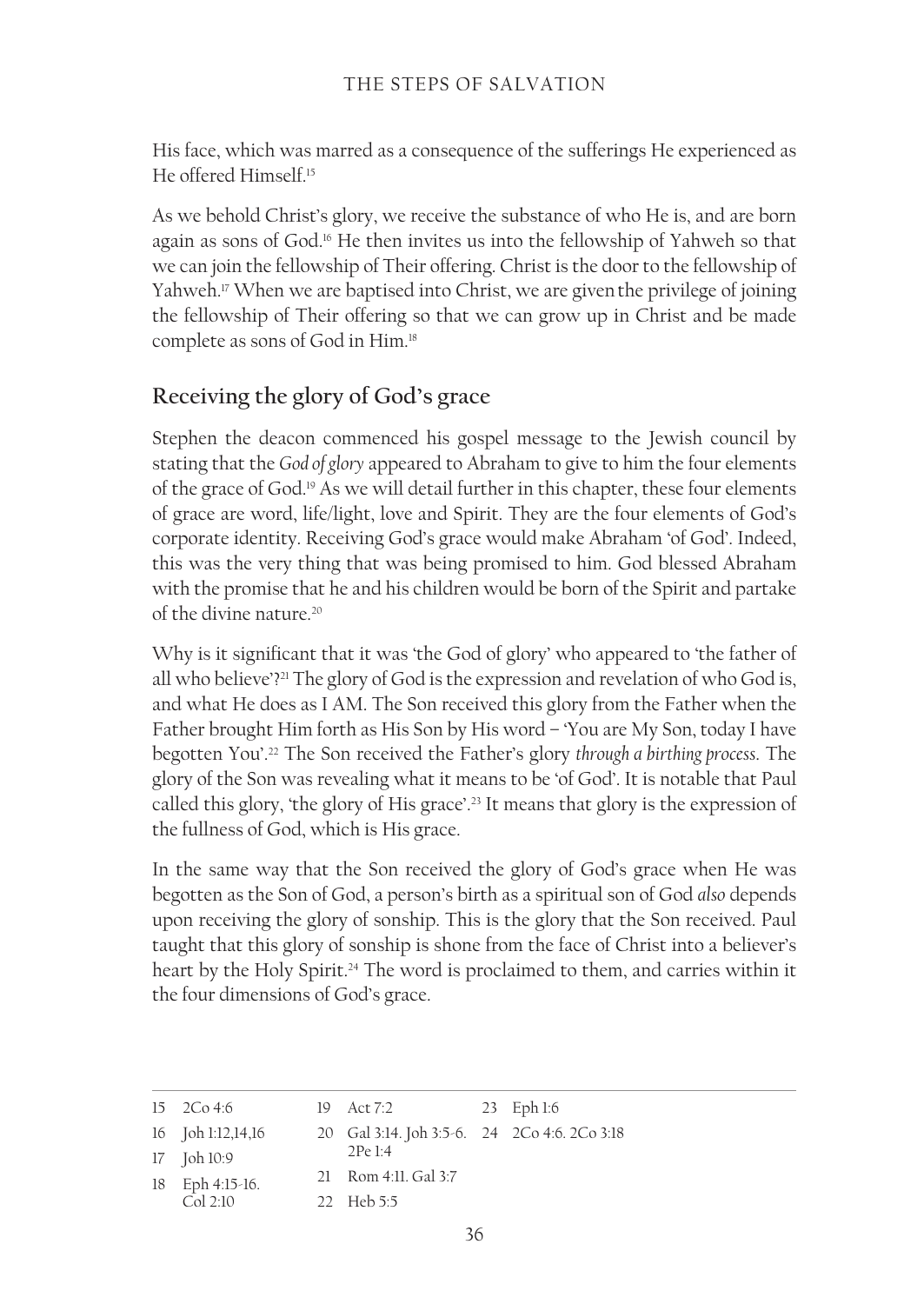His face, which was marred as a consequence of the sufferings He experienced as He offered Himself.[15]

As we behold Christ's glory, we receive the substance of who He is, and are born again as sons of God.[16] He then invites us into the fellowship of Yahweh so that we can join the fellowship of Their offering. Christ is the door to the fellowship of Yahweh.[17] When we are baptised into Christ, we are given the privilege of joining the fellowship of Their offering so that we can grow up in Christ and be made complete as sons of God in Him.[18]

## Receiving the glory of God's grace

Stephen the deacon commenced his gospel message to the Jewish council by stating that the *God of glory* appeared to Abraham to give to him the four elements of the grace of God.[19] As we will detail further in this chapter, these four elements of grace are word, life/light, love and Spirit. They are the four elements of God's corporate identity. Receiving God's grace would make Abraham 'of God'. Indeed, this was the very thing that was being promised to him. God blessed Abraham with the promise that he and his children would be born of the Spirit and partake of the divine nature.[20]

Why is it significant that it was 'the God of glory' who appeared to 'the father of all who believe'?[21] The glory of God is the expression and revelation of who God is, and what He does as I AM. The Son received this glory from the Father when the Father brought Him forth as His Son by His word – 'You are My Son, today I have begotten You'.[22] The Son received the Father's glory *through a birthing process*. The glory of the Son was revealing what it means to be 'of God'. It is notable that Paul called this glory, 'the glory of His grace'.[23] It means that glory is the expression of the fullness of God, which is His grace.

In the same way that the Son received the glory of God's grace when He was begotten as the Son of God, a person's birth as a spiritual son of God *also* depends upon receiving the glory of sonship. This is the glory that the Son received. Paul taught that this glory of sonship is shone from the face of Christ into a believer's heart by the Holy Spirit.[24] The word is proclaimed to them, and carries within it the four dimensions of God's grace.

---

15 2Co 4:6
16 Joh 1:12,14,16
17 Joh 10:9
18 Eph 4:15-16. Col 2:10
19 Act 7:2
20 Gal 3:14. Joh 3:5-6. 2Pe 1:4
21 Rom 4:11. Gal 3:7
22 Heb 5:5
23 Eph 1:6
24 2Co 4:6. 2Co 3:18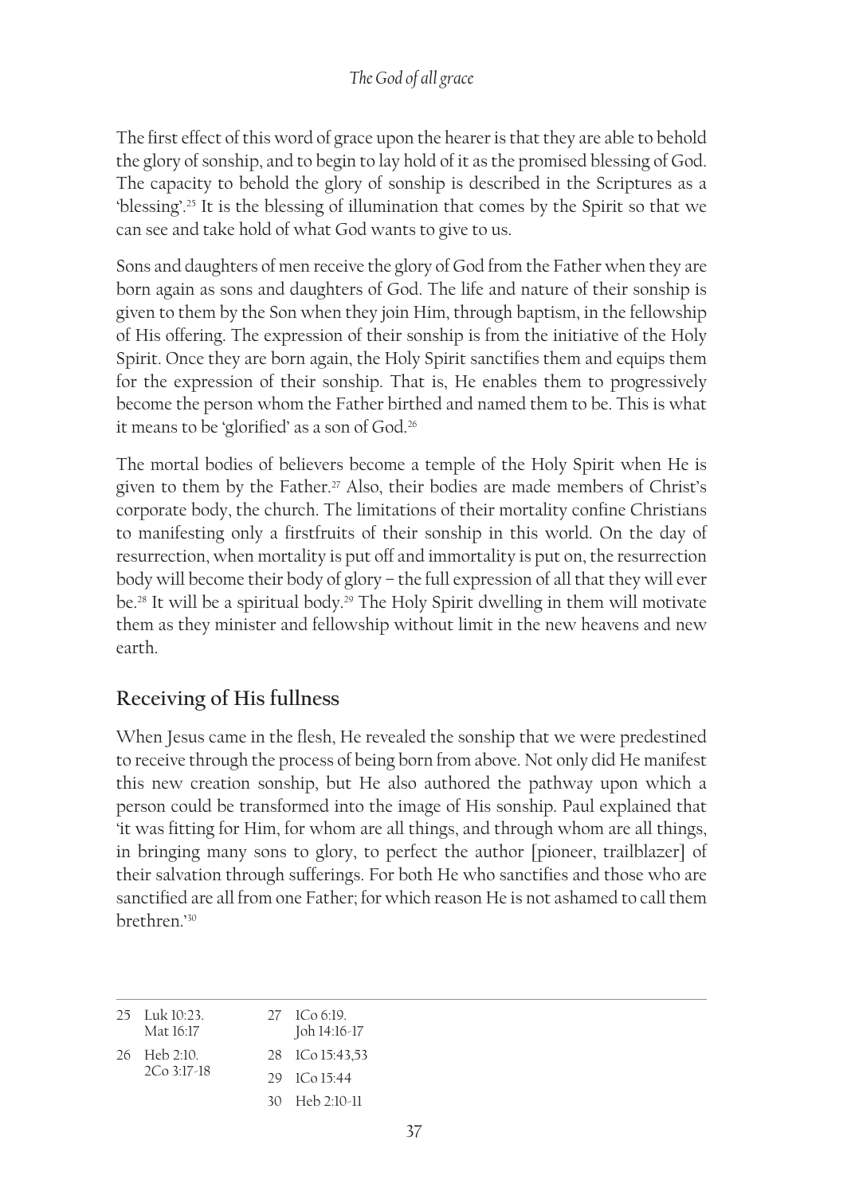The first effect of this word of grace upon the hearer is that they are able to behold the glory of sonship, and to begin to lay hold of it as the promised blessing of God. The capacity to behold the glory of sonship is described in the Scriptures as a 'blessing'.[25] It is the blessing of illumination that comes by the Spirit so that we can see and take hold of what God wants to give to us.

Sons and daughters of men receive the glory of God from the Father when they are born again as sons and daughters of God. The life and nature of their sonship is given to them by the Son when they join Him, through baptism, in the fellowship of His offering. The expression of their sonship is from the initiative of the Holy Spirit. Once they are born again, the Holy Spirit sanctifies them and equips them for the expression of their sonship. That is, He enables them to progressively become the person whom the Father birthed and named them to be. This is what it means to be 'glorified' as a son of God.[26]

The mortal bodies of believers become a temple of the Holy Spirit when He is given to them by the Father.[27] Also, their bodies are made members of Christ's corporate body, the church. The limitations of their mortality confine Christians to manifesting only a firstfruits of their sonship in this world. On the day of resurrection, when mortality is put off and immortality is put on, the resurrection body will become their body of glory – the full expression of all that they will ever be.[28] It will be a spiritual body.[29] The Holy Spirit dwelling in them will motivate them as they minister and fellowship without limit in the new heavens and new earth.

## Receiving of His fullness

When Jesus came in the flesh, He revealed the sonship that we were predestined to receive through the process of being born from above. Not only did He manifest this new creation sonship, but He also authored the pathway upon which a person could be transformed into the image of His sonship. Paul explained that 'it was fitting for Him, for whom are all things, and through whom are all things, in bringing many sons to glory, to perfect the author [pioneer, trailblazer] of their salvation through sufferings. For both He who sanctifies and those who are sanctified are all from one Father; for which reason He is not ashamed to call them brethren.'[30]

---

25 Luk 10:23. Mat 16:17

26 Heb 2:10. 2Co 3:17-18

27 1Co 6:19. Joh 14:16-17

28 1Co 15:43,53

29 1Co 15:44

30 Heb 2:10-11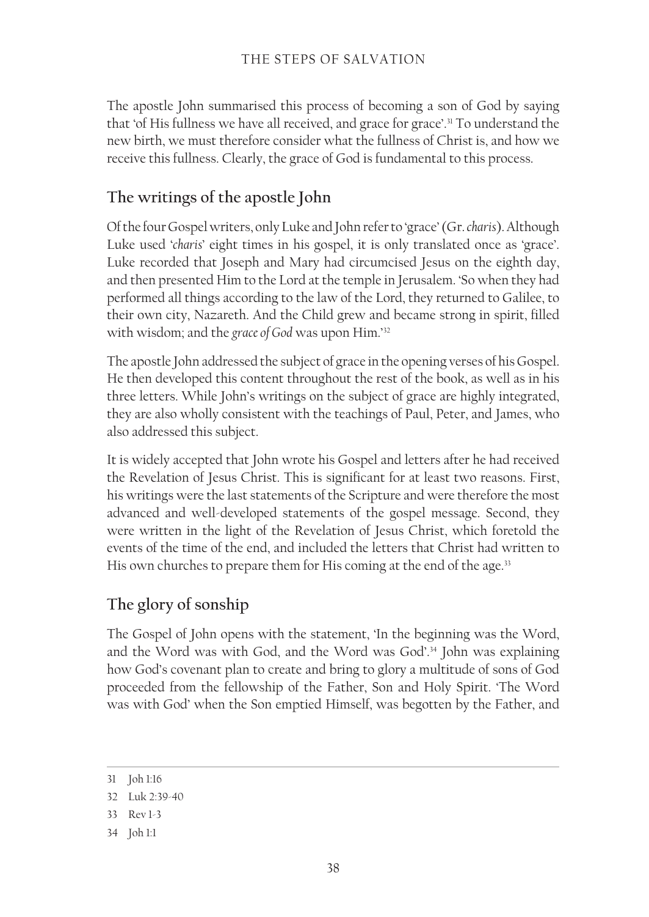The apostle John summarised this process of becoming a son of God by saying that 'of His fullness we have all received, and grace for grace'.[31] To understand the new birth, we must therefore consider what the fullness of Christ is, and how we receive this fullness. Clearly, the grace of God is fundamental to this process.

## The writings of the apostle John

Of the four Gospel writers, only Luke and John refer to 'grace' (Gr. *charis*). Although Luke used '*charis*' eight times in his gospel, it is only translated once as 'grace'. Luke recorded that Joseph and Mary had circumcised Jesus on the eighth day, and then presented Him to the Lord at the temple in Jerusalem. 'So when they had performed all things according to the law of the Lord, they returned to Galilee, to their own city, Nazareth. And the Child grew and became strong in spirit, filled with wisdom; and the *grace of God* was upon Him.'[32]

The apostle John addressed the subject of grace in the opening verses of his Gospel. He then developed this content throughout the rest of the book, as well as in his three letters. While John's writings on the subject of grace are highly integrated, they are also wholly consistent with the teachings of Paul, Peter, and James, who also addressed this subject.

It is widely accepted that John wrote his Gospel and letters after he had received the Revelation of Jesus Christ. This is significant for at least two reasons. First, his writings were the last statements of the Scripture and were therefore the most advanced and well-developed statements of the gospel message. Second, they were written in the light of the Revelation of Jesus Christ, which foretold the events of the time of the end, and included the letters that Christ had written to His own churches to prepare them for His coming at the end of the age.[33]

## The glory of sonship

The Gospel of John opens with the statement, 'In the beginning was the Word, and the Word was with God, and the Word was God'.[34] John was explaining how God's covenant plan to create and bring to glory a multitude of sons of God proceeded from the fellowship of the Father, Son and Holy Spirit. 'The Word was with God' when the Son emptied Himself, was begotten by the Father, and

31 Joh 1:16

32 Luk 2:39-40

33 Rev 1-3

34 Joh 1:1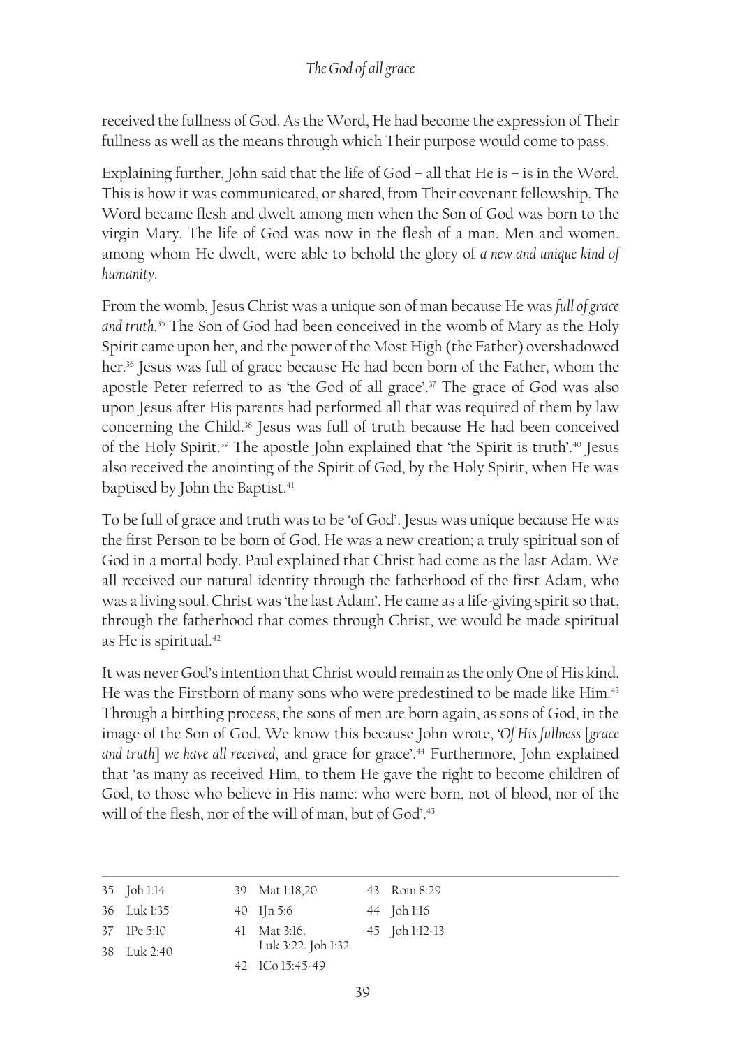received the fullness of God. As the Word, He had become the expression of Their fullness as well as the means through which Their purpose would come to pass.

Explaining further, John said that the life of God – all that He is – is in the Word. This is how it was communicated, or shared, from Their covenant fellowship. The Word became flesh and dwelt among men when the Son of God was born to the virgin Mary. The life of God was now in the flesh of a man. Men and women, among whom He dwelt, were able to behold the glory of *a new and unique kind of humanity*.

From the womb, Jesus Christ was a unique son of man because He was *full of grace and truth*.[35] The Son of God had been conceived in the womb of Mary as the Holy Spirit came upon her, and the power of the Most High (the Father) overshadowed her.[36] Jesus was full of grace because He had been born of the Father, whom the apostle Peter referred to as 'the God of all grace'.[37] The grace of God was also upon Jesus after His parents had performed all that was required of them by law concerning the Child.[38] Jesus was full of truth because He had been conceived of the Holy Spirit.[39] The apostle John explained that 'the Spirit is truth'.[40] Jesus also received the anointing of the Spirit of God, by the Holy Spirit, when He was baptised by John the Baptist.[41]

To be full of grace and truth was to be 'of God'. Jesus was unique because He was the first Person to be born of God. He was a new creation; a truly spiritual son of God in a mortal body. Paul explained that Christ had come as the last Adam. We all received our natural identity through the fatherhood of the first Adam, who was a living soul. Christ was 'the last Adam'. He came as a life-giving spirit so that, through the fatherhood that comes through Christ, we would be made spiritual as He is spiritual.[42]

It was never God's intention that Christ would remain as the only One of His kind. He was the Firstborn of many sons who were predestined to be made like Him.[43] Through a birthing process, the sons of men are born again, as sons of God, in the image of the Son of God. We know this because John wrote, '*Of His fullness* [*grace and truth*] *we have all received*, and grace for grace'.[44] Furthermore, John explained that 'as many as received Him, to them He gave the right to become children of God, to those who believe in His name: who were born, not of blood, nor of the will of the flesh, nor of the will of man, but of God'.[45]

---

35 Joh 1:14
36 Luk 1:35
37 1Pe 5:10
38 Luk 2:40
39 Mat 1:18,20
40 1Jn 5:6
41 Mat 3:16. Luk 3:22. Joh 1:32
42 1Co 15:45-49
43 Rom 8:29
44 Joh 1:16
45 Joh 1:12-13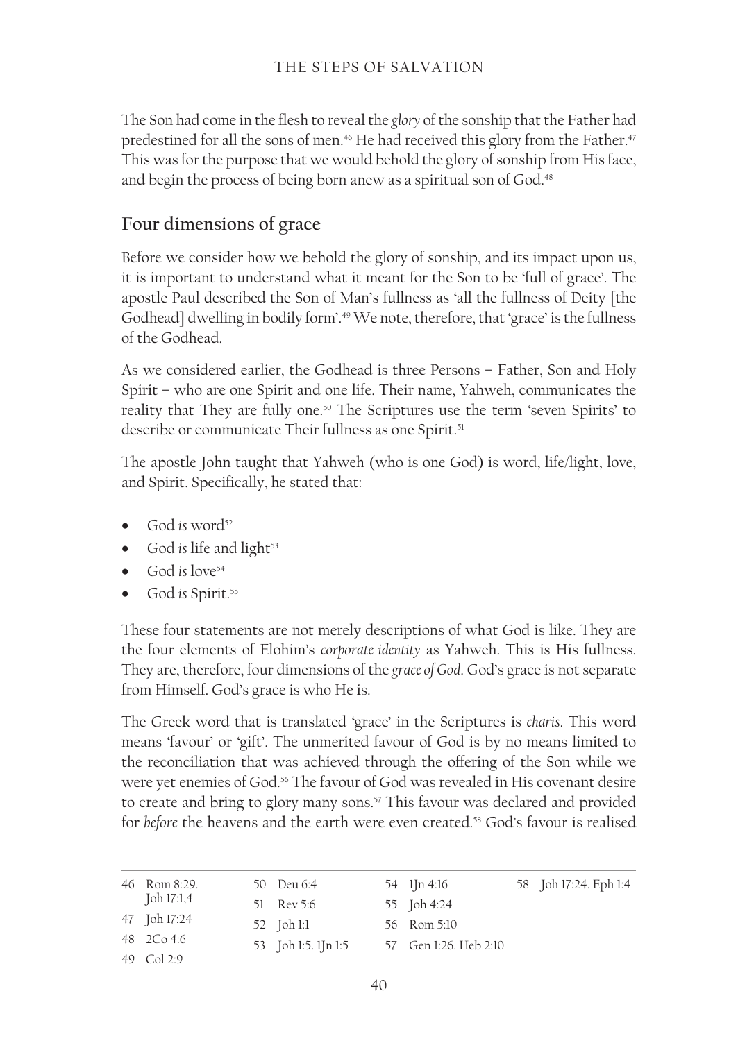The Son had come in the flesh to reveal the *glory* of the sonship that the Father had predestined for all the sons of men.[46] He had received this glory from the Father.[47] This was for the purpose that we would behold the glory of sonship from His face, and begin the process of being born anew as a spiritual son of God.[48]

## Four dimensions of grace

Before we consider how we behold the glory of sonship, and its impact upon us, it is important to understand what it meant for the Son to be 'full of grace'. The apostle Paul described the Son of Man's fullness as 'all the fullness of Deity [the Godhead] dwelling in bodily form'.[49] We note, therefore, that 'grace' is the fullness of the Godhead.

As we considered earlier, the Godhead is three Persons – Father, Son and Holy Spirit – who are one Spirit and one life. Their name, Yahweh, communicates the reality that They are fully one.[50] The Scriptures use the term 'seven Spirits' to describe or communicate Their fullness as one Spirit.[51]

The apostle John taught that Yahweh (who is one God) is word, life/light, love, and Spirit. Specifically, he stated that:

- God *is* word[52]
- God *is* life and light[53]
- God *is* love[54]
- God *is* Spirit.[55]

These four statements are not merely descriptions of what God is like. They are the four elements of Elohim's *corporate identity* as Yahweh. This is His fullness. They are, therefore, four dimensions of the *grace of God*. God's grace is not separate from Himself. God's grace is who He is.

The Greek word that is translated 'grace' in the Scriptures is *charis*. This word means 'favour' or 'gift'. The unmerited favour of God is by no means limited to the reconciliation that was achieved through the offering of the Son while we were yet enemies of God.[56] The favour of God was revealed in His covenant desire to create and bring to glory many sons.[57] This favour was declared and provided for *before* the heavens and the earth were even created.[58] God's favour is realised

---

46 Rom 8:29. Joh 17:1,4
47 Joh 17:24
48 2Co 4:6
49 Col 2:9
50 Deu 6:4
51 Rev 5:6
52 Joh 1:1
53 Joh 1:5. 1Jn 1:5
54 1Jn 4:16
55 Joh 4:24
56 Rom 5:10
57 Gen 1:26. Heb 2:10
58 Joh 17:24. Eph 1:4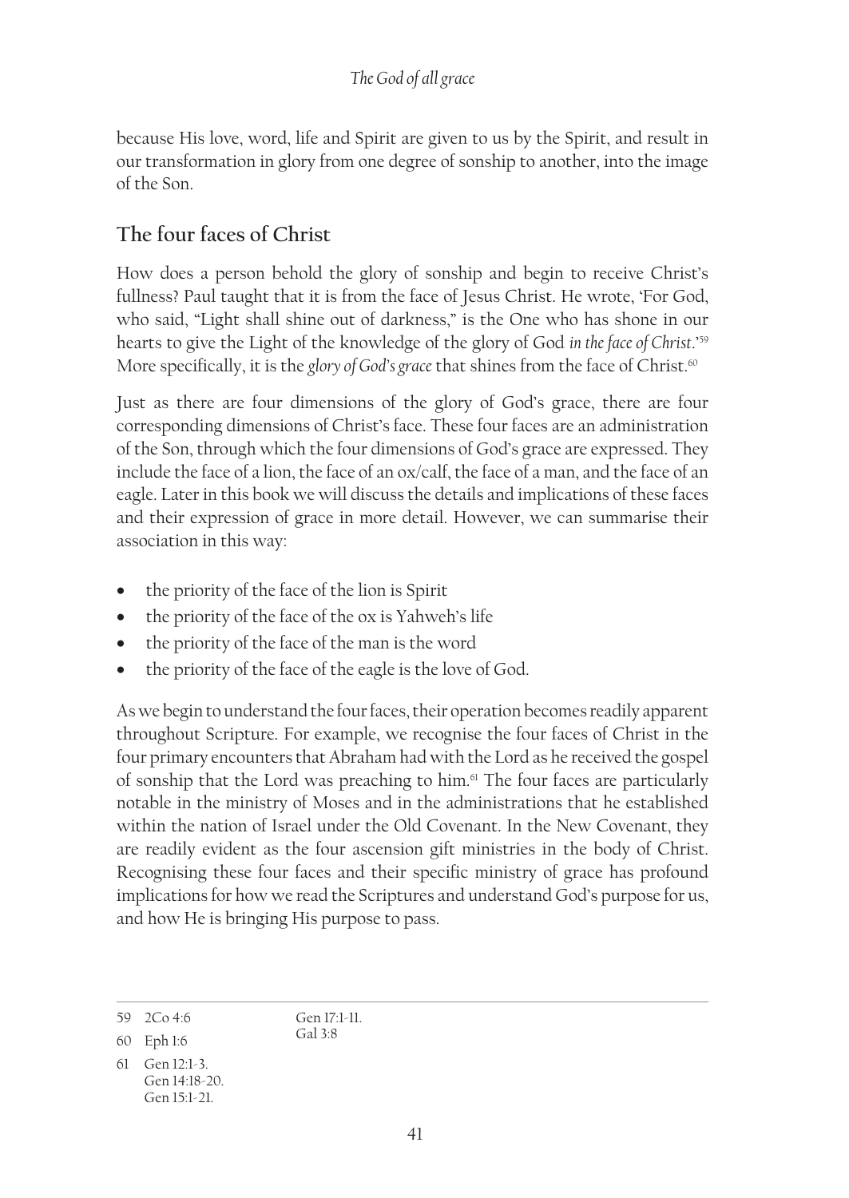because His love, word, life and Spirit are given to us by the Spirit, and result in our transformation in glory from one degree of sonship to another, into the image of the Son.

## The four faces of Christ

How does a person behold the glory of sonship and begin to receive Christ's fullness? Paul taught that it is from the face of Jesus Christ. He wrote, 'For God, who said, "Light shall shine out of darkness," is the One who has shone in our hearts to give the Light of the knowledge of the glory of God *in the face of Christ*.'[59] More specifically, it is the *glory of God's grace* that shines from the face of Christ.[60]

Just as there are four dimensions of the glory of God's grace, there are four corresponding dimensions of Christ's face. These four faces are an administration of the Son, through which the four dimensions of God's grace are expressed. They include the face of a lion, the face of an ox/calf, the face of a man, and the face of an eagle. Later in this book we will discuss the details and implications of these faces and their expression of grace in more detail. However, we can summarise their association in this way:

- the priority of the face of the lion is Spirit
- the priority of the face of the ox is Yahweh's life
- the priority of the face of the man is the word
- the priority of the face of the eagle is the love of God.

As we begin to understand the four faces, their operation becomes readily apparent throughout Scripture. For example, we recognise the four faces of Christ in the four primary encounters that Abraham had with the Lord as he received the gospel of sonship that the Lord was preaching to him.[61] The four faces are particularly notable in the ministry of Moses and in the administrations that he established within the nation of Israel under the Old Covenant. In the New Covenant, they are readily evident as the four ascension gift ministries in the body of Christ. Recognising these four faces and their specific ministry of grace has profound implications for how we read the Scriptures and understand God's purpose for us, and how He is bringing His purpose to pass.

---

59 2Co 4:6

60 Eph 1:6

61 Gen 12:1-3. Gen 14:18-20. Gen 15:1-21. Gen 17:1-11. Gal 3:8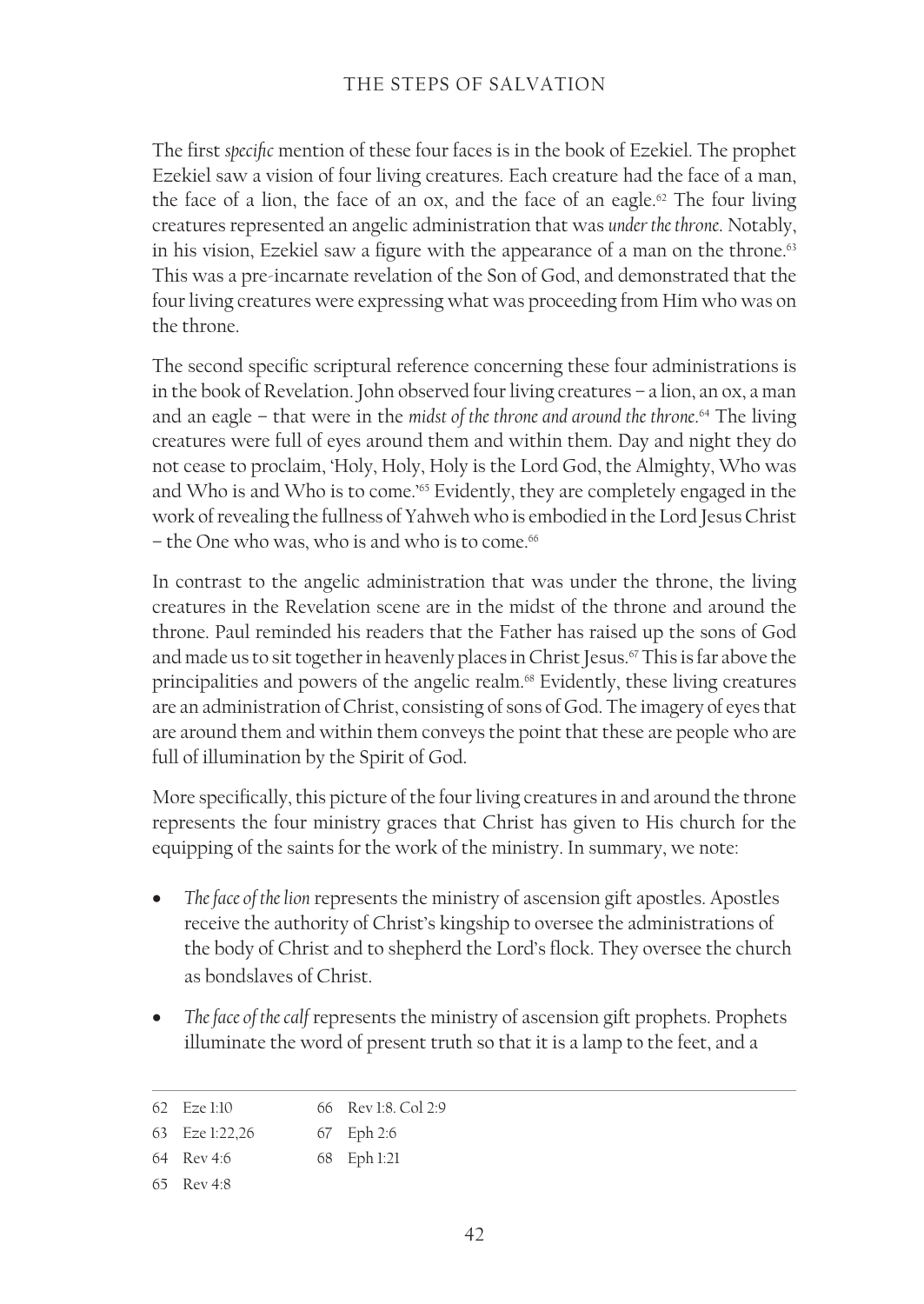The first *specific* mention of these four faces is in the book of Ezekiel. The prophet Ezekiel saw a vision of four living creatures. Each creature had the face of a man, the face of a lion, the face of an ox, and the face of an eagle.[62] The four living creatures represented an angelic administration that was *under the throne*. Notably, in his vision, Ezekiel saw a figure with the appearance of a man on the throne.[63] This was a pre-incarnate revelation of the Son of God, and demonstrated that the four living creatures were expressing what was proceeding from Him who was on the throne.

The second specific scriptural reference concerning these four administrations is in the book of Revelation. John observed four living creatures – a lion, an ox, a man and an eagle – that were in the *midst of the throne and around the throne*.[64] The living creatures were full of eyes around them and within them. Day and night they do not cease to proclaim, 'Holy, Holy, Holy is the Lord God, the Almighty, Who was and Who is and Who is to come.'[65] Evidently, they are completely engaged in the work of revealing the fullness of Yahweh who is embodied in the Lord Jesus Christ – the One who was, who is and who is to come.[66]

In contrast to the angelic administration that was under the throne, the living creatures in the Revelation scene are in the midst of the throne and around the throne. Paul reminded his readers that the Father has raised up the sons of God and made us to sit together in heavenly places in Christ Jesus.[67] This is far above the principalities and powers of the angelic realm.[68] Evidently, these living creatures are an administration of Christ, consisting of sons of God. The imagery of eyes that are around them and within them conveys the point that these are people who are full of illumination by the Spirit of God.

More specifically, this picture of the four living creatures in and around the throne represents the four ministry graces that Christ has given to His church for the equipping of the saints for the work of the ministry. In summary, we note:

- *The face of the lion* represents the ministry of ascension gift apostles. Apostles receive the authority of Christ's kingship to oversee the administrations of the body of Christ and to shepherd the Lord's flock. They oversee the church as bondslaves of Christ.
- *The face of the calf* represents the ministry of ascension gift prophets. Prophets illuminate the word of present truth so that it is a lamp to the feet, and a

---

62 Eze 1:10
63 Eze 1:22,26
64 Rev 4:6
65 Rev 4:8
66 Rev 1:8. Col 2:9
67 Eph 2:6
68 Eph 1:21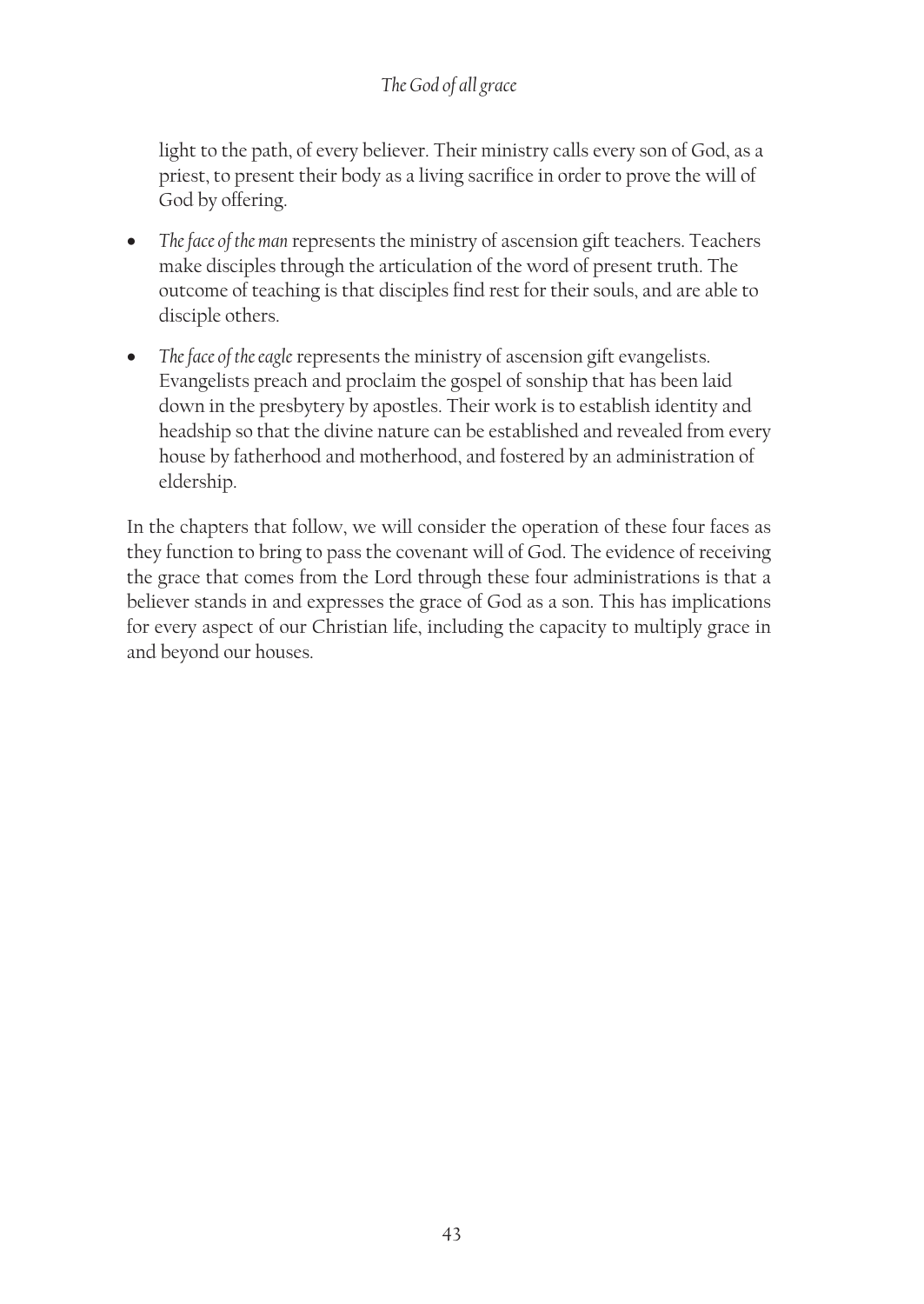light to the path, of every believer. Their ministry calls every son of God, as a priest, to present their body as a living sacrifice in order to prove the will of God by offering.

- *The face of the man* represents the ministry of ascension gift teachers. Teachers make disciples through the articulation of the word of present truth. The outcome of teaching is that disciples find rest for their souls, and are able to disciple others.
- *The face of the eagle* represents the ministry of ascension gift evangelists. Evangelists preach and proclaim the gospel of sonship that has been laid down in the presbytery by apostles. Their work is to establish identity and headship so that the divine nature can be established and revealed from every house by fatherhood and motherhood, and fostered by an administration of eldership.

In the chapters that follow, we will consider the operation of these four faces as they function to bring to pass the covenant will of God. The evidence of receiving the grace that comes from the Lord through these four administrations is that a believer stands in and expresses the grace of God as a son. This has implications for every aspect of our Christian life, including the capacity to multiply grace in and beyond our houses.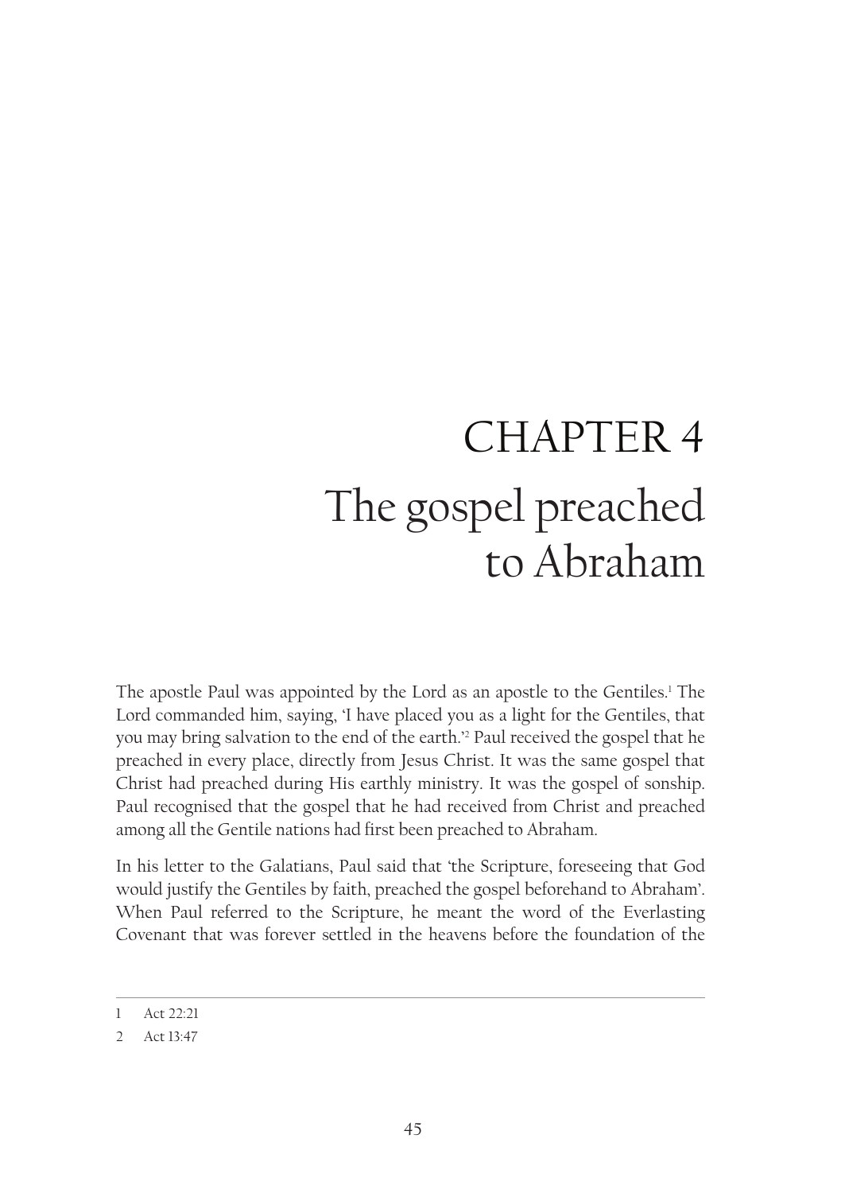# CHAPTER 4
# The gospel preached to Abraham

The apostle Paul was appointed by the Lord as an apostle to the Gentiles.[1] The Lord commanded him, saying, 'I have placed you as a light for the Gentiles, that you may bring salvation to the end of the earth.'[2] Paul received the gospel that he preached in every place, directly from Jesus Christ. It was the same gospel that Christ had preached during His earthly ministry. It was the gospel of sonship. Paul recognised that the gospel that he had received from Christ and preached among all the Gentile nations had first been preached to Abraham.

In his letter to the Galatians, Paul said that 'the Scripture, foreseeing that God would justify the Gentiles by faith, preached the gospel beforehand to Abraham'. When Paul referred to the Scripture, he meant the word of the Everlasting Covenant that was forever settled in the heavens before the foundation of the

---

1 Act 22:21

2 Act 13:47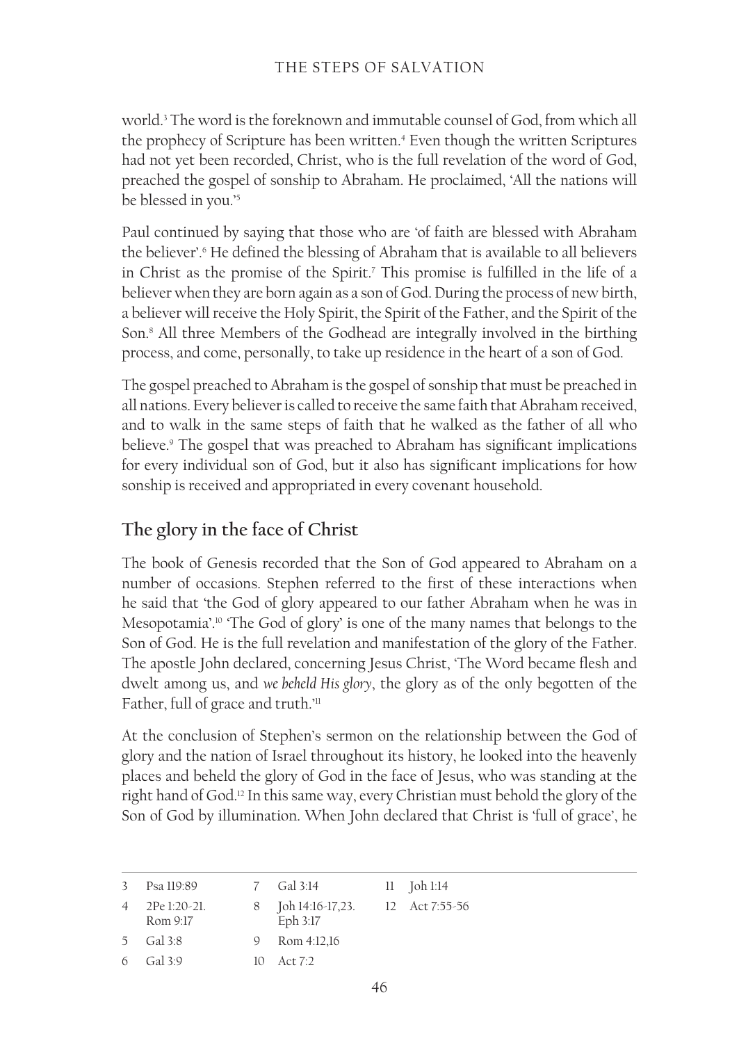world.[3] The word is the foreknown and immutable counsel of God, from which all the prophecy of Scripture has been written.[4] Even though the written Scriptures had not yet been recorded, Christ, who is the full revelation of the word of God, preached the gospel of sonship to Abraham. He proclaimed, 'All the nations will be blessed in you.'[5]

Paul continued by saying that those who are 'of faith are blessed with Abraham the believer'.[6] He defined the blessing of Abraham that is available to all believers in Christ as the promise of the Spirit.[7] This promise is fulfilled in the life of a believer when they are born again as a son of God. During the process of new birth, a believer will receive the Holy Spirit, the Spirit of the Father, and the Spirit of the Son.[8] All three Members of the Godhead are integrally involved in the birthing process, and come, personally, to take up residence in the heart of a son of God.

The gospel preached to Abraham is the gospel of sonship that must be preached in all nations. Every believer is called to receive the same faith that Abraham received, and to walk in the same steps of faith that he walked as the father of all who believe.[9] The gospel that was preached to Abraham has significant implications for every individual son of God, but it also has significant implications for how sonship is received and appropriated in every covenant household.

## The glory in the face of Christ

The book of Genesis recorded that the Son of God appeared to Abraham on a number of occasions. Stephen referred to the first of these interactions when he said that 'the God of glory appeared to our father Abraham when he was in Mesopotamia'.[10] 'The God of glory' is one of the many names that belongs to the Son of God. He is the full revelation and manifestation of the glory of the Father. The apostle John declared, concerning Jesus Christ, 'The Word became flesh and dwelt among us, and *we beheld His glory*, the glory as of the only begotten of the Father, full of grace and truth.'[11]

At the conclusion of Stephen's sermon on the relationship between the God of glory and the nation of Israel throughout its history, he looked into the heavenly places and beheld the glory of God in the face of Jesus, who was standing at the right hand of God.[12] In this same way, every Christian must behold the glory of the Son of God by illumination. When John declared that Christ is 'full of grace', he

---

3 Psa 119:89
4 2Pe 1:20-21. Rom 9:17
5 Gal 3:8
6 Gal 3:9
7 Gal 3:14
8 Joh 14:16-17,23. Eph 3:17
9 Rom 4:12,16
10 Act 7:2
11 Joh 1:14
12 Act 7:55-56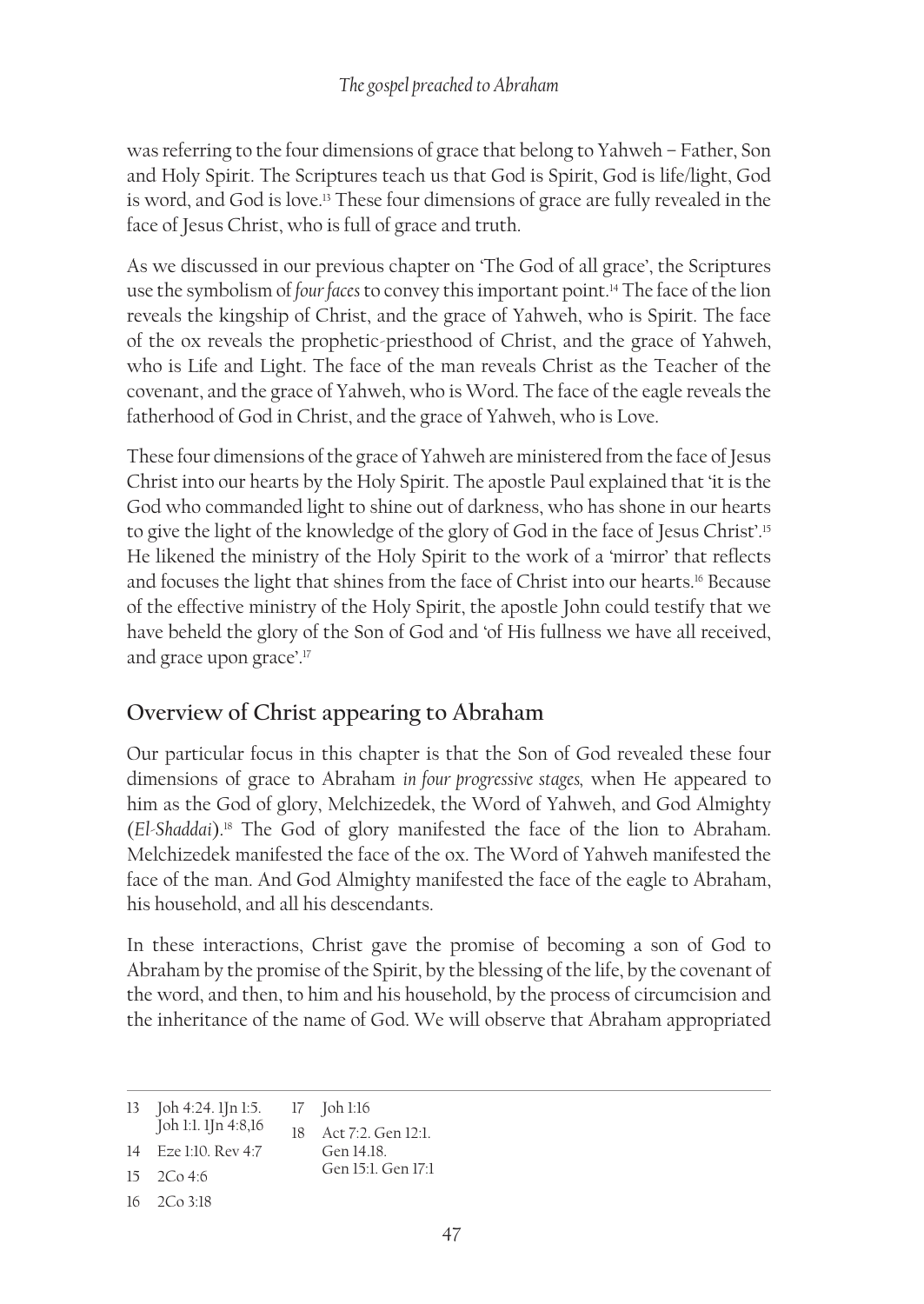was referring to the four dimensions of grace that belong to Yahweh – Father, Son and Holy Spirit. The Scriptures teach us that God is Spirit, God is life/light, God is word, and God is love.[13] These four dimensions of grace are fully revealed in the face of Jesus Christ, who is full of grace and truth.

As we discussed in our previous chapter on 'The God of all grace', the Scriptures use the symbolism of *four faces* to convey this important point.[14] The face of the lion reveals the kingship of Christ, and the grace of Yahweh, who is Spirit. The face of the ox reveals the prophetic-priesthood of Christ, and the grace of Yahweh, who is Life and Light. The face of the man reveals Christ as the Teacher of the covenant, and the grace of Yahweh, who is Word. The face of the eagle reveals the fatherhood of God in Christ, and the grace of Yahweh, who is Love.

These four dimensions of the grace of Yahweh are ministered from the face of Jesus Christ into our hearts by the Holy Spirit. The apostle Paul explained that 'it is the God who commanded light to shine out of darkness, who has shone in our hearts to give the light of the knowledge of the glory of God in the face of Jesus Christ'.[15] He likened the ministry of the Holy Spirit to the work of a 'mirror' that reflects and focuses the light that shines from the face of Christ into our hearts.[16] Because of the effective ministry of the Holy Spirit, the apostle John could testify that we have beheld the glory of the Son of God and 'of His fullness we have all received, and grace upon grace'.[17]

## Overview of Christ appearing to Abraham

Our particular focus in this chapter is that the Son of God revealed these four dimensions of grace to Abraham *in four progressive stages,* when He appeared to him as the God of glory, Melchizedek, the Word of Yahweh, and God Almighty (*El-Shaddai*).[18] The God of glory manifested the face of the lion to Abraham. Melchizedek manifested the face of the ox. The Word of Yahweh manifested the face of the man. And God Almighty manifested the face of the eagle to Abraham, his household, and all his descendants.

In these interactions, Christ gave the promise of becoming a son of God to Abraham by the promise of the Spirit, by the blessing of the life, by the covenant of the word, and then, to him and his household, by the process of circumcision and the inheritance of the name of God. We will observe that Abraham appropriated

---

13 Joh 4:24. 1Jn 1:5. Joh 1:1. 1Jn 4:8,16

14 Eze 1:10. Rev 4:7

15 2Co 4:6

16 2Co 3:18

17 Joh 1:16

18 Act 7:2. Gen 12:1. Gen 14.18. Gen 15:1. Gen 17:1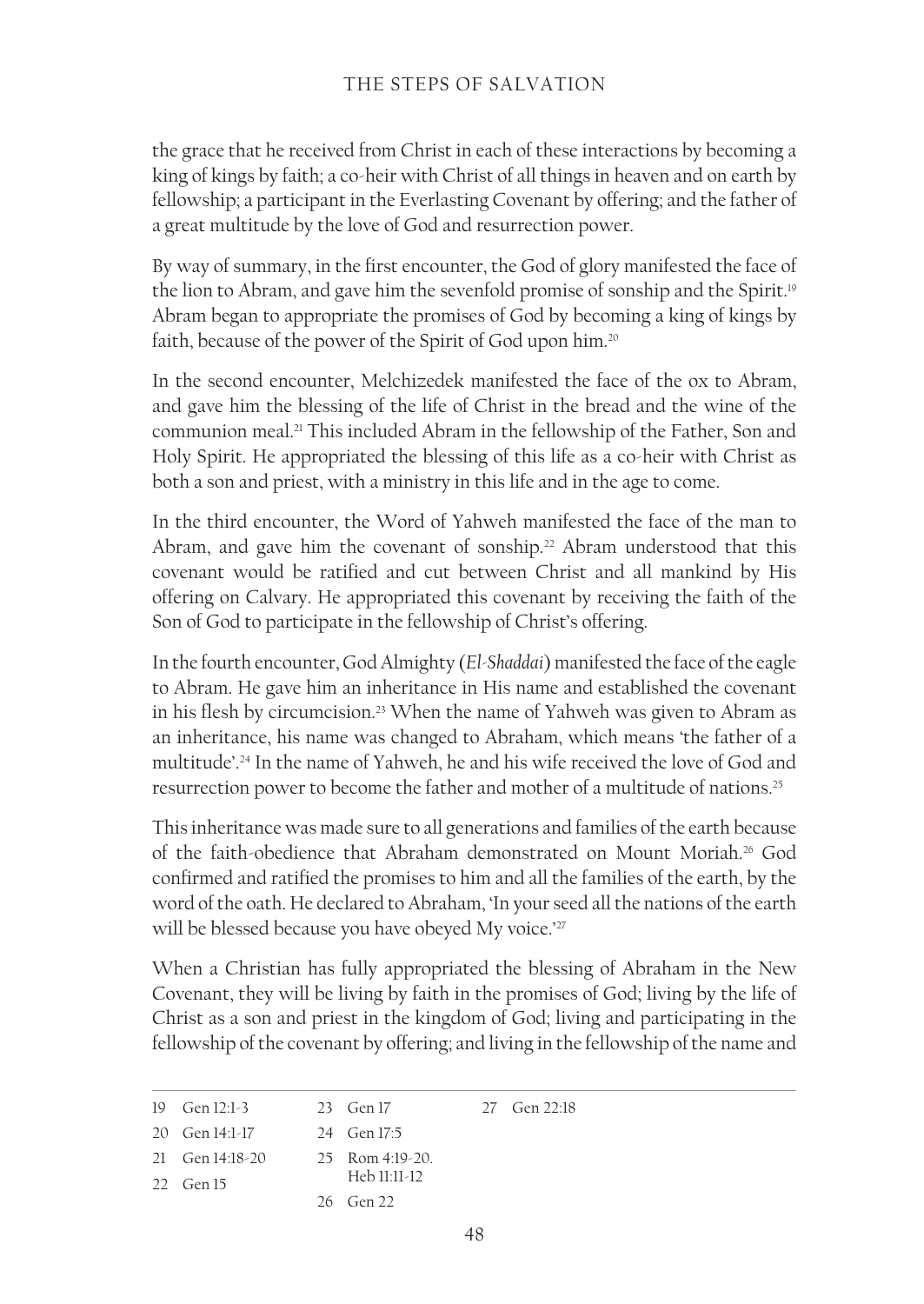the grace that he received from Christ in each of these interactions by becoming a king of kings by faith; a co-heir with Christ of all things in heaven and on earth by fellowship; a participant in the Everlasting Covenant by offering; and the father of a great multitude by the love of God and resurrection power.

By way of summary, in the first encounter, the God of glory manifested the face of the lion to Abram, and gave him the sevenfold promise of sonship and the Spirit.[19] Abram began to appropriate the promises of God by becoming a king of kings by faith, because of the power of the Spirit of God upon him.[20]

In the second encounter, Melchizedek manifested the face of the ox to Abram, and gave him the blessing of the life of Christ in the bread and the wine of the communion meal.[21] This included Abram in the fellowship of the Father, Son and Holy Spirit. He appropriated the blessing of this life as a co-heir with Christ as both a son and priest, with a ministry in this life and in the age to come.

In the third encounter, the Word of Yahweh manifested the face of the man to Abram, and gave him the covenant of sonship.[22] Abram understood that this covenant would be ratified and cut between Christ and all mankind by His offering on Calvary. He appropriated this covenant by receiving the faith of the Son of God to participate in the fellowship of Christ's offering.

In the fourth encounter, God Almighty (*El-Shaddai*) manifested the face of the eagle to Abram. He gave him an inheritance in His name and established the covenant in his flesh by circumcision.[23] When the name of Yahweh was given to Abram as an inheritance, his name was changed to Abraham, which means 'the father of a multitude'.[24] In the name of Yahweh, he and his wife received the love of God and resurrection power to become the father and mother of a multitude of nations.[25]

This inheritance was made sure to all generations and families of the earth because of the faith-obedience that Abraham demonstrated on Mount Moriah.[26] God confirmed and ratified the promises to him and all the families of the earth, by the word of the oath. He declared to Abraham, 'In your seed all the nations of the earth will be blessed because you have obeyed My voice.'[27]

When a Christian has fully appropriated the blessing of Abraham in the New Covenant, they will be living by faith in the promises of God; living by the life of Christ as a son and priest in the kingdom of God; living and participating in the fellowship of the covenant by offering; and living in the fellowship of the name and

---

19 Gen 12:1-3
20 Gen 14:1-17
21 Gen 14:18-20
22 Gen 15
23 Gen 17
24 Gen 17:5
25 Rom 4:19-20. Heb 11:11-12
26 Gen 22
27 Gen 22:18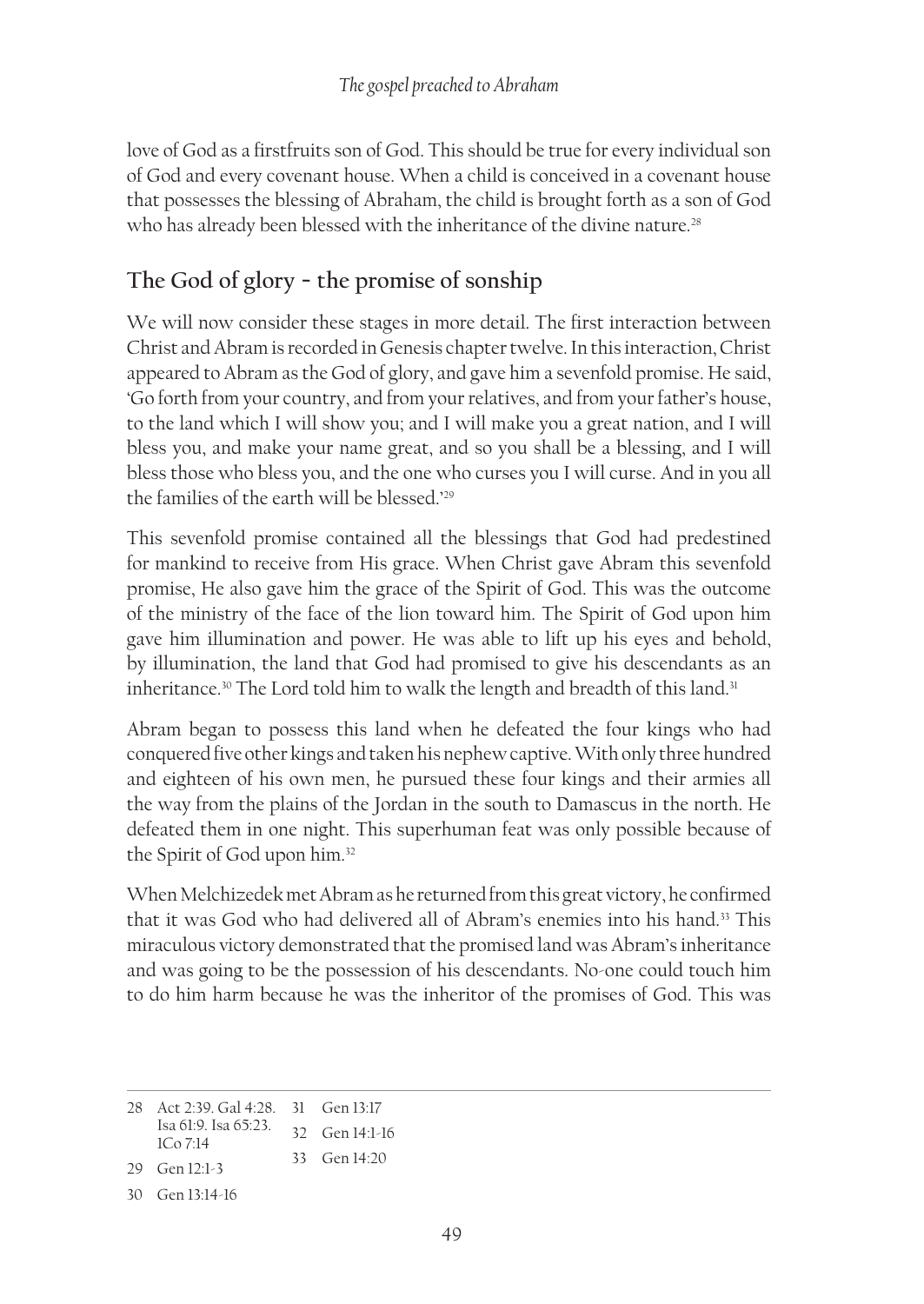love of God as a firstfruits son of God. This should be true for every individual son of God and every covenant house. When a child is conceived in a covenant house that possesses the blessing of Abraham, the child is brought forth as a son of God who has already been blessed with the inheritance of the divine nature.[28]

## The God of glory – the promise of sonship

We will now consider these stages in more detail. The first interaction between Christ and Abram is recorded in Genesis chapter twelve. In this interaction, Christ appeared to Abram as the God of glory, and gave him a sevenfold promise. He said, 'Go forth from your country, and from your relatives, and from your father's house, to the land which I will show you; and I will make you a great nation, and I will bless you, and make your name great, and so you shall be a blessing, and I will bless those who bless you, and the one who curses you I will curse. And in you all the families of the earth will be blessed.'[29]

This sevenfold promise contained all the blessings that God had predestined for mankind to receive from His grace. When Christ gave Abram this sevenfold promise, He also gave him the grace of the Spirit of God. This was the outcome of the ministry of the face of the lion toward him. The Spirit of God upon him gave him illumination and power. He was able to lift up his eyes and behold, by illumination, the land that God had promised to give his descendants as an inheritance.[30] The Lord told him to walk the length and breadth of this land.[31]

Abram began to possess this land when he defeated the four kings who had conquered five other kings and taken his nephew captive. With only three hundred and eighteen of his own men, he pursued these four kings and their armies all the way from the plains of the Jordan in the south to Damascus in the north. He defeated them in one night. This superhuman feat was only possible because of the Spirit of God upon him.[32]

When Melchizedek met Abram as he returned from this great victory, he confirmed that it was God who had delivered all of Abram's enemies into his hand.[33] This miraculous victory demonstrated that the promised land was Abram's inheritance and was going to be the possession of his descendants. No-one could touch him to do him harm because he was the inheritor of the promises of God. This was

---

28 Act 2:39. Gal 4:28. Isa 61:9. Isa 65:23. 1Co 7:14

29 Gen 12:1-3

30 Gen 13:14-16

31 Gen 13:17

32 Gen 14:1-16

33 Gen 14:20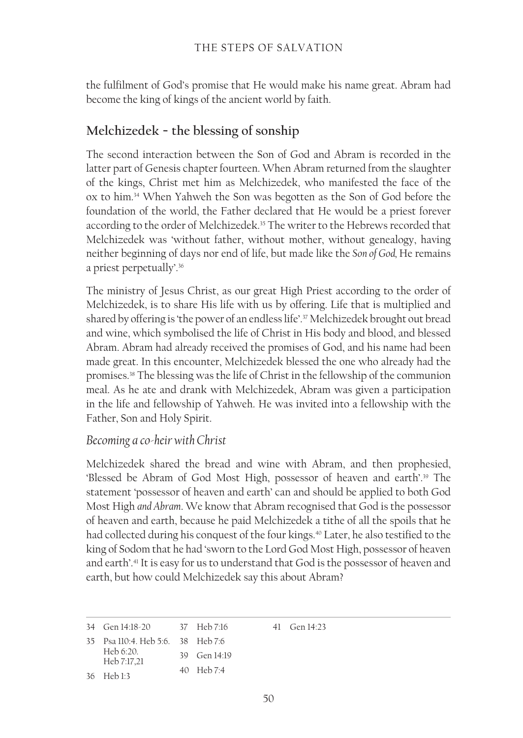the fulfilment of God's promise that He would make his name great. Abram had become the king of kings of the ancient world by faith.

## Melchizedek – the blessing of sonship

The second interaction between the Son of God and Abram is recorded in the latter part of Genesis chapter fourteen. When Abram returned from the slaughter of the kings, Christ met him as Melchizedek, who manifested the face of the ox to him.[34] When Yahweh the Son was begotten as the Son of God before the foundation of the world, the Father declared that He would be a priest forever according to the order of Melchizedek.[35] The writer to the Hebrews recorded that Melchizedek was 'without father, without mother, without genealogy, having neither beginning of days nor end of life, but made like the *Son of God*, He remains a priest perpetually'.[36]

The ministry of Jesus Christ, as our great High Priest according to the order of Melchizedek, is to share His life with us by offering. Life that is multiplied and shared by offering is 'the power of an endless life'.[37] Melchizedek brought out bread and wine, which symbolised the life of Christ in His body and blood, and blessed Abram. Abram had already received the promises of God, and his name had been made great. In this encounter, Melchizedek blessed the one who already had the promises.[38] The blessing was the life of Christ in the fellowship of the communion meal. As he ate and drank with Melchizedek, Abram was given a participation in the life and fellowship of Yahweh. He was invited into a fellowship with the Father, Son and Holy Spirit.

### *Becoming a co-heir with Christ*

Melchizedek shared the bread and wine with Abram, and then prophesied, 'Blessed be Abram of God Most High, possessor of heaven and earth'.[39] The statement 'possessor of heaven and earth' can and should be applied to both God Most High *and Abram*. We know that Abram recognised that God is the possessor of heaven and earth, because he paid Melchizedek a tithe of all the spoils that he had collected during his conquest of the four kings.[40] Later, he also testified to the king of Sodom that he had 'sworn to the Lord God Most High, possessor of heaven and earth'.[41] It is easy for us to understand that God is the possessor of heaven and earth, but how could Melchizedek say this about Abram?

---

34 Gen 14:18-20
35 Psa 110:4. Heb 5:6. Heb 6:20. Heb 7:17,21
36 Heb 1:3
37 Heb 7:16
38 Heb 7:6
39 Gen 14:19
40 Heb 7:4
41 Gen 14:23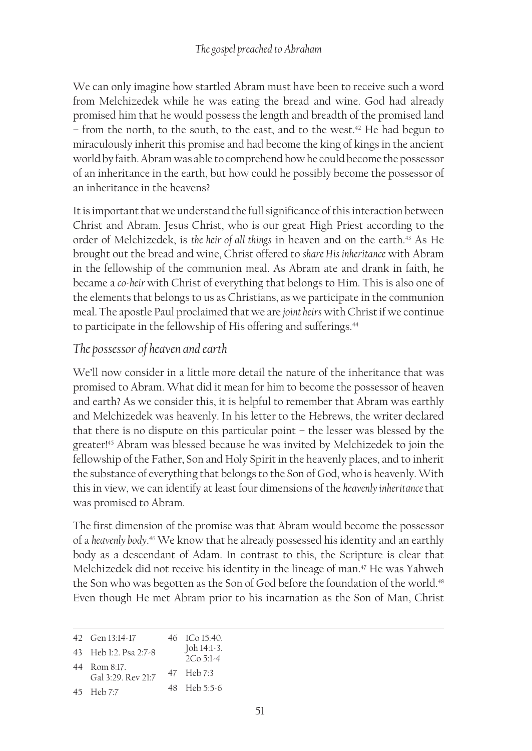We can only imagine how startled Abram must have been to receive such a word from Melchizedek while he was eating the bread and wine. God had already promised him that he would possess the length and breadth of the promised land – from the north, to the south, to the east, and to the west.[42] He had begun to miraculously inherit this promise and had become the king of kings in the ancient world by faith. Abram was able to comprehend how he could become the possessor of an inheritance in the earth, but how could he possibly become the possessor of an inheritance in the heavens?

It is important that we understand the full significance of this interaction between Christ and Abram. Jesus Christ, who is our great High Priest according to the order of Melchizedek, is *the heir of all things* in heaven and on the earth.[43] As He brought out the bread and wine, Christ offered to *share His inheritance* with Abram in the fellowship of the communion meal. As Abram ate and drank in faith, he became a *co-heir* with Christ of everything that belongs to Him. This is also one of the elements that belongs to us as Christians, as we participate in the communion meal. The apostle Paul proclaimed that we are *joint heirs* with Christ if we continue to participate in the fellowship of His offering and sufferings.[44]

## *The possessor of heaven and earth*

We'll now consider in a little more detail the nature of the inheritance that was promised to Abram. What did it mean for him to become the possessor of heaven and earth? As we consider this, it is helpful to remember that Abram was earthly and Melchizedek was heavenly. In his letter to the Hebrews, the writer declared that there is no dispute on this particular point – the lesser was blessed by the greater![45] Abram was blessed because he was invited by Melchizedek to join the fellowship of the Father, Son and Holy Spirit in the heavenly places, and to inherit the substance of everything that belongs to the Son of God, who is heavenly. With this in view, we can identify at least four dimensions of the *heavenly inheritance* that was promised to Abram.

The first dimension of the promise was that Abram would become the possessor of a *heavenly body*.[46] We know that he already possessed his identity and an earthly body as a descendant of Adam. In contrast to this, the Scripture is clear that Melchizedek did not receive his identity in the lineage of man.[47] He was Yahweh the Son who was begotten as the Son of God before the foundation of the world.[48] Even though He met Abram prior to his incarnation as the Son of Man, Christ

---

42 Gen 13:14-17
43 Heb 1:2. Psa 2:7-8
44 Rom 8:17. Gal 3:29. Rev 21:7
45 Heb 7:7
46 1Co 15:40. Joh 14:1-3. 2Co 5:1-4
47 Heb 7:3
48 Heb 5:5-6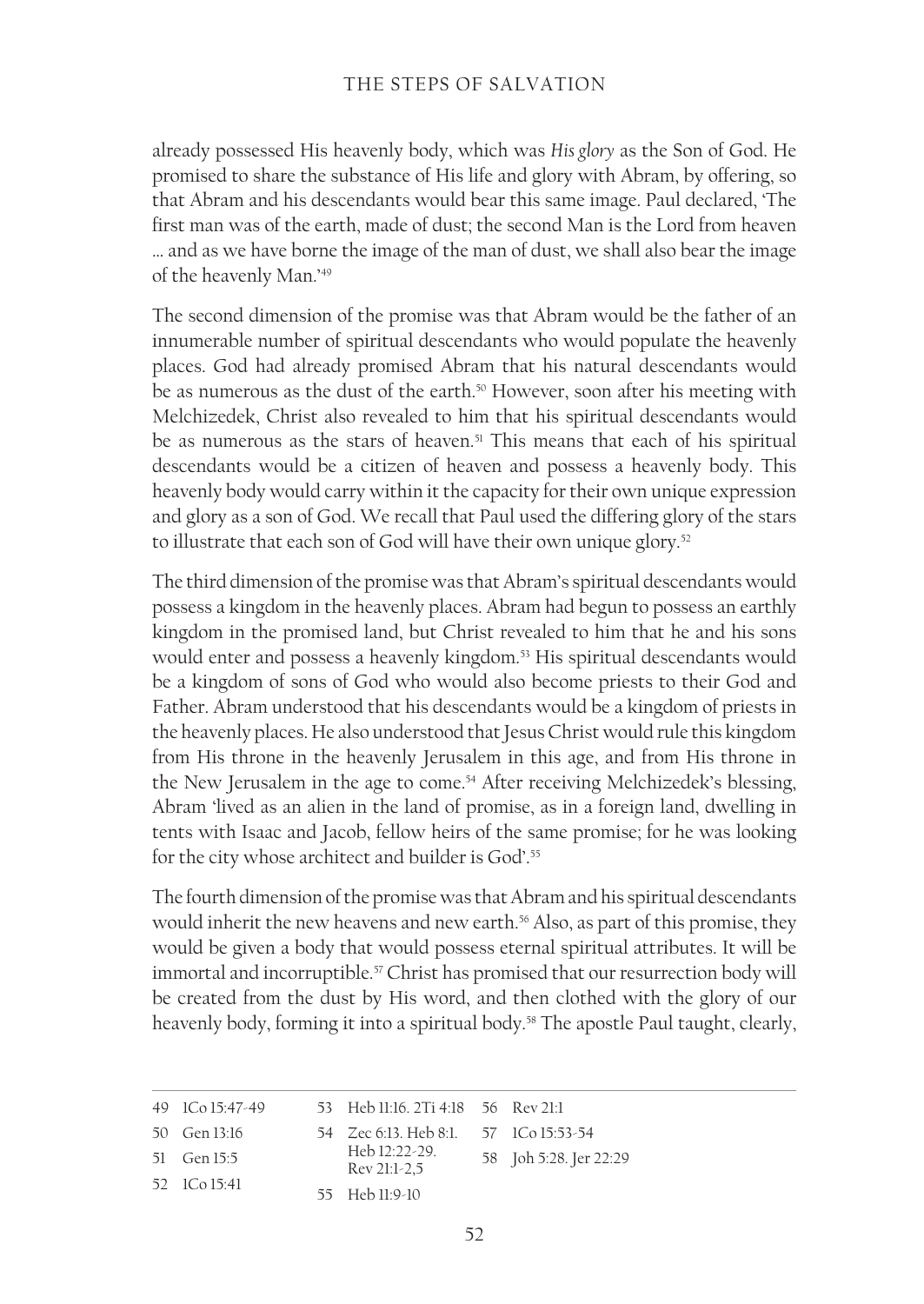already possessed His heavenly body, which was *His glory* as the Son of God. He promised to share the substance of His life and glory with Abram, by offering, so that Abram and his descendants would bear this same image. Paul declared, 'The first man was of the earth, made of dust; the second Man is the Lord from heaven … and as we have borne the image of the man of dust, we shall also bear the image of the heavenly Man.'[49]

The second dimension of the promise was that Abram would be the father of an innumerable number of spiritual descendants who would populate the heavenly places. God had already promised Abram that his natural descendants would be as numerous as the dust of the earth.[50] However, soon after his meeting with Melchizedek, Christ also revealed to him that his spiritual descendants would be as numerous as the stars of heaven.[51] This means that each of his spiritual descendants would be a citizen of heaven and possess a heavenly body. This heavenly body would carry within it the capacity for their own unique expression and glory as a son of God. We recall that Paul used the differing glory of the stars to illustrate that each son of God will have their own unique glory.[52]

The third dimension of the promise was that Abram's spiritual descendants would possess a kingdom in the heavenly places. Abram had begun to possess an earthly kingdom in the promised land, but Christ revealed to him that he and his sons would enter and possess a heavenly kingdom.[53] His spiritual descendants would be a kingdom of sons of God who would also become priests to their God and Father. Abram understood that his descendants would be a kingdom of priests in the heavenly places. He also understood that Jesus Christ would rule this kingdom from His throne in the heavenly Jerusalem in this age, and from His throne in the New Jerusalem in the age to come.[54] After receiving Melchizedek's blessing, Abram 'lived as an alien in the land of promise, as in a foreign land, dwelling in tents with Isaac and Jacob, fellow heirs of the same promise; for he was looking for the city whose architect and builder is God'.[55]

The fourth dimension of the promise was that Abram and his spiritual descendants would inherit the new heavens and new earth.[56] Also, as part of this promise, they would be given a body that would possess eternal spiritual attributes. It will be immortal and incorruptible.[57] Christ has promised that our resurrection body will be created from the dust by His word, and then clothed with the glory of our heavenly body, forming it into a spiritual body.[58] The apostle Paul taught, clearly,

---

49 1Co 15:47-49
50 Gen 13:16
51 Gen 15:5
52 1Co 15:41
53 Heb 11:16. 2Ti 4:18
54 Zec 6:13. Heb 8:1. Heb 12:22-29. Rev 21:1-2,5
55 Heb 11:9-10
56 Rev 21:1
57 1Co 15:53-54
58 Joh 5:28. Jer 22:29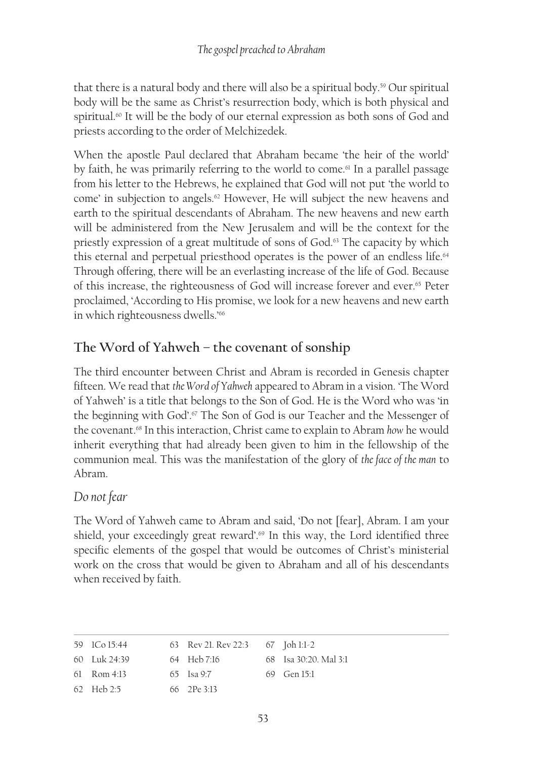that there is a natural body and there will also be a spiritual body.[59] Our spiritual body will be the same as Christ's resurrection body, which is both physical and spiritual.[60] It will be the body of our eternal expression as both sons of God and priests according to the order of Melchizedek.

When the apostle Paul declared that Abraham became 'the heir of the world' by faith, he was primarily referring to the world to come.[61] In a parallel passage from his letter to the Hebrews, he explained that God will not put 'the world to come' in subjection to angels.[62] However, He will subject the new heavens and earth to the spiritual descendants of Abraham. The new heavens and new earth will be administered from the New Jerusalem and will be the context for the priestly expression of a great multitude of sons of God.[63] The capacity by which this eternal and perpetual priesthood operates is the power of an endless life.[64] Through offering, there will be an everlasting increase of the life of God. Because of this increase, the righteousness of God will increase forever and ever.[65] Peter proclaimed, 'According to His promise, we look for a new heavens and new earth in which righteousness dwells.'[66]

## The Word of Yahweh – the covenant of sonship

The third encounter between Christ and Abram is recorded in Genesis chapter fifteen. We read that *the Word of Yahweh* appeared to Abram in a vision. 'The Word of Yahweh' is a title that belongs to the Son of God. He is the Word who was 'in the beginning with God'.[67] The Son of God is our Teacher and the Messenger of the covenant.[68] In this interaction, Christ came to explain to Abram *how* he would inherit everything that had already been given to him in the fellowship of the communion meal. This was the manifestation of the glory of *the face of the man* to Abram.

### *Do not fear*

The Word of Yahweh came to Abram and said, 'Do not [fear], Abram. I am your shield, your exceedingly great reward'.[69] In this way, the Lord identified three specific elements of the gospel that would be outcomes of Christ's ministerial work on the cross that would be given to Abraham and all of his descendants when received by faith.

---

59 1Co 15:44
60 Luk 24:39
61 Rom 4:13
62 Heb 2:5
63 Rev 21. Rev 22:3
64 Heb 7:16
65 Isa 9:7
66 2Pe 3:13
67 Joh 1:1-2
68 Isa 30:20. Mal 3:1
69 Gen 15:1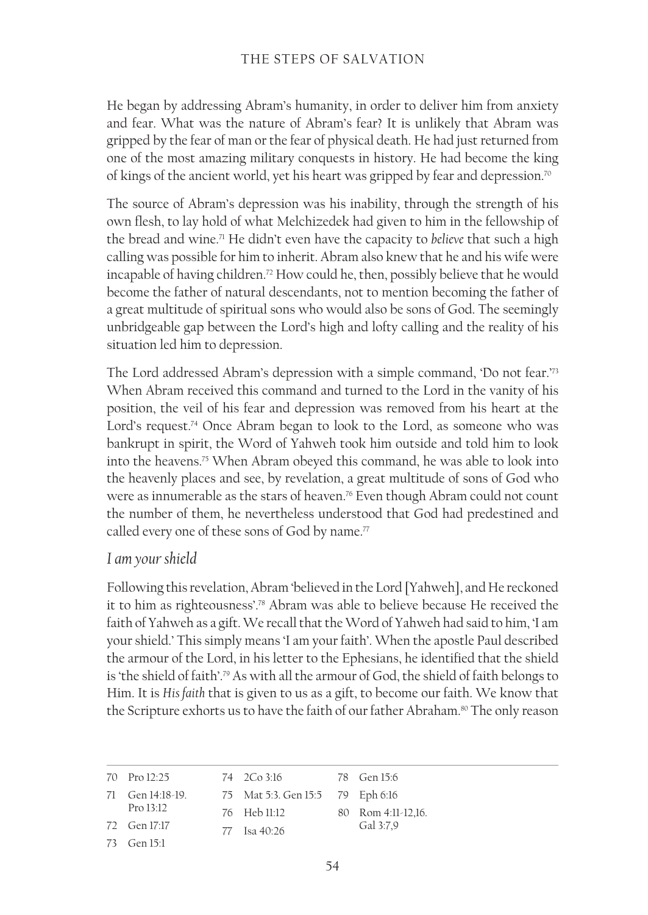He began by addressing Abram's humanity, in order to deliver him from anxiety and fear. What was the nature of Abram's fear? It is unlikely that Abram was gripped by the fear of man or the fear of physical death. He had just returned from one of the most amazing military conquests in history. He had become the king of kings of the ancient world, yet his heart was gripped by fear and depression.[70]

The source of Abram's depression was his inability, through the strength of his own flesh, to lay hold of what Melchizedek had given to him in the fellowship of the bread and wine.[71] He didn't even have the capacity to *believe* that such a high calling was possible for him to inherit. Abram also knew that he and his wife were incapable of having children.[72] How could he, then, possibly believe that he would become the father of natural descendants, not to mention becoming the father of a great multitude of spiritual sons who would also be sons of God. The seemingly unbridgeable gap between the Lord's high and lofty calling and the reality of his situation led him to depression.

The Lord addressed Abram's depression with a simple command, 'Do not fear.'[73] When Abram received this command and turned to the Lord in the vanity of his position, the veil of his fear and depression was removed from his heart at the Lord's request.[74] Once Abram began to look to the Lord, as someone who was bankrupt in spirit, the Word of Yahweh took him outside and told him to look into the heavens.[75] When Abram obeyed this command, he was able to look into the heavenly places and see, by revelation, a great multitude of sons of God who were as innumerable as the stars of heaven.[76] Even though Abram could not count the number of them, he nevertheless understood that God had predestined and called every one of these sons of God by name.[77]

### *I am your shield*

Following this revelation, Abram 'believed in the Lord [Yahweh], and He reckoned it to him as righteousness'.[78] Abram was able to believe because He received the faith of Yahweh as a gift. We recall that the Word of Yahweh had said to him, 'I am your shield.' This simply means 'I am your faith'. When the apostle Paul described the armour of the Lord, in his letter to the Ephesians, he identified that the shield is 'the shield of faith'.[79] As with all the armour of God, the shield of faith belongs to Him. It is *His faith* that is given to us as a gift, to become our faith. We know that the Scripture exhorts us to have the faith of our father Abraham.[80] The only reason

---

70 Pro 12:25
71 Gen 14:18-19. Pro 13:12
72 Gen 17:17
73 Gen 15:1
74 2Co 3:16
75 Mat 5:3. Gen 15:5
76 Heb 11:12
77 Isa 40:26
78 Gen 15:6
79 Eph 6:16
80 Rom 4:11-12,16. Gal 3:7,9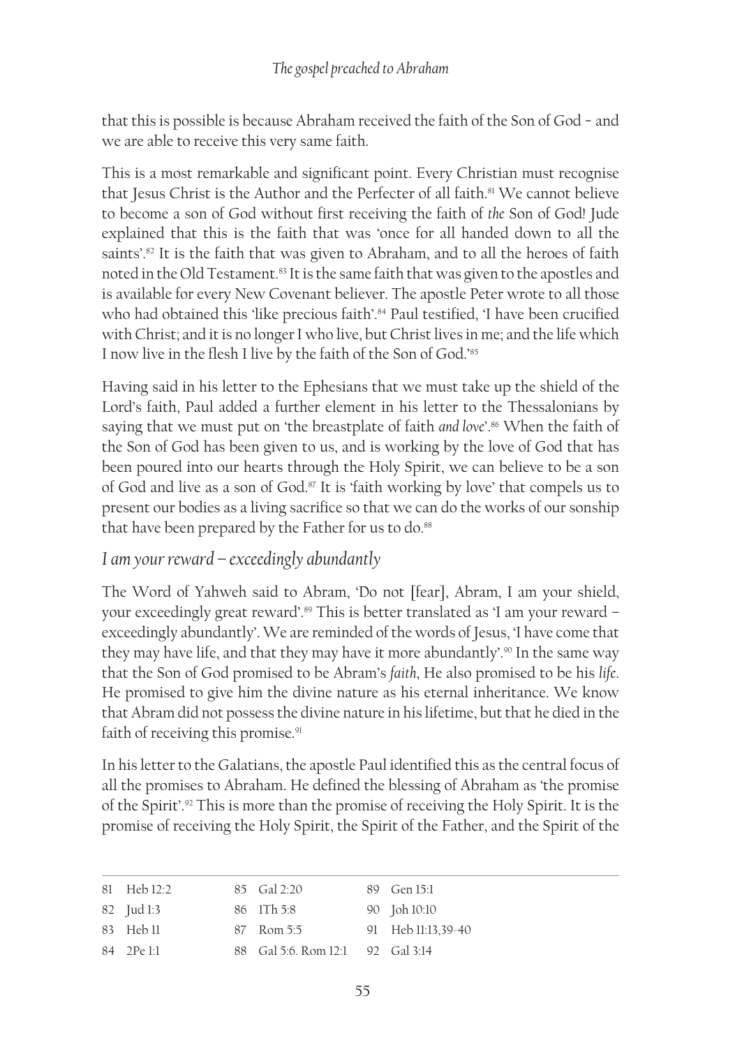that this is possible is because Abraham received the faith of the Son of God – and we are able to receive this very same faith.

This is a most remarkable and significant point. Every Christian must recognise that Jesus Christ is the Author and the Perfecter of all faith.[81] We cannot believe to become a son of God without first receiving the faith of *the* Son of God! Jude explained that this is the faith that was 'once for all handed down to all the saints'.[82] It is the faith that was given to Abraham, and to all the heroes of faith noted in the Old Testament.[83] It is the same faith that was given to the apostles and is available for every New Covenant believer. The apostle Peter wrote to all those who had obtained this 'like precious faith'.[84] Paul testified, 'I have been crucified with Christ; and it is no longer I who live, but Christ lives in me; and the life which I now live in the flesh I live by the faith of the Son of God.'[85]

Having said in his letter to the Ephesians that we must take up the shield of the Lord's faith, Paul added a further element in his letter to the Thessalonians by saying that we must put on 'the breastplate of faith *and love*'.[86] When the faith of the Son of God has been given to us, and is working by the love of God that has been poured into our hearts through the Holy Spirit, we can believe to be a son of God and live as a son of God.[87] It is 'faith working by love' that compels us to present our bodies as a living sacrifice so that we can do the works of our sonship that have been prepared by the Father for us to do.[88]

## *I am your reward – exceedingly abundantly*

The Word of Yahweh said to Abram, 'Do not [fear], Abram, I am your shield, your exceedingly great reward'.[89] This is better translated as 'I am your reward – exceedingly abundantly'. We are reminded of the words of Jesus, 'I have come that they may have life, and that they may have it more abundantly'.[90] In the same way that the Son of God promised to be Abram's *faith*, He also promised to be his *life*. He promised to give him the divine nature as his eternal inheritance. We know that Abram did not possess the divine nature in his lifetime, but that he died in the faith of receiving this promise.[91]

In his letter to the Galatians, the apostle Paul identified this as the central focus of all the promises to Abraham. He defined the blessing of Abraham as 'the promise of the Spirit'.[92] This is more than the promise of receiving the Holy Spirit. It is the promise of receiving the Holy Spirit, the Spirit of the Father, and the Spirit of the

---

81 Heb 12:2
82 Jud 1:3
83 Heb 11
84 2Pe 1:1
85 Gal 2:20
86 1Th 5:8
87 Rom 5:5
88 Gal 5:6. Rom 12:1
89 Gen 15:1
90 Joh 10:10
91 Heb 11:13,39-40
92 Gal 3:14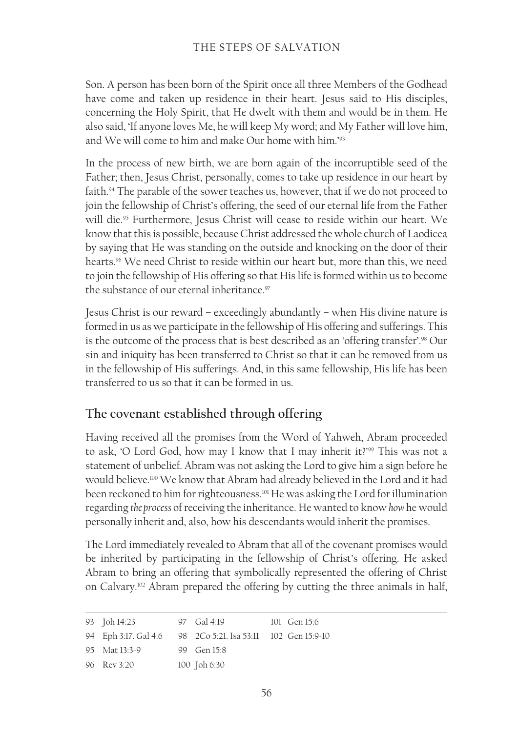Son. A person has been born of the Spirit once all three Members of the Godhead have come and taken up residence in their heart. Jesus said to His disciples, concerning the Holy Spirit, that He dwelt with them and would be in them. He also said, 'If anyone loves Me, he will keep My word; and My Father will love him, and We will come to him and make Our home with him.'[93]

In the process of new birth, we are born again of the incorruptible seed of the Father; then, Jesus Christ, personally, comes to take up residence in our heart by faith.[94] The parable of the sower teaches us, however, that if we do not proceed to join the fellowship of Christ's offering, the seed of our eternal life from the Father will die.[95] Furthermore, Jesus Christ will cease to reside within our heart. We know that this is possible, because Christ addressed the whole church of Laodicea by saying that He was standing on the outside and knocking on the door of their hearts.[96] We need Christ to reside within our heart but, more than this, we need to join the fellowship of His offering so that His life is formed within us to become the substance of our eternal inheritance.[97]

Jesus Christ is our reward – exceedingly abundantly – when His divine nature is formed in us as we participate in the fellowship of His offering and sufferings. This is the outcome of the process that is best described as an 'offering transfer'.[98] Our sin and iniquity has been transferred to Christ so that it can be removed from us in the fellowship of His sufferings. And, in this same fellowship, His life has been transferred to us so that it can be formed in us.

## The covenant established through offering

Having received all the promises from the Word of Yahweh, Abram proceeded to ask, 'O Lord God, how may I know that I may inherit it?'[99] This was not a statement of unbelief. Abram was not asking the Lord to give him a sign before he would believe.[100] We know that Abram had already believed in the Lord and it had been reckoned to him for righteousness.[101] He was asking the Lord for illumination regarding *the process* of receiving the inheritance. He wanted to know *how* he would personally inherit and, also, how his descendants would inherit the promises.

The Lord immediately revealed to Abram that all of the covenant promises would be inherited by participating in the fellowship of Christ's offering. He asked Abram to bring an offering that symbolically represented the offering of Christ on Calvary.[102] Abram prepared the offering by cutting the three animals in half,

---

93 Joh 14:23
94 Eph 3:17. Gal 4:6
95 Mat 13:3-9
96 Rev 3:20
97 Gal 4:19
98 2Co 5:21. Isa 53:11
99 Gen 15:8
100 Joh 6:30
101 Gen 15:6
102 Gen 15:9-10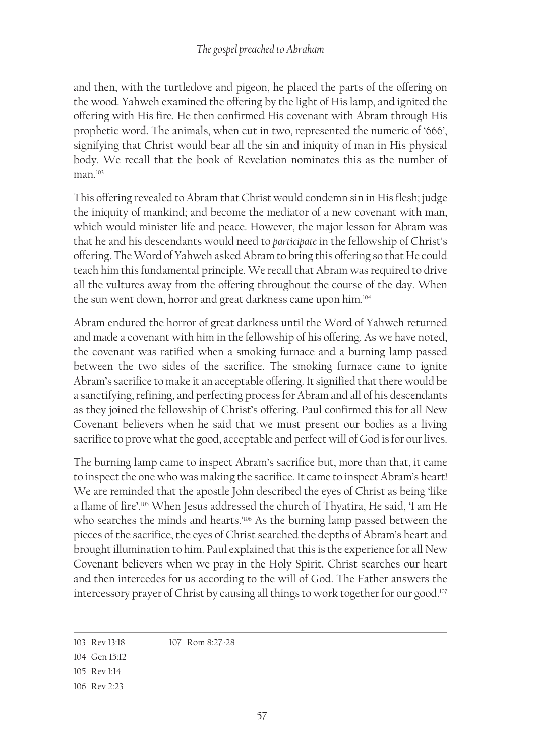and then, with the turtledove and pigeon, he placed the parts of the offering on the wood. Yahweh examined the offering by the light of His lamp, and ignited the offering with His fire. He then confirmed His covenant with Abram through His prophetic word. The animals, when cut in two, represented the numeric of '666', signifying that Christ would bear all the sin and iniquity of man in His physical body. We recall that the book of Revelation nominates this as the number of man.[103]

This offering revealed to Abram that Christ would condemn sin in His flesh; judge the iniquity of mankind; and become the mediator of a new covenant with man, which would minister life and peace. However, the major lesson for Abram was that he and his descendants would need to *participate* in the fellowship of Christ's offering. The Word of Yahweh asked Abram to bring this offering so that He could teach him this fundamental principle. We recall that Abram was required to drive all the vultures away from the offering throughout the course of the day. When the sun went down, horror and great darkness came upon him.[104]

Abram endured the horror of great darkness until the Word of Yahweh returned and made a covenant with him in the fellowship of his offering. As we have noted, the covenant was ratified when a smoking furnace and a burning lamp passed between the two sides of the sacrifice. The smoking furnace came to ignite Abram's sacrifice to make it an acceptable offering. It signified that there would be a sanctifying, refining, and perfecting process for Abram and all of his descendants as they joined the fellowship of Christ's offering. Paul confirmed this for all New Covenant believers when he said that we must present our bodies as a living sacrifice to prove what the good, acceptable and perfect will of God is for our lives.

The burning lamp came to inspect Abram's sacrifice but, more than that, it came to inspect the one who was making the sacrifice. It came to inspect Abram's heart! We are reminded that the apostle John described the eyes of Christ as being 'like a flame of fire'.[105] When Jesus addressed the church of Thyatira, He said, 'I am He who searches the minds and hearts.'[106] As the burning lamp passed between the pieces of the sacrifice, the eyes of Christ searched the depths of Abram's heart and brought illumination to him. Paul explained that this is the experience for all New Covenant believers when we pray in the Holy Spirit. Christ searches our heart and then intercedes for us according to the will of God. The Father answers the intercessory prayer of Christ by causing all things to work together for our good.[107]

---

103 Rev 13:18
104 Gen 15:12
105 Rev 1:14
106 Rev 2:23
107 Rom 8:27-28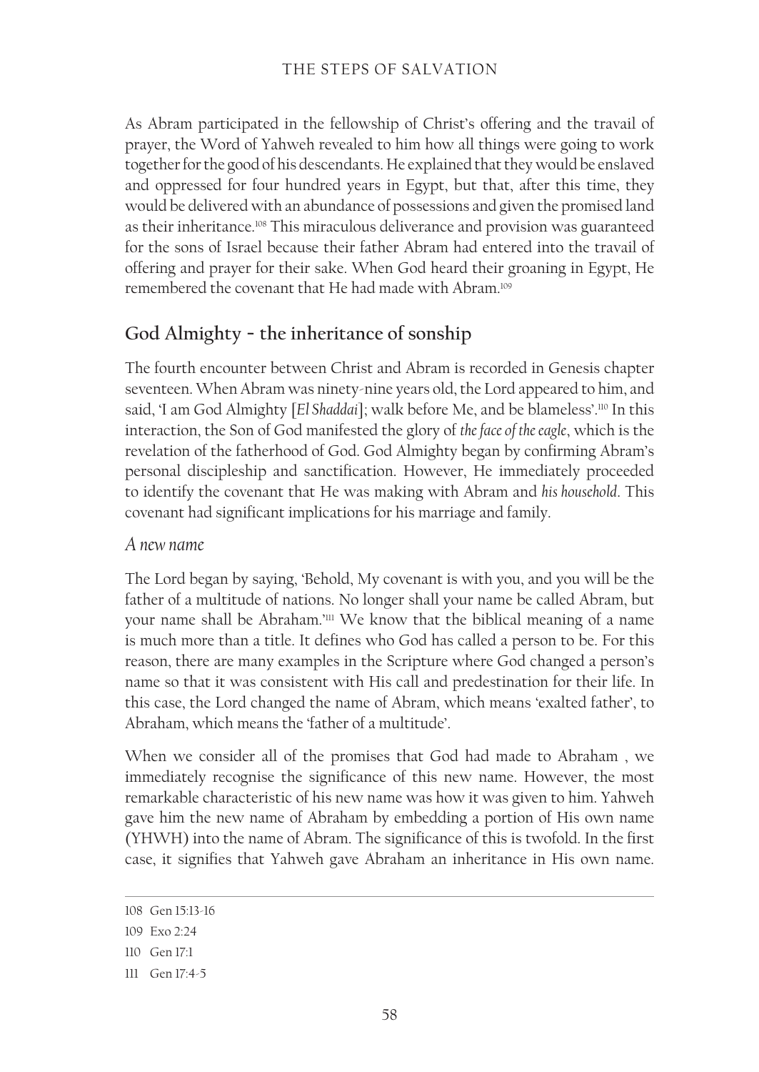As Abram participated in the fellowship of Christ's offering and the travail of prayer, the Word of Yahweh revealed to him how all things were going to work together for the good of his descendants. He explained that they would be enslaved and oppressed for four hundred years in Egypt, but that, after this time, they would be delivered with an abundance of possessions and given the promised land as their inheritance.[108] This miraculous deliverance and provision was guaranteed for the sons of Israel because their father Abram had entered into the travail of offering and prayer for their sake. When God heard their groaning in Egypt, He remembered the covenant that He had made with Abram.[109]

## God Almighty – the inheritance of sonship

The fourth encounter between Christ and Abram is recorded in Genesis chapter seventeen. When Abram was ninety-nine years old, the Lord appeared to him, and said, 'I am God Almighty [*El Shaddai*]; walk before Me, and be blameless'.[110] In this interaction, the Son of God manifested the glory of *the face of the eagle*, which is the revelation of the fatherhood of God. God Almighty began by confirming Abram's personal discipleship and sanctification. However, He immediately proceeded to identify the covenant that He was making with Abram and *his household*. This covenant had significant implications for his marriage and family.

### *A new name*

The Lord began by saying, 'Behold, My covenant is with you, and you will be the father of a multitude of nations. No longer shall your name be called Abram, but your name shall be Abraham.'[111] We know that the biblical meaning of a name is much more than a title. It defines who God has called a person to be. For this reason, there are many examples in the Scripture where God changed a person's name so that it was consistent with His call and predestination for their life. In this case, the Lord changed the name of Abram, which means 'exalted father', to Abraham, which means the 'father of a multitude'.

When we consider all of the promises that God had made to Abraham , we immediately recognise the significance of this new name. However, the most remarkable characteristic of his new name was how it was given to him. Yahweh gave him the new name of Abraham by embedding a portion of His own name (YHWH) into the name of Abram. The significance of this is twofold. In the first case, it signifies that Yahweh gave Abraham an inheritance in His own name.

---

108 Gen 15:13-16

109 Exo 2:24

110 Gen 17:1

111 Gen 17:4-5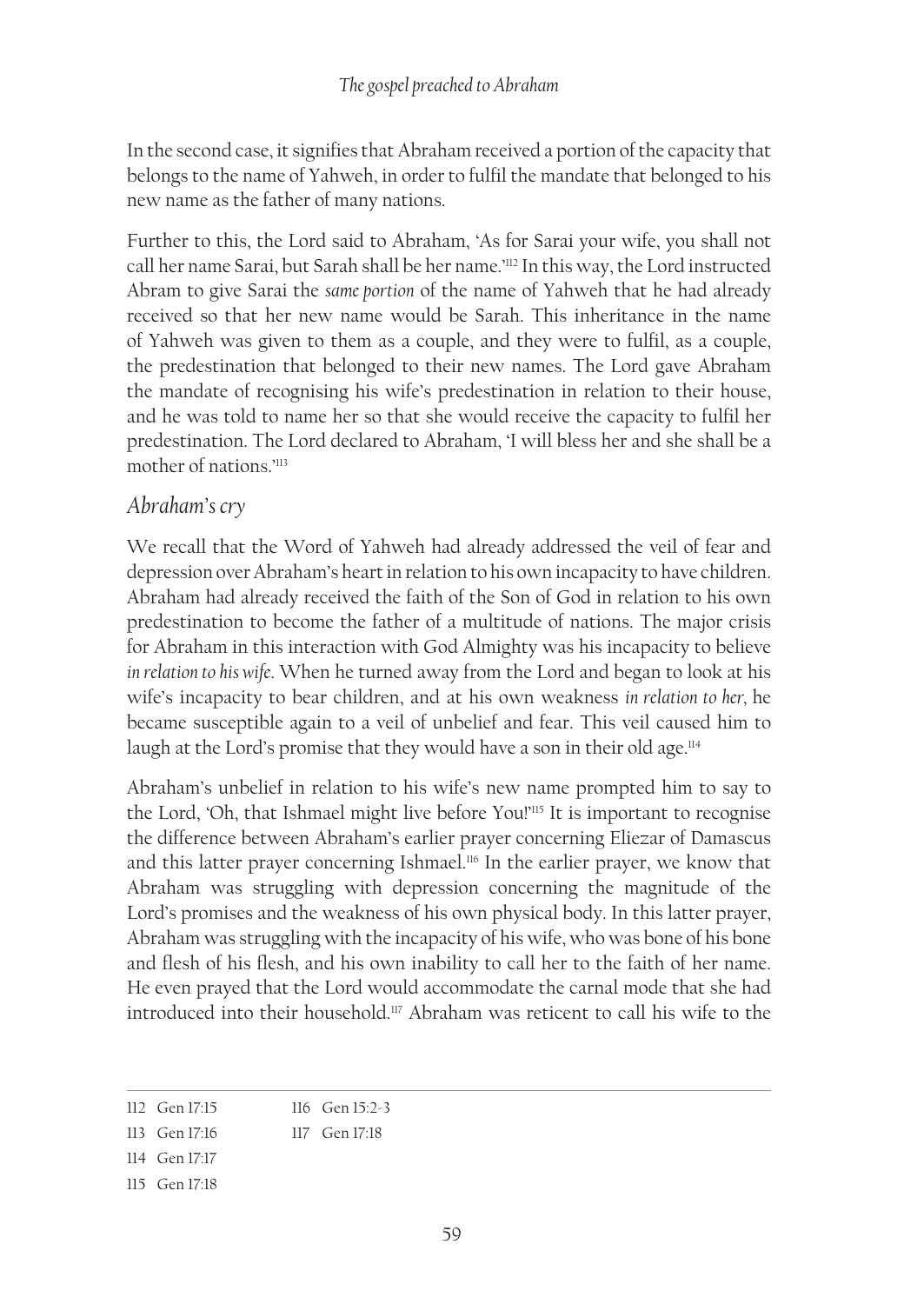In the second case, it signifies that Abraham received a portion of the capacity that belongs to the name of Yahweh, in order to fulfil the mandate that belonged to his new name as the father of many nations.

Further to this, the Lord said to Abraham, 'As for Sarai your wife, you shall not call her name Sarai, but Sarah shall be her name.'[112] In this way, the Lord instructed Abram to give Sarai the *same portion* of the name of Yahweh that he had already received so that her new name would be Sarah. This inheritance in the name of Yahweh was given to them as a couple, and they were to fulfil, as a couple, the predestination that belonged to their new names. The Lord gave Abraham the mandate of recognising his wife's predestination in relation to their house, and he was told to name her so that she would receive the capacity to fulfil her predestination. The Lord declared to Abraham, 'I will bless her and she shall be a mother of nations.'[113]

## *Abraham's cry*

We recall that the Word of Yahweh had already addressed the veil of fear and depression over Abraham's heart in relation to his own incapacity to have children. Abraham had already received the faith of the Son of God in relation to his own predestination to become the father of a multitude of nations. The major crisis for Abraham in this interaction with God Almighty was his incapacity to believe *in relation to his wife*. When he turned away from the Lord and began to look at his wife's incapacity to bear children, and at his own weakness *in relation to her*, he became susceptible again to a veil of unbelief and fear. This veil caused him to laugh at the Lord's promise that they would have a son in their old age.[114]

Abraham's unbelief in relation to his wife's new name prompted him to say to the Lord, 'Oh, that Ishmael might live before You!'[115] It is important to recognise the difference between Abraham's earlier prayer concerning Eliezar of Damascus and this latter prayer concerning Ishmael.[116] In the earlier prayer, we know that Abraham was struggling with depression concerning the magnitude of the Lord's promises and the weakness of his own physical body. In this latter prayer, Abraham was struggling with the incapacity of his wife, who was bone of his bone and flesh of his flesh, and his own inability to call her to the faith of her name. He even prayed that the Lord would accommodate the carnal mode that she had introduced into their household.[117] Abraham was reticent to call his wife to the

---

112 Gen 17:15
113 Gen 17:16
114 Gen 17:17
115 Gen 17:18
116 Gen 15:2-3
117 Gen 17:18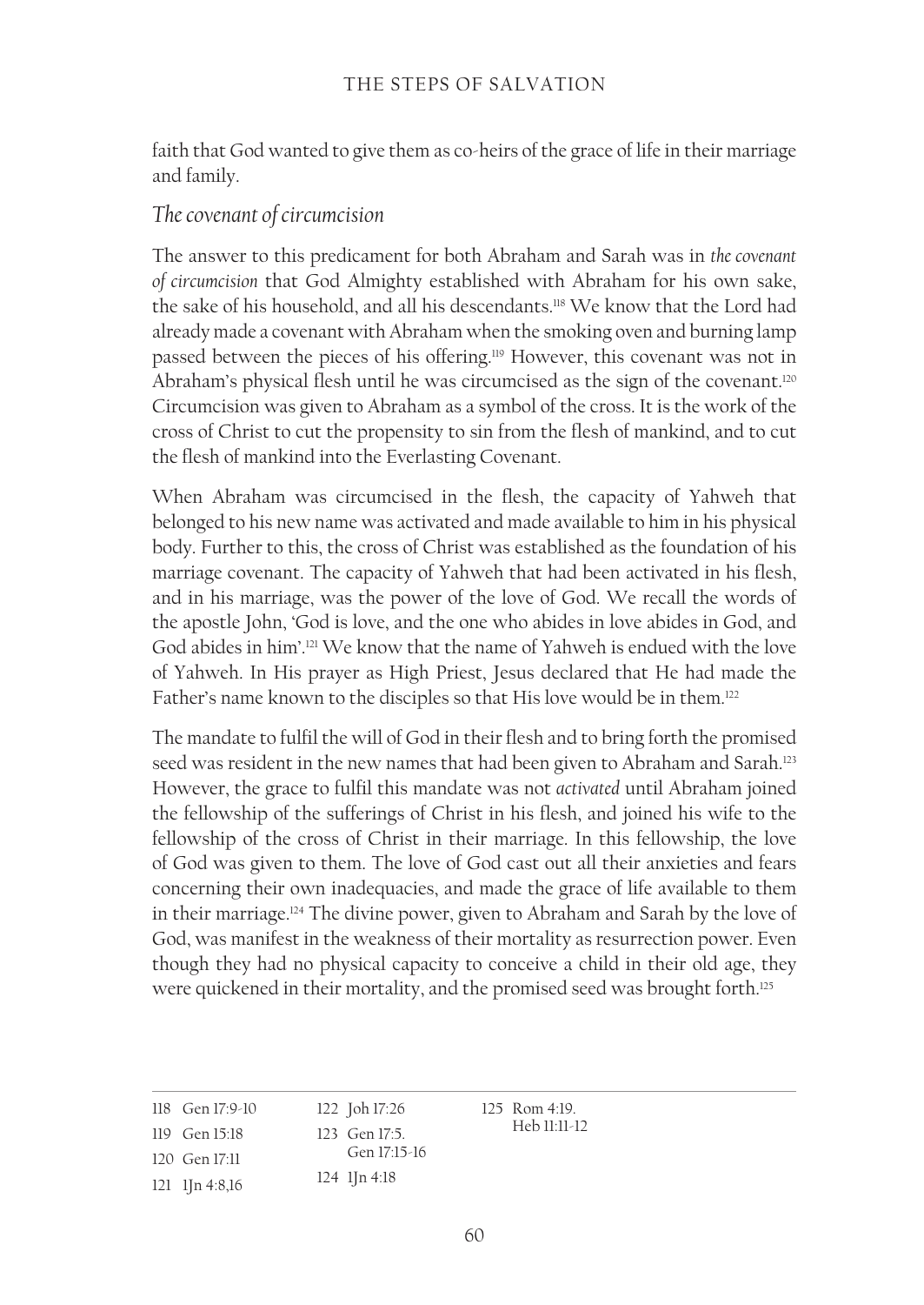faith that God wanted to give them as co-heirs of the grace of life in their marriage and family.

### *The covenant of circumcision*

The answer to this predicament for both Abraham and Sarah was in *the covenant of circumcision* that God Almighty established with Abraham for his own sake, the sake of his household, and all his descendants.[118] We know that the Lord had already made a covenant with Abraham when the smoking oven and burning lamp passed between the pieces of his offering.[119] However, this covenant was not in Abraham's physical flesh until he was circumcised as the sign of the covenant.[120] Circumcision was given to Abraham as a symbol of the cross. It is the work of the cross of Christ to cut the propensity to sin from the flesh of mankind, and to cut the flesh of mankind into the Everlasting Covenant.

When Abraham was circumcised in the flesh, the capacity of Yahweh that belonged to his new name was activated and made available to him in his physical body. Further to this, the cross of Christ was established as the foundation of his marriage covenant. The capacity of Yahweh that had been activated in his flesh, and in his marriage, was the power of the love of God. We recall the words of the apostle John, 'God is love, and the one who abides in love abides in God, and God abides in him'.[121] We know that the name of Yahweh is endued with the love of Yahweh. In His prayer as High Priest, Jesus declared that He had made the Father's name known to the disciples so that His love would be in them.[122]

The mandate to fulfil the will of God in their flesh and to bring forth the promised seed was resident in the new names that had been given to Abraham and Sarah.[123] However, the grace to fulfil this mandate was not *activated* until Abraham joined the fellowship of the sufferings of Christ in his flesh, and joined his wife to the fellowship of the cross of Christ in their marriage. In this fellowship, the love of God was given to them. The love of God cast out all their anxieties and fears concerning their own inadequacies, and made the grace of life available to them in their marriage.[124] The divine power, given to Abraham and Sarah by the love of God, was manifest in the weakness of their mortality as resurrection power. Even though they had no physical capacity to conceive a child in their old age, they were quickened in their mortality, and the promised seed was brought forth.[125]

---

118 Gen 17:9-10
119 Gen 15:18
120 Gen 17:11
121 1Jn 4:8,16
122 Joh 17:26
123 Gen 17:5. Gen 17:15-16
124 1Jn 4:18
125 Rom 4:19. Heb 11:11-12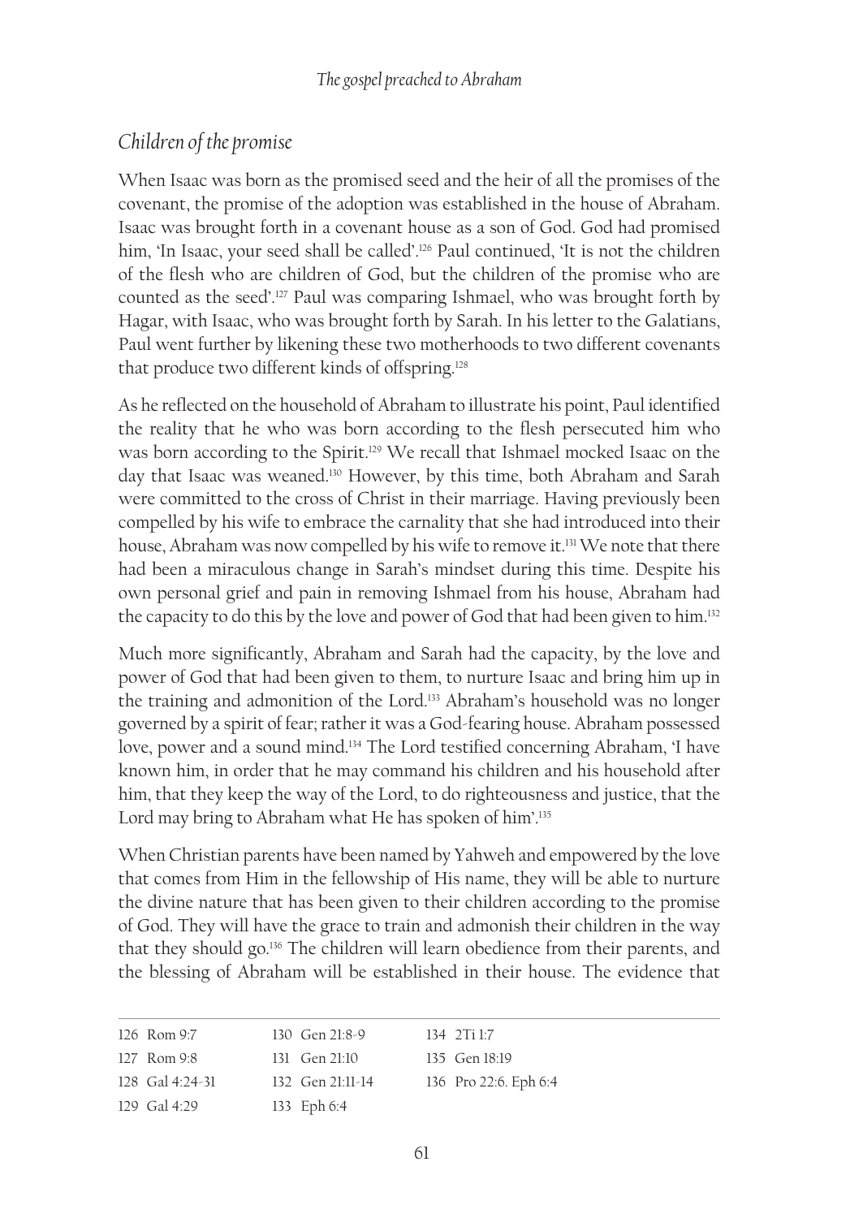## *Children of the promise*

When Isaac was born as the promised seed and the heir of all the promises of the covenant, the promise of the adoption was established in the house of Abraham. Isaac was brought forth in a covenant house as a son of God. God had promised him, 'In Isaac, your seed shall be called'.[126] Paul continued, 'It is not the children of the flesh who are children of God, but the children of the promise who are counted as the seed'.[127] Paul was comparing Ishmael, who was brought forth by Hagar, with Isaac, who was brought forth by Sarah. In his letter to the Galatians, Paul went further by likening these two motherhoods to two different covenants that produce two different kinds of offspring.[128]

As he reflected on the household of Abraham to illustrate his point, Paul identified the reality that he who was born according to the flesh persecuted him who was born according to the Spirit.[129] We recall that Ishmael mocked Isaac on the day that Isaac was weaned.[130] However, by this time, both Abraham and Sarah were committed to the cross of Christ in their marriage. Having previously been compelled by his wife to embrace the carnality that she had introduced into their house, Abraham was now compelled by his wife to remove it.[131] We note that there had been a miraculous change in Sarah's mindset during this time. Despite his own personal grief and pain in removing Ishmael from his house, Abraham had the capacity to do this by the love and power of God that had been given to him.[132]

Much more significantly, Abraham and Sarah had the capacity, by the love and power of God that had been given to them, to nurture Isaac and bring him up in the training and admonition of the Lord.[133] Abraham's household was no longer governed by a spirit of fear; rather it was a God-fearing house. Abraham possessed love, power and a sound mind.[134] The Lord testified concerning Abraham, 'I have known him, in order that he may command his children and his household after him, that they keep the way of the Lord, to do righteousness and justice, that the Lord may bring to Abraham what He has spoken of him'.[135]

When Christian parents have been named by Yahweh and empowered by the love that comes from Him in the fellowship of His name, they will be able to nurture the divine nature that has been given to their children according to the promise of God. They will have the grace to train and admonish their children in the way that they should go.[136] The children will learn obedience from their parents, and the blessing of Abraham will be established in their house. The evidence that

---

126 Rom 9:7
127 Rom 9:8
128 Gal 4:24-31
129 Gal 4:29
130 Gen 21:8-9
131 Gen 21:10
132 Gen 21:11-14
133 Eph 6:4
134 2Ti 1:7
135 Gen 18:19
136 Pro 22:6. Eph 6:4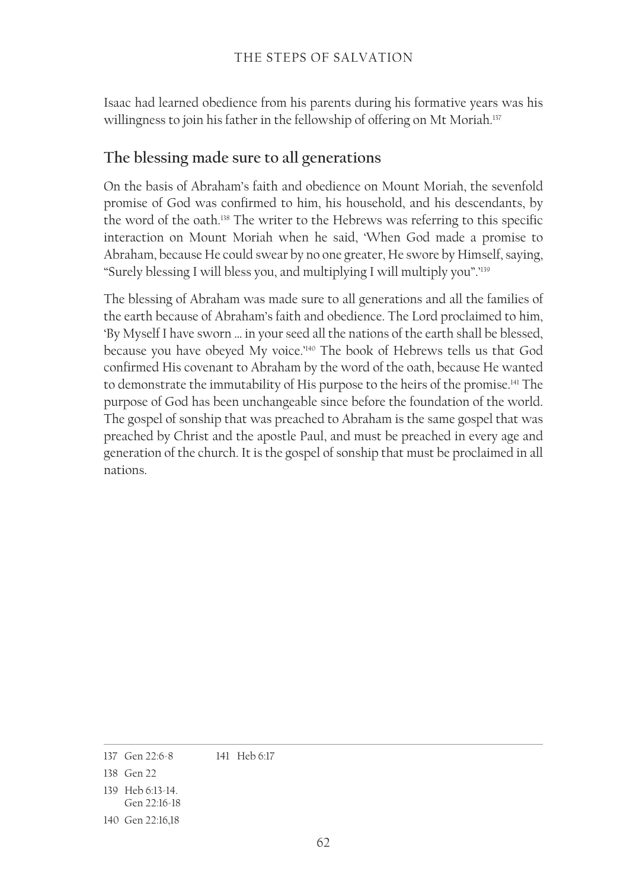Isaac had learned obedience from his parents during his formative years was his willingness to join his father in the fellowship of offering on Mt Moriah.[137]

## The blessing made sure to all generations

On the basis of Abraham's faith and obedience on Mount Moriah, the sevenfold promise of God was confirmed to him, his household, and his descendants, by the word of the oath.[138] The writer to the Hebrews was referring to this specific interaction on Mount Moriah when he said, 'When God made a promise to Abraham, because He could swear by no one greater, He swore by Himself, saying, "Surely blessing I will bless you, and multiplying I will multiply you".'[139]

The blessing of Abraham was made sure to all generations and all the families of the earth because of Abraham's faith and obedience. The Lord proclaimed to him, 'By Myself I have sworn … in your seed all the nations of the earth shall be blessed, because you have obeyed My voice.'[140] The book of Hebrews tells us that God confirmed His covenant to Abraham by the word of the oath, because He wanted to demonstrate the immutability of His purpose to the heirs of the promise.[141] The purpose of God has been unchangeable since before the foundation of the world. The gospel of sonship that was preached to Abraham is the same gospel that was preached by Christ and the apostle Paul, and must be preached in every age and generation of the church. It is the gospel of sonship that must be proclaimed in all nations.

---

137 Gen 22:6-8

138 Gen 22

139 Heb 6:13-14. Gen 22:16-18

140 Gen 22:16,18

141 Heb 6:17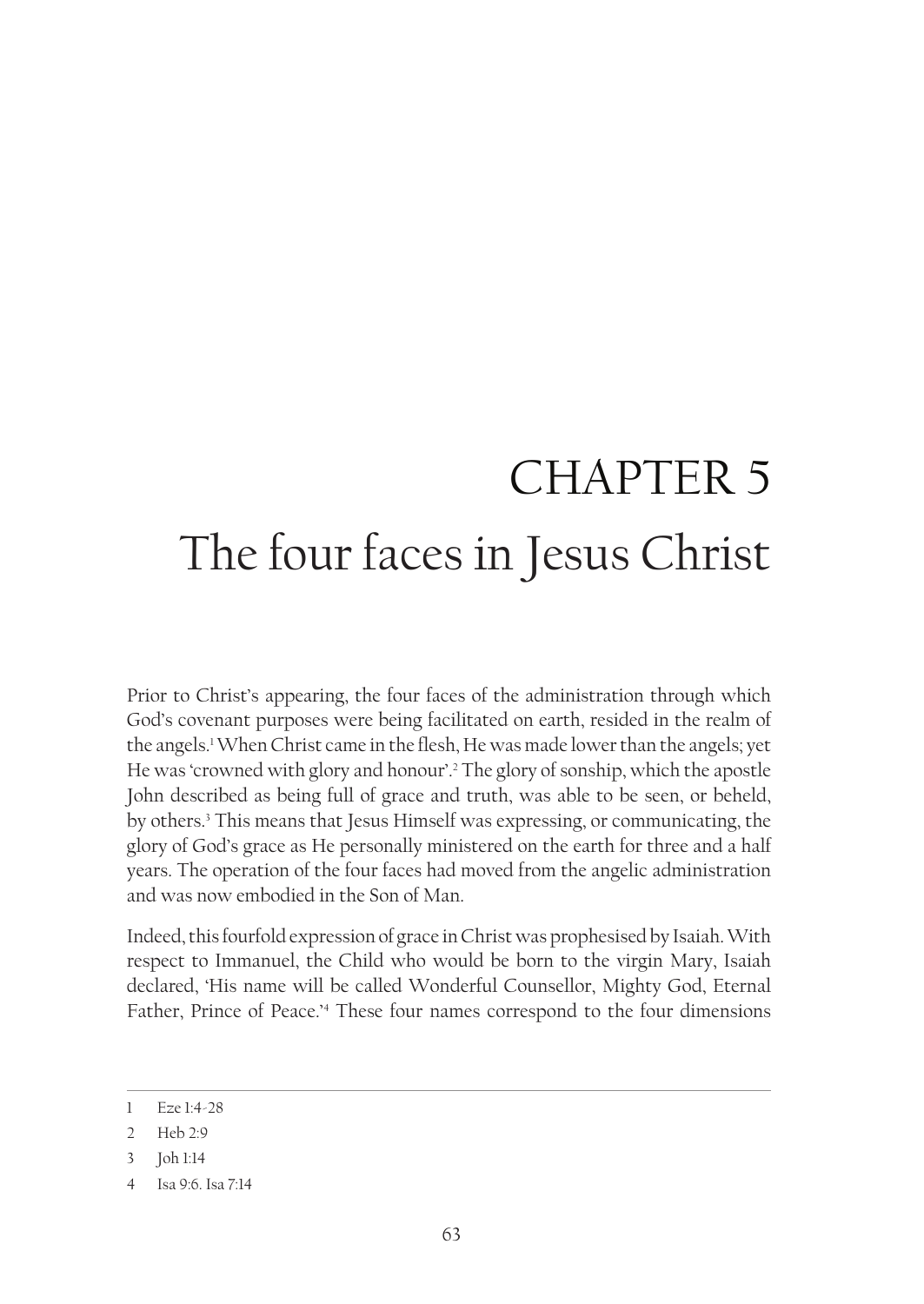# CHAPTER 5
# The four faces in Jesus Christ

Prior to Christ's appearing, the four faces of the administration through which God's covenant purposes were being facilitated on earth, resided in the realm of the angels.[1] When Christ came in the flesh, He was made lower than the angels; yet He was 'crowned with glory and honour'.[2] The glory of sonship, which the apostle John described as being full of grace and truth, was able to be seen, or beheld, by others.[3] This means that Jesus Himself was expressing, or communicating, the glory of God's grace as He personally ministered on the earth for three and a half years. The operation of the four faces had moved from the angelic administration and was now embodied in the Son of Man.

Indeed, this fourfold expression of grace in Christ was prophesised by Isaiah. With respect to Immanuel, the Child who would be born to the virgin Mary, Isaiah declared, 'His name will be called Wonderful Counsellor, Mighty God, Eternal Father, Prince of Peace.'[4] These four names correspond to the four dimensions

---

1 Eze 1:4-28

2 Heb 2:9

3 Joh 1:14

4 Isa 9:6. Isa 7:14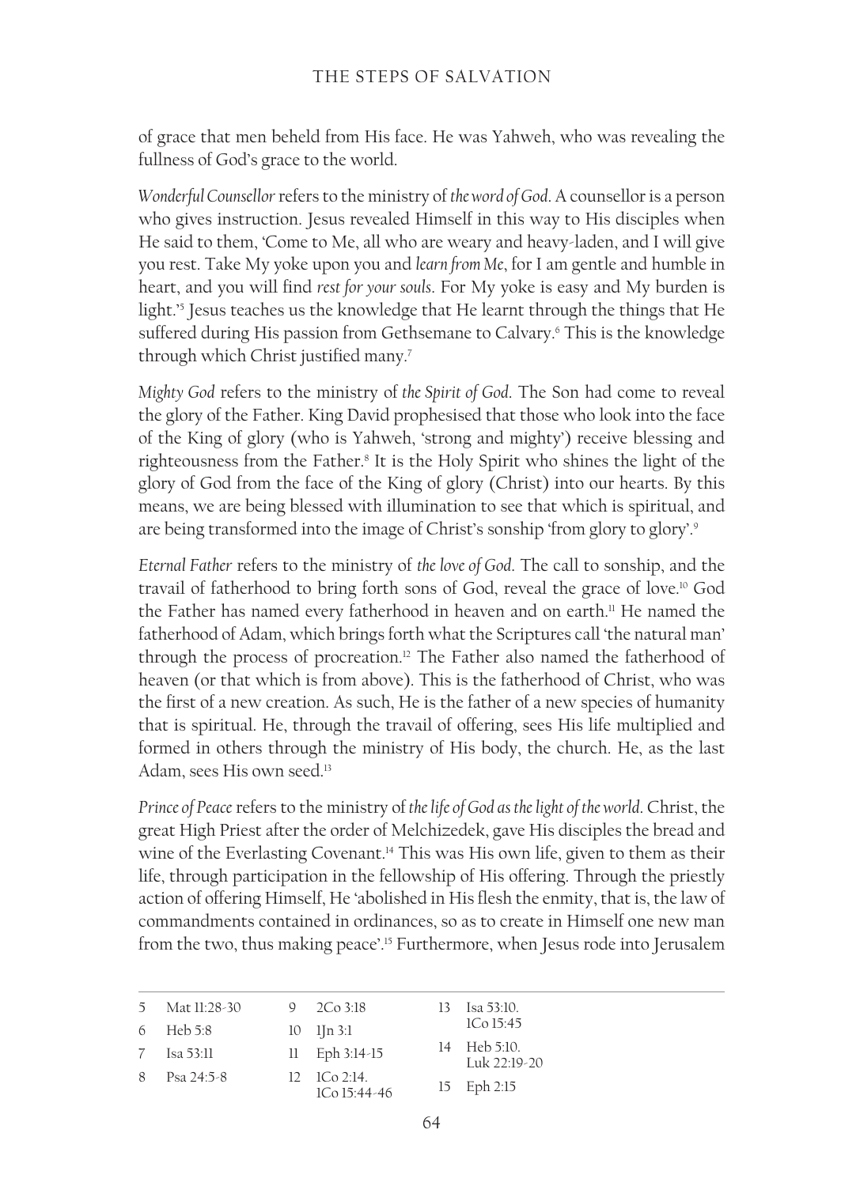of grace that men beheld from His face. He was Yahweh, who was revealing the fullness of God's grace to the world.

*Wonderful Counsellor* refers to the ministry of *the word of God*. A counsellor is a person who gives instruction. Jesus revealed Himself in this way to His disciples when He said to them, 'Come to Me, all who are weary and heavy-laden, and I will give you rest. Take My yoke upon you and *learn from Me*, for I am gentle and humble in heart, and you will find *rest for your souls*. For My yoke is easy and My burden is light.'[5] Jesus teaches us the knowledge that He learnt through the things that He suffered during His passion from Gethsemane to Calvary.[6] This is the knowledge through which Christ justified many.[7]

*Mighty God* refers to the ministry of *the Spirit of God*. The Son had come to reveal the glory of the Father. King David prophesised that those who look into the face of the King of glory (who is Yahweh, 'strong and mighty') receive blessing and righteousness from the Father.[8] It is the Holy Spirit who shines the light of the glory of God from the face of the King of glory (Christ) into our hearts. By this means, we are being blessed with illumination to see that which is spiritual, and are being transformed into the image of Christ's sonship 'from glory to glory'.[9]

*Eternal Father* refers to the ministry of *the love of God*. The call to sonship, and the travail of fatherhood to bring forth sons of God, reveal the grace of love.[10] God the Father has named every fatherhood in heaven and on earth.[11] He named the fatherhood of Adam, which brings forth what the Scriptures call 'the natural man' through the process of procreation.[12] The Father also named the fatherhood of heaven (or that which is from above). This is the fatherhood of Christ, who was the first of a new creation. As such, He is the father of a new species of humanity that is spiritual. He, through the travail of offering, sees His life multiplied and formed in others through the ministry of His body, the church. He, as the last Adam, sees His own seed.[13]

*Prince of Peace* refers to the ministry of *the life of God as the light of the world*. Christ, the great High Priest after the order of Melchizedek, gave His disciples the bread and wine of the Everlasting Covenant.[14] This was His own life, given to them as their life, through participation in the fellowship of His offering. Through the priestly action of offering Himself, He 'abolished in His flesh the enmity, that is, the law of commandments contained in ordinances, so as to create in Himself one new man from the two, thus making peace'.[15] Furthermore, when Jesus rode into Jerusalem

---

5 Mat 11:28-30
6 Heb 5:8
7 Isa 53:11
8 Psa 24:5-8
9 2Co 3:18
10 1Jn 3:1
11 Eph 3:14-15
12 1Co 2:14. 1Co 15:44-46
13 Isa 53:10. 1Co 15:45
14 Heb 5:10. Luk 22:19-20
15 Eph 2:15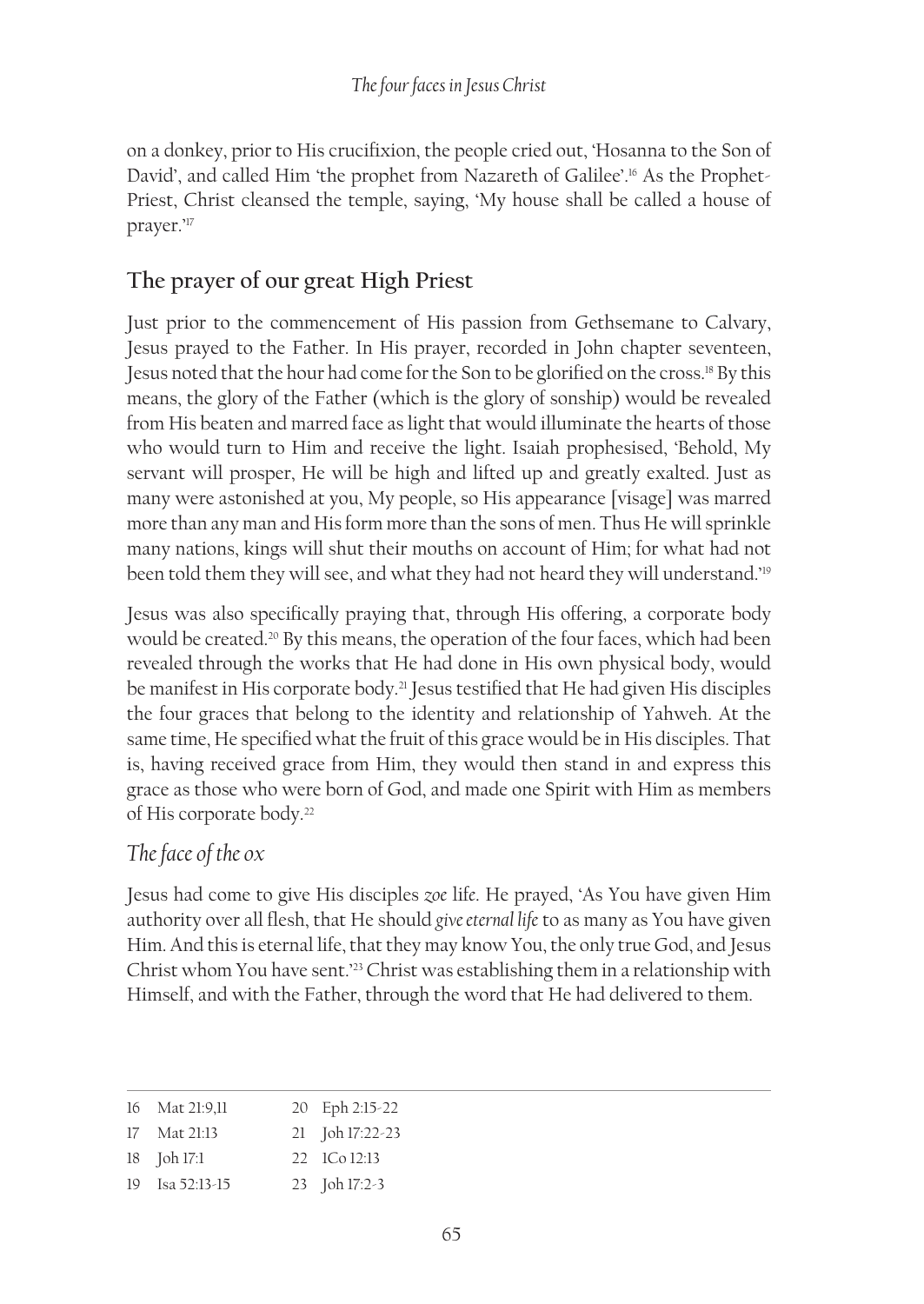on a donkey, prior to His crucifixion, the people cried out, 'Hosanna to the Son of David', and called Him 'the prophet from Nazareth of Galilee'.[16] As the Prophet-Priest, Christ cleansed the temple, saying, 'My house shall be called a house of prayer.'[17]

## The prayer of our great High Priest

Just prior to the commencement of His passion from Gethsemane to Calvary, Jesus prayed to the Father. In His prayer, recorded in John chapter seventeen, Jesus noted that the hour had come for the Son to be glorified on the cross.[18] By this means, the glory of the Father (which is the glory of sonship) would be revealed from His beaten and marred face as light that would illuminate the hearts of those who would turn to Him and receive the light. Isaiah prophesied, 'Behold, My servant will prosper, He will be high and lifted up and greatly exalted. Just as many were astonished at you, My people, so His appearance [visage] was marred more than any man and His form more than the sons of men. Thus He will sprinkle many nations, kings will shut their mouths on account of Him; for what had not been told them they will see, and what they had not heard they will understand.'[19]

Jesus was also specifically praying that, through His offering, a corporate body would be created.[20] By this means, the operation of the four faces, which had been revealed through the works that He had done in His own physical body, would be manifest in His corporate body.[21] Jesus testified that He had given His disciples the four graces that belong to the identity and relationship of Yahweh. At the same time, He specified what the fruit of this grace would be in His disciples. That is, having received grace from Him, they would then stand in and express this grace as those who were born of God, and made one Spirit with Him as members of His corporate body.[22]

### *The face of the ox*

Jesus had come to give His disciples *zoe* life. He prayed, 'As You have given Him authority over all flesh, that He should *give eternal life* to as many as You have given Him. And this is eternal life, that they may know You, the only true God, and Jesus Christ whom You have sent.'[23] Christ was establishing them in a relationship with Himself, and with the Father, through the word that He had delivered to them.

---

16 Mat 21:9,11
17 Mat 21:13
18 Joh 17:1
19 Isa 52:13-15
20 Eph 2:15-22
21 Joh 17:22-23
22 1Co 12:13
23 Joh 17:2-3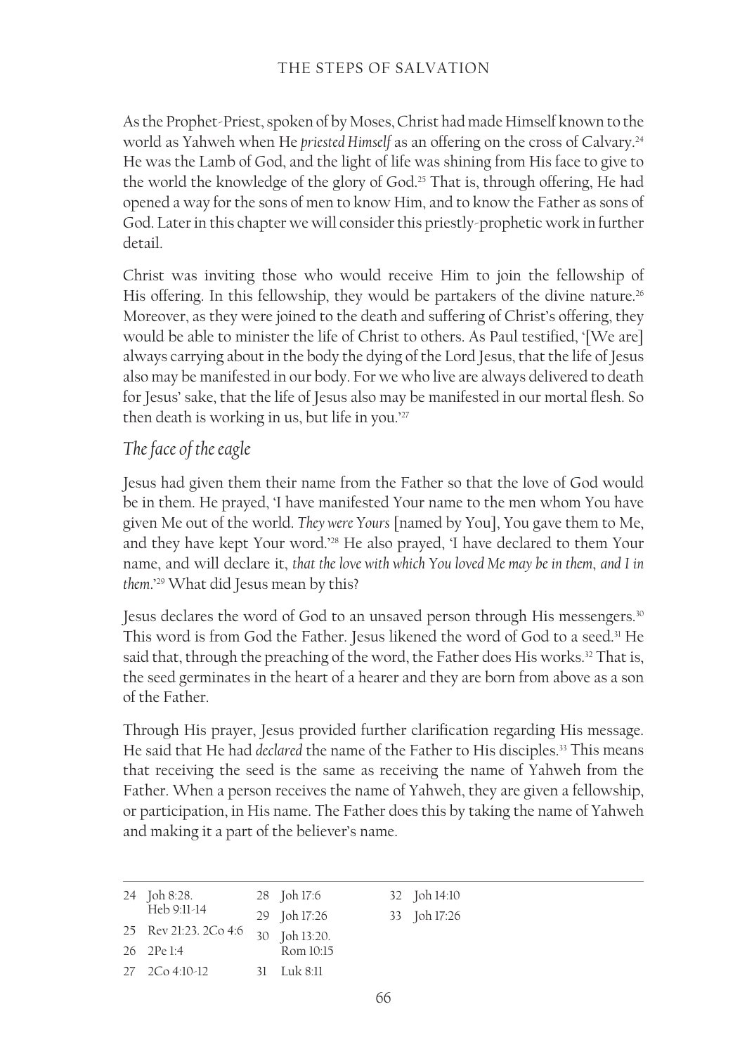As the Prophet-Priest, spoken of by Moses, Christ had made Himself known to the world as Yahweh when He *priested Himself* as an offering on the cross of Calvary.[24] He was the Lamb of God, and the light of life was shining from His face to give to the world the knowledge of the glory of God.[25] That is, through offering, He had opened a way for the sons of men to know Him, and to know the Father as sons of God. Later in this chapter we will consider this priestly-prophetic work in further detail.

Christ was inviting those who would receive Him to join the fellowship of His offering. In this fellowship, they would be partakers of the divine nature.[26] Moreover, as they were joined to the death and suffering of Christ's offering, they would be able to minister the life of Christ to others. As Paul testified, '[We are] always carrying about in the body the dying of the Lord Jesus, that the life of Jesus also may be manifested in our body. For we who live are always delivered to death for Jesus' sake, that the life of Jesus also may be manifested in our mortal flesh. So then death is working in us, but life in you.'[27]

### *The face of the eagle*

Jesus had given them their name from the Father so that the love of God would be in them. He prayed, 'I have manifested Your name to the men whom You have given Me out of the world. *They were Yours* [named by You], You gave them to Me, and they have kept Your word.'[28] He also prayed, 'I have declared to them Your name, and will declare it, *that the love with which You loved Me may be in them, and I in them*.'[29] What did Jesus mean by this?

Jesus declares the word of God to an unsaved person through His messengers.[30] This word is from God the Father. Jesus likened the word of God to a seed.[31] He said that, through the preaching of the word, the Father does His works.[32] That is, the seed germinates in the heart of a hearer and they are born from above as a son of the Father.

Through His prayer, Jesus provided further clarification regarding His message. He said that He had *declared* the name of the Father to His disciples.[33] This means that receiving the seed is the same as receiving the name of Yahweh from the Father. When a person receives the name of Yahweh, they are given a fellowship, or participation, in His name. The Father does this by taking the name of Yahweh and making it a part of the believer's name.

---

24 Joh 8:28. Heb 9:11-14
25 Rev 21:23. 2Co 4:6
26 2Pe 1:4
27 2Co 4:10-12
28 Joh 17:6
29 Joh 17:26
30 Joh 13:20. Rom 10:15
31 Luk 8:11
32 Joh 14:10
33 Joh 17:26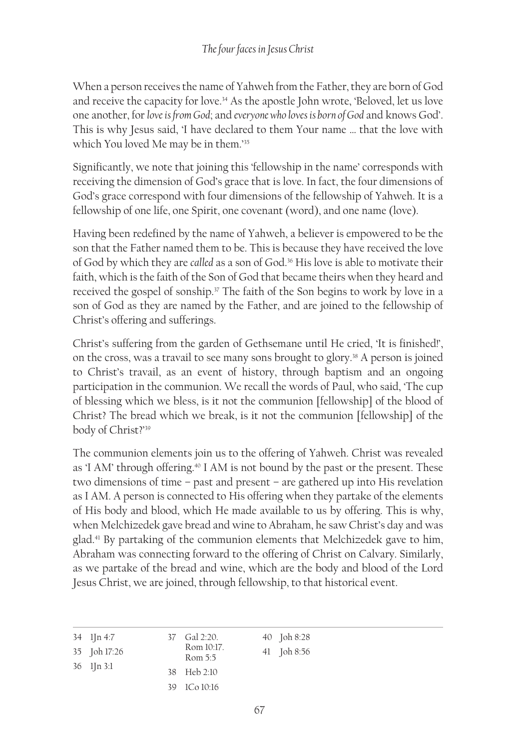When a person receives the name of Yahweh from the Father, they are born of God and receive the capacity for love.[34] As the apostle John wrote, 'Beloved, let us love one another, for *love is from God*; and *everyone who loves is born of God* and knows God'. This is why Jesus said, 'I have declared to them Your name … that the love with which You loved Me may be in them.'[35]

Significantly, we note that joining this 'fellowship in the name' corresponds with receiving the dimension of God's grace that is love. In fact, the four dimensions of God's grace correspond with four dimensions of the fellowship of Yahweh. It is a fellowship of one life, one Spirit, one covenant (word), and one name (love).

Having been redefined by the name of Yahweh, a believer is empowered to be the son that the Father named them to be. This is because they have received the love of God by which they are *called* as a son of God.[36] His love is able to motivate their faith, which is the faith of the Son of God that became theirs when they heard and received the gospel of sonship.[37] The faith of the Son begins to work by love in a son of God as they are named by the Father, and are joined to the fellowship of Christ's offering and sufferings.

Christ's suffering from the garden of Gethsemane until He cried, 'It is finished!', on the cross, was a travail to see many sons brought to glory.[38] A person is joined to Christ's travail, as an event of history, through baptism and an ongoing participation in the communion. We recall the words of Paul, who said, 'The cup of blessing which we bless, is it not the communion [fellowship] of the blood of Christ? The bread which we break, is it not the communion [fellowship] of the body of Christ?'[39]

The communion elements join us to the offering of Yahweh. Christ was revealed as 'I AM' through offering.[40] I AM is not bound by the past or the present. These two dimensions of time – past and present – are gathered up into His revelation as I AM. A person is connected to His offering when they partake of the elements of His body and blood, which He made available to us by offering. This is why, when Melchizedek gave bread and wine to Abraham, he saw Christ's day and was glad.[41] By partaking of the communion elements that Melchizedek gave to him, Abraham was connecting forward to the offering of Christ on Calvary. Similarly, as we partake of the bread and wine, which are the body and blood of the Lord Jesus Christ, we are joined, through fellowship, to that historical event.

---

34 1Jn 4:7
35 Joh 17:26
36 1Jn 3:1
37 Gal 2:20. Rom 10:17. Rom 5:5
38 Heb 2:10
39 1Co 10:16
40 Joh 8:28
41 Joh 8:56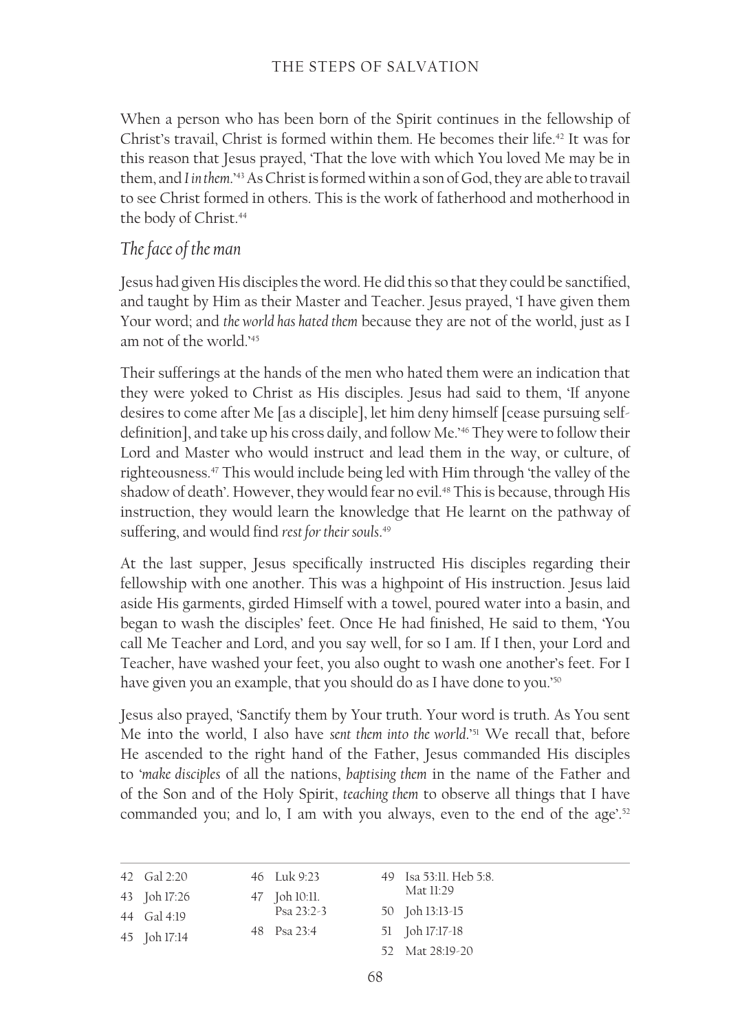When a person who has been born of the Spirit continues in the fellowship of Christ's travail, Christ is formed within them. He becomes their life.[42] It was for this reason that Jesus prayed, 'That the love with which You loved Me may be in them, and *I in them*.'[43] As Christ is formed within a son of God, they are able to travail to see Christ formed in others. This is the work of fatherhood and motherhood in the body of Christ.[44]

## *The face of the man*

Jesus had given His disciples the word. He did this so that they could be sanctified, and taught by Him as their Master and Teacher. Jesus prayed, 'I have given them Your word; and *the world has hated them* because they are not of the world, just as I am not of the world.'[45]

Their sufferings at the hands of the men who hated them were an indication that they were yoked to Christ as His disciples. Jesus had said to them, 'If anyone desires to come after Me [as a disciple], let him deny himself [cease pursuing self-definition], and take up his cross daily, and follow Me.'[46] They were to follow their Lord and Master who would instruct and lead them in the way, or culture, of righteousness.[47] This would include being led with Him through 'the valley of the shadow of death'. However, they would fear no evil.[48] This is because, through His instruction, they would learn the knowledge that He learnt on the pathway of suffering, and would find *rest for their souls*.[49]

At the last supper, Jesus specifically instructed His disciples regarding their fellowship with one another. This was a highpoint of His instruction. Jesus laid aside His garments, girded Himself with a towel, poured water into a basin, and began to wash the disciples' feet. Once He had finished, He said to them, 'You call Me Teacher and Lord, and you say well, for so I am. If I then, your Lord and Teacher, have washed your feet, you also ought to wash one another's feet. For I have given you an example, that you should do as I have done to you.'[50]

Jesus also prayed, 'Sanctify them by Your truth. Your word is truth. As You sent Me into the world, I also have *sent them into the world*.'[51] We recall that, before He ascended to the right hand of the Father, Jesus commanded His disciples to '*make disciples* of all the nations, *baptising them* in the name of the Father and of the Son and of the Holy Spirit, *teaching them* to observe all things that I have commanded you; and lo, I am with you always, even to the end of the age'.[52]

---

42 Gal 2:20
43 Joh 17:26
44 Gal 4:19
45 Joh 17:14
46 Luk 9:23
47 Joh 10:11. Psa 23:2-3
48 Psa 23:4
49 Isa 53:11. Heb 5:8. Mat 11:29
50 Joh 13:13-15
51 Joh 17:17-18
52 Mat 28:19-20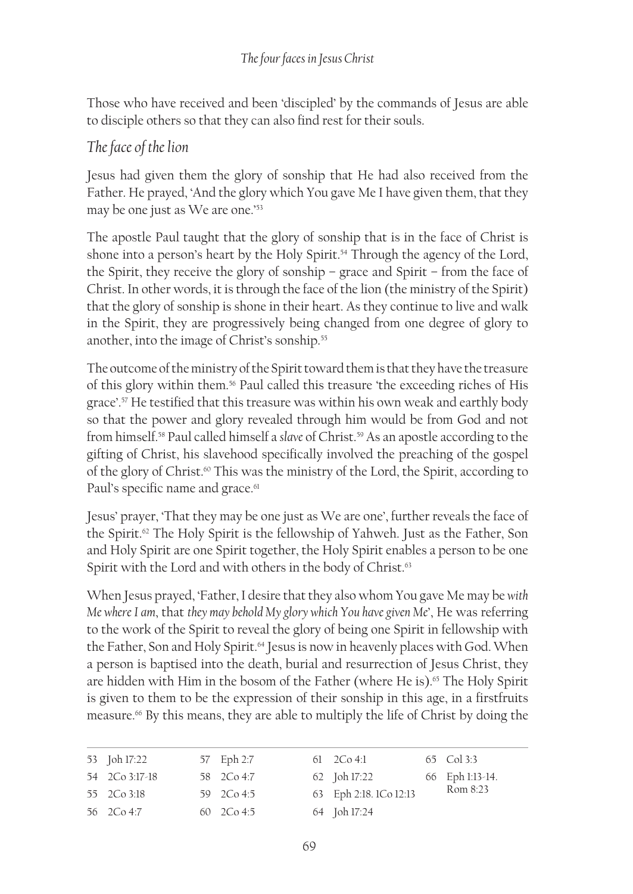Those who have received and been 'discipled' by the commands of Jesus are able to disciple others so that they can also find rest for their souls.

## *The face of the lion*

Jesus had given them the glory of sonship that He had also received from the Father. He prayed, 'And the glory which You gave Me I have given them, that they may be one just as We are one.'[53]

The apostle Paul taught that the glory of sonship that is in the face of Christ is shone into a person's heart by the Holy Spirit.[54] Through the agency of the Lord, the Spirit, they receive the glory of sonship – grace and Spirit – from the face of Christ. In other words, it is through the face of the lion (the ministry of the Spirit) that the glory of sonship is shone in their heart. As they continue to live and walk in the Spirit, they are progressively being changed from one degree of glory to another, into the image of Christ's sonship.[55]

The outcome of the ministry of the Spirit toward them is that they have the treasure of this glory within them.[56] Paul called this treasure 'the exceeding riches of His grace'.[57] He testified that this treasure was within his own weak and earthly body so that the power and glory revealed through him would be from God and not from himself.[58] Paul called himself a *slave* of Christ.[59] As an apostle according to the gifting of Christ, his slavehood specifically involved the preaching of the gospel of the glory of Christ.[60] This was the ministry of the Lord, the Spirit, according to Paul's specific name and grace.[61]

Jesus' prayer, 'That they may be one just as We are one', further reveals the face of the Spirit.[62] The Holy Spirit is the fellowship of Yahweh. Just as the Father, Son and Holy Spirit are one Spirit together, the Holy Spirit enables a person to be one Spirit with the Lord and with others in the body of Christ.[63]

When Jesus prayed, 'Father, I desire that they also whom You gave Me may be *with Me where I am*, that *they may behold My glory which You have given Me*', He was referring to the work of the Spirit to reveal the glory of being one Spirit in fellowship with the Father, Son and Holy Spirit.[64] Jesus is now in heavenly places with God. When a person is baptised into the death, burial and resurrection of Jesus Christ, they are hidden with Him in the bosom of the Father (where He is).[65] The Holy Spirit is given to them to be the expression of their sonship in this age, in a firstfruits measure.[66] By this means, they are able to multiply the life of Christ by doing the

---

53 Joh 17:22
54 2Co 3:17-18
55 2Co 3:18
56 2Co 4:7
57 Eph 2:7
58 2Co 4:7
59 2Co 4:5
60 2Co 4:5
61 2Co 4:1
62 Joh 17:22
63 Eph 2:18. 1Co 12:13
64 Joh 17:24
65 Col 3:3
66 Eph 1:13-14. Rom 8:23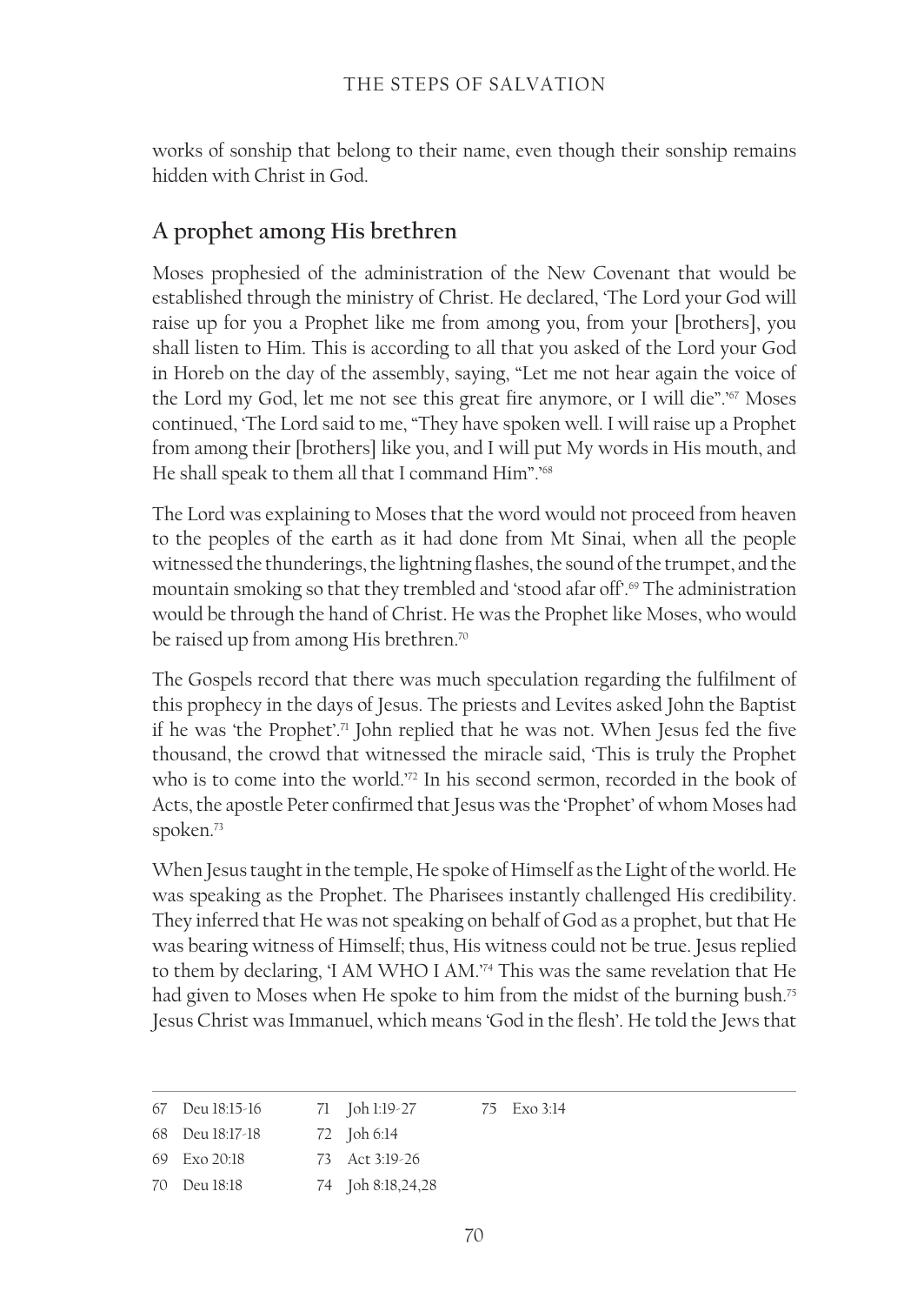works of sonship that belong to their name, even though their sonship remains hidden with Christ in God.

## A prophet among His brethren

Moses prophesied of the administration of the New Covenant that would be established through the ministry of Christ. He declared, 'The Lord your God will raise up for you a Prophet like me from among you, from your [brothers], you shall listen to Him. This is according to all that you asked of the Lord your God in Horeb on the day of the assembly, saying, "Let me not hear again the voice of the Lord my God, let me not see this great fire anymore, or I will die".'[67] Moses continued, 'The Lord said to me, "They have spoken well. I will raise up a Prophet from among their [brothers] like you, and I will put My words in His mouth, and He shall speak to them all that I command Him".'[68]

The Lord was explaining to Moses that the word would not proceed from heaven to the peoples of the earth as it had done from Mt Sinai, when all the people witnessed the thunderings, the lightning flashes, the sound of the trumpet, and the mountain smoking so that they trembled and 'stood afar off'.[69] The administration would be through the hand of Christ. He was the Prophet like Moses, who would be raised up from among His brethren.[70]

The Gospels record that there was much speculation regarding the fulfilment of this prophecy in the days of Jesus. The priests and Levites asked John the Baptist if he was 'the Prophet'.[71] John replied that he was not. When Jesus fed the five thousand, the crowd that witnessed the miracle said, 'This is truly the Prophet who is to come into the world.'[72] In his second sermon, recorded in the book of Acts, the apostle Peter confirmed that Jesus was the 'Prophet' of whom Moses had spoken.[73]

When Jesus taught in the temple, He spoke of Himself as the Light of the world. He was speaking as the Prophet. The Pharisees instantly challenged His credibility. They inferred that He was not speaking on behalf of God as a prophet, but that He was bearing witness of Himself; thus, His witness could not be true. Jesus replied to them by declaring, 'I AM WHO I AM.'[74] This was the same revelation that He had given to Moses when He spoke to him from the midst of the burning bush.[75] Jesus Christ was Immanuel, which means 'God in the flesh'. He told the Jews that

---

67 Deu 18:15-16
68 Deu 18:17-18
69 Exo 20:18
70 Deu 18:18
71 Joh 1:19-27
72 Joh 6:14
73 Act 3:19-26
74 Joh 8:18,24,28
75 Exo 3:14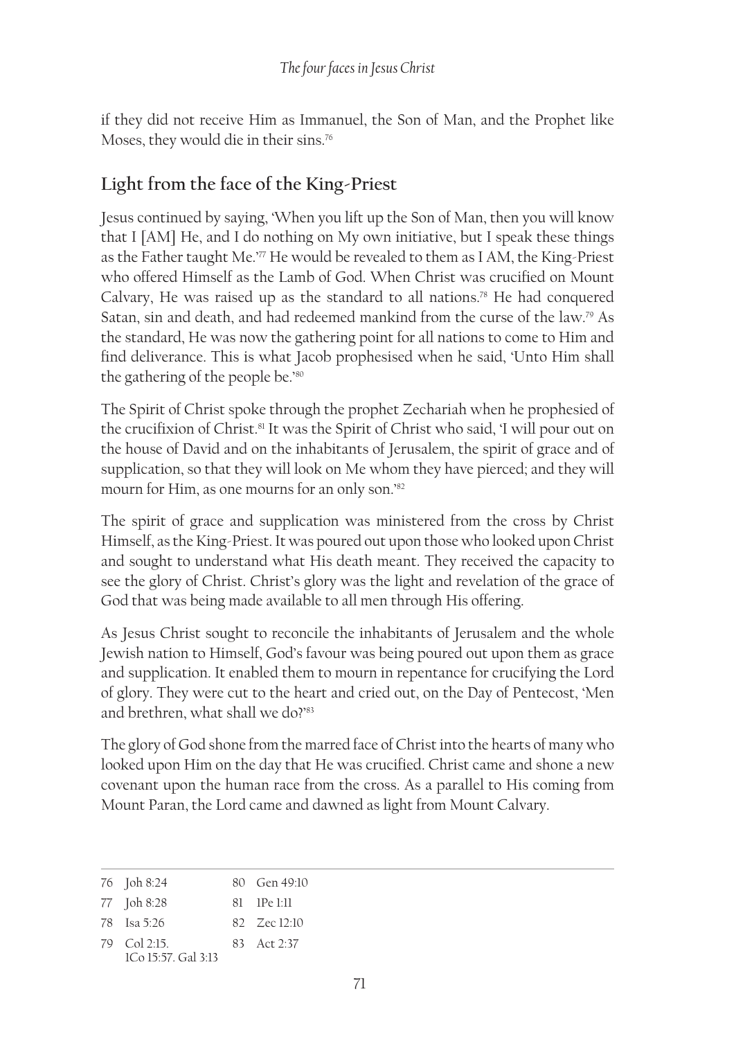if they did not receive Him as Immanuel, the Son of Man, and the Prophet like Moses, they would die in their sins.[76]

## Light from the face of the King-Priest

Jesus continued by saying, 'When you lift up the Son of Man, then you will know that I [AM] He, and I do nothing on My own initiative, but I speak these things as the Father taught Me.'[77] He would be revealed to them as I AM, the King-Priest who offered Himself as the Lamb of God. When Christ was crucified on Mount Calvary, He was raised up as the standard to all nations.[78] He had conquered Satan, sin and death, and had redeemed mankind from the curse of the law.[79] As the standard, He was now the gathering point for all nations to come to Him and find deliverance. This is what Jacob prophesised when he said, 'Unto Him shall the gathering of the people be.'[80]

The Spirit of Christ spoke through the prophet Zechariah when he prophesied of the crucifixion of Christ.[81] It was the Spirit of Christ who said, 'I will pour out on the house of David and on the inhabitants of Jerusalem, the spirit of grace and of supplication, so that they will look on Me whom they have pierced; and they will mourn for Him, as one mourns for an only son.'[82]

The spirit of grace and supplication was ministered from the cross by Christ Himself, as the King-Priest. It was poured out upon those who looked upon Christ and sought to understand what His death meant. They received the capacity to see the glory of Christ. Christ's glory was the light and revelation of the grace of God that was being made available to all men through His offering.

As Jesus Christ sought to reconcile the inhabitants of Jerusalem and the whole Jewish nation to Himself, God's favour was being poured out upon them as grace and supplication. It enabled them to mourn in repentance for crucifying the Lord of glory. They were cut to the heart and cried out, on the Day of Pentecost, 'Men and brethren, what shall we do?'[83]

The glory of God shone from the marred face of Christ into the hearts of many who looked upon Him on the day that He was crucified. Christ came and shone a new covenant upon the human race from the cross. As a parallel to His coming from Mount Paran, the Lord came and dawned as light from Mount Calvary.

---

76 Joh 8:24
77 Joh 8:28
78 Isa 5:26
79 Col 2:15. 1Co 15:57. Gal 3:13
80 Gen 49:10
81 1Pe 1:11
82 Zec 12:10
83 Act 2:37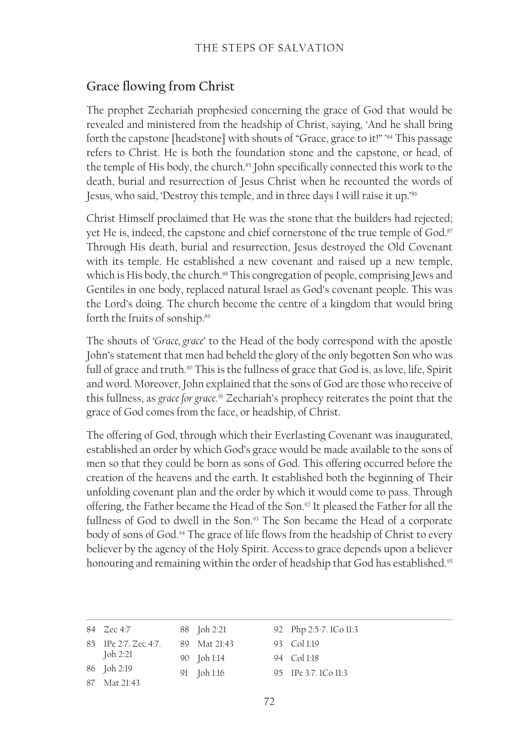## Grace flowing from Christ

The prophet Zechariah prophesied concerning the grace of God that would be revealed and ministered from the headship of Christ, saying, 'And he shall bring forth the capstone [headstone] with shouts of "Grace, grace to it!" '[84] This passage refers to Christ. He is both the foundation stone and the capstone, or head, of the temple of His body, the church.[85] John specifically connected this work to the death, burial and resurrection of Jesus Christ when he recounted the words of Jesus, who said, 'Destroy this temple, and in three days I will raise it up.'[86]

Christ Himself proclaimed that He was the stone that the builders had rejected; yet He is, indeed, the capstone and chief cornerstone of the true temple of God.[87] Through His death, burial and resurrection, Jesus destroyed the Old Covenant with its temple. He established a new covenant and raised up a new temple, which is His body, the church.[88] This congregation of people, comprising Jews and Gentiles in one body, replaced natural Israel as God's covenant people. This was the Lord's doing. The church become the centre of a kingdom that would bring forth the fruits of sonship.[89]

The shouts of '*Grace, grace*' to the Head of the body correspond with the apostle John's statement that men had beheld the glory of the only begotten Son who was full of grace and truth.[90] This is the fullness of grace that God is, as love, life, Spirit and word. Moreover, John explained that the sons of God are those who receive of this fullness, as *grace for grace*.[91] Zechariah's prophecy reiterates the point that the grace of God comes from the face, or headship, of Christ.

The offering of God, through which their Everlasting Covenant was inaugurated, established an order by which God's grace would be made available to the sons of men so that they could be born as sons of God. This offering occurred before the creation of the heavens and the earth. It established both the beginning of Their unfolding covenant plan and the order by which it would come to pass. Through offering, the Father became the Head of the Son.[92] It pleased the Father for all the fullness of God to dwell in the Son.[93] The Son became the Head of a corporate body of sons of God.[94] The grace of life flows from the headship of Christ to every believer by the agency of the Holy Spirit. Access to grace depends upon a believer honouring and remaining within the order of headship that God has established.[95]

---

84 Zec 4:7
85 1Pe 2:7. Zec 4:7. Joh 2:21
86 Joh 2:19
87 Mat 21:43
88 Joh 2:21
89 Mat 21:43
90 Joh 1:14
91 Joh 1:16
92 Php 2:5-7. 1Co 11:3
93 Col 1:19
94 Col 1:18
95 1Pe 3:7. 1Co 11:3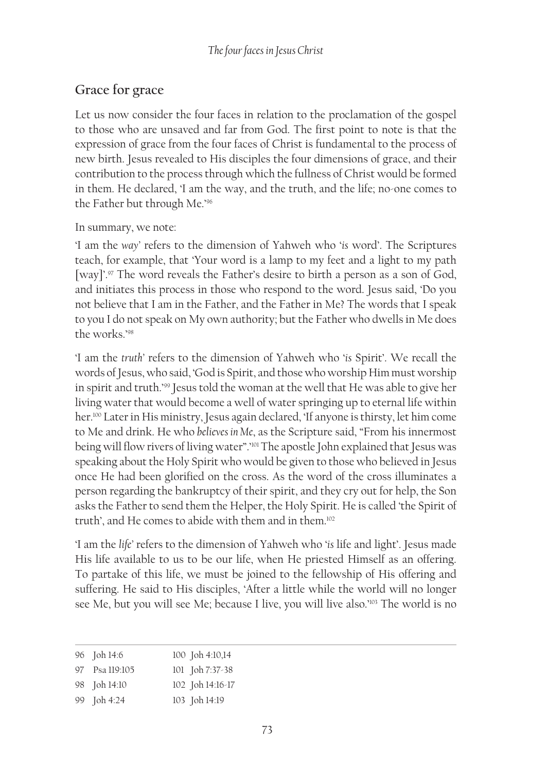## Grace for grace

Let us now consider the four faces in relation to the proclamation of the gospel to those who are unsaved and far from God. The first point to note is that the expression of grace from the four faces of Christ is fundamental to the process of new birth. Jesus revealed to His disciples the four dimensions of grace, and their contribution to the process through which the fullness of Christ would be formed in them. He declared, 'I am the way, and the truth, and the life; no-one comes to the Father but through Me.'[96]

In summary, we note:

'I am the *way*' refers to the dimension of Yahweh who '*is* word'. The Scriptures teach, for example, that 'Your word is a lamp to my feet and a light to my path [way]'.[97] The word reveals the Father's desire to birth a person as a son of God, and initiates this process in those who respond to the word. Jesus said, 'Do you not believe that I am in the Father, and the Father in Me? The words that I speak to you I do not speak on My own authority; but the Father who dwells in Me does the works.'[98]

'I am the *truth*' refers to the dimension of Yahweh who '*is* Spirit'. We recall the words of Jesus, who said, 'God is Spirit, and those who worship Him must worship in spirit and truth.'[99] Jesus told the woman at the well that He was able to give her living water that would become a well of water springing up to eternal life within her.[100] Later in His ministry, Jesus again declared, 'If anyone is thirsty, let him come to Me and drink. He who *believes in Me*, as the Scripture said, "From his innermost being will flow rivers of living water".'[101] The apostle John explained that Jesus was speaking about the Holy Spirit who would be given to those who believed in Jesus once He had been glorified on the cross. As the word of the cross illuminates a person regarding the bankruptcy of their spirit, and they cry out for help, the Son asks the Father to send them the Helper, the Holy Spirit. He is called 'the Spirit of truth', and He comes to abide with them and in them.[102]

'I am the *life*' refers to the dimension of Yahweh who '*is* life and light'. Jesus made His life available to us to be our life, when He priested Himself as an offering. To partake of this life, we must be joined to the fellowship of His offering and suffering. He said to His disciples, 'After a little while the world will no longer see Me, but you will see Me; because I live, you will live also.'[103] The world is no

---

96 Joh 14:6
97 Psa 119:105
98 Joh 14:10
99 Joh 4:24
100 Joh 4:10,14
101 Joh 7:37-38
102 Joh 14:16-17
103 Joh 14:19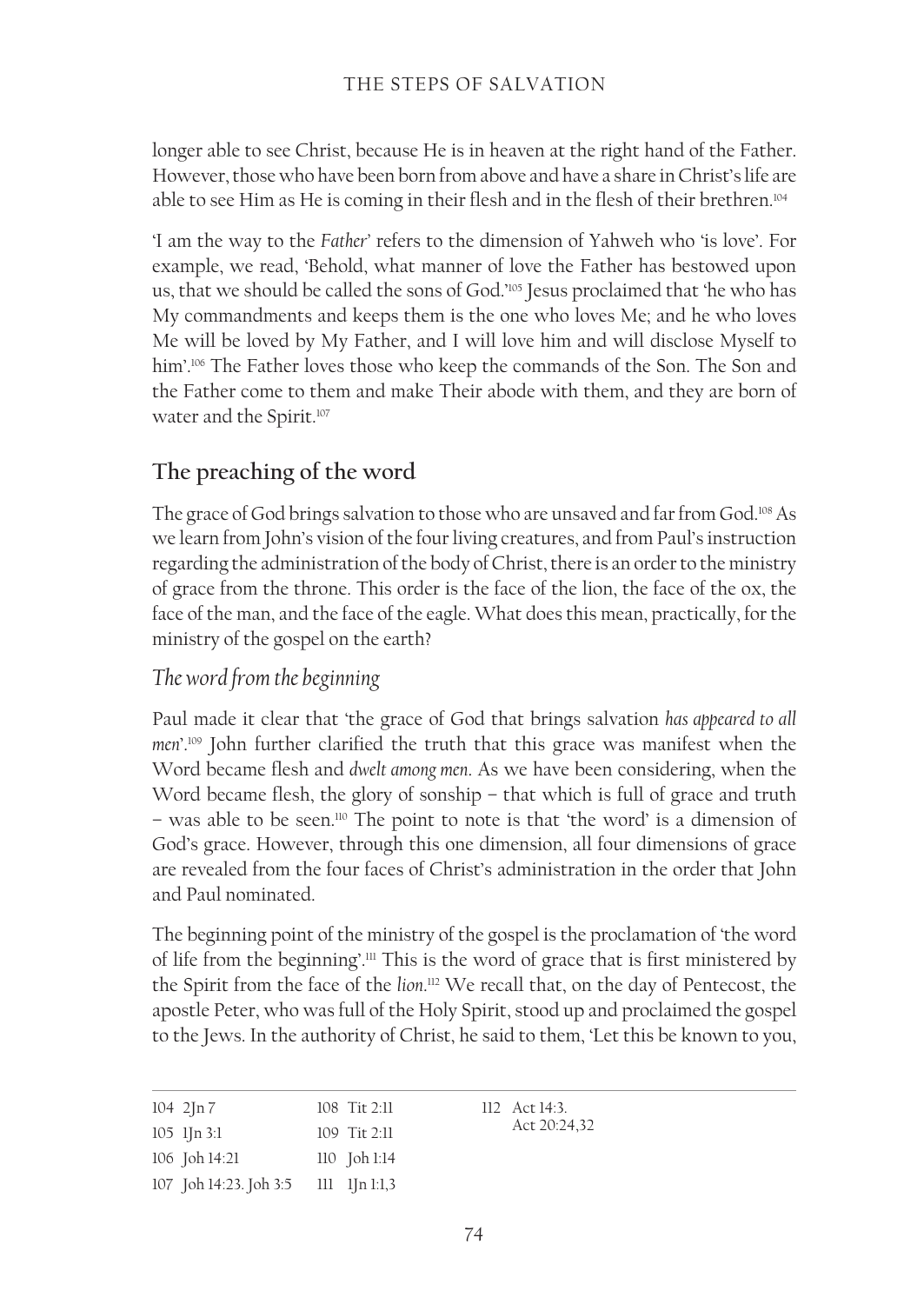longer able to see Christ, because He is in heaven at the right hand of the Father. However, those who have been born from above and have a share in Christ's life are able to see Him as He is coming in their flesh and in the flesh of their brethren.[104]

'I am the way to the *Father*' refers to the dimension of Yahweh who 'is love'. For example, we read, 'Behold, what manner of love the Father has bestowed upon us, that we should be called the sons of God.'[105] Jesus proclaimed that 'he who has My commandments and keeps them is the one who loves Me; and he who loves Me will be loved by My Father, and I will love him and will disclose Myself to him'.[106] The Father loves those who keep the commands of the Son. The Son and the Father come to them and make Their abode with them, and they are born of water and the Spirit.[107]

## The preaching of the word

The grace of God brings salvation to those who are unsaved and far from God.[108] As we learn from John's vision of the four living creatures, and from Paul's instruction regarding the administration of the body of Christ, there is an order to the ministry of grace from the throne. This order is the face of the lion, the face of the ox, the face of the man, and the face of the eagle. What does this mean, practically, for the ministry of the gospel on the earth?

### *The word from the beginning*

Paul made it clear that 'the grace of God that brings salvation *has appeared to all men*'.[109] John further clarified the truth that this grace was manifest when the Word became flesh and *dwelt among men*. As we have been considering, when the Word became flesh, the glory of sonship – that which is full of grace and truth – was able to be seen.[110] The point to note is that 'the word' is a dimension of God's grace. However, through this one dimension, all four dimensions of grace are revealed from the four faces of Christ's administration in the order that John and Paul nominated.

The beginning point of the ministry of the gospel is the proclamation of 'the word of life from the beginning'.[111] This is the word of grace that is first ministered by the Spirit from the face of the *lion*.[112] We recall that, on the day of Pentecost, the apostle Peter, who was full of the Holy Spirit, stood up and proclaimed the gospel to the Jews. In the authority of Christ, he said to them, 'Let this be known to you,

---

104 2Jn 7
105 1Jn 3:1
106 Joh 14:21
107 Joh 14:23. Joh 3:5
108 Tit 2:11
109 Tit 2:11
110 Joh 1:14
111 1Jn 1:1,3
112 Act 14:3. Act 20:24,32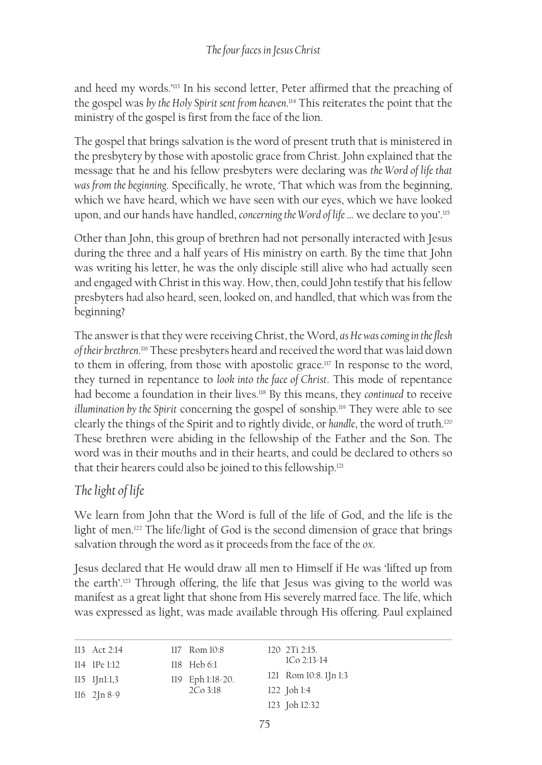and heed my words.'[113] In his second letter, Peter affirmed that the preaching of the gospel was *by the Holy Spirit sent from heaven*.[114] This reiterates the point that the ministry of the gospel is first from the face of the lion.

The gospel that brings salvation is the word of present truth that is ministered in the presbytery by those with apostolic grace from Christ. John explained that the message that he and his fellow presbyters were declaring was *the Word of life that was from the beginning*. Specifically, he wrote, 'That which was from the beginning, which we have heard, which we have seen with our eyes, which we have looked upon, and our hands have handled, *concerning the Word of life* … we declare to you'.[115]

Other than John, this group of brethren had not personally interacted with Jesus during the three and a half years of His ministry on earth. By the time that John was writing his letter, he was the only disciple still alive who had actually seen and engaged with Christ in this way. How, then, could John testify that his fellow presbyters had also heard, seen, looked on, and handled, that which was from the beginning?

The answer is that they were receiving Christ, the Word, *as He was coming in the flesh of their brethren*.[116] These presbyters heard and received the word that was laid down to them in offering, from those with apostolic grace.[117] In response to the word, they turned in repentance to *look into the face of Christ*. This mode of repentance had become a foundation in their lives.[118] By this means, they *continued* to receive *illumination by the Spirit* concerning the gospel of sonship.[119] They were able to see clearly the things of the Spirit and to rightly divide, or *handle*, the word of truth.[120] These brethren were abiding in the fellowship of the Father and the Son. The word was in their mouths and in their hearts, and could be declared to others so that their hearers could also be joined to this fellowship.[121]

## *The light of life*

We learn from John that the Word is full of the life of God, and the life is the light of men.[122] The life/light of God is the second dimension of grace that brings salvation through the word as it proceeds from the face of the *ox*.

Jesus declared that He would draw all men to Himself if He was 'lifted up from the earth'.[123] Through offering, the life that Jesus was giving to the world was manifest as a great light that shone from His severely marred face. The life, which was expressed as light, was made available through His offering. Paul explained

---

113 Act 2:14
114 1Pe 1:12
115 1Jn1:1,3
116 2Jn 8-9
117 Rom 10:8
118 Heb 6:1
119 Eph 1:18-20. 2Co 3:18
120 2Ti 2:15. 1Co 2:13-14
121 Rom 10:8. 1Jn 1:3
122 Joh 1:4
123 Joh 12:32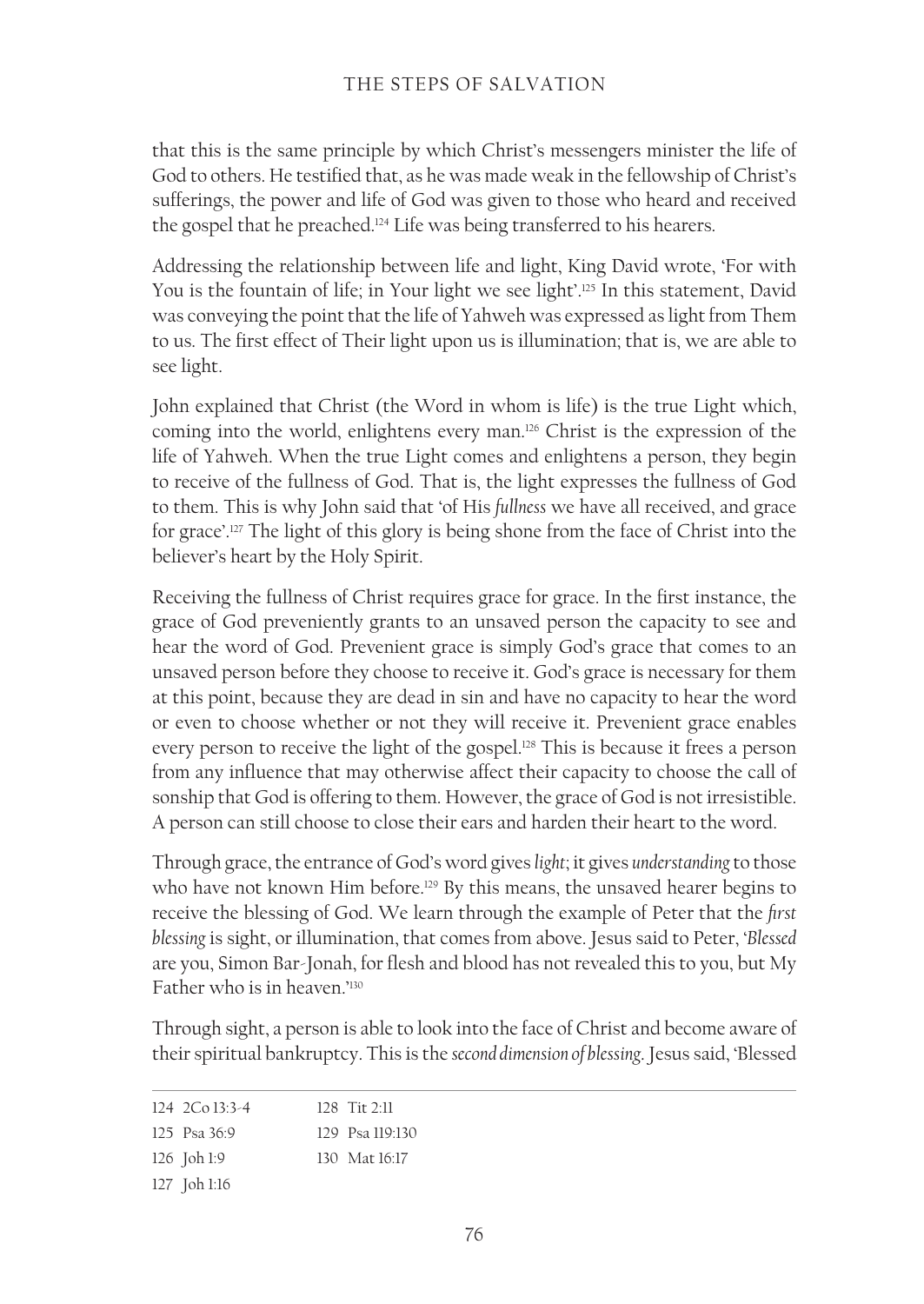that this is the same principle by which Christ's messengers minister the life of God to others. He testified that, as he was made weak in the fellowship of Christ's sufferings, the power and life of God was given to those who heard and received the gospel that he preached.[124] Life was being transferred to his hearers.

Addressing the relationship between life and light, King David wrote, 'For with You is the fountain of life; in Your light we see light'.[125] In this statement, David was conveying the point that the life of Yahweh was expressed as light from Them to us. The first effect of Their light upon us is illumination; that is, we are able to see light.

John explained that Christ (the Word in whom is life) is the true Light which, coming into the world, enlightens every man.[126] Christ is the expression of the life of Yahweh. When the true Light comes and enlightens a person, they begin to receive of the fullness of God. That is, the light expresses the fullness of God to them. This is why John said that 'of His *fullness* we have all received, and grace for grace'.[127] The light of this glory is being shone from the face of Christ into the believer's heart by the Holy Spirit.

Receiving the fullness of Christ requires grace for grace. In the first instance, the grace of God preveniently grants to an unsaved person the capacity to see and hear the word of God. Prevenient grace is simply God's grace that comes to an unsaved person before they choose to receive it. God's grace is necessary for them at this point, because they are dead in sin and have no capacity to hear the word or even to choose whether or not they will receive it. Prevenient grace enables every person to receive the light of the gospel.[128] This is because it frees a person from any influence that may otherwise affect their capacity to choose the call of sonship that God is offering to them. However, the grace of God is not irresistible. A person can still choose to close their ears and harden their heart to the word.

Through grace, the entrance of God's word gives *light*; it gives *understanding* to those who have not known Him before.[129] By this means, the unsaved hearer begins to receive the blessing of God. We learn through the example of Peter that the *first blessing* is sight, or illumination, that comes from above. Jesus said to Peter, '*Blessed* are you, Simon Bar-Jonah, for flesh and blood has not revealed this to you, but My Father who is in heaven.'[130]

Through sight, a person is able to look into the face of Christ and become aware of their spiritual bankruptcy. This is the *second dimension of blessing*. Jesus said, 'Blessed

---

124 2Co 13:3-4
125 Psa 36:9
126 Joh 1:9
127 Joh 1:16
128 Tit 2:11
129 Psa 119:130
130 Mat 16:17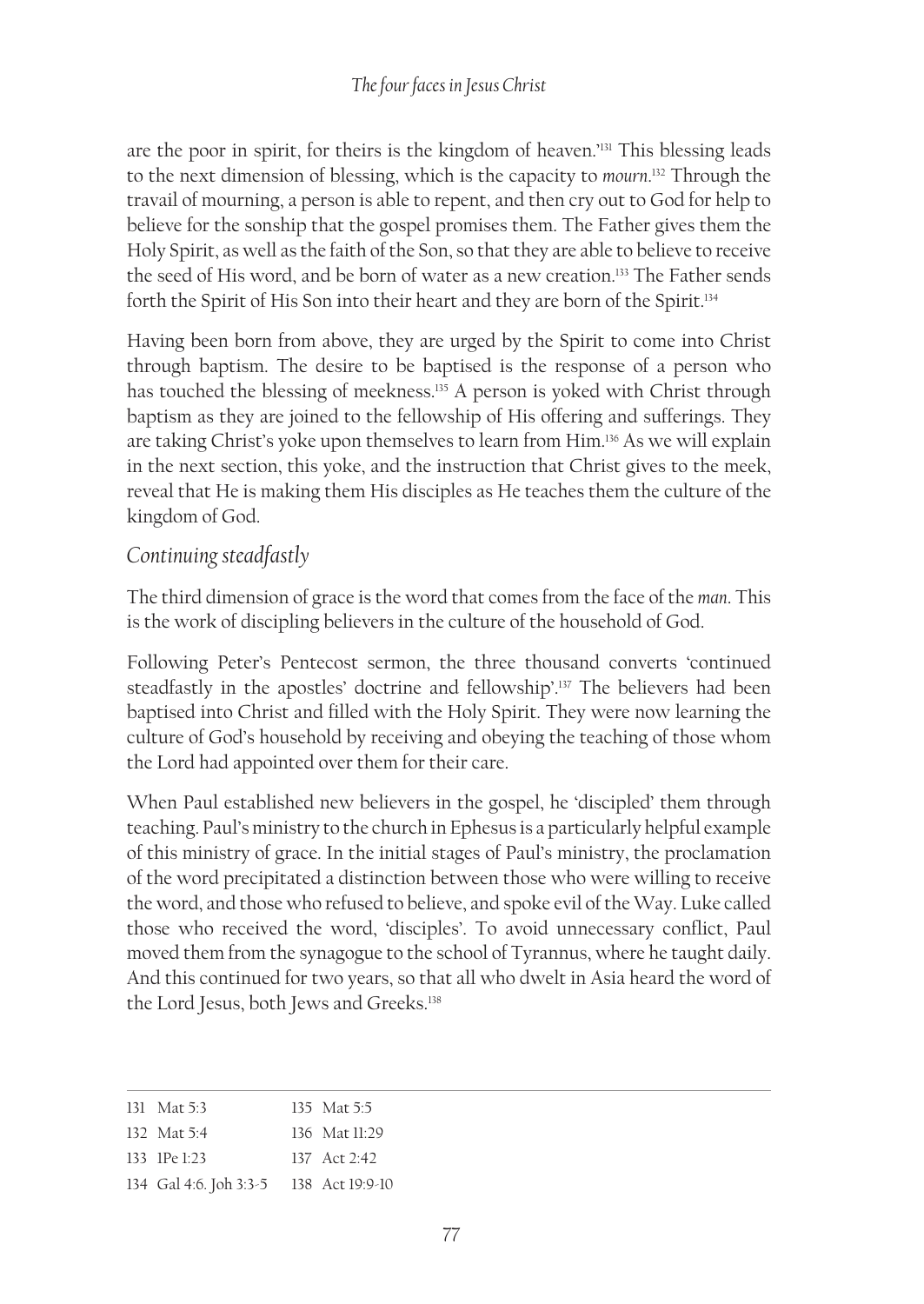are the poor in spirit, for theirs is the kingdom of heaven.'[131] This blessing leads to the next dimension of blessing, which is the capacity to *mourn*.[132] Through the travail of mourning, a person is able to repent, and then cry out to God for help to believe for the sonship that the gospel promises them. The Father gives them the Holy Spirit, as well as the faith of the Son, so that they are able to believe to receive the seed of His word, and be born of water as a new creation.[133] The Father sends forth the Spirit of His Son into their heart and they are born of the Spirit.[134]

Having been born from above, they are urged by the Spirit to come into Christ through baptism. The desire to be baptised is the response of a person who has touched the blessing of meekness.[135] A person is yoked with Christ through baptism as they are joined to the fellowship of His offering and sufferings. They are taking Christ's yoke upon themselves to learn from Him.[136] As we will explain in the next section, this yoke, and the instruction that Christ gives to the meek, reveal that He is making them His disciples as He teaches them the culture of the kingdom of God.

## *Continuing steadfastly*

The third dimension of grace is the word that comes from the face of the *man*. This is the work of discipling believers in the culture of the household of God.

Following Peter's Pentecost sermon, the three thousand converts 'continued steadfastly in the apostles' doctrine and fellowship'.[137] The believers had been baptised into Christ and filled with the Holy Spirit. They were now learning the culture of God's household by receiving and obeying the teaching of those whom the Lord had appointed over them for their care.

When Paul established new believers in the gospel, he 'discipled' them through teaching. Paul's ministry to the church in Ephesus is a particularly helpful example of this ministry of grace. In the initial stages of Paul's ministry, the proclamation of the word precipitated a distinction between those who were willing to receive the word, and those who refused to believe, and spoke evil of the Way. Luke called those who received the word, 'disciples'. To avoid unnecessary conflict, Paul moved them from the synagogue to the school of Tyrannus, where he taught daily. And this continued for two years, so that all who dwelt in Asia heard the word of the Lord Jesus, both Jews and Greeks.[138]

---

131 Mat 5:3
132 Mat 5:4
133 1Pe 1:23
134 Gal 4:6. Joh 3:3-5
135 Mat 5:5
136 Mat 11:29
137 Act 2:42
138 Act 19:9-10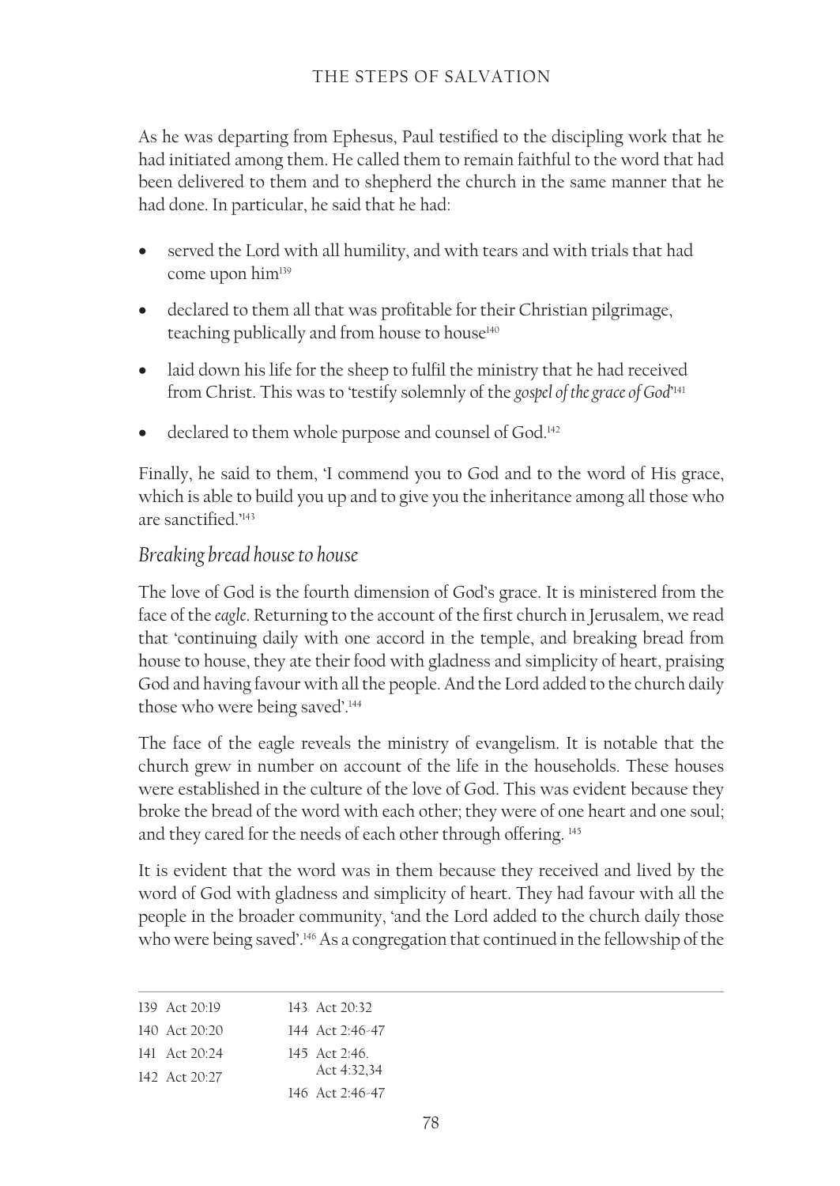As he was departing from Ephesus, Paul testified to the discipling work that he had initiated among them. He called them to remain faithful to the word that had been delivered to them and to shepherd the church in the same manner that he had done. In particular, he said that he had:

- served the Lord with all humility, and with tears and with trials that had come upon him[139]
- declared to them all that was profitable for their Christian pilgrimage, teaching publically and from house to house[140]
- laid down his life for the sheep to fulfil the ministry that he had received from Christ. This was to 'testify solemnly of the *gospel of the grace of God*'[141]
- declared to them whole purpose and counsel of God.[142]

Finally, he said to them, 'I commend you to God and to the word of His grace, which is able to build you up and to give you the inheritance among all those who are sanctified.'[143]

## *Breaking bread house to house*

The love of God is the fourth dimension of God's grace. It is ministered from the face of the *eagle*. Returning to the account of the first church in Jerusalem, we read that 'continuing daily with one accord in the temple, and breaking bread from house to house, they ate their food with gladness and simplicity of heart, praising God and having favour with all the people. And the Lord added to the church daily those who were being saved'.[144]

The face of the eagle reveals the ministry of evangelism. It is notable that the church grew in number on account of the life in the households. These houses were established in the culture of the love of God. This was evident because they broke the bread of the word with each other; they were of one heart and one soul; and they cared for the needs of each other through offering. [145]

It is evident that the word was in them because they received and lived by the word of God with gladness and simplicity of heart. They had favour with all the people in the broader community, 'and the Lord added to the church daily those who were being saved'.[146] As a congregation that continued in the fellowship of the

---

139 Act 20:19
140 Act 20:20
141 Act 20:24
142 Act 20:27
143 Act 20:32
144 Act 2:46-47
145 Act 2:46. Act 4:32,34
146 Act 2:46-47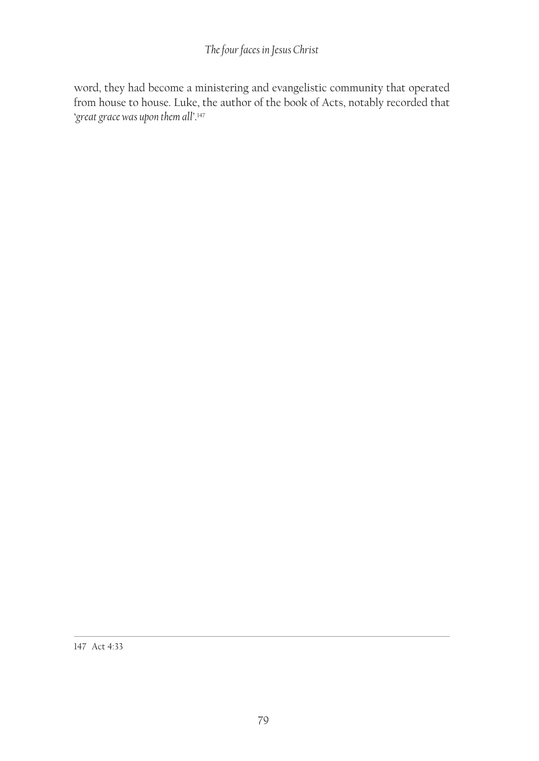word, they had become a ministering and evangelistic community that operated from house to house. Luke, the author of the book of Acts, notably recorded that '*great grace was upon them all*'.[147]

---

147 Act 4:33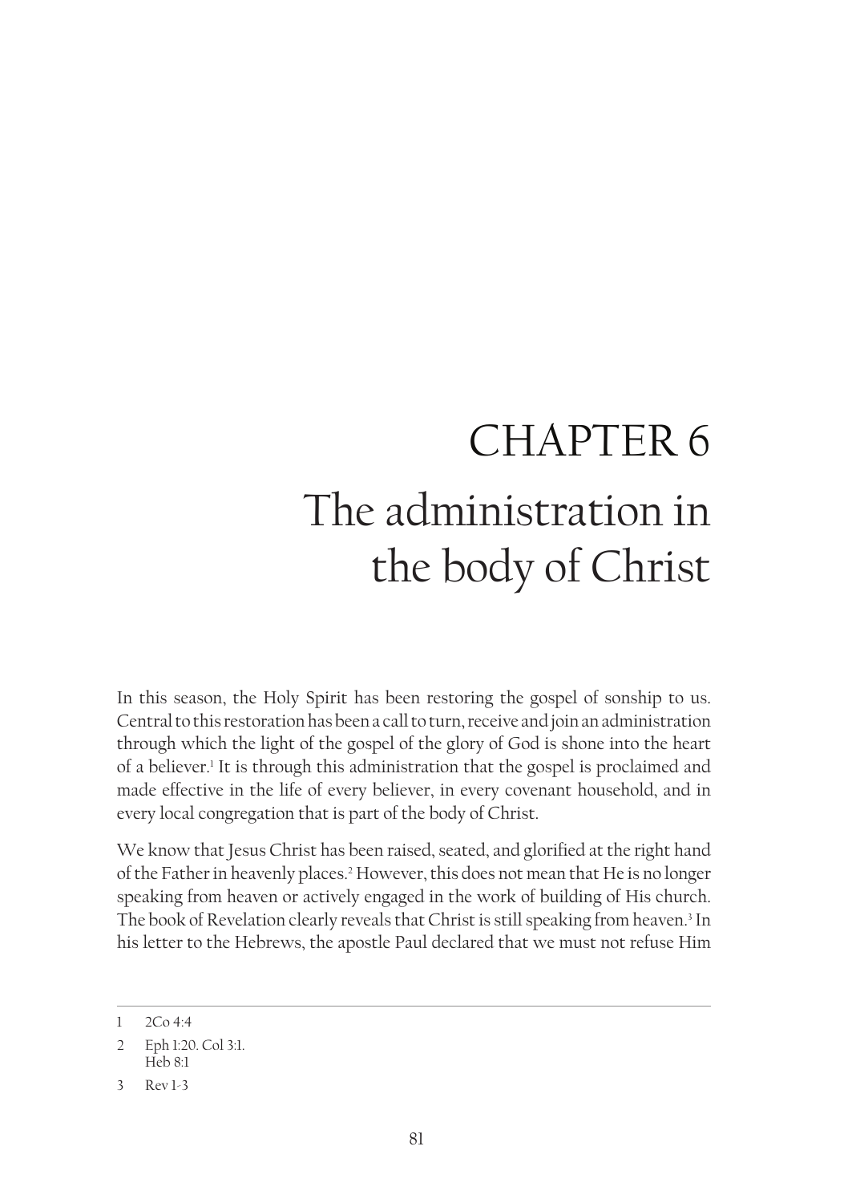# CHAPTER 6
# The administration in the body of Christ

In this season, the Holy Spirit has been restoring the gospel of sonship to us. Central to this restoration has been a call to turn, receive and join an administration through which the light of the gospel of the glory of God is shone into the heart of a believer.[1] It is through this administration that the gospel is proclaimed and made effective in the life of every believer, in every covenant household, and in every local congregation that is part of the body of Christ.

We know that Jesus Christ has been raised, seated, and glorified at the right hand of the Father in heavenly places.[2] However, this does not mean that He is no longer speaking from heaven or actively engaged in the work of building of His church. The book of Revelation clearly reveals that Christ is still speaking from heaven.[3] In his letter to the Hebrews, the apostle Paul declared that we must not refuse Him

---

1 2Co 4:4

2 Eph 1:20. Col 3:1. Heb 8:1

3 Rev 1-3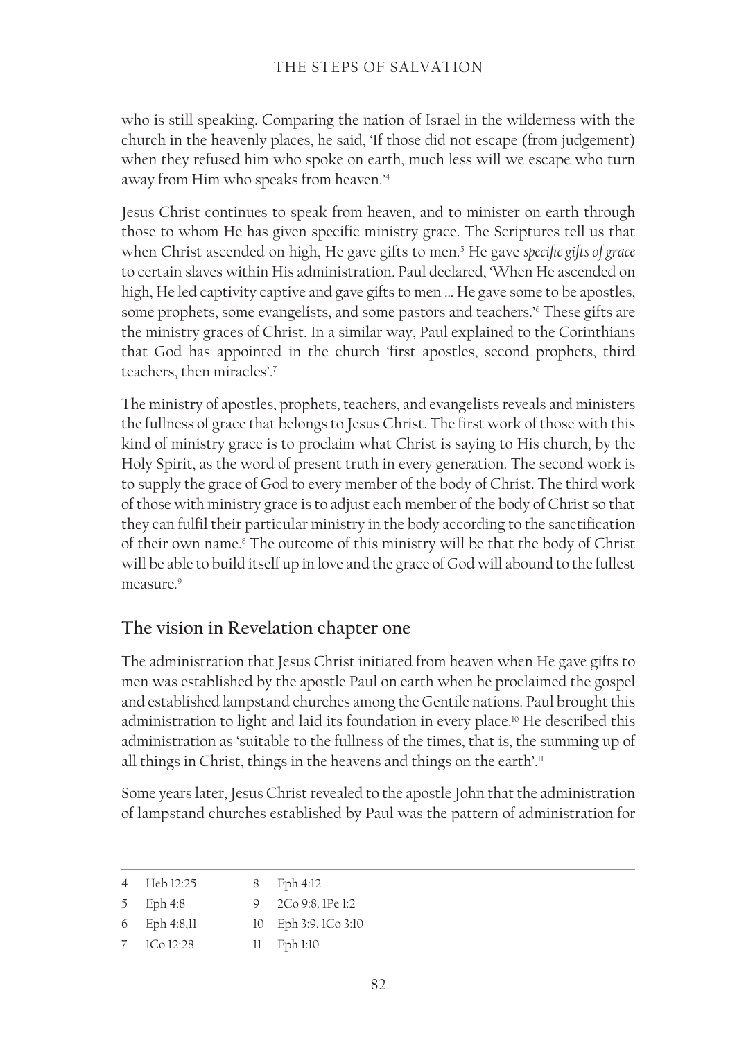who is still speaking. Comparing the nation of Israel in the wilderness with the church in the heavenly places, he said, 'If those did not escape (from judgement) when they refused him who spoke on earth, much less will we escape who turn away from Him who speaks from heaven.'[4]

Jesus Christ continues to speak from heaven, and to minister on earth through those to whom He has given specific ministry grace. The Scriptures tell us that when Christ ascended on high, He gave gifts to men.[5] He gave *specific gifts of grace* to certain slaves within His administration. Paul declared, 'When He ascended on high, He led captivity captive and gave gifts to men … He gave some to be apostles, some prophets, some evangelists, and some pastors and teachers.'[6] These gifts are the ministry graces of Christ. In a similar way, Paul explained to the Corinthians that God has appointed in the church 'first apostles, second prophets, third teachers, then miracles'.[7]

The ministry of apostles, prophets, teachers, and evangelists reveals and ministers the fullness of grace that belongs to Jesus Christ. The first work of those with this kind of ministry grace is to proclaim what Christ is saying to His church, by the Holy Spirit, as the word of present truth in every generation. The second work is to supply the grace of God to every member of the body of Christ. The third work of those with ministry grace is to adjust each member of the body of Christ so that they can fulfil their particular ministry in the body according to the sanctification of their own name.[8] The outcome of this ministry will be that the body of Christ will be able to build itself up in love and the grace of God will abound to the fullest measure.[9]

## The vision in Revelation chapter one

The administration that Jesus Christ initiated from heaven when He gave gifts to men was established by the apostle Paul on earth when he proclaimed the gospel and established lampstand churches among the Gentile nations. Paul brought this administration to light and laid its foundation in every place.[10] He described this administration as 'suitable to the fullness of the times, that is, the summing up of all things in Christ, things in the heavens and things on the earth'.[11]

Some years later, Jesus Christ revealed to the apostle John that the administration of lampstand churches established by Paul was the pattern of administration for

---

4 Heb 12:25
5 Eph 4:8
6 Eph 4:8,11
7 1Co 12:28
8 Eph 4:12
9 2Co 9:8. 1Pe 1:2
10 Eph 3:9. 1Co 3:10
11 Eph 1:10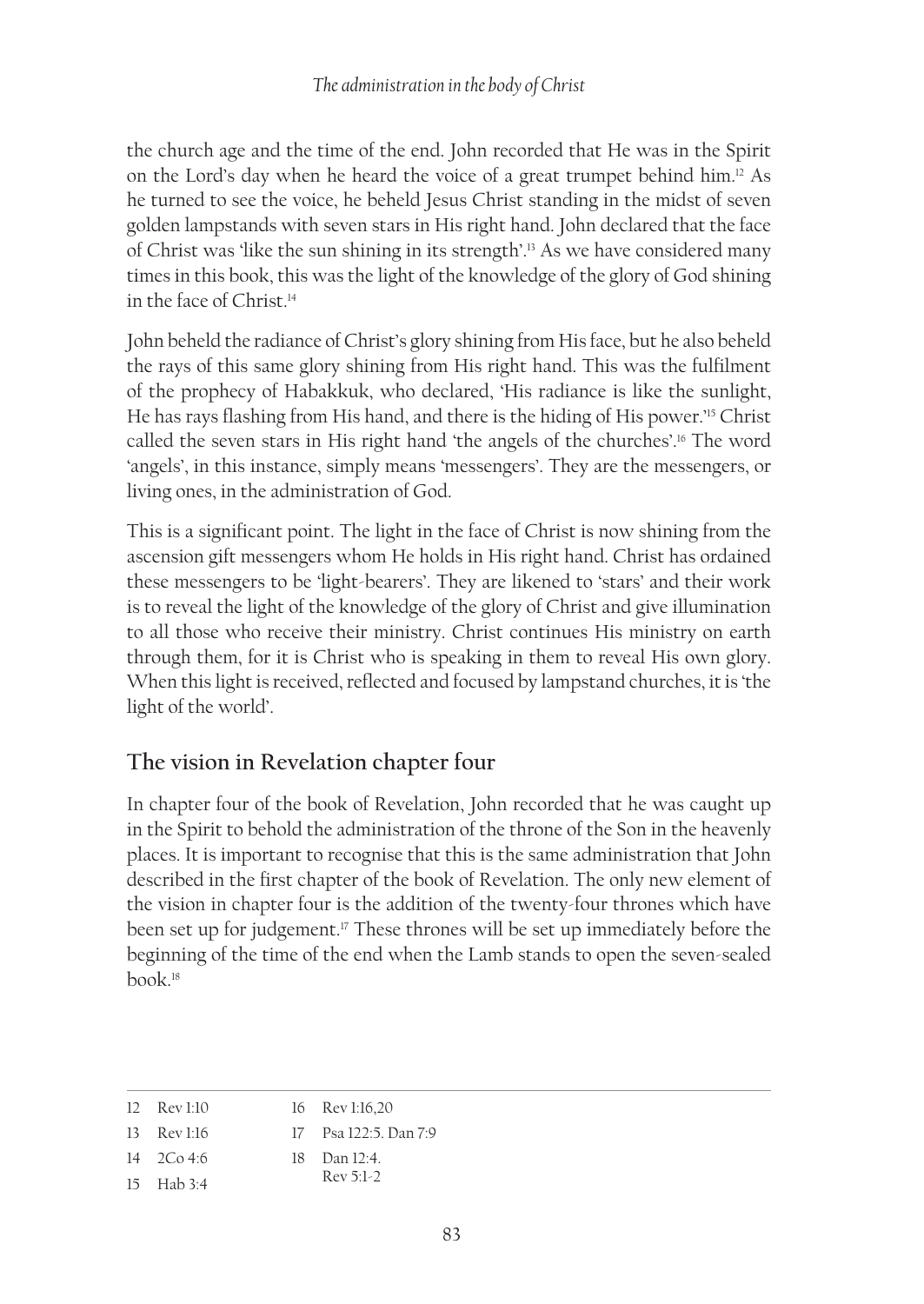the church age and the time of the end. John recorded that He was in the Spirit on the Lord's day when he heard the voice of a great trumpet behind him.[12] As he turned to see the voice, he beheld Jesus Christ standing in the midst of seven golden lampstands with seven stars in His right hand. John declared that the face of Christ was 'like the sun shining in its strength'.[13] As we have considered many times in this book, this was the light of the knowledge of the glory of God shining in the face of Christ.[14]

John beheld the radiance of Christ's glory shining from His face, but he also beheld the rays of this same glory shining from His right hand. This was the fulfilment of the prophecy of Habakkuk, who declared, 'His radiance is like the sunlight, He has rays flashing from His hand, and there is the hiding of His power.'[15] Christ called the seven stars in His right hand 'the angels of the churches'.[16] The word 'angels', in this instance, simply means 'messengers'. They are the messengers, or living ones, in the administration of God.

This is a significant point. The light in the face of Christ is now shining from the ascension gift messengers whom He holds in His right hand. Christ has ordained these messengers to be 'light-bearers'. They are likened to 'stars' and their work is to reveal the light of the knowledge of the glory of Christ and give illumination to all those who receive their ministry. Christ continues His ministry on earth through them, for it is Christ who is speaking in them to reveal His own glory. When this light is received, reflected and focused by lampstand churches, it is 'the light of the world'.

## The vision in Revelation chapter four

In chapter four of the book of Revelation, John recorded that he was caught up in the Spirit to behold the administration of the throne of the Son in the heavenly places. It is important to recognise that this is the same administration that John described in the first chapter of the book of Revelation. The only new element of the vision in chapter four is the addition of the twenty-four thrones which have been set up for judgement.[17] These thrones will be set up immediately before the beginning of the time of the end when the Lamb stands to open the seven-sealed book.[18]

---

12 Rev 1:10
13 Rev 1:16
14 2Co 4:6
15 Hab 3:4
16 Rev 1:16,20
17 Psa 122:5. Dan 7:9
18 Dan 12:4. Rev 5:1-2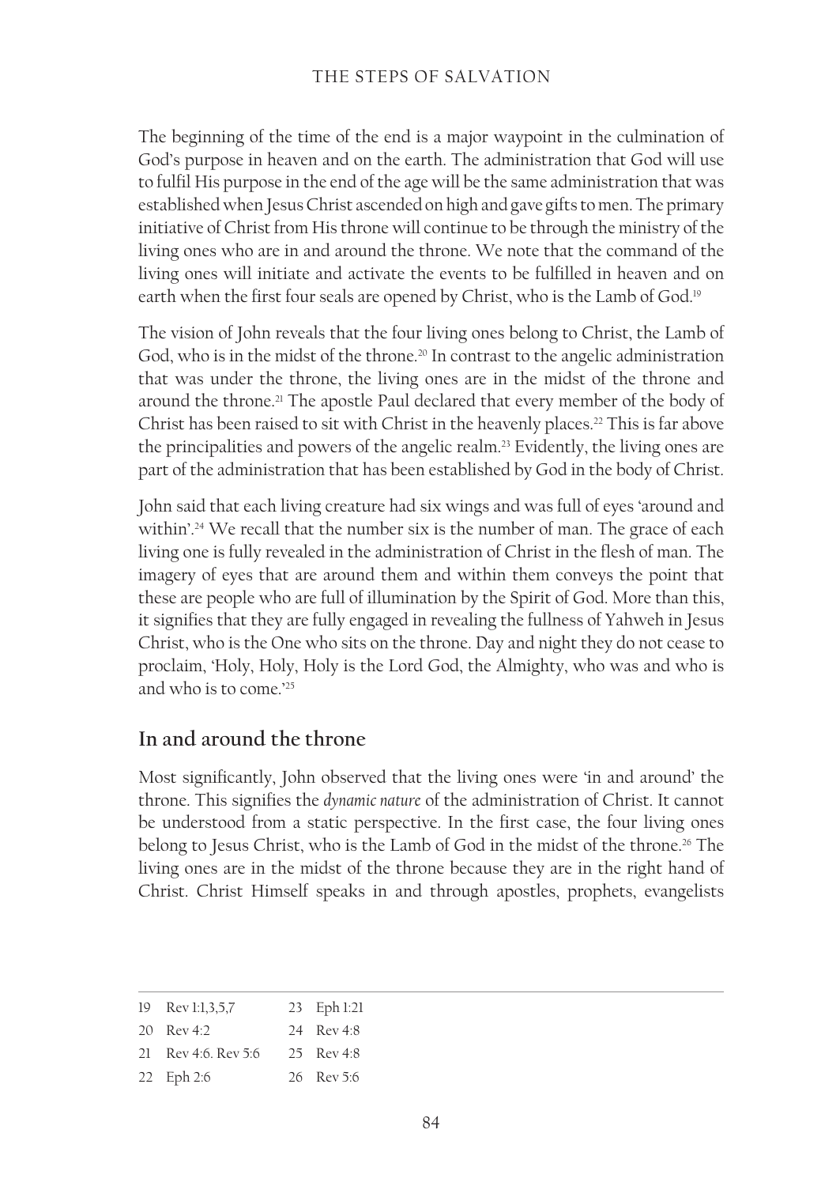The beginning of the time of the end is a major waypoint in the culmination of God's purpose in heaven and on the earth. The administration that God will use to fulfil His purpose in the end of the age will be the same administration that was established when Jesus Christ ascended on high and gave gifts to men. The primary initiative of Christ from His throne will continue to be through the ministry of the living ones who are in and around the throne. We note that the command of the living ones will initiate and activate the events to be fulfilled in heaven and on earth when the first four seals are opened by Christ, who is the Lamb of God.[19]

The vision of John reveals that the four living ones belong to Christ, the Lamb of God, who is in the midst of the throne.[20] In contrast to the angelic administration that was under the throne, the living ones are in the midst of the throne and around the throne.[21] The apostle Paul declared that every member of the body of Christ has been raised to sit with Christ in the heavenly places.[22] This is far above the principalities and powers of the angelic realm.[23] Evidently, the living ones are part of the administration that has been established by God in the body of Christ.

John said that each living creature had six wings and was full of eyes 'around and within'.[24] We recall that the number six is the number of man. The grace of each living one is fully revealed in the administration of Christ in the flesh of man. The imagery of eyes that are around them and within them conveys the point that these are people who are full of illumination by the Spirit of God. More than this, it signifies that they are fully engaged in revealing the fullness of Yahweh in Jesus Christ, who is the One who sits on the throne. Day and night they do not cease to proclaim, 'Holy, Holy, Holy is the Lord God, the Almighty, who was and who is and who is to come.'[25]

## In and around the throne

Most significantly, John observed that the living ones were 'in and around' the throne. This signifies the *dynamic nature* of the administration of Christ. It cannot be understood from a static perspective. In the first case, the four living ones belong to Jesus Christ, who is the Lamb of God in the midst of the throne.[26] The living ones are in the midst of the throne because they are in the right hand of Christ. Christ Himself speaks in and through apostles, prophets, evangelists

---

19 Rev 1:1,3,5,7
20 Rev 4:2
21 Rev 4:6. Rev 5:6
22 Eph 2:6
23 Eph 1:21
24 Rev 4:8
25 Rev 4:8
26 Rev 5:6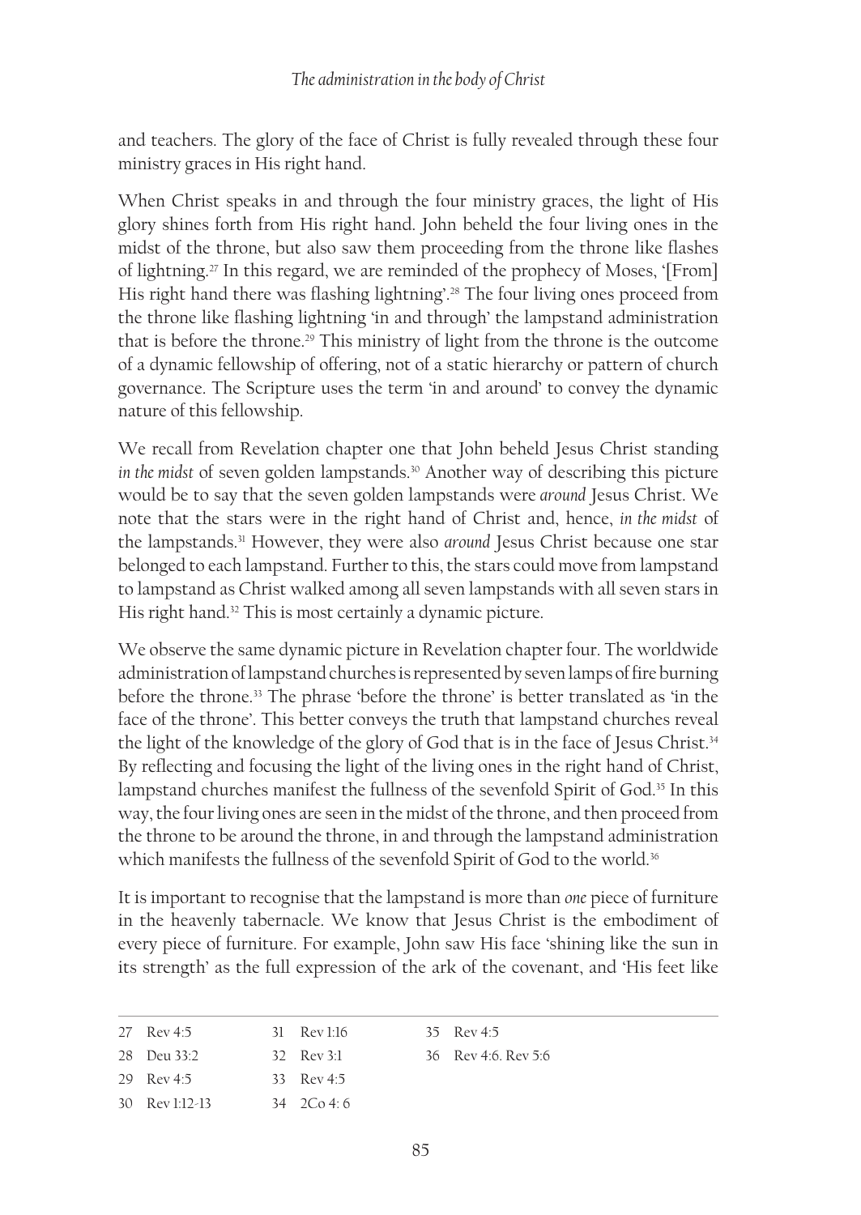and teachers. The glory of the face of Christ is fully revealed through these four ministry graces in His right hand.

When Christ speaks in and through the four ministry graces, the light of His glory shines forth from His right hand. John beheld the four living ones in the midst of the throne, but also saw them proceeding from the throne like flashes of lightning.[27] In this regard, we are reminded of the prophecy of Moses, '[From] His right hand there was flashing lightning'.[28] The four living ones proceed from the throne like flashing lightning 'in and through' the lampstand administration that is before the throne.[29] This ministry of light from the throne is the outcome of a dynamic fellowship of offering, not of a static hierarchy or pattern of church governance. The Scripture uses the term 'in and around' to convey the dynamic nature of this fellowship.

We recall from Revelation chapter one that John beheld Jesus Christ standing *in the midst* of seven golden lampstands.[30] Another way of describing this picture would be to say that the seven golden lampstands were *around* Jesus Christ. We note that the stars were in the right hand of Christ and, hence, *in the midst* of the lampstands.[31] However, they were also *around* Jesus Christ because one star belonged to each lampstand. Further to this, the stars could move from lampstand to lampstand as Christ walked among all seven lampstands with all seven stars in His right hand.[32] This is most certainly a dynamic picture.

We observe the same dynamic picture in Revelation chapter four. The worldwide administration of lampstand churches is represented by seven lamps of fire burning before the throne.[33] The phrase 'before the throne' is better translated as 'in the face of the throne'. This better conveys the truth that lampstand churches reveal the light of the knowledge of the glory of God that is in the face of Jesus Christ.[34] By reflecting and focusing the light of the living ones in the right hand of Christ, lampstand churches manifest the fullness of the sevenfold Spirit of God.[35] In this way, the four living ones are seen in the midst of the throne, and then proceed from the throne to be around the throne, in and through the lampstand administration which manifests the fullness of the sevenfold Spirit of God to the world.[36]

It is important to recognise that the lampstand is more than *one* piece of furniture in the heavenly tabernacle. We know that Jesus Christ is the embodiment of every piece of furniture. For example, John saw His face 'shining like the sun in its strength' as the full expression of the ark of the covenant, and 'His feet like

---

27 Rev 4:5
28 Deu 33:2
29 Rev 4:5
30 Rev 1:12-13
31 Rev 1:16
32 Rev 3:1
33 Rev 4:5
34 2Co 4: 6
35 Rev 4:5
36 Rev 4:6. Rev 5:6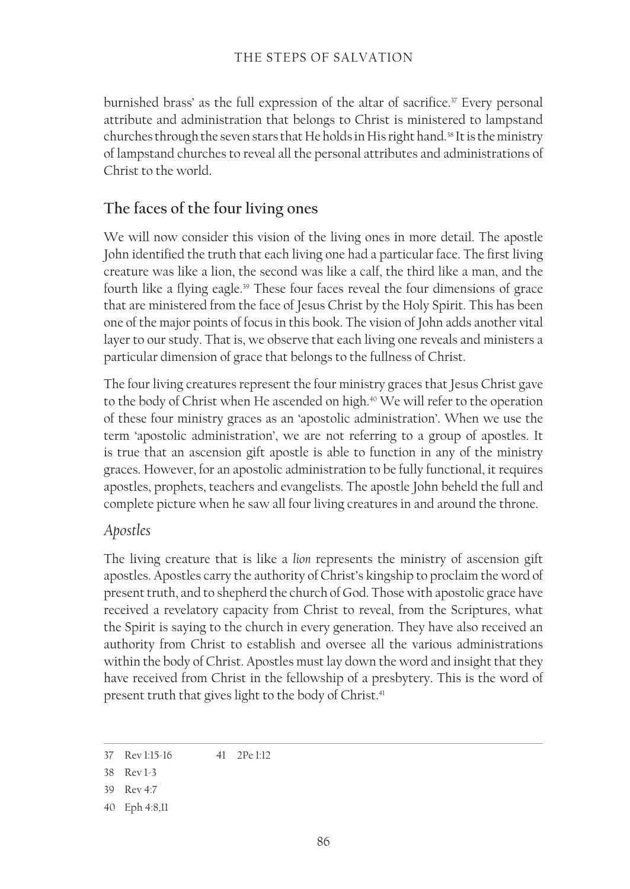burnished brass' as the full expression of the altar of sacrifice.[37] Every personal attribute and administration that belongs to Christ is ministered to lampstand churches through the seven stars that He holds in His right hand.[38] It is the ministry of lampstand churches to reveal all the personal attributes and administrations of Christ to the world.

## The faces of the four living ones

We will now consider this vision of the living ones in more detail. The apostle John identified the truth that each living one had a particular face. The first living creature was like a lion, the second was like a calf, the third like a man, and the fourth like a flying eagle.[39] These four faces reveal the four dimensions of grace that are ministered from the face of Jesus Christ by the Holy Spirit. This has been one of the major points of focus in this book. The vision of John adds another vital layer to our study. That is, we observe that each living one reveals and ministers a particular dimension of grace that belongs to the fullness of Christ.

The four living creatures represent the four ministry graces that Jesus Christ gave to the body of Christ when He ascended on high.[40] We will refer to the operation of these four ministry graces as an 'apostolic administration'. When we use the term 'apostolic administration', we are not referring to a group of apostles. It is true that an ascension gift apostle is able to function in any of the ministry graces. However, for an apostolic administration to be fully functional, it requires apostles, prophets, teachers and evangelists. The apostle John beheld the full and complete picture when he saw all four living creatures in and around the throne.

### *Apostles*

The living creature that is like a *lion* represents the ministry of ascension gift apostles. Apostles carry the authority of Christ's kingship to proclaim the word of present truth, and to shepherd the church of God. Those with apostolic grace have received a revelatory capacity from Christ to reveal, from the Scriptures, what the Spirit is saying to the church in every generation. They have also received an authority from Christ to establish and oversee all the various administrations within the body of Christ. Apostles must lay down the word and insight that they have received from Christ in the fellowship of a presbytery. This is the word of present truth that gives light to the body of Christ.[41]

---

37 Rev 1:15-16

38 Rev 1-3

39 Rev 4:7

40 Eph 4:8,11

41 2Pe 1:12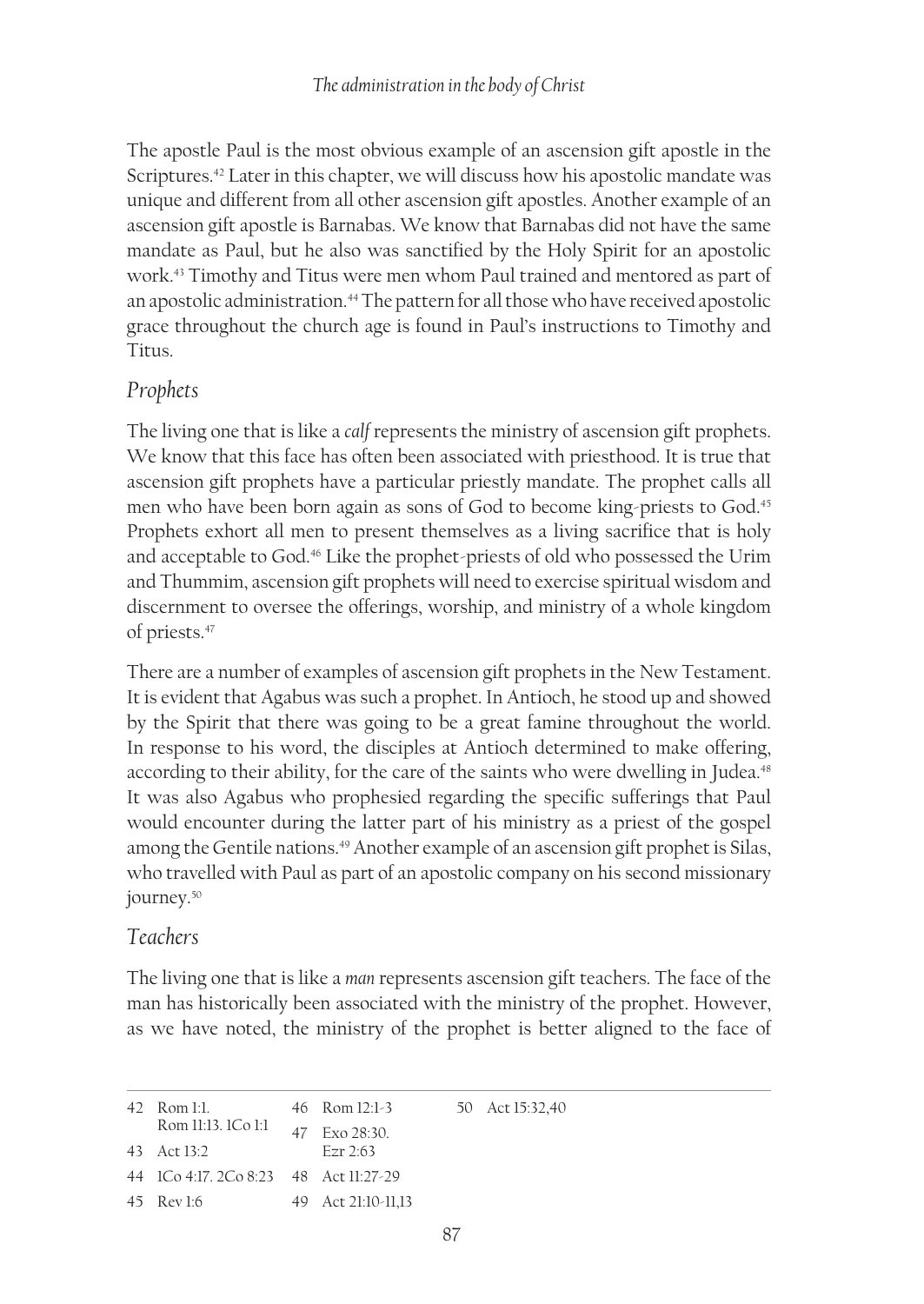The apostle Paul is the most obvious example of an ascension gift apostle in the Scriptures.[42] Later in this chapter, we will discuss how his apostolic mandate was unique and different from all other ascension gift apostles. Another example of an ascension gift apostle is Barnabas. We know that Barnabas did not have the same mandate as Paul, but he also was sanctified by the Holy Spirit for an apostolic work.[43] Timothy and Titus were men whom Paul trained and mentored as part of an apostolic administration.[44] The pattern for all those who have received apostolic grace throughout the church age is found in Paul's instructions to Timothy and Titus.

## *Prophets*

The living one that is like a *calf* represents the ministry of ascension gift prophets. We know that this face has often been associated with priesthood. It is true that ascension gift prophets have a particular priestly mandate. The prophet calls all men who have been born again as sons of God to become king-priests to God.[45] Prophets exhort all men to present themselves as a living sacrifice that is holy and acceptable to God.[46] Like the prophet-priests of old who possessed the Urim and Thummim, ascension gift prophets will need to exercise spiritual wisdom and discernment to oversee the offerings, worship, and ministry of a whole kingdom of priests.[47]

There are a number of examples of ascension gift prophets in the New Testament. It is evident that Agabus was such a prophet. In Antioch, he stood up and showed by the Spirit that there was going to be a great famine throughout the world. In response to his word, the disciples at Antioch determined to make offering, according to their ability, for the care of the saints who were dwelling in Judea.[48] It was also Agabus who prophesied regarding the specific sufferings that Paul would encounter during the latter part of his ministry as a priest of the gospel among the Gentile nations.[49] Another example of an ascension gift prophet is Silas, who travelled with Paul as part of an apostolic company on his second missionary journey.[50]

## *Teachers*

The living one that is like a *man* represents ascension gift teachers. The face of the man has historically been associated with the ministry of the prophet. However, as we have noted, the ministry of the prophet is better aligned to the face of

---

42 Rom 1:1. Rom 11:13. 1Co 1:1
43 Act 13:2
44 1Co 4:17. 2Co 8:23
45 Rev 1:6
46 Rom 12:1-3
47 Exo 28:30. Ezr 2:63
48 Act 11:27-29
49 Act 21:10-11,13
50 Act 15:32,40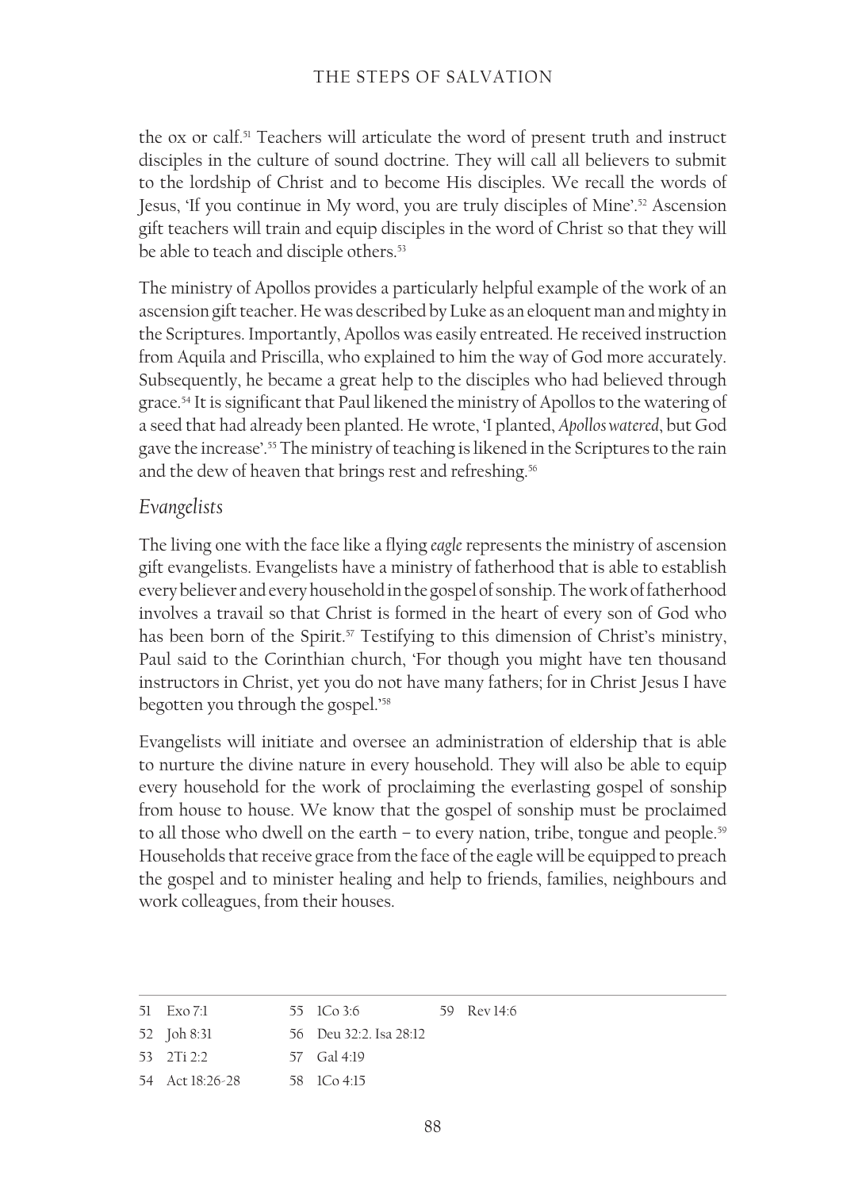the ox or calf.[51] Teachers will articulate the word of present truth and instruct disciples in the culture of sound doctrine. They will call all believers to submit to the lordship of Christ and to become His disciples. We recall the words of Jesus, 'If you continue in My word, you are truly disciples of Mine'.[52] Ascension gift teachers will train and equip disciples in the word of Christ so that they will be able to teach and disciple others.[53]

The ministry of Apollos provides a particularly helpful example of the work of an ascension gift teacher. He was described by Luke as an eloquent man and mighty in the Scriptures. Importantly, Apollos was easily entreated. He received instruction from Aquila and Priscilla, who explained to him the way of God more accurately. Subsequently, he became a great help to the disciples who had believed through grace.[54] It is significant that Paul likened the ministry of Apollos to the watering of a seed that had already been planted. He wrote, 'I planted, *Apollos watered*, but God gave the increase'.[55] The ministry of teaching is likened in the Scriptures to the rain and the dew of heaven that brings rest and refreshing.[56]

### *Evangelists*

The living one with the face like a flying *eagle* represents the ministry of ascension gift evangelists. Evangelists have a ministry of fatherhood that is able to establish every believer and every household in the gospel of sonship. The work of fatherhood involves a travail so that Christ is formed in the heart of every son of God who has been born of the Spirit.[57] Testifying to this dimension of Christ's ministry, Paul said to the Corinthian church, 'For though you might have ten thousand instructors in Christ, yet you do not have many fathers; for in Christ Jesus I have begotten you through the gospel.'[58]

Evangelists will initiate and oversee an administration of eldership that is able to nurture the divine nature in every household. They will also be able to equip every household for the work of proclaiming the everlasting gospel of sonship from house to house. We know that the gospel of sonship must be proclaimed to all those who dwell on the earth – to every nation, tribe, tongue and people.[59] Households that receive grace from the face of the eagle will be equipped to preach the gospel and to minister healing and help to friends, families, neighbours and work colleagues, from their houses.

---

51 Exo 7:1
52 Joh 8:31
53 2Ti 2:2
54 Act 18:26-28
55 1Co 3:6
56 Deu 32:2. Isa 28:12
57 Gal 4:19
58 1Co 4:15
59 Rev 14:6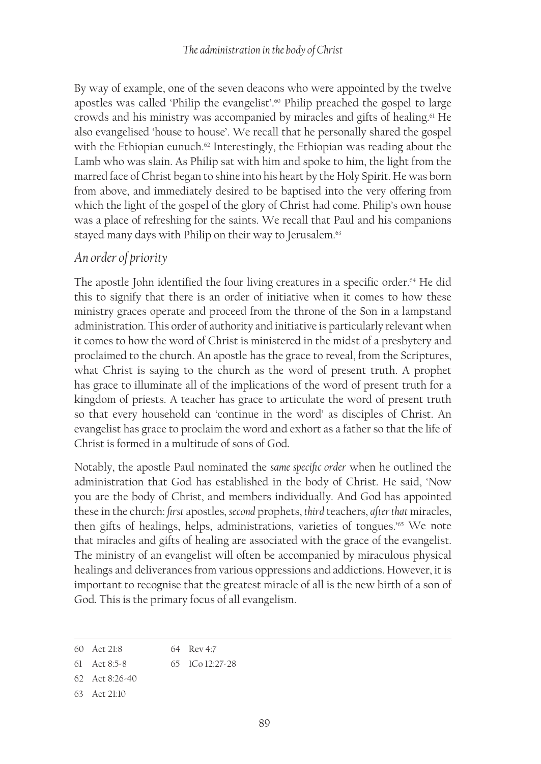By way of example, one of the seven deacons who were appointed by the twelve apostles was called 'Philip the evangelist'.[60] Philip preached the gospel to large crowds and his ministry was accompanied by miracles and gifts of healing.[61] He also evangelised 'house to house'. We recall that he personally shared the gospel with the Ethiopian eunuch.[62] Interestingly, the Ethiopian was reading about the Lamb who was slain. As Philip sat with him and spoke to him, the light from the marred face of Christ began to shine into his heart by the Holy Spirit. He was born from above, and immediately desired to be baptised into the very offering from which the light of the gospel of the glory of Christ had come. Philip's own house was a place of refreshing for the saints. We recall that Paul and his companions stayed many days with Philip on their way to Jerusalem.[63]

## *An order of priority*

The apostle John identified the four living creatures in a specific order.[64] He did this to signify that there is an order of initiative when it comes to how these ministry graces operate and proceed from the throne of the Son in a lampstand administration. This order of authority and initiative is particularly relevant when it comes to how the word of Christ is ministered in the midst of a presbytery and proclaimed to the church. An apostle has the grace to reveal, from the Scriptures, what Christ is saying to the church as the word of present truth. A prophet has grace to illuminate all of the implications of the word of present truth for a kingdom of priests. A teacher has grace to articulate the word of present truth so that every household can 'continue in the word' as disciples of Christ. An evangelist has grace to proclaim the word and exhort as a father so that the life of Christ is formed in a multitude of sons of God.

Notably, the apostle Paul nominated the *same specific order* when he outlined the administration that God has established in the body of Christ. He said, 'Now you are the body of Christ, and members individually. And God has appointed these in the church: *first* apostles, *second* prophets, *third* teachers, *after that* miracles, then gifts of healings, helps, administrations, varieties of tongues.'[65] We note that miracles and gifts of healing are associated with the grace of the evangelist. The ministry of an evangelist will often be accompanied by miraculous physical healings and deliverances from various oppressions and addictions. However, it is important to recognise that the greatest miracle of all is the new birth of a son of God. This is the primary focus of all evangelism.

---

60 Act 21:8
61 Act 8:5-8
62 Act 8:26-40
63 Act 21:10
64 Rev 4:7
65 1Co 12:27-28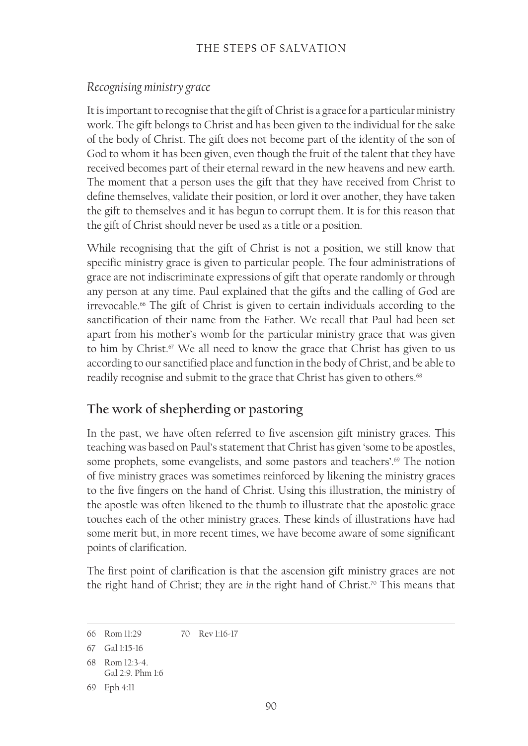### *Recognising ministry grace*

It is important to recognise that the gift of Christ is a grace for a particular ministry work. The gift belongs to Christ and has been given to the individual for the sake of the body of Christ. The gift does not become part of the identity of the son of God to whom it has been given, even though the fruit of the talent that they have received becomes part of their eternal reward in the new heavens and new earth. The moment that a person uses the gift that they have received from Christ to define themselves, validate their position, or lord it over another, they have taken the gift to themselves and it has begun to corrupt them. It is for this reason that the gift of Christ should never be used as a title or a position.

While recognising that the gift of Christ is not a position, we still know that specific ministry grace is given to particular people. The four administrations of grace are not indiscriminate expressions of gift that operate randomly or through any person at any time. Paul explained that the gifts and the calling of God are irrevocable.[66] The gift of Christ is given to certain individuals according to the sanctification of their name from the Father. We recall that Paul had been set apart from his mother's womb for the particular ministry grace that was given to him by Christ.[67] We all need to know the grace that Christ has given to us according to our sanctified place and function in the body of Christ, and be able to readily recognise and submit to the grace that Christ has given to others.[68]

## The work of shepherding or pastoring

In the past, we have often referred to five ascension gift ministry graces. This teaching was based on Paul's statement that Christ has given 'some to be apostles, some prophets, some evangelists, and some pastors and teachers'.[69] The notion of five ministry graces was sometimes reinforced by likening the ministry graces to the five fingers on the hand of Christ. Using this illustration, the ministry of the apostle was often likened to the thumb to illustrate that the apostolic grace touches each of the other ministry graces. These kinds of illustrations have had some merit but, in more recent times, we have become aware of some significant points of clarification.

The first point of clarification is that the ascension gift ministry graces are not the right hand of Christ; they are *in* the right hand of Christ.[70] This means that

---

66 Rom 11:29

67 Gal 1:15-16

68 Rom 12:3-4. Gal 2:9. Phm 1:6

69 Eph 4:11

70 Rev 1:16-17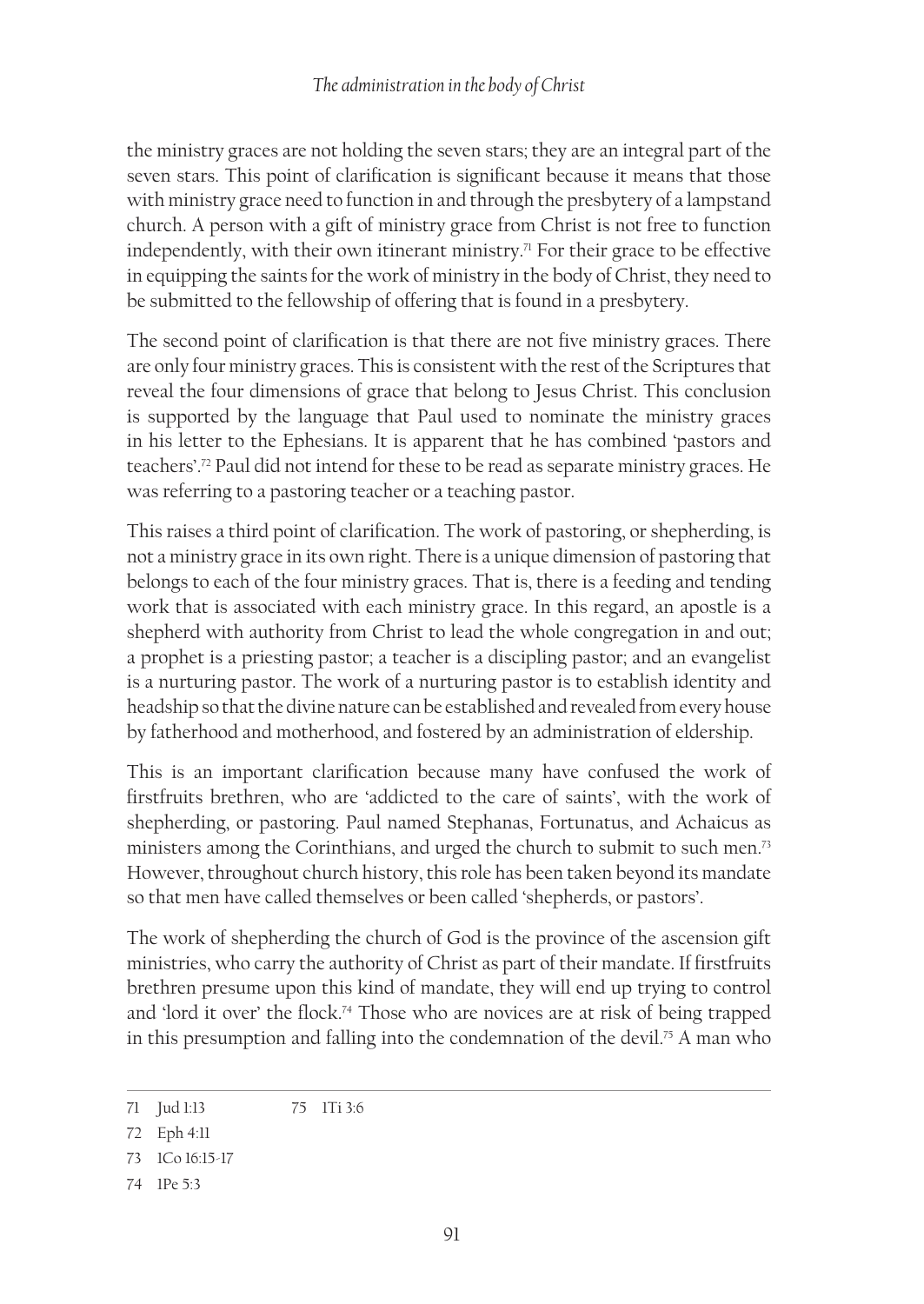the ministry graces are not holding the seven stars; they are an integral part of the seven stars. This point of clarification is significant because it means that those with ministry grace need to function in and through the presbytery of a lampstand church. A person with a gift of ministry grace from Christ is not free to function independently, with their own itinerant ministry.[71] For their grace to be effective in equipping the saints for the work of ministry in the body of Christ, they need to be submitted to the fellowship of offering that is found in a presbytery.

The second point of clarification is that there are not five ministry graces. There are only four ministry graces. This is consistent with the rest of the Scriptures that reveal the four dimensions of grace that belong to Jesus Christ. This conclusion is supported by the language that Paul used to nominate the ministry graces in his letter to the Ephesians. It is apparent that he has combined 'pastors and teachers'.[72] Paul did not intend for these to be read as separate ministry graces. He was referring to a pastoring teacher or a teaching pastor.

This raises a third point of clarification. The work of pastoring, or shepherding, is not a ministry grace in its own right. There is a unique dimension of pastoring that belongs to each of the four ministry graces. That is, there is a feeding and tending work that is associated with each ministry grace. In this regard, an apostle is a shepherd with authority from Christ to lead the whole congregation in and out; a prophet is a priesting pastor; a teacher is a discipling pastor; and an evangelist is a nurturing pastor. The work of a nurturing pastor is to establish identity and headship so that the divine nature can be established and revealed from every house by fatherhood and motherhood, and fostered by an administration of eldership.

This is an important clarification because many have confused the work of firstfruits brethren, who are 'addicted to the care of saints', with the work of shepherding, or pastoring. Paul named Stephanas, Fortunatus, and Achaicus as ministers among the Corinthians, and urged the church to submit to such men.[73] However, throughout church history, this role has been taken beyond its mandate so that men have called themselves or been called 'shepherds, or pastors'.

The work of shepherding the church of God is the province of the ascension gift ministries, who carry the authority of Christ as part of their mandate. If firstfruits brethren presume upon this kind of mandate, they will end up trying to control and 'lord it over' the flock.[74] Those who are novices are at risk of being trapped in this presumption and falling into the condemnation of the devil.[75] A man who

---

71 Jud 1:13

72 Eph 4:11

73 1Co 16:15-17

74 1Pe 5:3

75 1Ti 3:6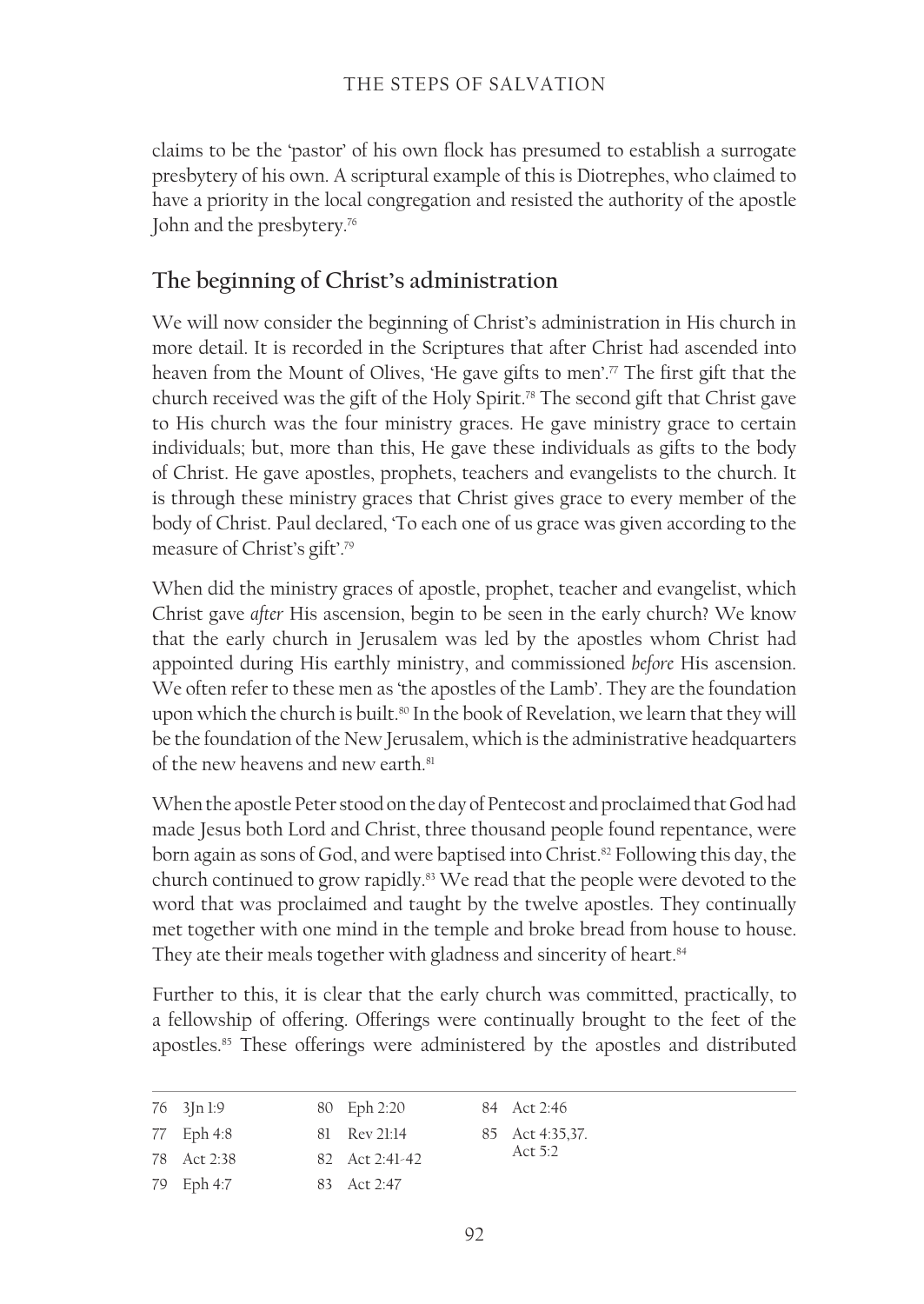claims to be the 'pastor' of his own flock has presumed to establish a surrogate presbytery of his own. A scriptural example of this is Diotrephes, who claimed to have a priority in the local congregation and resisted the authority of the apostle John and the presbytery.[76]

## The beginning of Christ's administration

We will now consider the beginning of Christ's administration in His church in more detail. It is recorded in the Scriptures that after Christ had ascended into heaven from the Mount of Olives, 'He gave gifts to men'.[77] The first gift that the church received was the gift of the Holy Spirit.[78] The second gift that Christ gave to His church was the four ministry graces. He gave ministry grace to certain individuals; but, more than this, He gave these individuals as gifts to the body of Christ. He gave apostles, prophets, teachers and evangelists to the church. It is through these ministry graces that Christ gives grace to every member of the body of Christ. Paul declared, 'To each one of us grace was given according to the measure of Christ's gift'.[79]

When did the ministry graces of apostle, prophet, teacher and evangelist, which Christ gave *after* His ascension, begin to be seen in the early church? We know that the early church in Jerusalem was led by the apostles whom Christ had appointed during His earthly ministry, and commissioned *before* His ascension. We often refer to these men as 'the apostles of the Lamb'. They are the foundation upon which the church is built.[80] In the book of Revelation, we learn that they will be the foundation of the New Jerusalem, which is the administrative headquarters of the new heavens and new earth.[81]

When the apostle Peter stood on the day of Pentecost and proclaimed that God had made Jesus both Lord and Christ, three thousand people found repentance, were born again as sons of God, and were baptised into Christ.[82] Following this day, the church continued to grow rapidly.[83] We read that the people were devoted to the word that was proclaimed and taught by the twelve apostles. They continually met together with one mind in the temple and broke bread from house to house. They ate their meals together with gladness and sincerity of heart.[84]

Further to this, it is clear that the early church was committed, practically, to a fellowship of offering. Offerings were continually brought to the feet of the apostles.[85] These offerings were administered by the apostles and distributed

---

76 3Jn 1:9
77 Eph 4:8
78 Act 2:38
79 Eph 4:7
80 Eph 2:20
81 Rev 21:14
82 Act 2:41-42
83 Act 2:47
84 Act 2:46
85 Act 4:35,37. Act 5:2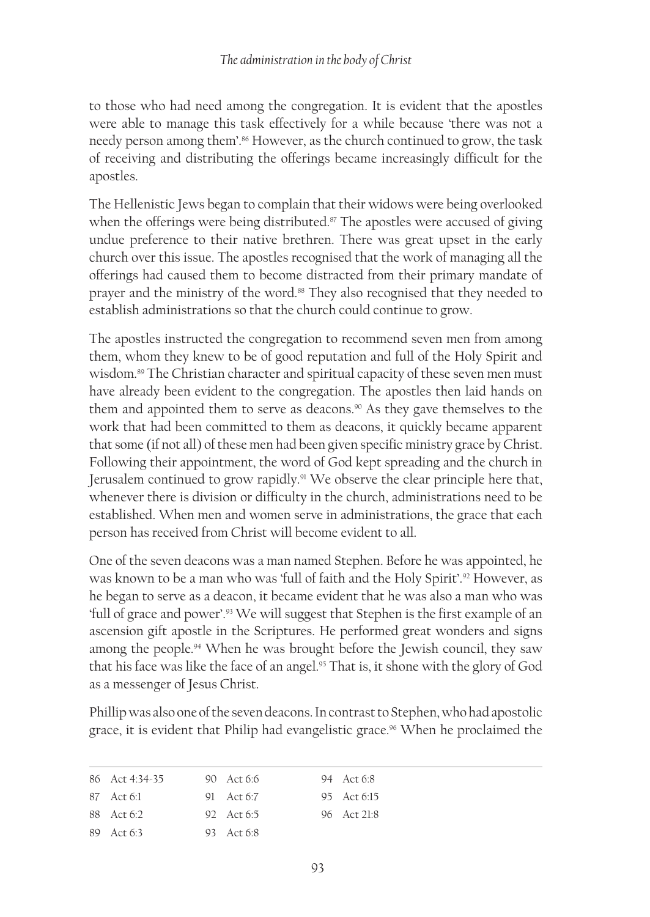to those who had need among the congregation. It is evident that the apostles were able to manage this task effectively for a while because 'there was not a needy person among them'.[86] However, as the church continued to grow, the task of receiving and distributing the offerings became increasingly difficult for the apostles.

The Hellenistic Jews began to complain that their widows were being overlooked when the offerings were being distributed.[87] The apostles were accused of giving undue preference to their native brethren. There was great upset in the early church over this issue. The apostles recognised that the work of managing all the offerings had caused them to become distracted from their primary mandate of prayer and the ministry of the word.[88] They also recognised that they needed to establish administrations so that the church could continue to grow.

The apostles instructed the congregation to recommend seven men from among them, whom they knew to be of good reputation and full of the Holy Spirit and wisdom.[89] The Christian character and spiritual capacity of these seven men must have already been evident to the congregation. The apostles then laid hands on them and appointed them to serve as deacons.[90] As they gave themselves to the work that had been committed to them as deacons, it quickly became apparent that some (if not all) of these men had been given specific ministry grace by Christ. Following their appointment, the word of God kept spreading and the church in Jerusalem continued to grow rapidly.[91] We observe the clear principle here that, whenever there is division or difficulty in the church, administrations need to be established. When men and women serve in administrations, the grace that each person has received from Christ will become evident to all.

One of the seven deacons was a man named Stephen. Before he was appointed, he was known to be a man who was 'full of faith and the Holy Spirit'.[92] However, as he began to serve as a deacon, it became evident that he was also a man who was 'full of grace and power'.[93] We will suggest that Stephen is the first example of an ascension gift apostle in the Scriptures. He performed great wonders and signs among the people.[94] When he was brought before the Jewish council, they saw that his face was like the face of an angel.[95] That is, it shone with the glory of God as a messenger of Jesus Christ.

Phillip was also one of the seven deacons. In contrast to Stephen, who had apostolic grace, it is evident that Philip had evangelistic grace.[96] When he proclaimed the

---

86 Act 4:34-35
87 Act 6:1
88 Act 6:2
89 Act 6:3
90 Act 6:6
91 Act 6:7
92 Act 6:5
93 Act 6:8
94 Act 6:8
95 Act 6:15
96 Act 21:8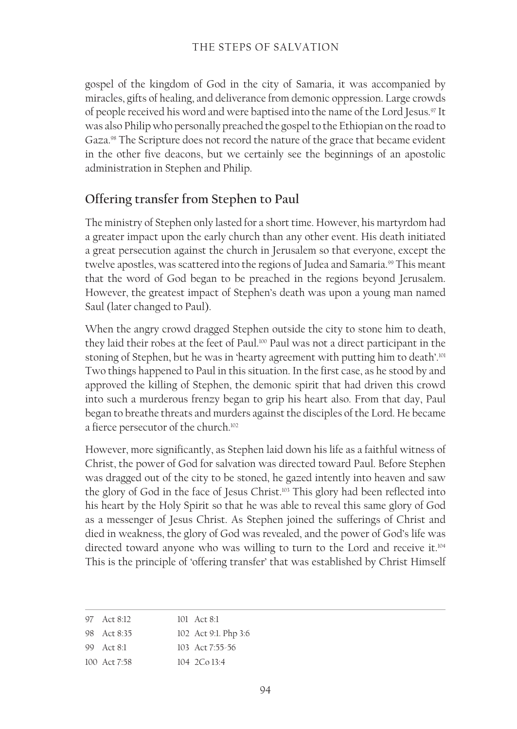gospel of the kingdom of God in the city of Samaria, it was accompanied by miracles, gifts of healing, and deliverance from demonic oppression. Large crowds of people received his word and were baptised into the name of the Lord Jesus.[97] It was also Philip who personally preached the gospel to the Ethiopian on the road to Gaza.[98] The Scripture does not record the nature of the grace that became evident in the other five deacons, but we certainly see the beginnings of an apostolic administration in Stephen and Philip.

## Offering transfer from Stephen to Paul

The ministry of Stephen only lasted for a short time. However, his martyrdom had a greater impact upon the early church than any other event. His death initiated a great persecution against the church in Jerusalem so that everyone, except the twelve apostles, was scattered into the regions of Judea and Samaria.[99] This meant that the word of God began to be preached in the regions beyond Jerusalem. However, the greatest impact of Stephen's death was upon a young man named Saul (later changed to Paul).

When the angry crowd dragged Stephen outside the city to stone him to death, they laid their robes at the feet of Paul.[100] Paul was not a direct participant in the stoning of Stephen, but he was in 'hearty agreement with putting him to death'.[101] Two things happened to Paul in this situation. In the first case, as he stood by and approved the killing of Stephen, the demonic spirit that had driven this crowd into such a murderous frenzy began to grip his heart also. From that day, Paul began to breathe threats and murders against the disciples of the Lord. He became a fierce persecutor of the church.[102]

However, more significantly, as Stephen laid down his life as a faithful witness of Christ, the power of God for salvation was directed toward Paul. Before Stephen was dragged out of the city to be stoned, he gazed intently into heaven and saw the glory of God in the face of Jesus Christ.[103] This glory had been reflected into his heart by the Holy Spirit so that he was able to reveal this same glory of God as a messenger of Jesus Christ. As Stephen joined the sufferings of Christ and died in weakness, the glory of God was revealed, and the power of God's life was directed toward anyone who was willing to turn to the Lord and receive it.[104] This is the principle of 'offering transfer' that was established by Christ Himself

---

97 Act 8:12
98 Act 8:35
99 Act 8:1
100 Act 7:58
101 Act 8:1
102 Act 9:1. Php 3:6
103 Act 7:55-56
104 2Co 13:4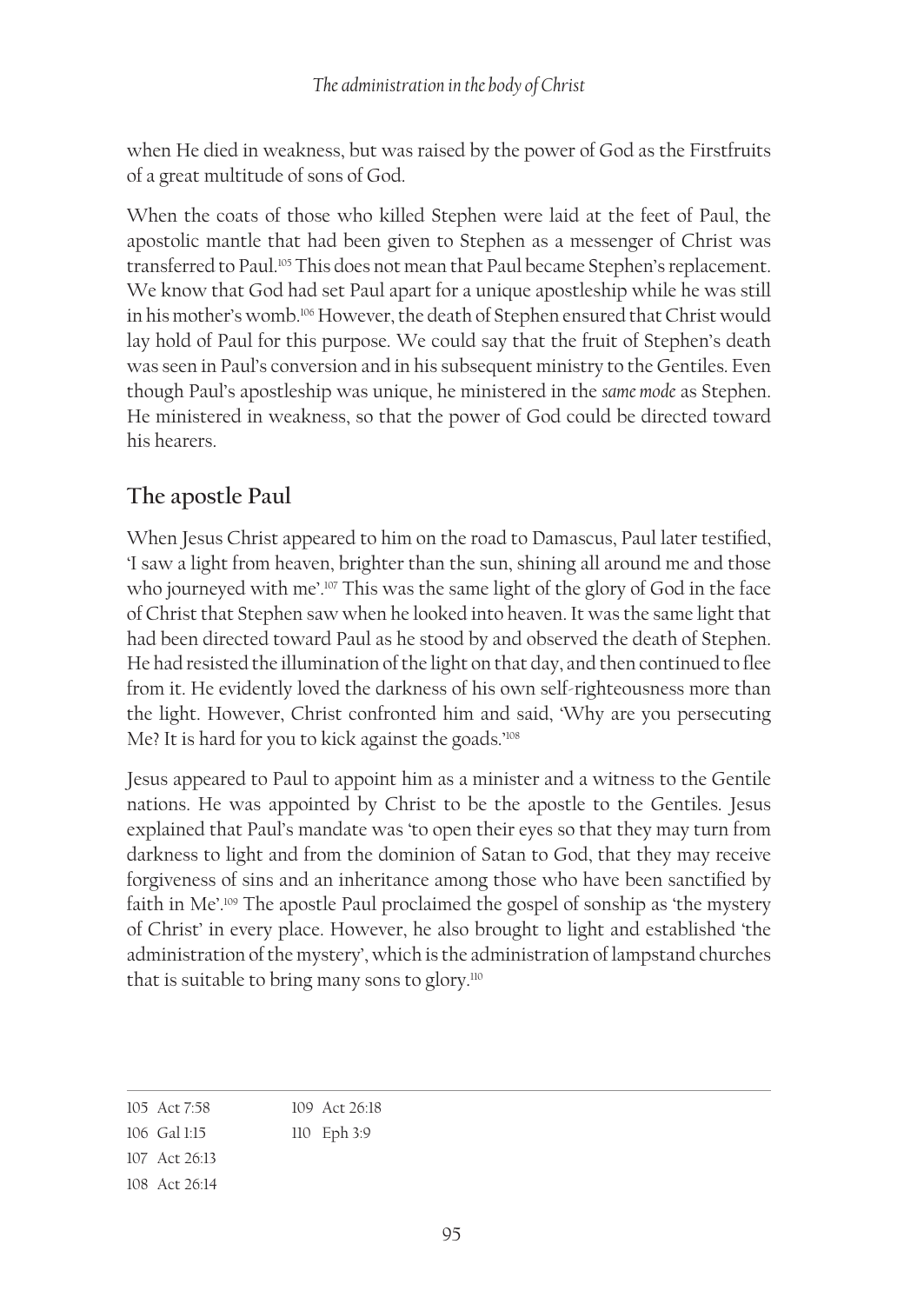when He died in weakness, but was raised by the power of God as the Firstfruits of a great multitude of sons of God.

When the coats of those who killed Stephen were laid at the feet of Paul, the apostolic mantle that had been given to Stephen as a messenger of Christ was transferred to Paul.[105] This does not mean that Paul became Stephen's replacement. We know that God had set Paul apart for a unique apostleship while he was still in his mother's womb.[106] However, the death of Stephen ensured that Christ would lay hold of Paul for this purpose. We could say that the fruit of Stephen's death was seen in Paul's conversion and in his subsequent ministry to the Gentiles. Even though Paul's apostleship was unique, he ministered in the *same mode* as Stephen. He ministered in weakness, so that the power of God could be directed toward his hearers.

## The apostle Paul

When Jesus Christ appeared to him on the road to Damascus, Paul later testified, 'I saw a light from heaven, brighter than the sun, shining all around me and those who journeyed with me'.[107] This was the same light of the glory of God in the face of Christ that Stephen saw when he looked into heaven. It was the same light that had been directed toward Paul as he stood by and observed the death of Stephen. He had resisted the illumination of the light on that day, and then continued to flee from it. He evidently loved the darkness of his own self-righteousness more than the light. However, Christ confronted him and said, 'Why are you persecuting Me? It is hard for you to kick against the goads.'[108]

Jesus appeared to Paul to appoint him as a minister and a witness to the Gentile nations. He was appointed by Christ to be the apostle to the Gentiles. Jesus explained that Paul's mandate was 'to open their eyes so that they may turn from darkness to light and from the dominion of Satan to God, that they may receive forgiveness of sins and an inheritance among those who have been sanctified by faith in Me'.[109] The apostle Paul proclaimed the gospel of sonship as 'the mystery of Christ' in every place. However, he also brought to light and established 'the administration of the mystery', which is the administration of lampstand churches that is suitable to bring many sons to glory.[110]

---

105 Act 7:58
106 Gal 1:15
107 Act 26:13
108 Act 26:14
109 Act 26:18
110 Eph 3:9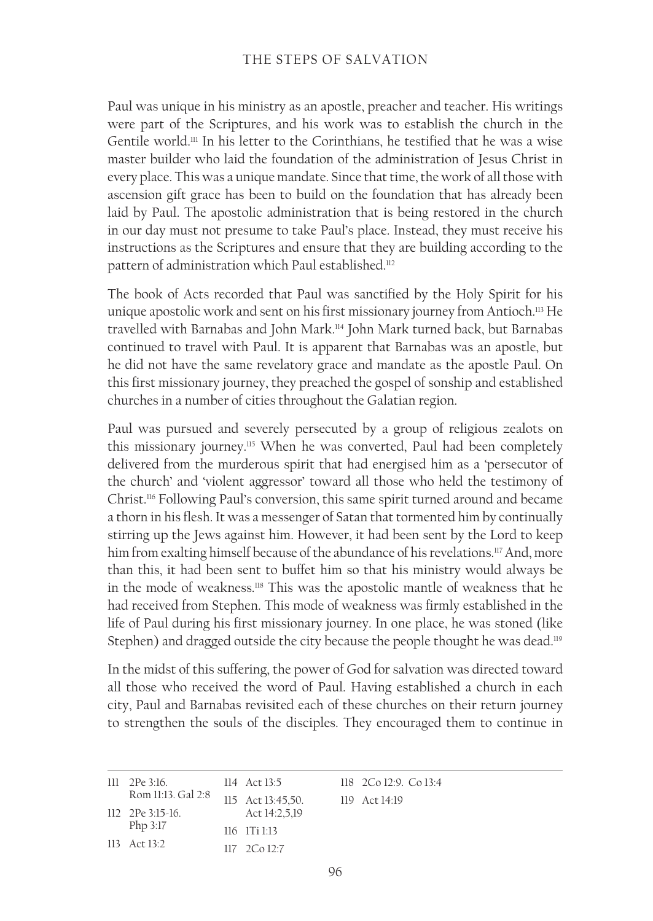Paul was unique in his ministry as an apostle, preacher and teacher. His writings were part of the Scriptures, and his work was to establish the church in the Gentile world.[111] In his letter to the Corinthians, he testified that he was a wise master builder who laid the foundation of the administration of Jesus Christ in every place. This was a unique mandate. Since that time, the work of all those with ascension gift grace has been to build on the foundation that has already been laid by Paul. The apostolic administration that is being restored in the church in our day must not presume to take Paul's place. Instead, they must receive his instructions as the Scriptures and ensure that they are building according to the pattern of administration which Paul established.[112]

The book of Acts recorded that Paul was sanctified by the Holy Spirit for his unique apostolic work and sent on his first missionary journey from Antioch.[113] He travelled with Barnabas and John Mark.[114] John Mark turned back, but Barnabas continued to travel with Paul. It is apparent that Barnabas was an apostle, but he did not have the same revelatory grace and mandate as the apostle Paul. On this first missionary journey, they preached the gospel of sonship and established churches in a number of cities throughout the Galatian region.

Paul was pursued and severely persecuted by a group of religious zealots on this missionary journey.[115] When he was converted, Paul had been completely delivered from the murderous spirit that had energised him as a 'persecutor of the church' and 'violent aggressor' toward all those who held the testimony of Christ.[116] Following Paul's conversion, this same spirit turned around and became a thorn in his flesh. It was a messenger of Satan that tormented him by continually stirring up the Jews against him. However, it had been sent by the Lord to keep him from exalting himself because of the abundance of his revelations.[117] And, more than this, it had been sent to buffet him so that his ministry would always be in the mode of weakness.[118] This was the apostolic mantle of weakness that he had received from Stephen. This mode of weakness was firmly established in the life of Paul during his first missionary journey. In one place, he was stoned (like Stephen) and dragged outside the city because the people thought he was dead.[119]

In the midst of this suffering, the power of God for salvation was directed toward all those who received the word of Paul. Having established a church in each city, Paul and Barnabas revisited each of these churches on their return journey to strengthen the souls of the disciples. They encouraged them to continue in

---

111 2Pe 3:16. Rom 11:13. Gal 2:8
112 2Pe 3:15-16. Php 3:17
113 Act 13:2
114 Act 13:5
115 Act 13:45,50. Act 14:2,5,19
116 1Ti 1:13
117 2Co 12:7
118 2Co 12:9. Co 13:4
119 Act 14:19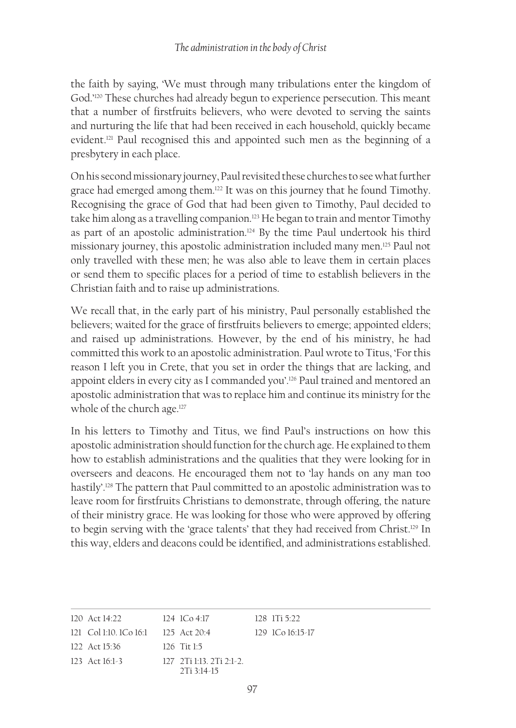the faith by saying, 'We must through many tribulations enter the kingdom of God.'[120] These churches had already begun to experience persecution. This meant that a number of firstfruits believers, who were devoted to serving the saints and nurturing the life that had been received in each household, quickly became evident.[121] Paul recognised this and appointed such men as the beginning of a presbytery in each place.

On his second missionary journey, Paul revisited these churches to see what further grace had emerged among them.[122] It was on this journey that he found Timothy. Recognising the grace of God that had been given to Timothy, Paul decided to take him along as a travelling companion.[123] He began to train and mentor Timothy as part of an apostolic administration.[124] By the time Paul undertook his third missionary journey, this apostolic administration included many men.[125] Paul not only travelled with these men; he was also able to leave them in certain places or send them to specific places for a period of time to establish believers in the Christian faith and to raise up administrations.

We recall that, in the early part of his ministry, Paul personally established the believers; waited for the grace of firstfruits believers to emerge; appointed elders; and raised up administrations. However, by the end of his ministry, he had committed this work to an apostolic administration. Paul wrote to Titus, 'For this reason I left you in Crete, that you set in order the things that are lacking, and appoint elders in every city as I commanded you'.[126] Paul trained and mentored an apostolic administration that was to replace him and continue its ministry for the whole of the church age.[127]

In his letters to Timothy and Titus, we find Paul's instructions on how this apostolic administration should function for the church age. He explained to them how to establish administrations and the qualities that they were looking for in overseers and deacons. He encouraged them not to 'lay hands on any man too hastily'.[128] The pattern that Paul committed to an apostolic administration was to leave room for firstfruits Christians to demonstrate, through offering, the nature of their ministry grace. He was looking for those who were approved by offering to begin serving with the 'grace talents' that they had received from Christ.[129] In this way, elders and deacons could be identified, and administrations established.

---

120 Act 14:22
121 Col 1:10. 1Co 16:1
122 Act 15:36
123 Act 16:1-3
124 1Co 4:17
125 Act 20:4
126 Tit 1:5
127 2Ti 1:13. 2Ti 2:1-2. 2Ti 3:14-15
128 1Ti 5:22
129 1Co 16:15-17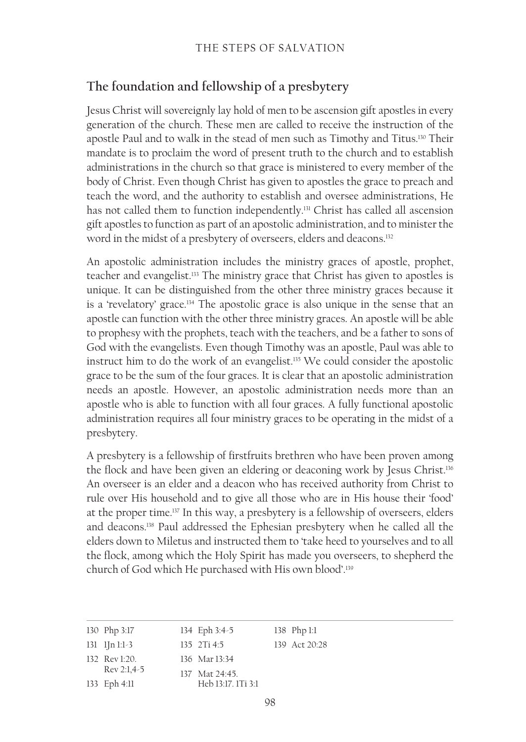## The foundation and fellowship of a presbytery

Jesus Christ will sovereignly lay hold of men to be ascension gift apostles in every generation of the church. These men are called to receive the instruction of the apostle Paul and to walk in the stead of men such as Timothy and Titus.[130] Their mandate is to proclaim the word of present truth to the church and to establish administrations in the church so that grace is ministered to every member of the body of Christ. Even though Christ has given to apostles the grace to preach and teach the word, and the authority to establish and oversee administrations, He has not called them to function independently.[131] Christ has called all ascension gift apostles to function as part of an apostolic administration, and to minister the word in the midst of a presbytery of overseers, elders and deacons.[132]

An apostolic administration includes the ministry graces of apostle, prophet, teacher and evangelist.[133] The ministry grace that Christ has given to apostles is unique. It can be distinguished from the other three ministry graces because it is a 'revelatory' grace.[134] The apostolic grace is also unique in the sense that an apostle can function with the other three ministry graces. An apostle will be able to prophesy with the prophets, teach with the teachers, and be a father to sons of God with the evangelists. Even though Timothy was an apostle, Paul was able to instruct him to do the work of an evangelist.[135] We could consider the apostolic grace to be the sum of the four graces. It is clear that an apostolic administration needs an apostle. However, an apostolic administration needs more than an apostle who is able to function with all four graces. A fully functional apostolic administration requires all four ministry graces to be operating in the midst of a presbytery.

A presbytery is a fellowship of firstfruits brethren who have been proven among the flock and have been given an eldering or deaconing work by Jesus Christ.[136] An overseer is an elder and a deacon who has received authority from Christ to rule over His household and to give all those who are in His house their 'food' at the proper time.[137] In this way, a presbytery is a fellowship of overseers, elders and deacons.[138] Paul addressed the Ephesian presbytery when he called all the elders down to Miletus and instructed them to 'take heed to yourselves and to all the flock, among which the Holy Spirit has made you overseers, to shepherd the church of God which He purchased with His own blood'.[139]

---

130 Php 3:17
131 1Jn 1:1-3
132 Rev 1:20. Rev 2:1,4-5
133 Eph 4:11
134 Eph 3:4-5
135 2Ti 4:5
136 Mar 13:34
137 Mat 24:45. Heb 13:17. 1Ti 3:1
138 Php 1:1
139 Act 20:28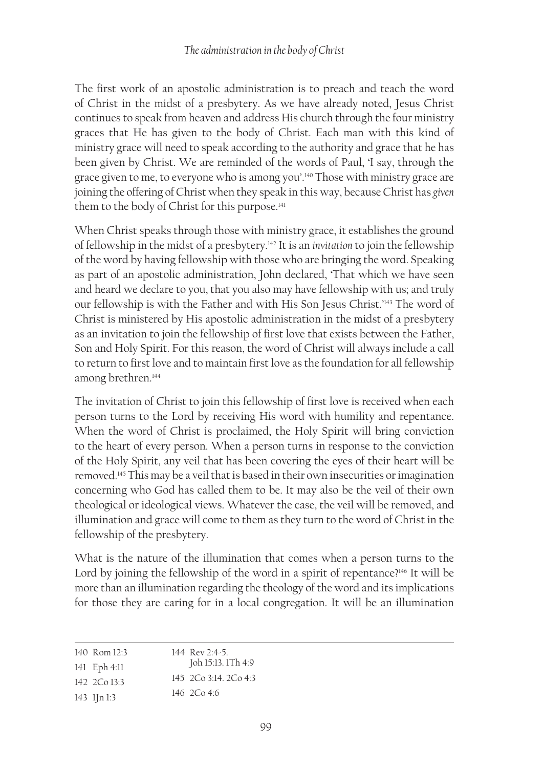The first work of an apostolic administration is to preach and teach the word of Christ in the midst of a presbytery. As we have already noted, Jesus Christ continues to speak from heaven and address His church through the four ministry graces that He has given to the body of Christ. Each man with this kind of ministry grace will need to speak according to the authority and grace that he has been given by Christ. We are reminded of the words of Paul, 'I say, through the grace given to me, to everyone who is among you'.[140] Those with ministry grace are joining the offering of Christ when they speak in this way, because Christ has *given* them to the body of Christ for this purpose.[141]

When Christ speaks through those with ministry grace, it establishes the ground of fellowship in the midst of a presbytery.[142] It is an *invitation* to join the fellowship of the word by having fellowship with those who are bringing the word. Speaking as part of an apostolic administration, John declared, 'That which we have seen and heard we declare to you, that you also may have fellowship with us; and truly our fellowship is with the Father and with His Son Jesus Christ.'[143] The word of Christ is ministered by His apostolic administration in the midst of a presbytery as an invitation to join the fellowship of first love that exists between the Father, Son and Holy Spirit. For this reason, the word of Christ will always include a call to return to first love and to maintain first love as the foundation for all fellowship among brethren.[144]

The invitation of Christ to join this fellowship of first love is received when each person turns to the Lord by receiving His word with humility and repentance. When the word of Christ is proclaimed, the Holy Spirit will bring conviction to the heart of every person. When a person turns in response to the conviction of the Holy Spirit, any veil that has been covering the eyes of their heart will be removed.[145] This may be a veil that is based in their own insecurities or imagination concerning who God has called them to be. It may also be the veil of their own theological or ideological views. Whatever the case, the veil will be removed, and illumination and grace will come to them as they turn to the word of Christ in the fellowship of the presbytery.

What is the nature of the illumination that comes when a person turns to the Lord by joining the fellowship of the word in a spirit of repentance?[146] It will be more than an illumination regarding the theology of the word and its implications for those they are caring for in a local congregation. It will be an illumination

---

140 Rom 12:3
141 Eph 4:11
142 2Co 13:3
143 1Jn 1:3
144 Rev 2:4-5. Joh 15:13. 1Th 4:9
145 2Co 3:14. 2Co 4:3
146 2Co 4:6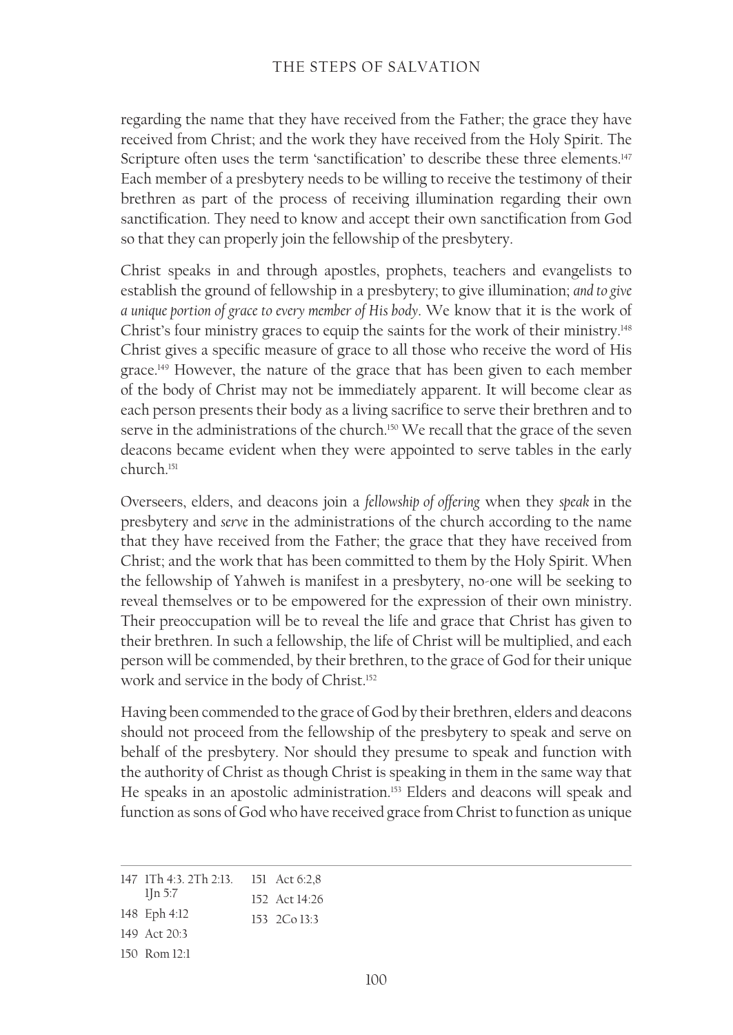regarding the name that they have received from the Father; the grace they have received from Christ; and the work they have received from the Holy Spirit. The Scripture often uses the term 'sanctification' to describe these three elements.[147] Each member of a presbytery needs to be willing to receive the testimony of their brethren as part of the process of receiving illumination regarding their own sanctification. They need to know and accept their own sanctification from God so that they can properly join the fellowship of the presbytery.

Christ speaks in and through apostles, prophets, teachers and evangelists to establish the ground of fellowship in a presbytery; to give illumination; *and to give a unique portion of grace to every member of His body*. We know that it is the work of Christ's four ministry graces to equip the saints for the work of their ministry.[148] Christ gives a specific measure of grace to all those who receive the word of His grace.[149] However, the nature of the grace that has been given to each member of the body of Christ may not be immediately apparent. It will become clear as each person presents their body as a living sacrifice to serve their brethren and to serve in the administrations of the church.[150] We recall that the grace of the seven deacons became evident when they were appointed to serve tables in the early church.[151]

Overseers, elders, and deacons join a *fellowship of offering* when they *speak* in the presbytery and *serve* in the administrations of the church according to the name that they have received from the Father; the grace that they have received from Christ; and the work that has been committed to them by the Holy Spirit. When the fellowship of Yahweh is manifest in a presbytery, no-one will be seeking to reveal themselves or to be empowered for the expression of their own ministry. Their preoccupation will be to reveal the life and grace that Christ has given to their brethren. In such a fellowship, the life of Christ will be multiplied, and each person will be commended, by their brethren, to the grace of God for their unique work and service in the body of Christ.[152]

Having been commended to the grace of God by their brethren, elders and deacons should not proceed from the fellowship of the presbytery to speak and serve on behalf of the presbytery. Nor should they presume to speak and function with the authority of Christ as though Christ is speaking in them in the same way that He speaks in an apostolic administration.[153] Elders and deacons will speak and function as sons of God who have received grace from Christ to function as unique

---

147 1Th 4:3. 2Th 2:13. 1Jn 5:7
148 Eph 4:12
149 Act 20:3
150 Rom 12:1
151 Act 6:2,8
152 Act 14:26
153 2Co 13:3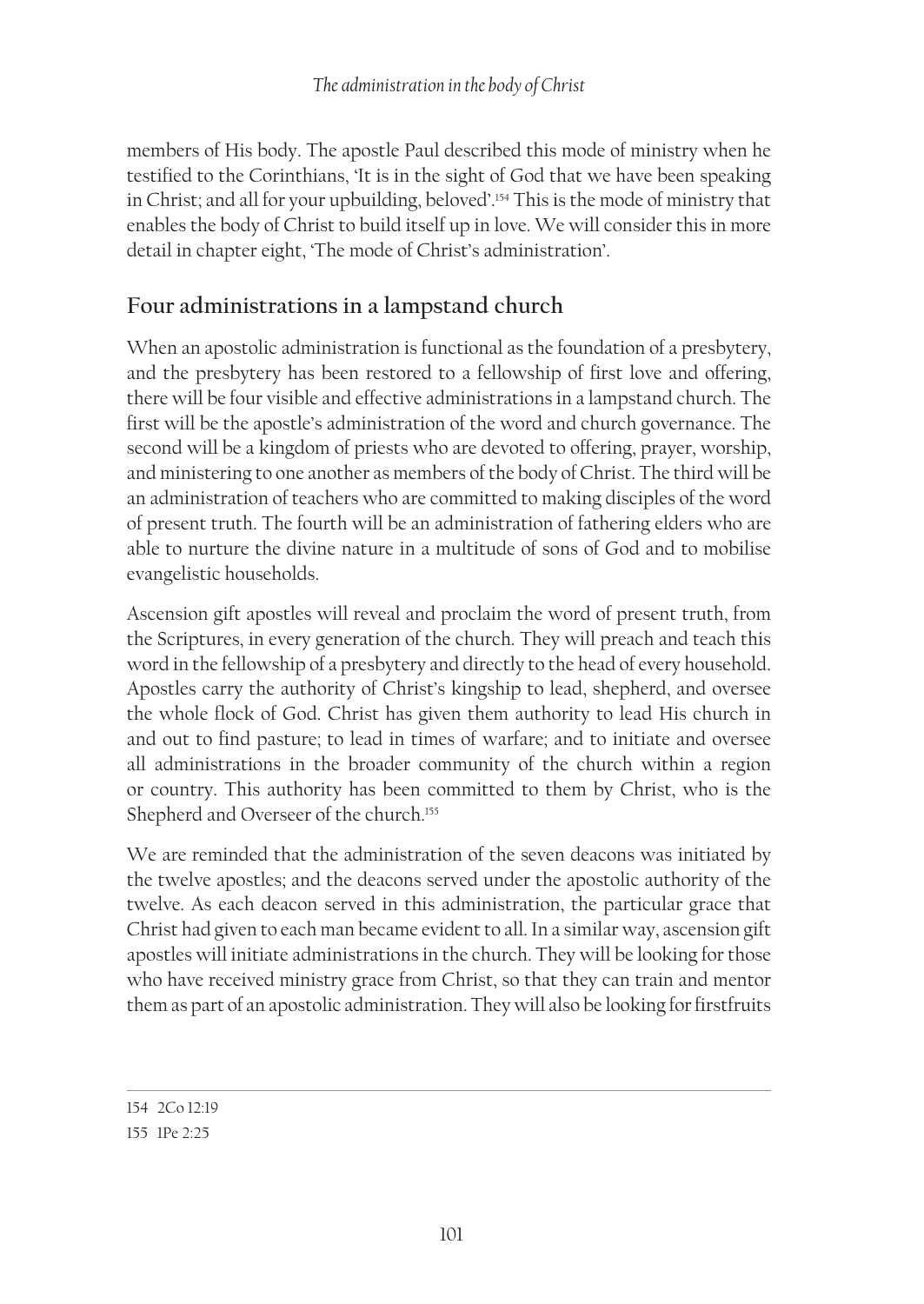members of His body. The apostle Paul described this mode of ministry when he testified to the Corinthians, 'It is in the sight of God that we have been speaking in Christ; and all for your upbuilding, beloved'.[154] This is the mode of ministry that enables the body of Christ to build itself up in love. We will consider this in more detail in chapter eight, 'The mode of Christ's administration'.

## Four administrations in a lampstand church

When an apostolic administration is functional as the foundation of a presbytery, and the presbytery has been restored to a fellowship of first love and offering, there will be four visible and effective administrations in a lampstand church. The first will be the apostle's administration of the word and church governance. The second will be a kingdom of priests who are devoted to offering, prayer, worship, and ministering to one another as members of the body of Christ. The third will be an administration of teachers who are committed to making disciples of the word of present truth. The fourth will be an administration of fathering elders who are able to nurture the divine nature in a multitude of sons of God and to mobilise evangelistic households.

Ascension gift apostles will reveal and proclaim the word of present truth, from the Scriptures, in every generation of the church. They will preach and teach this word in the fellowship of a presbytery and directly to the head of every household. Apostles carry the authority of Christ's kingship to lead, shepherd, and oversee the whole flock of God. Christ has given them authority to lead His church in and out to find pasture; to lead in times of warfare; and to initiate and oversee all administrations in the broader community of the church within a region or country. This authority has been committed to them by Christ, who is the Shepherd and Overseer of the church.[155]

We are reminded that the administration of the seven deacons was initiated by the twelve apostles; and the deacons served under the apostolic authority of the twelve. As each deacon served in this administration, the particular grace that Christ had given to each man became evident to all. In a similar way, ascension gift apostles will initiate administrations in the church. They will be looking for those who have received ministry grace from Christ, so that they can train and mentor them as part of an apostolic administration. They will also be looking for firstfruits

---

154 2Co 12:19

155 1Pe 2:25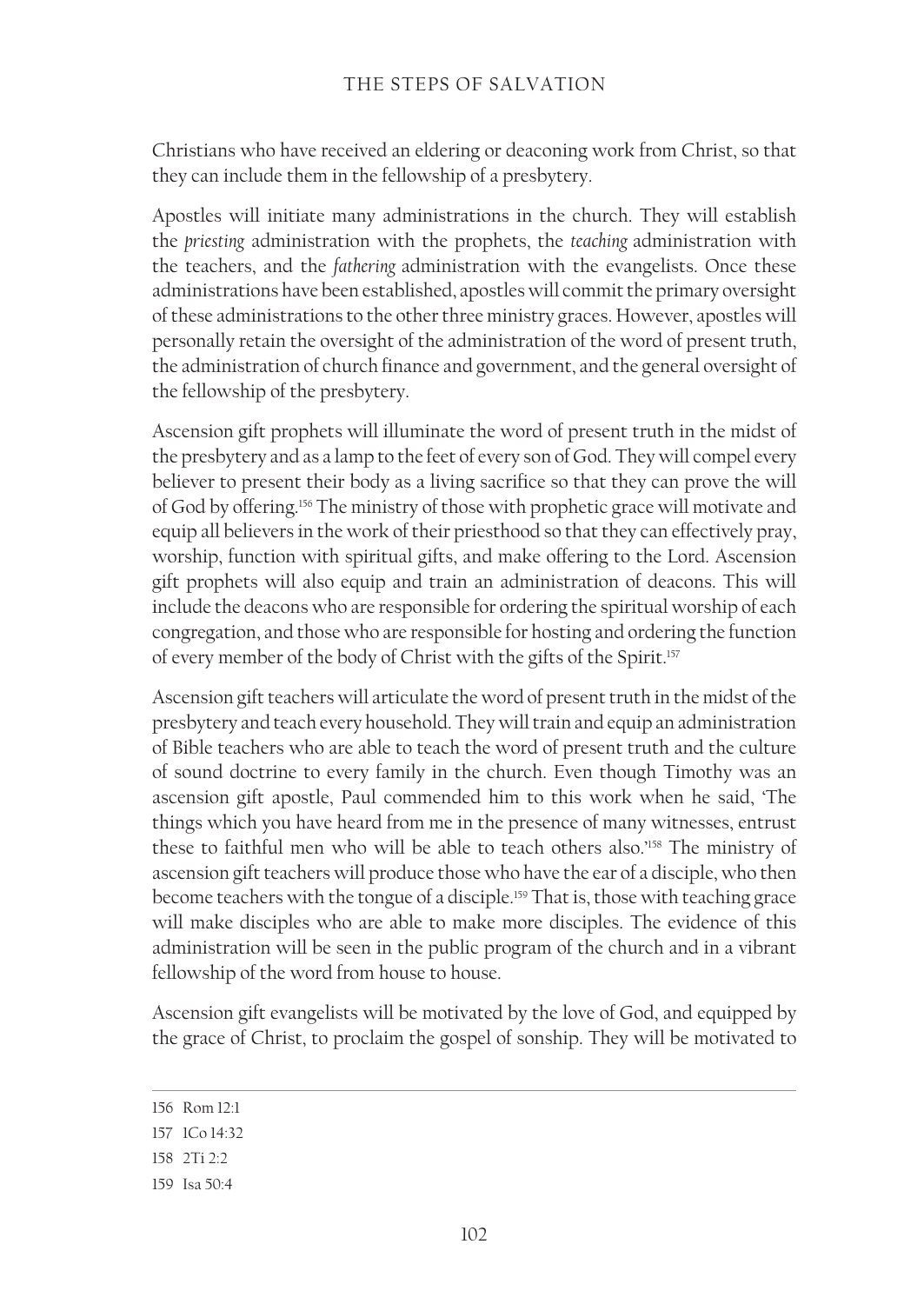Christians who have received an eldering or deaconing work from Christ, so that they can include them in the fellowship of a presbytery.

Apostles will initiate many administrations in the church. They will establish the *priesting* administration with the prophets, the *teaching* administration with the teachers, and the *fathering* administration with the evangelists. Once these administrations have been established, apostles will commit the primary oversight of these administrations to the other three ministry graces. However, apostles will personally retain the oversight of the administration of the word of present truth, the administration of church finance and government, and the general oversight of the fellowship of the presbytery.

Ascension gift prophets will illuminate the word of present truth in the midst of the presbytery and as a lamp to the feet of every son of God. They will compel every believer to present their body as a living sacrifice so that they can prove the will of God by offering.[156] The ministry of those with prophetic grace will motivate and equip all believers in the work of their priesthood so that they can effectively pray, worship, function with spiritual gifts, and make offering to the Lord. Ascension gift prophets will also equip and train an administration of deacons. This will include the deacons who are responsible for ordering the spiritual worship of each congregation, and those who are responsible for hosting and ordering the function of every member of the body of Christ with the gifts of the Spirit.[157]

Ascension gift teachers will articulate the word of present truth in the midst of the presbytery and teach every household. They will train and equip an administration of Bible teachers who are able to teach the word of present truth and the culture of sound doctrine to every family in the church. Even though Timothy was an ascension gift apostle, Paul commended him to this work when he said, 'The things which you have heard from me in the presence of many witnesses, entrust these to faithful men who will be able to teach others also.'[158] The ministry of ascension gift teachers will produce those who have the ear of a disciple, who then become teachers with the tongue of a disciple.[159] That is, those with teaching grace will make disciples who are able to make more disciples. The evidence of this administration will be seen in the public program of the church and in a vibrant fellowship of the word from house to house.

Ascension gift evangelists will be motivated by the love of God, and equipped by the grace of Christ, to proclaim the gospel of sonship. They will be motivated to

---

156 Rom 12:1

157 1Co 14:32

158 2Ti 2:2

159 Isa 50:4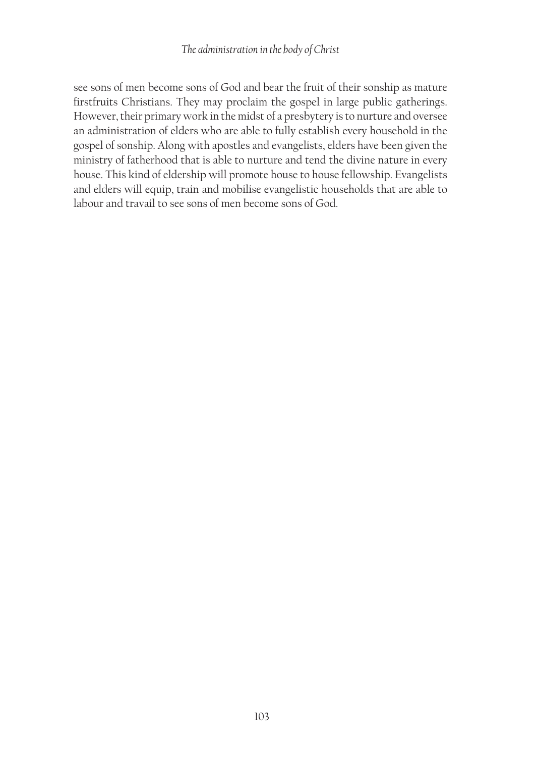see sons of men become sons of God and bear the fruit of their sonship as mature firstfruits Christians. They may proclaim the gospel in large public gatherings. However, their primary work in the midst of a presbytery is to nurture and oversee an administration of elders who are able to fully establish every household in the gospel of sonship. Along with apostles and evangelists, elders have been given the ministry of fatherhood that is able to nurture and tend the divine nature in every house. This kind of eldership will promote house to house fellowship. Evangelists and elders will equip, train and mobilise evangelistic households that are able to labour and travail to see sons of men become sons of God.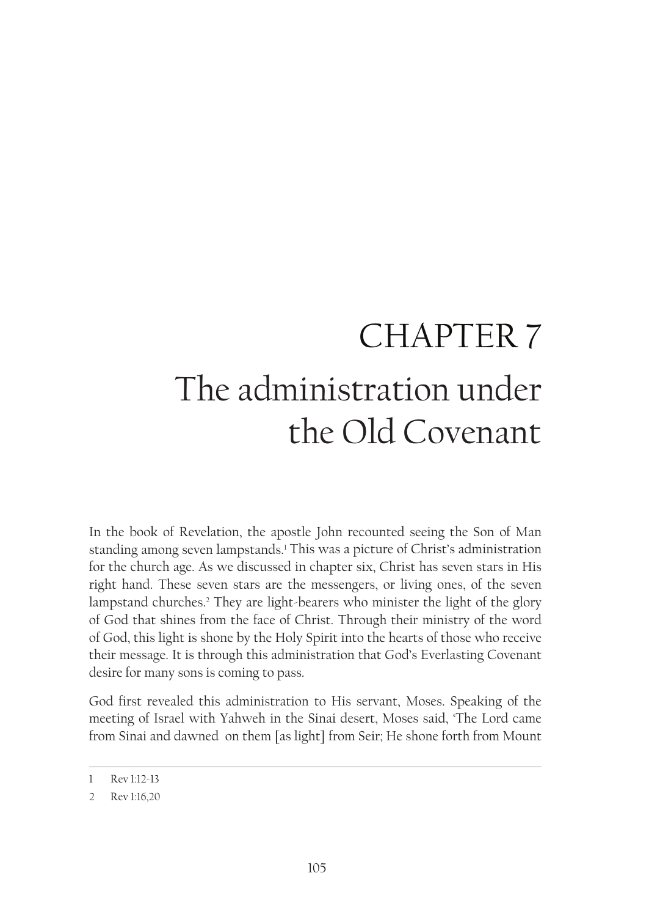# CHAPTER 7
# The administration under the Old Covenant

In the book of Revelation, the apostle John recounted seeing the Son of Man standing among seven lampstands.[1] This was a picture of Christ's administration for the church age. As we discussed in chapter six, Christ has seven stars in His right hand. These seven stars are the messengers, or living ones, of the seven lampstand churches.[2] They are light-bearers who minister the light of the glory of God that shines from the face of Christ. Through their ministry of the word of God, this light is shone by the Holy Spirit into the hearts of those who receive their message. It is through this administration that God's Everlasting Covenant desire for many sons is coming to pass.

God first revealed this administration to His servant, Moses. Speaking of the meeting of Israel with Yahweh in the Sinai desert, Moses said, 'The Lord came from Sinai and dawned on them [as light] from Seir; He shone forth from Mount

---

1 Rev 1:12-13

2 Rev 1:16,20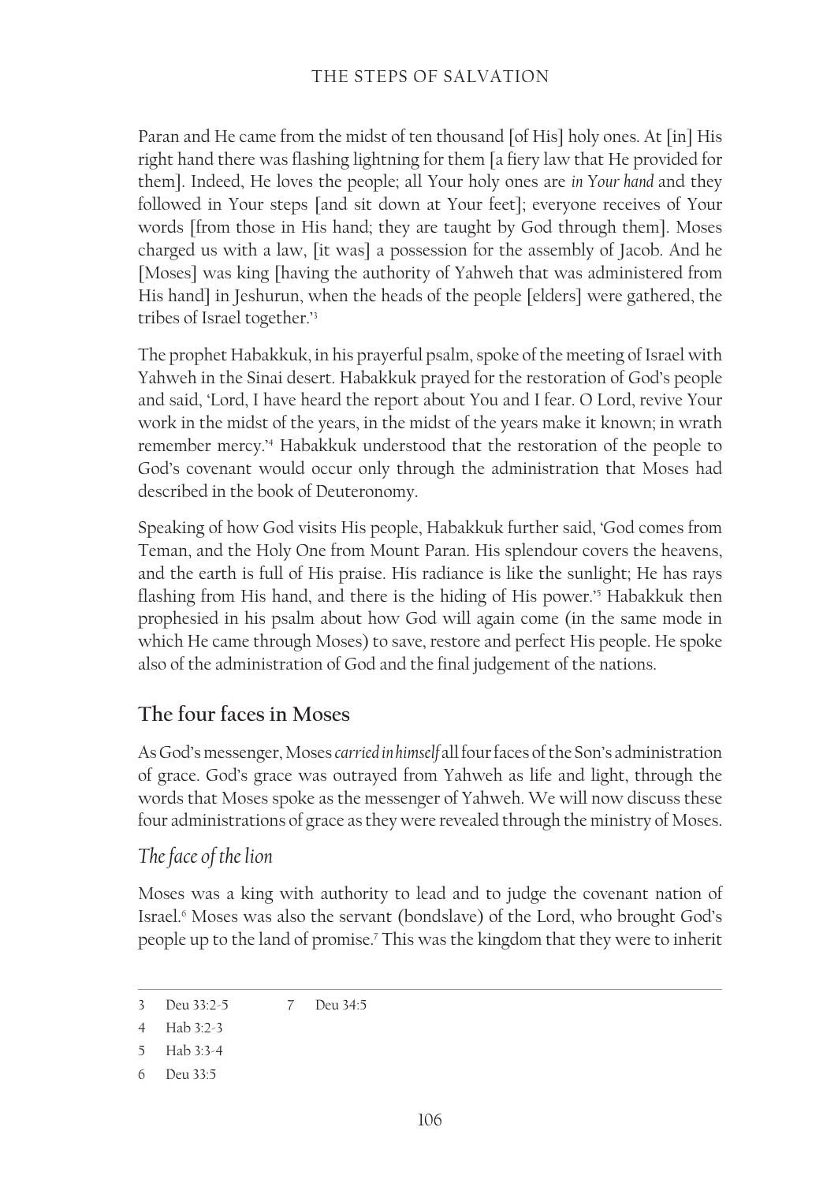Paran and He came from the midst of ten thousand [of His] holy ones. At [in] His right hand there was flashing lightning for them [a fiery law that He provided for them]. Indeed, He loves the people; all Your holy ones are *in Your hand* and they followed in Your steps [and sit down at Your feet]; everyone receives of Your words [from those in His hand; they are taught by God through them]. Moses charged us with a law, [it was] a possession for the assembly of Jacob. And he [Moses] was king [having the authority of Yahweh that was administered from His hand] in Jeshurun, when the heads of the people [elders] were gathered, the tribes of Israel together.'[3]

The prophet Habakkuk, in his prayerful psalm, spoke of the meeting of Israel with Yahweh in the Sinai desert. Habakkuk prayed for the restoration of God's people and said, 'Lord, I have heard the report about You and I fear. O Lord, revive Your work in the midst of the years, in the midst of the years make it known; in wrath remember mercy.'[4] Habakkuk understood that the restoration of the people to God's covenant would occur only through the administration that Moses had described in the book of Deuteronomy.

Speaking of how God visits His people, Habakkuk further said, 'God comes from Teman, and the Holy One from Mount Paran. His splendour covers the heavens, and the earth is full of His praise. His radiance is like the sunlight; He has rays flashing from His hand, and there is the hiding of His power.'[5] Habakkuk then prophesied in his psalm about how God will again come (in the same mode in which He came through Moses) to save, restore and perfect His people. He spoke also of the administration of God and the final judgement of the nations.

## The four faces in Moses

As God's messenger, Moses *carried in himself* all four faces of the Son's administration of grace. God's grace was outrayed from Yahweh as life and light, through the words that Moses spoke as the messenger of Yahweh. We will now discuss these four administrations of grace as they were revealed through the ministry of Moses.

### *The face of the lion*

Moses was a king with authority to lead and to judge the covenant nation of Israel.[6] Moses was also the servant (bondslave) of the Lord, who brought God's people up to the land of promise.[7] This was the kingdom that they were to inherit

---

3 Deu 33:2-5

4 Hab 3:2-3

5 Hab 3:3-4

6 Deu 33:5

7 Deu 34:5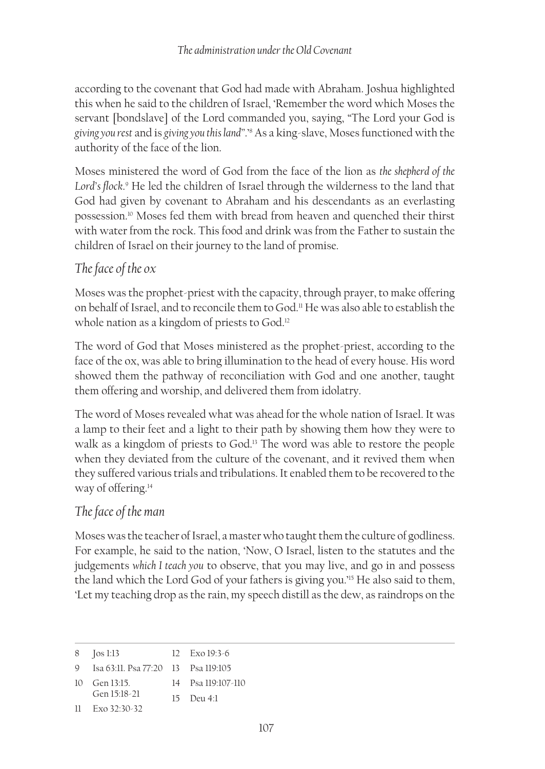according to the covenant that God had made with Abraham. Joshua highlighted this when he said to the children of Israel, 'Remember the word which Moses the servant [bondslave] of the Lord commanded you, saying, "The Lord your God is *giving you rest* and is *giving you this land*".'[8] As a king-slave, Moses functioned with the authority of the face of the lion.

Moses ministered the word of God from the face of the lion as *the shepherd of the Lord's flock*.[9] He led the children of Israel through the wilderness to the land that God had given by covenant to Abraham and his descendants as an everlasting possession.[10] Moses fed them with bread from heaven and quenched their thirst with water from the rock. This food and drink was from the Father to sustain the children of Israel on their journey to the land of promise.

### *The face of the ox*

Moses was the prophet-priest with the capacity, through prayer, to make offering on behalf of Israel, and to reconcile them to God.[11] He was also able to establish the whole nation as a kingdom of priests to God.[12]

The word of God that Moses ministered as the prophet-priest, according to the face of the ox, was able to bring illumination to the head of every house. His word showed them the pathway of reconciliation with God and one another, taught them offering and worship, and delivered them from idolatry.

The word of Moses revealed what was ahead for the whole nation of Israel. It was a lamp to their feet and a light to their path by showing them how they were to walk as a kingdom of priests to God.[13] The word was able to restore the people when they deviated from the culture of the covenant, and it revived them when they suffered various trials and tribulations. It enabled them to be recovered to the way of offering.[14]

### *The face of the man*

Moses was the teacher of Israel, a master who taught them the culture of godliness. For example, he said to the nation, 'Now, O Israel, listen to the statutes and the judgements *which I teach you* to observe, that you may live, and go in and possess the land which the Lord God of your fathers is giving you.'[15] He also said to them, 'Let my teaching drop as the rain, my speech distill as the dew, as raindrops on the

---

8 Jos 1:13
9 Isa 63:11. Psa 77:20
10 Gen 13:15. Gen 15:18-21
11 Exo 32:30-32
12 Exo 19:3-6
13 Psa 119:105
14 Psa 119:107-110
15 Deu 4:1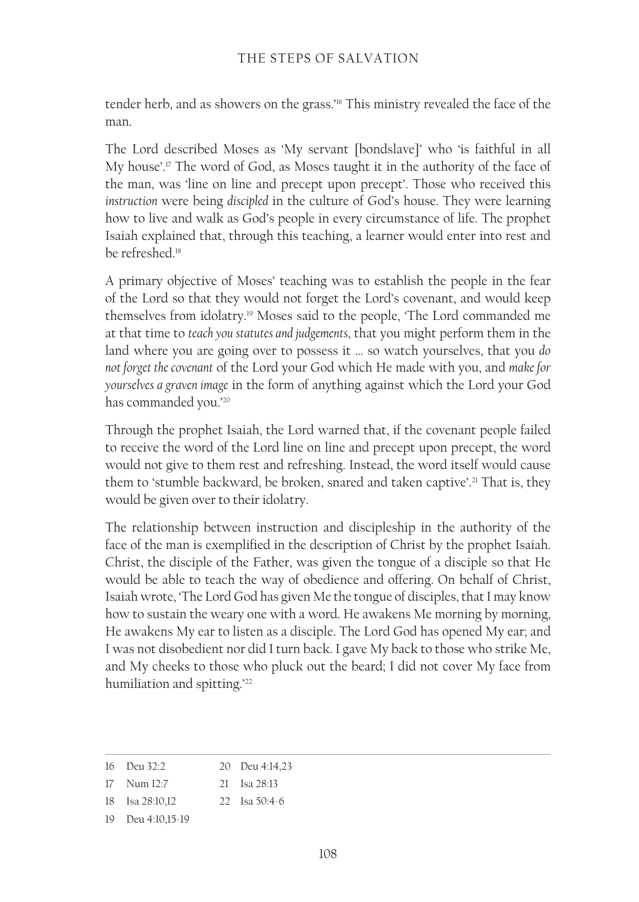tender herb, and as showers on the grass.'[16] This ministry revealed the face of the man.

The Lord described Moses as 'My servant [bondslave]' who 'is faithful in all My house'.[17] The word of God, as Moses taught it in the authority of the face of the man, was 'line on line and precept upon precept'. Those who received this *instruction* were being *discipled* in the culture of God's house. They were learning how to live and walk as God's people in every circumstance of life. The prophet Isaiah explained that, through this teaching, a learner would enter into rest and be refreshed.[18]

A primary objective of Moses' teaching was to establish the people in the fear of the Lord so that they would not forget the Lord's covenant, and would keep themselves from idolatry.[19] Moses said to the people, 'The Lord commanded me at that time to *teach you statutes and judgements*, that you might perform them in the land where you are going over to possess it … so watch yourselves, that you *do not forget the covenant* of the Lord your God which He made with you, and *make for yourselves a graven image* in the form of anything against which the Lord your God has commanded you.'[20]

Through the prophet Isaiah, the Lord warned that, if the covenant people failed to receive the word of the Lord line on line and precept upon precept, the word would not give to them rest and refreshing. Instead, the word itself would cause them to 'stumble backward, be broken, snared and taken captive'.[21] That is, they would be given over to their idolatry.

The relationship between instruction and discipleship in the authority of the face of the man is exemplified in the description of Christ by the prophet Isaiah. Christ, the disciple of the Father, was given the tongue of a disciple so that He would be able to teach the way of obedience and offering. On behalf of Christ, Isaiah wrote, 'The Lord God has given Me the tongue of disciples, that I may know how to sustain the weary one with a word. He awakens Me morning by morning, He awakens My ear to listen as a disciple. The Lord God has opened My ear; and I was not disobedient nor did I turn back. I gave My back to those who strike Me, and My cheeks to those who pluck out the beard; I did not cover My face from humiliation and spitting.'[22]

---

16 Deu 32:2
17 Num 12:7
18 Isa 28:10,12
19 Deu 4:10,15-19
20 Deu 4:14,23
21 Isa 28:13
22 Isa 50:4-6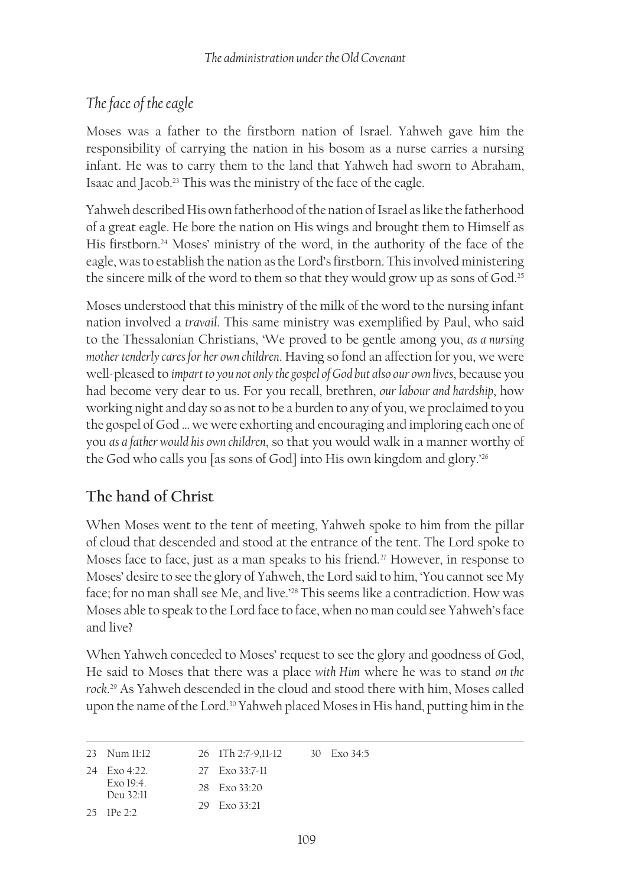## *The face of the eagle*

Moses was a father to the firstborn nation of Israel. Yahweh gave him the responsibility of carrying the nation in his bosom as a nurse carries a nursing infant. He was to carry them to the land that Yahweh had sworn to Abraham, Isaac and Jacob.[23] This was the ministry of the face of the eagle.

Yahweh described His own fatherhood of the nation of Israel as like the fatherhood of a great eagle. He bore the nation on His wings and brought them to Himself as His firstborn.[24] Moses' ministry of the word, in the authority of the face of the eagle, was to establish the nation as the Lord's firstborn. This involved ministering the sincere milk of the word to them so that they would grow up as sons of God.[25]

Moses understood that this ministry of the milk of the word to the nursing infant nation involved a *travail*. This same ministry was exemplified by Paul, who said to the Thessalonian Christians, 'We proved to be gentle among you, *as a nursing mother tenderly cares for her own children*. Having so fond an affection for you, we were well-pleased to *impart to you not only the gospel of God but also our own lives*, because you had become very dear to us. For you recall, brethren, *our labour and hardship*, how working night and day so as not to be a burden to any of you, we proclaimed to you the gospel of God ... we were exhorting and encouraging and imploring each one of you *as a father would his own children*, so that you would walk in a manner worthy of the God who calls you [as sons of God] into His own kingdom and glory.'[26]

## The hand of Christ

When Moses went to the tent of meeting, Yahweh spoke to him from the pillar of cloud that descended and stood at the entrance of the tent. The Lord spoke to Moses face to face, just as a man speaks to his friend.[27] However, in response to Moses' desire to see the glory of Yahweh, the Lord said to him, 'You cannot see My face; for no man shall see Me, and live.'[28] This seems like a contradiction. How was Moses able to speak to the Lord face to face, when no man could see Yahweh's face and live?

When Yahweh conceded to Moses' request to see the glory and goodness of God, He said to Moses that there was a place *with Him* where he was to stand *on the rock*.[29] As Yahweh descended in the cloud and stood there with him, Moses called upon the name of the Lord.[30] Yahweh placed Moses in His hand, putting him in the

---

23 Num 11:12
24 Exo 4:22. Exo 19:4. Deu 32:11
25 1Pe 2:2
26 1Th 2:7-9,11-12
27 Exo 33:7-11
28 Exo 33:20
29 Exo 33:21
30 Exo 34:5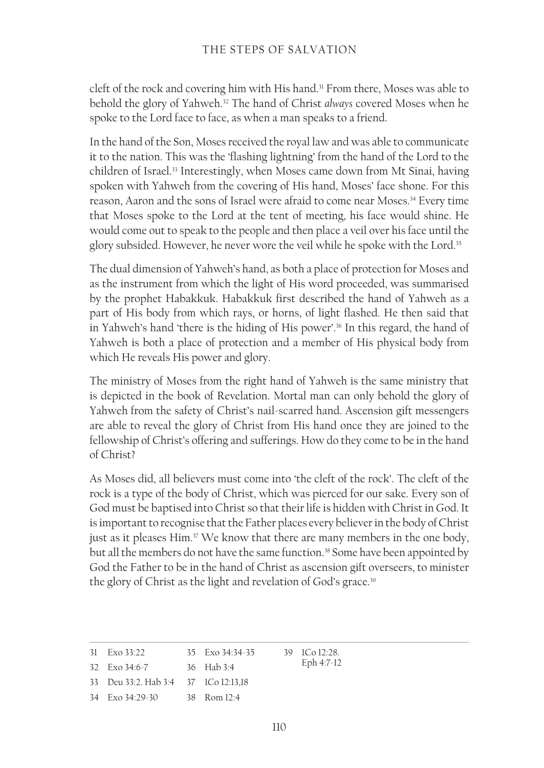cleft of the rock and covering him with His hand.[31] From there, Moses was able to behold the glory of Yahweh.[32] The hand of Christ *always* covered Moses when he spoke to the Lord face to face, as when a man speaks to a friend.

In the hand of the Son, Moses received the royal law and was able to communicate it to the nation. This was the 'flashing lightning' from the hand of the Lord to the children of Israel.[33] Interestingly, when Moses came down from Mt Sinai, having spoken with Yahweh from the covering of His hand, Moses' face shone. For this reason, Aaron and the sons of Israel were afraid to come near Moses.[34] Every time that Moses spoke to the Lord at the tent of meeting, his face would shine. He would come out to speak to the people and then place a veil over his face until the glory subsided. However, he never wore the veil while he spoke with the Lord.[35]

The dual dimension of Yahweh's hand, as both a place of protection for Moses and as the instrument from which the light of His word proceeded, was summarised by the prophet Habakkuk. Habakkuk first described the hand of Yahweh as a part of His body from which rays, or horns, of light flashed. He then said that in Yahweh's hand 'there is the hiding of His power'.[36] In this regard, the hand of Yahweh is both a place of protection and a member of His physical body from which He reveals His power and glory.

The ministry of Moses from the right hand of Yahweh is the same ministry that is depicted in the book of Revelation. Mortal man can only behold the glory of Yahweh from the safety of Christ's nail-scarred hand. Ascension gift messengers are able to reveal the glory of Christ from His hand once they are joined to the fellowship of Christ's offering and sufferings. How do they come to be in the hand of Christ?

As Moses did, all believers must come into 'the cleft of the rock'. The cleft of the rock is a type of the body of Christ, which was pierced for our sake. Every son of God must be baptised into Christ so that their life is hidden with Christ in God. It is important to recognise that the Father places every believer in the body of Christ just as it pleases Him.[37] We know that there are many members in the one body, but all the members do not have the same function.[38] Some have been appointed by God the Father to be in the hand of Christ as ascension gift overseers, to minister the glory of Christ as the light and revelation of God's grace.[39]

---

31 Exo 33:22
32 Exo 34:6-7
33 Deu 33:2. Hab 3:4
34 Exo 34:29-30
35 Exo 34:34-35
36 Hab 3:4
37 1Co 12:13,18
38 Rom 12:4
39 1Co 12:28. Eph 4:7-12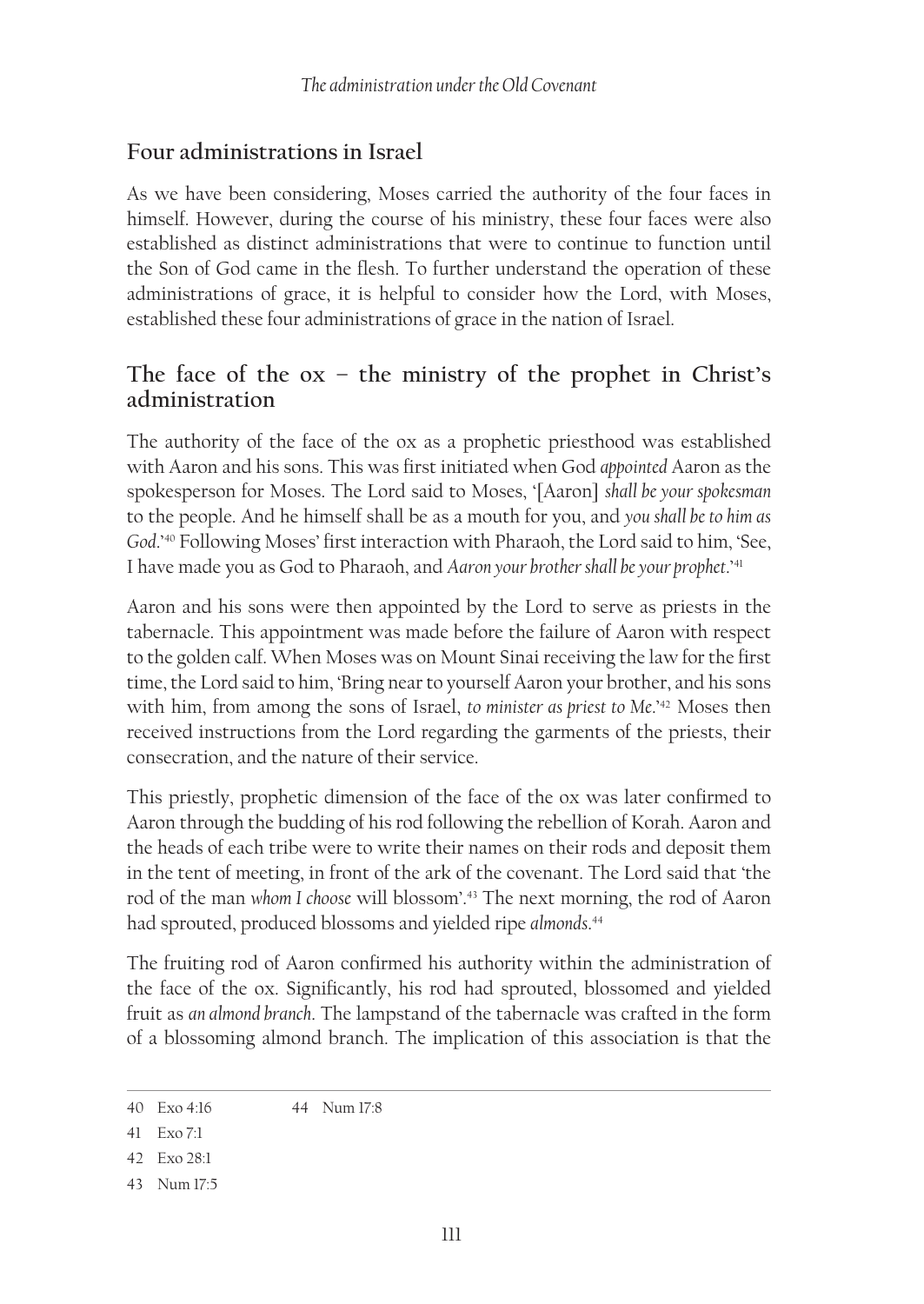## Four administrations in Israel

As we have been considering, Moses carried the authority of the four faces in himself. However, during the course of his ministry, these four faces were also established as distinct administrations that were to continue to function until the Son of God came in the flesh. To further understand the operation of these administrations of grace, it is helpful to consider how the Lord, with Moses, established these four administrations of grace in the nation of Israel.

## The face of the ox – the ministry of the prophet in Christ's administration

The authority of the face of the ox as a prophetic priesthood was established with Aaron and his sons. This was first initiated when God *appointed* Aaron as the spokesperson for Moses. The Lord said to Moses, '[Aaron] *shall be your spokesman* to the people. And he himself shall be as a mouth for you, and *you shall be to him as God*.'[40] Following Moses' first interaction with Pharaoh, the Lord said to him, 'See, I have made you as God to Pharaoh, and *Aaron your brother shall be your prophet*.'[41]

Aaron and his sons were then appointed by the Lord to serve as priests in the tabernacle. This appointment was made before the failure of Aaron with respect to the golden calf. When Moses was on Mount Sinai receiving the law for the first time, the Lord said to him, 'Bring near to yourself Aaron your brother, and his sons with him, from among the sons of Israel, *to minister as priest to Me*.'[42] Moses then received instructions from the Lord regarding the garments of the priests, their consecration, and the nature of their service.

This priestly, prophetic dimension of the face of the ox was later confirmed to Aaron through the budding of his rod following the rebellion of Korah. Aaron and the heads of each tribe were to write their names on their rods and deposit them in the tent of meeting, in front of the ark of the covenant. The Lord said that 'the rod of the man *whom I choose* will blossom'.[43] The next morning, the rod of Aaron had sprouted, produced blossoms and yielded ripe *almonds*.[44]

The fruiting rod of Aaron confirmed his authority within the administration of the face of the ox. Significantly, his rod had sprouted, blossomed and yielded fruit as *an almond branch*. The lampstand of the tabernacle was crafted in the form of a blossoming almond branch. The implication of this association is that the

---

40 Exo 4:16

41 Exo 7:1

42 Exo 28:1

43 Num 17:5

44 Num 17:8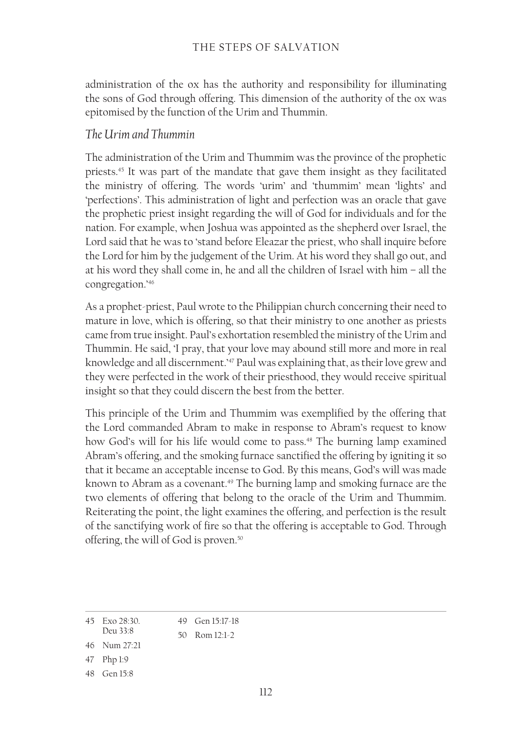administration of the ox has the authority and responsibility for illuminating the sons of God through offering. This dimension of the authority of the ox was epitomised by the function of the Urim and Thummin.

### *The Urim and Thummin*

The administration of the Urim and Thummim was the province of the prophetic priests.[45] It was part of the mandate that gave them insight as they facilitated the ministry of offering. The words 'urim' and 'thummim' mean 'lights' and 'perfections'. This administration of light and perfection was an oracle that gave the prophetic priest insight regarding the will of God for individuals and for the nation. For example, when Joshua was appointed as the shepherd over Israel, the Lord said that he was to 'stand before Eleazar the priest, who shall inquire before the Lord for him by the judgement of the Urim. At his word they shall go out, and at his word they shall come in, he and all the children of Israel with him – all the congregation.'[46]

As a prophet-priest, Paul wrote to the Philippian church concerning their need to mature in love, which is offering, so that their ministry to one another as priests came from true insight. Paul's exhortation resembled the ministry of the Urim and Thummin. He said, 'I pray, that your love may abound still more and more in real knowledge and all discernment.'[47] Paul was explaining that, as their love grew and they were perfected in the work of their priesthood, they would receive spiritual insight so that they could discern the best from the better.

This principle of the Urim and Thummim was exemplified by the offering that the Lord commanded Abram to make in response to Abram's request to know how God's will for his life would come to pass.[48] The burning lamp examined Abram's offering, and the smoking furnace sanctified the offering by igniting it so that it became an acceptable incense to God. By this means, God's will was made known to Abram as a covenant.[49] The burning lamp and smoking furnace are the two elements of offering that belong to the oracle of the Urim and Thummim. Reiterating the point, the light examines the offering, and perfection is the result of the sanctifying work of fire so that the offering is acceptable to God. Through offering, the will of God is proven.[50]

---

45 Exo 28:30. Deu 33:8

46 Num 27:21

47 Php 1:9

48 Gen 15:8

49 Gen 15:17-18

50 Rom 12:1-2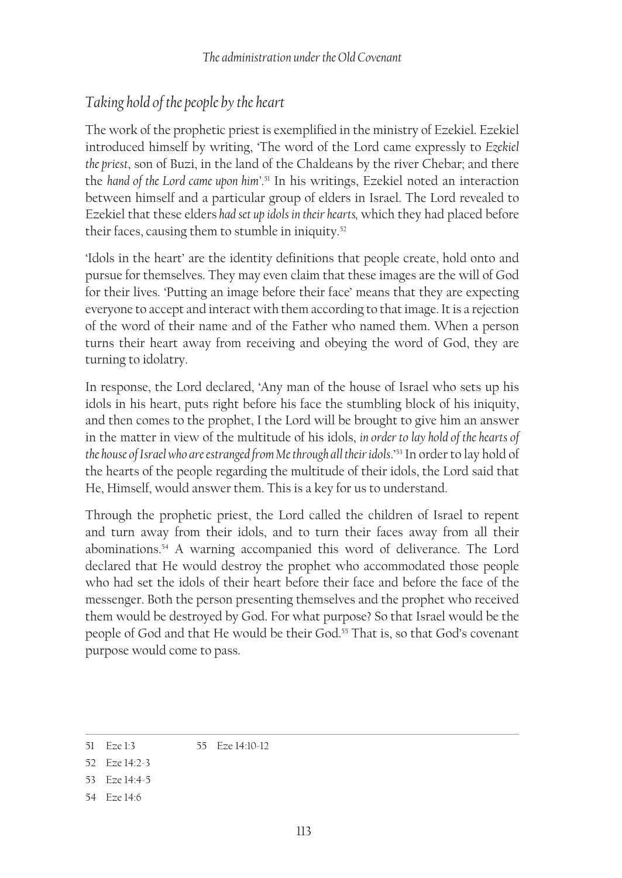## *Taking hold of the people by the heart*

The work of the prophetic priest is exemplified in the ministry of Ezekiel. Ezekiel introduced himself by writing, 'The word of the Lord came expressly to *Ezekiel the priest*, son of Buzi, in the land of the Chaldeans by the river Chebar; and there the *hand of the Lord came upon him*'.[51] In his writings, Ezekiel noted an interaction between himself and a particular group of elders in Israel. The Lord revealed to Ezekiel that these elders *had set up idols in their hearts*, which they had placed before their faces, causing them to stumble in iniquity.[52]

'Idols in the heart' are the identity definitions that people create, hold onto and pursue for themselves. They may even claim that these images are the will of God for their lives. 'Putting an image before their face' means that they are expecting everyone to accept and interact with them according to that image. It is a rejection of the word of their name and of the Father who named them. When a person turns their heart away from receiving and obeying the word of God, they are turning to idolatry.

In response, the Lord declared, 'Any man of the house of Israel who sets up his idols in his heart, puts right before his face the stumbling block of his iniquity, and then comes to the prophet, I the Lord will be brought to give him an answer in the matter in view of the multitude of his idols, *in order to lay hold of the hearts of the house of Israel who are estranged from Me through all their idols*.'[53] In order to lay hold of the hearts of the people regarding the multitude of their idols, the Lord said that He, Himself, would answer them. This is a key for us to understand.

Through the prophetic priest, the Lord called the children of Israel to repent and turn away from their idols, and to turn their faces away from all their abominations.[54] A warning accompanied this word of deliverance. The Lord declared that He would destroy the prophet who accommodated those people who had set the idols of their heart before their face and before the face of the messenger. Both the person presenting themselves and the prophet who received them would be destroyed by God. For what purpose? So that Israel would be the people of God and that He would be their God.[55] That is, so that God's covenant purpose would come to pass.

---

51 Eze 1:3

52 Eze 14:2-3

53 Eze 14:4-5

54 Eze 14:6

55 Eze 14:10-12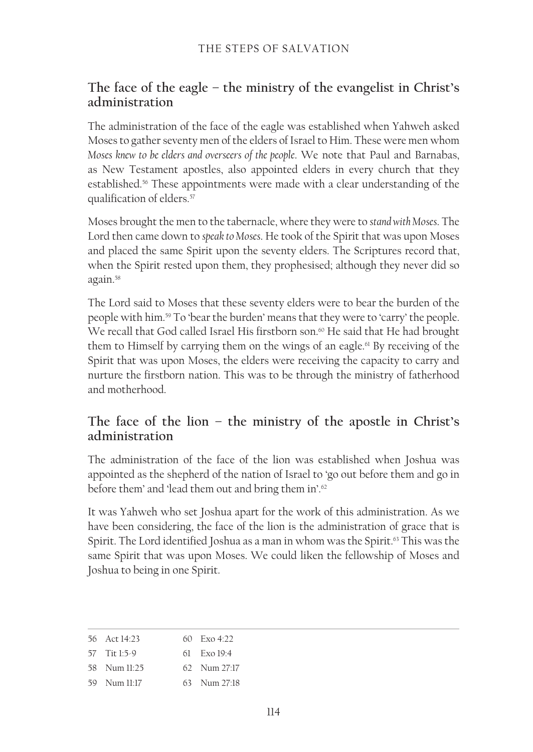## The face of the eagle – the ministry of the evangelist in Christ's administration

The administration of the face of the eagle was established when Yahweh asked Moses to gather seventy men of the elders of Israel to Him. These were men whom *Moses knew to be elders and overseers of the people*. We note that Paul and Barnabas, as New Testament apostles, also appointed elders in every church that they established.[56] These appointments were made with a clear understanding of the qualification of elders.[57]

Moses brought the men to the tabernacle, where they were to *stand with Moses*. The Lord then came down to *speak to Moses*. He took of the Spirit that was upon Moses and placed the same Spirit upon the seventy elders. The Scriptures record that, when the Spirit rested upon them, they prophesised; although they never did so again.[58]

The Lord said to Moses that these seventy elders were to bear the burden of the people with him.[59] To 'bear the burden' means that they were to 'carry' the people. We recall that God called Israel His firstborn son.[60] He said that He had brought them to Himself by carrying them on the wings of an eagle.[61] By receiving of the Spirit that was upon Moses, the elders were receiving the capacity to carry and nurture the firstborn nation. This was to be through the ministry of fatherhood and motherhood.

## The face of the lion – the ministry of the apostle in Christ's administration

The administration of the face of the lion was established when Joshua was appointed as the shepherd of the nation of Israel to 'go out before them and go in before them' and 'lead them out and bring them in'.[62]

It was Yahweh who set Joshua apart for the work of this administration. As we have been considering, the face of the lion is the administration of grace that is Spirit. The Lord identified Joshua as a man in whom was the Spirit.[63] This was the same Spirit that was upon Moses. We could liken the fellowship of Moses and Joshua to being in one Spirit.

---

56 Act 14:23
57 Tit 1:5-9
58 Num 11:25
59 Num 11:17
60 Exo 4:22
61 Exo 19:4
62 Num 27:17
63 Num 27:18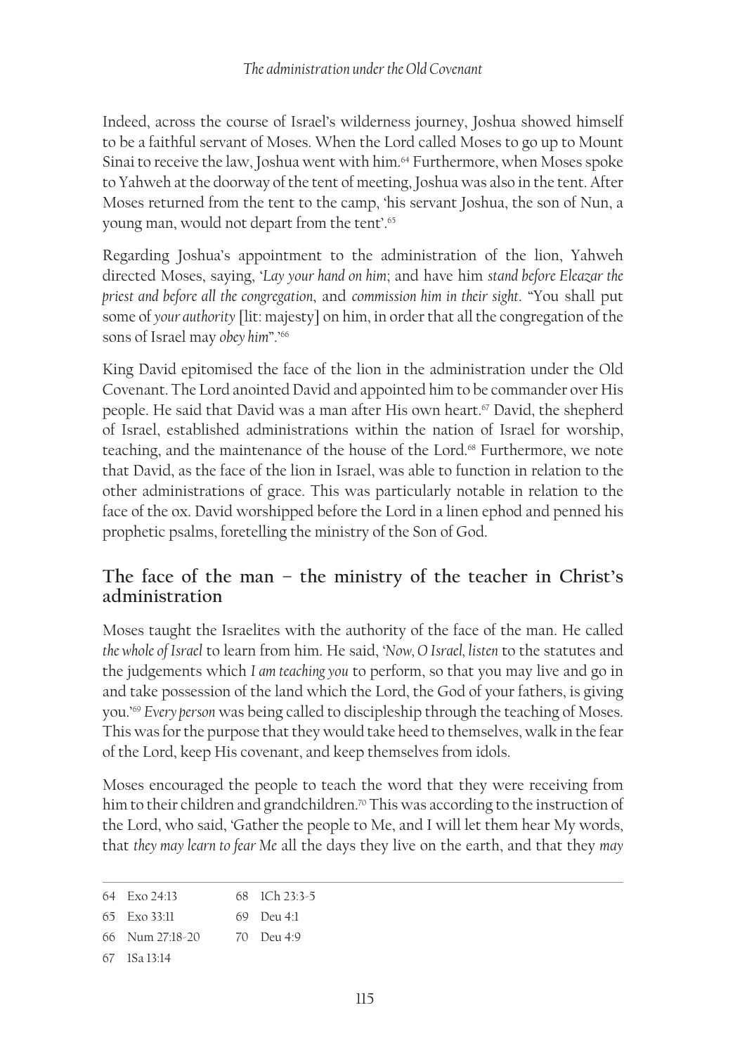Indeed, across the course of Israel's wilderness journey, Joshua showed himself to be a faithful servant of Moses. When the Lord called Moses to go up to Mount Sinai to receive the law, Joshua went with him.[64] Furthermore, when Moses spoke to Yahweh at the doorway of the tent of meeting, Joshua was also in the tent. After Moses returned from the tent to the camp, 'his servant Joshua, the son of Nun, a young man, would not depart from the tent'.[65]

Regarding Joshua's appointment to the administration of the lion, Yahweh directed Moses, saying, '*Lay your hand on him*; and have him *stand before Eleazar the priest and before all the congregation*, and *commission him in their sight*. "You shall put some of *your authority* [lit: majesty] on him, in order that all the congregation of the sons of Israel may *obey him*".'[66]

King David epitomised the face of the lion in the administration under the Old Covenant. The Lord anointed David and appointed him to be commander over His people. He said that David was a man after His own heart.[67] David, the shepherd of Israel, established administrations within the nation of Israel for worship, teaching, and the maintenance of the house of the Lord.[68] Furthermore, we note that David, as the face of the lion in Israel, was able to function in relation to the other administrations of grace. This was particularly notable in relation to the face of the ox. David worshipped before the Lord in a linen ephod and penned his prophetic psalms, foretelling the ministry of the Son of God.

## The face of the man – the ministry of the teacher in Christ's administration

Moses taught the Israelites with the authority of the face of the man. He called *the whole of Israel* to learn from him. He said, '*Now, O Israel, listen* to the statutes and the judgements which *I am teaching you* to perform, so that you may live and go in and take possession of the land which the Lord, the God of your fathers, is giving you.'[69] *Every person* was being called to discipleship through the teaching of Moses. This was for the purpose that they would take heed to themselves, walk in the fear of the Lord, keep His covenant, and keep themselves from idols.

Moses encouraged the people to teach the word that they were receiving from him to their children and grandchildren.[70] This was according to the instruction of the Lord, who said, 'Gather the people to Me, and I will let them hear My words, that *they may learn to fear Me* all the days they live on the earth, and that they *may*

---

64 Exo 24:13
65 Exo 33:11
66 Num 27:18-20
67 1Sa 13:14
68 1Ch 23:3-5
69 Deu 4:1
70 Deu 4:9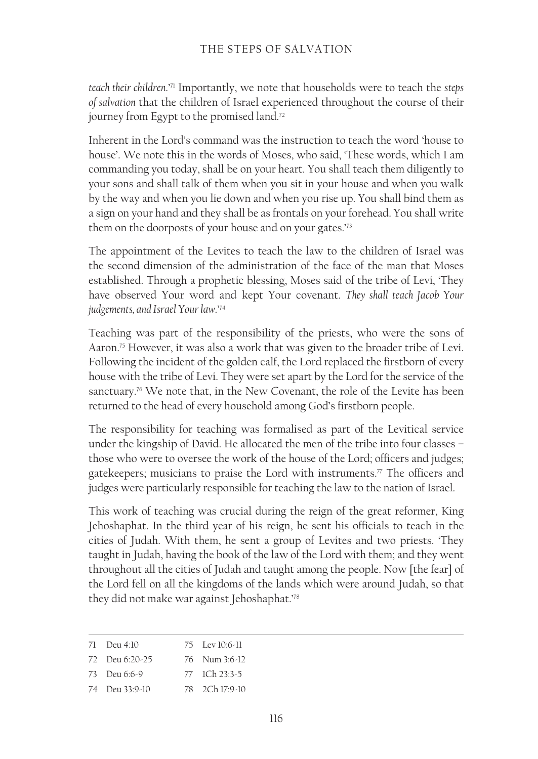*teach their children*.'[71] Importantly, we note that households were to teach the *steps of salvation* that the children of Israel experienced throughout the course of their journey from Egypt to the promised land.[72]

Inherent in the Lord's command was the instruction to teach the word 'house to house'. We note this in the words of Moses, who said, 'These words, which I am commanding you today, shall be on your heart. You shall teach them diligently to your sons and shall talk of them when you sit in your house and when you walk by the way and when you lie down and when you rise up. You shall bind them as a sign on your hand and they shall be as frontals on your forehead. You shall write them on the doorposts of your house and on your gates.'[73]

The appointment of the Levites to teach the law to the children of Israel was the second dimension of the administration of the face of the man that Moses established. Through a prophetic blessing, Moses said of the tribe of Levi, 'They have observed Your word and kept Your covenant. *They shall teach Jacob Your judgements, and Israel Your law*.'[74]

Teaching was part of the responsibility of the priests, who were the sons of Aaron.[75] However, it was also a work that was given to the broader tribe of Levi. Following the incident of the golden calf, the Lord replaced the firstborn of every house with the tribe of Levi. They were set apart by the Lord for the service of the sanctuary.[76] We note that, in the New Covenant, the role of the Levite has been returned to the head of every household among God's firstborn people.

The responsibility for teaching was formalised as part of the Levitical service under the kingship of David. He allocated the men of the tribe into four classes – those who were to oversee the work of the house of the Lord; officers and judges; gatekeepers; musicians to praise the Lord with instruments.[77] The officers and judges were particularly responsible for teaching the law to the nation of Israel.

This work of teaching was crucial during the reign of the great reformer, King Jehoshaphat. In the third year of his reign, he sent his officials to teach in the cities of Judah. With them, he sent a group of Levites and two priests. 'They taught in Judah, having the book of the law of the Lord with them; and they went throughout all the cities of Judah and taught among the people. Now [the fear] of the Lord fell on all the kingdoms of the lands which were around Judah, so that they did not make war against Jehoshaphat.'[78]

---

71 Deu 4:10
72 Deu 6:20-25
73 Deu 6:6-9
74 Deu 33:9-10
75 Lev 10:6-11
76 Num 3:6-12
77 1Ch 23:3-5
78 2Ch 17:9-10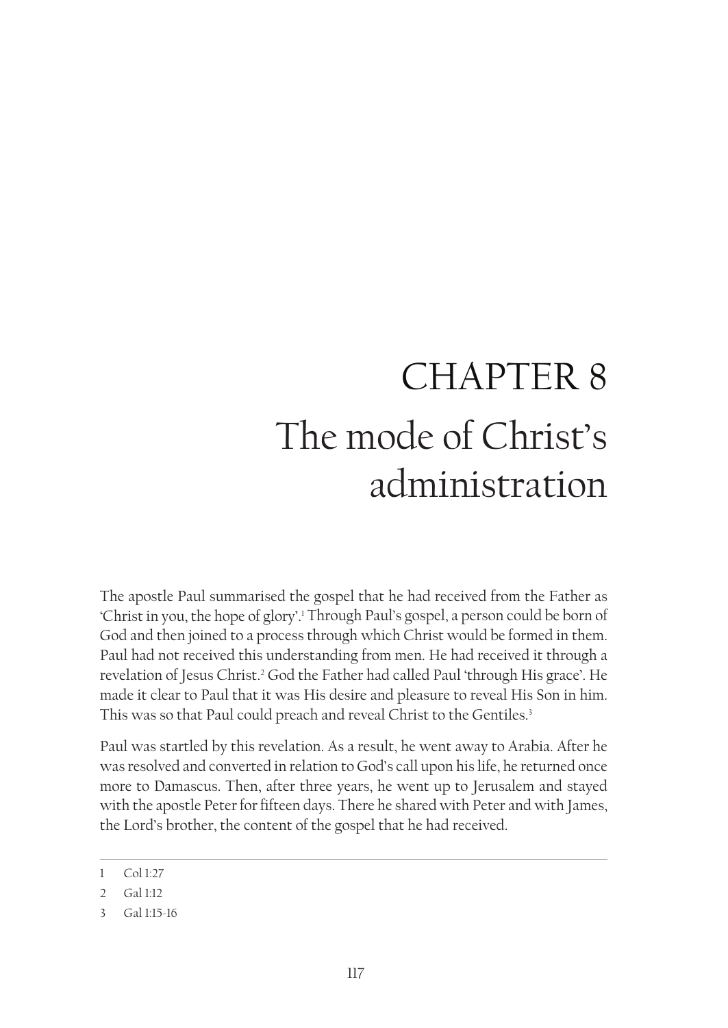# CHAPTER 8
# The mode of Christ's administration

The apostle Paul summarised the gospel that he had received from the Father as 'Christ in you, the hope of glory'.[1] Through Paul's gospel, a person could be born of God and then joined to a process through which Christ would be formed in them. Paul had not received this understanding from men. He had received it through a revelation of Jesus Christ.[2] God the Father had called Paul 'through His grace'. He made it clear to Paul that it was His desire and pleasure to reveal His Son in him. This was so that Paul could preach and reveal Christ to the Gentiles.[3]

Paul was startled by this revelation. As a result, he went away to Arabia. After he was resolved and converted in relation to God's call upon his life, he returned once more to Damascus. Then, after three years, he went up to Jerusalem and stayed with the apostle Peter for fifteen days. There he shared with Peter and with James, the Lord's brother, the content of the gospel that he had received.

---

1 Col 1:27

2 Gal 1:12

3 Gal 1:15-16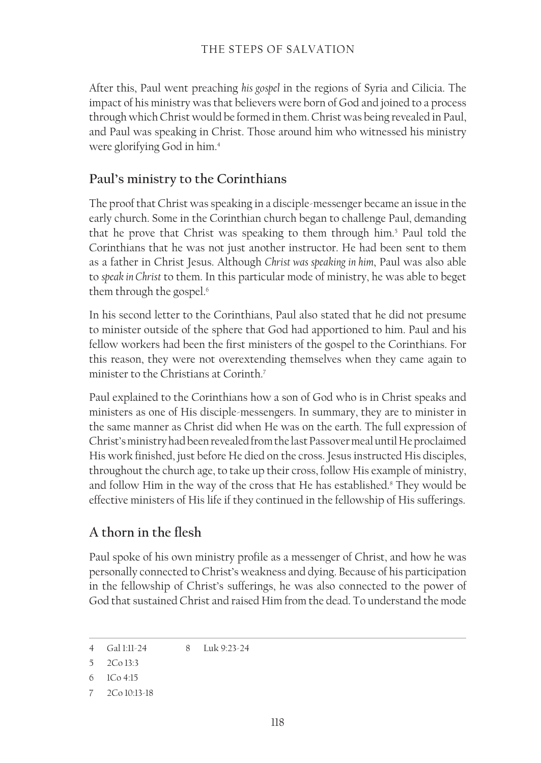After this, Paul went preaching *his gospel* in the regions of Syria and Cilicia. The impact of his ministry was that believers were born of God and joined to a process through which Christ would be formed in them. Christ was being revealed in Paul, and Paul was speaking in Christ. Those around him who witnessed his ministry were glorifying God in him.[4]

## Paul's ministry to the Corinthians

The proof that Christ was speaking in a disciple-messenger became an issue in the early church. Some in the Corinthian church began to challenge Paul, demanding that he prove that Christ was speaking to them through him.[5] Paul told the Corinthians that he was not just another instructor. He had been sent to them as a father in Christ Jesus. Although *Christ was speaking in him*, Paul was also able to *speak in Christ* to them. In this particular mode of ministry, he was able to beget them through the gospel.[6]

In his second letter to the Corinthians, Paul also stated that he did not presume to minister outside of the sphere that God had apportioned to him. Paul and his fellow workers had been the first ministers of the gospel to the Corinthians. For this reason, they were not overextending themselves when they came again to minister to the Christians at Corinth.[7]

Paul explained to the Corinthians how a son of God who is in Christ speaks and ministers as one of His disciple-messengers. In summary, they are to minister in the same manner as Christ did when He was on the earth. The full expression of Christ's ministry had been revealed from the last Passover meal until He proclaimed His work finished, just before He died on the cross. Jesus instructed His disciples, throughout the church age, to take up their cross, follow His example of ministry, and follow Him in the way of the cross that He has established.[8] They would be effective ministers of His life if they continued in the fellowship of His sufferings.

## A thorn in the flesh

Paul spoke of his own ministry profile as a messenger of Christ, and how he was personally connected to Christ's weakness and dying. Because of his participation in the fellowship of Christ's sufferings, he was also connected to the power of God that sustained Christ and raised Him from the dead. To understand the mode

---

4 Gal 1:11-24

5 2Co 13:3

6 1Co 4:15

7 2Co 10:13-18

8 Luk 9:23-24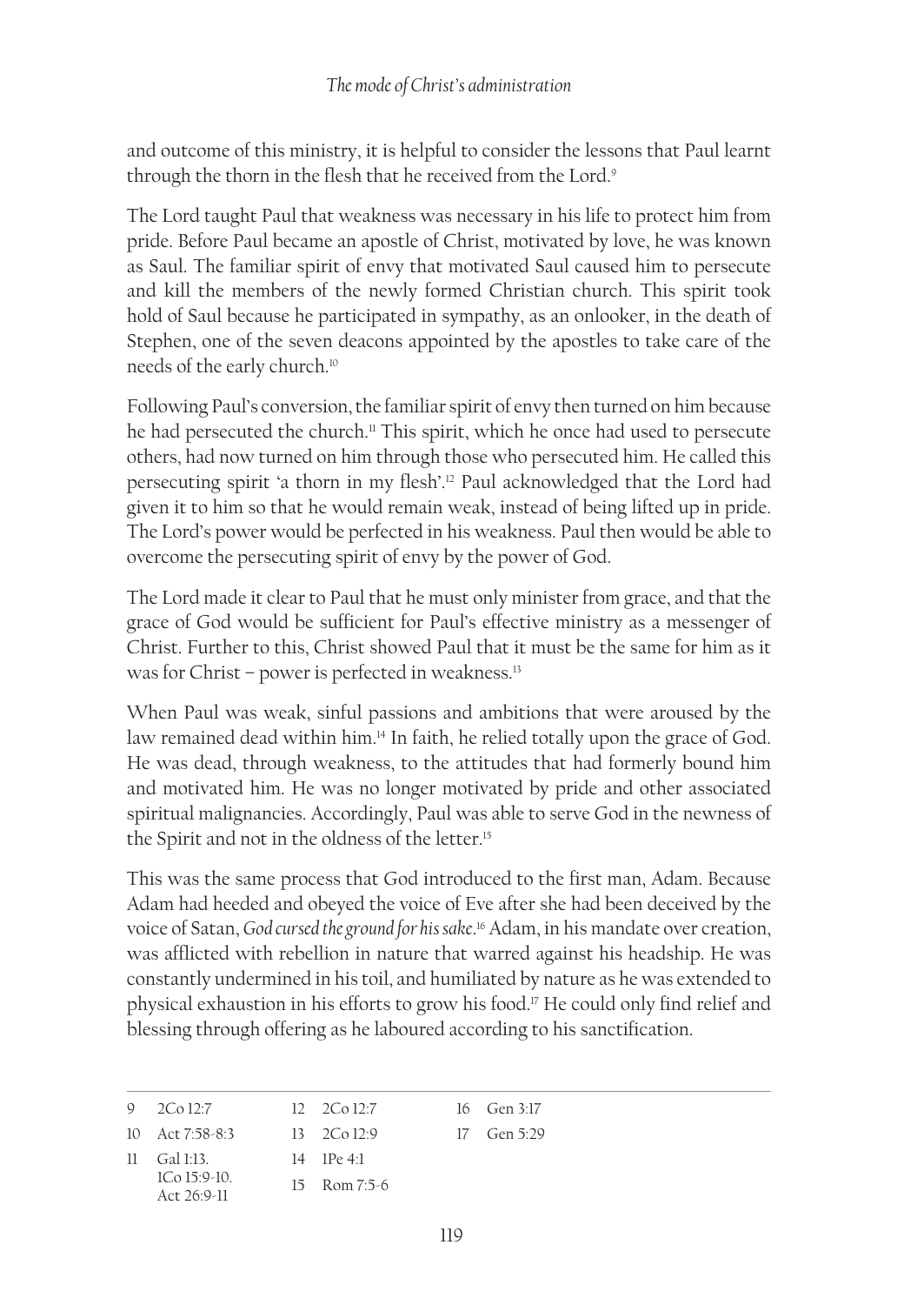and outcome of this ministry, it is helpful to consider the lessons that Paul learnt through the thorn in the flesh that he received from the Lord.[9]

The Lord taught Paul that weakness was necessary in his life to protect him from pride. Before Paul became an apostle of Christ, motivated by love, he was known as Saul. The familiar spirit of envy that motivated Saul caused him to persecute and kill the members of the newly formed Christian church. This spirit took hold of Saul because he participated in sympathy, as an onlooker, in the death of Stephen, one of the seven deacons appointed by the apostles to take care of the needs of the early church.[10]

Following Paul's conversion, the familiar spirit of envy then turned on him because he had persecuted the church.[11] This spirit, which he once had used to persecute others, had now turned on him through those who persecuted him. He called this persecuting spirit 'a thorn in my flesh'.[12] Paul acknowledged that the Lord had given it to him so that he would remain weak, instead of being lifted up in pride. The Lord's power would be perfected in his weakness. Paul then would be able to overcome the persecuting spirit of envy by the power of God.

The Lord made it clear to Paul that he must only minister from grace, and that the grace of God would be sufficient for Paul's effective ministry as a messenger of Christ. Further to this, Christ showed Paul that it must be the same for him as it was for Christ – power is perfected in weakness.[13]

When Paul was weak, sinful passions and ambitions that were aroused by the law remained dead within him.[14] In faith, he relied totally upon the grace of God. He was dead, through weakness, to the attitudes that had formerly bound him and motivated him. He was no longer motivated by pride and other associated spiritual malignancies. Accordingly, Paul was able to serve God in the newness of the Spirit and not in the oldness of the letter.[15]

This was the same process that God introduced to the first man, Adam. Because Adam had heeded and obeyed the voice of Eve after she had been deceived by the voice of Satan, *God cursed the ground for his sake*.[16] Adam, in his mandate over creation, was afflicted with rebellion in nature that warred against his headship. He was constantly undermined in his toil, and humiliated by nature as he was extended to physical exhaustion in his efforts to grow his food.[17] He could only find relief and blessing through offering as he laboured according to his sanctification.

---

9 2Co 12:7
10 Act 7:58-8:3
11 Gal 1:13. 1Co 15:9-10. Act 26:9-11
12 2Co 12:7
13 2Co 12:9
14 1Pe 4:1
15 Rom 7:5-6
16 Gen 3:17
17 Gen 5:29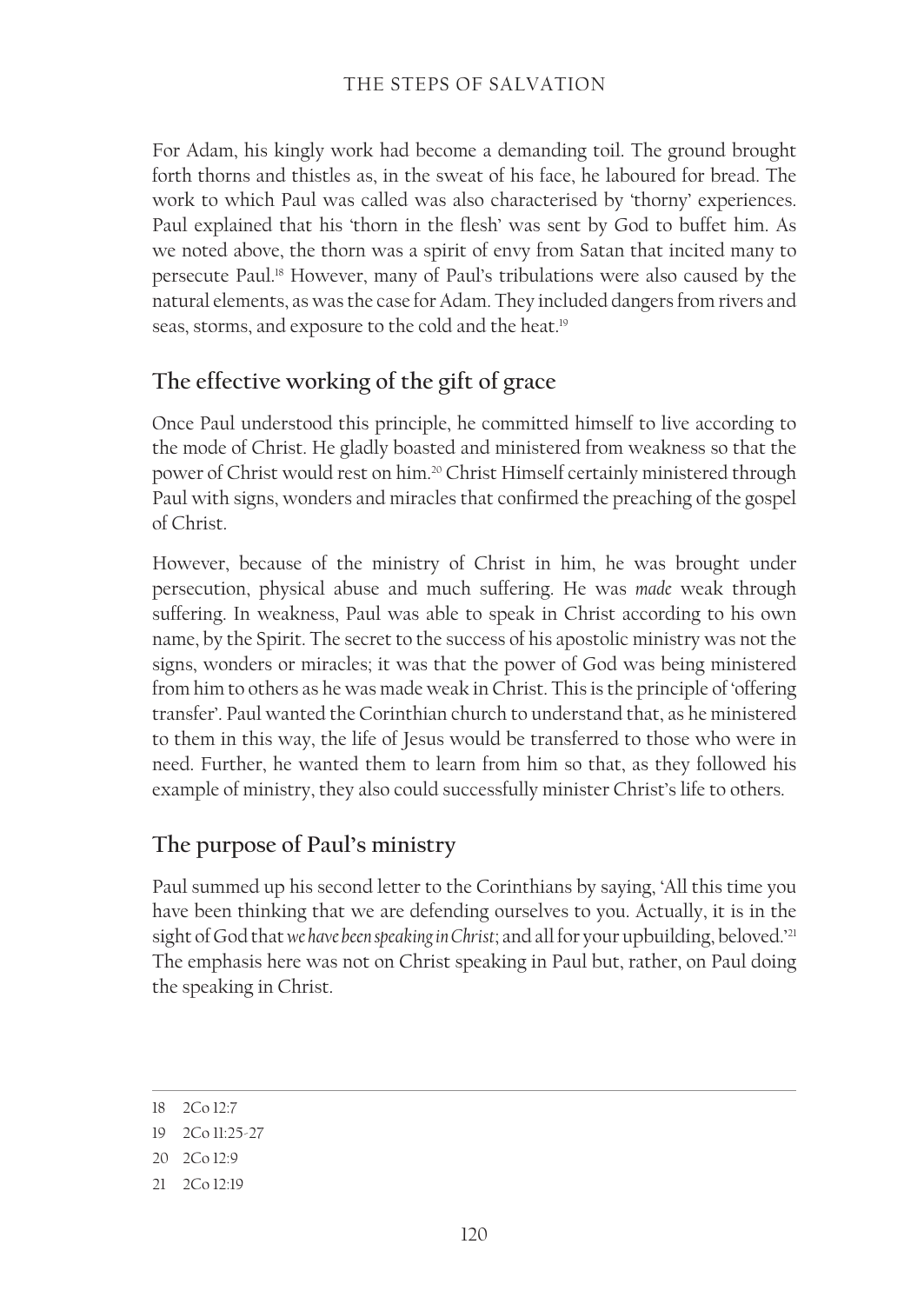For Adam, his kingly work had become a demanding toil. The ground brought forth thorns and thistles as, in the sweat of his face, he laboured for bread. The work to which Paul was called was also characterised by 'thorny' experiences. Paul explained that his 'thorn in the flesh' was sent by God to buffet him. As we noted above, the thorn was a spirit of envy from Satan that incited many to persecute Paul.[18] However, many of Paul's tribulations were also caused by the natural elements, as was the case for Adam. They included dangers from rivers and seas, storms, and exposure to the cold and the heat.[19]

## The effective working of the gift of grace

Once Paul understood this principle, he committed himself to live according to the mode of Christ. He gladly boasted and ministered from weakness so that the power of Christ would rest on him.[20] Christ Himself certainly ministered through Paul with signs, wonders and miracles that confirmed the preaching of the gospel of Christ.

However, because of the ministry of Christ in him, he was brought under persecution, physical abuse and much suffering. He was *made* weak through suffering. In weakness, Paul was able to speak in Christ according to his own name, by the Spirit. The secret to the success of his apostolic ministry was not the signs, wonders or miracles; it was that the power of God was being ministered from him to others as he was made weak in Christ. This is the principle of 'offering transfer'. Paul wanted the Corinthian church to understand that, as he ministered to them in this way, the life of Jesus would be transferred to those who were in need. Further, he wanted them to learn from him so that, as they followed his example of ministry, they also could successfully minister Christ's life to others.

## The purpose of Paul's ministry

Paul summed up his second letter to the Corinthians by saying, 'All this time you have been thinking that we are defending ourselves to you. Actually, it is in the sight of God that *we have been speaking in Christ*; and all for your upbuilding, beloved.'[21] The emphasis here was not on Christ speaking in Paul but, rather, on Paul doing the speaking in Christ.

---

18 2Co 12:7

19 2Co 11:25-27

20 2Co 12:9

21 2Co 12:19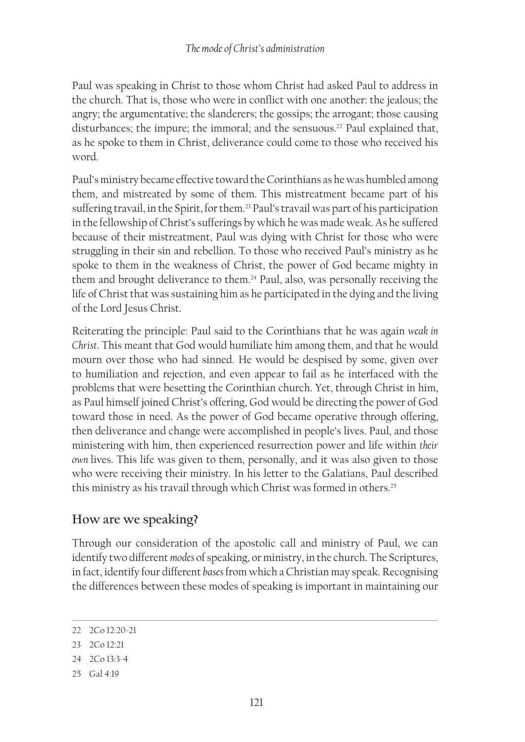Paul was speaking in Christ to those whom Christ had asked Paul to address in the church. That is, those who were in conflict with one another: the jealous; the angry; the argumentative; the slanderers; the gossips; the arrogant; those causing disturbances; the impure; the immoral; and the sensuous.[22] Paul explained that, as he spoke to them in Christ, deliverance could come to those who received his word.

Paul's ministry became effective toward the Corinthians as he was humbled among them, and mistreated by some of them. This mistreatment became part of his suffering travail, in the Spirit, for them.[23] Paul's travail was part of his participation in the fellowship of Christ's sufferings by which he was made weak. As he suffered because of their mistreatment, Paul was dying with Christ for those who were struggling in their sin and rebellion. To those who received Paul's ministry as he spoke to them in the weakness of Christ, the power of God became mighty in them and brought deliverance to them.[24] Paul, also, was personally receiving the life of Christ that was sustaining him as he participated in the dying and the living of the Lord Jesus Christ.

Reiterating the principle: Paul said to the Corinthians that he was again *weak in Christ*. This meant that God would humiliate him among them, and that he would mourn over those who had sinned. He would be despised by some, given over to humiliation and rejection, and even appear to fail as he interfaced with the problems that were besetting the Corinthian church. Yet, through Christ in him, as Paul himself joined Christ's offering, God would be directing the power of God toward those in need. As the power of God became operative through offering, then deliverance and change were accomplished in people's lives. Paul, and those ministering with him, then experienced resurrection power and life within *their own* lives. This life was given to them, personally, and it was also given to those who were receiving their ministry. In his letter to the Galatians, Paul described this ministry as his travail through which Christ was formed in others.[25]

## How are we speaking?

Through our consideration of the apostolic call and ministry of Paul, we can identify two different *modes* of speaking, or ministry, in the church. The Scriptures, in fact, identify four different *bases* from which a Christian may speak. Recognising the differences between these modes of speaking is important in maintaining our

---

22 2Co 12:20-21

23 2Co 12:21

24 2Co 13:3-4

25 Gal 4:19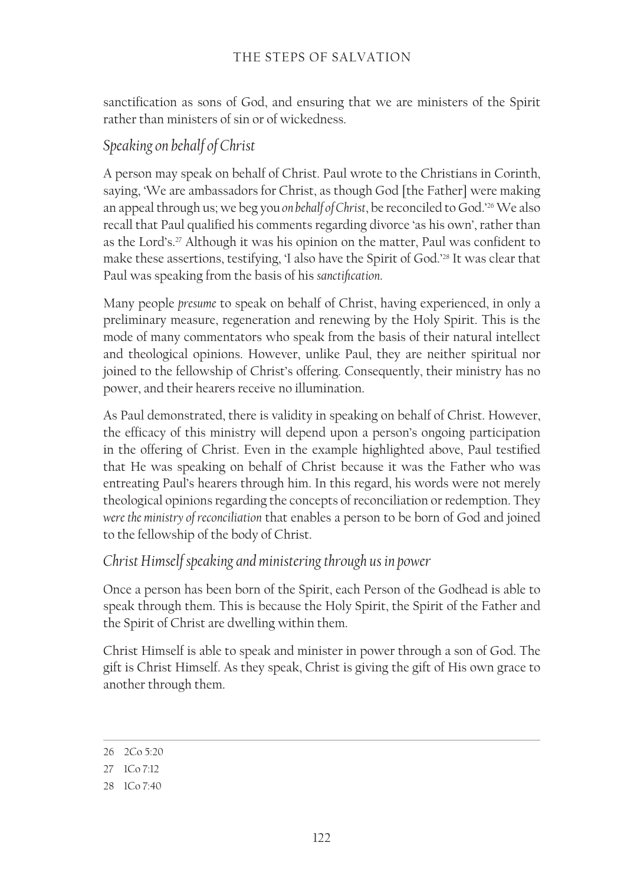sanctification as sons of God, and ensuring that we are ministers of the Spirit rather than ministers of sin or of wickedness.

### *Speaking on behalf of Christ*

A person may speak on behalf of Christ. Paul wrote to the Christians in Corinth, saying, 'We are ambassadors for Christ, as though God [the Father] were making an appeal through us; we beg you *on behalf of Christ*, be reconciled to God.'[26] We also recall that Paul qualified his comments regarding divorce 'as his own', rather than as the Lord's.[27] Although it was his opinion on the matter, Paul was confident to make these assertions, testifying, 'I also have the Spirit of God.'[28] It was clear that Paul was speaking from the basis of his *sanctification*.

Many people *presume* to speak on behalf of Christ, having experienced, in only a preliminary measure, regeneration and renewing by the Holy Spirit. This is the mode of many commentators who speak from the basis of their natural intellect and theological opinions. However, unlike Paul, they are neither spiritual nor joined to the fellowship of Christ's offering. Consequently, their ministry has no power, and their hearers receive no illumination.

As Paul demonstrated, there is validity in speaking on behalf of Christ. However, the efficacy of this ministry will depend upon a person's ongoing participation in the offering of Christ. Even in the example highlighted above, Paul testified that He was speaking on behalf of Christ because it was the Father who was entreating Paul's hearers through him. In this regard, his words were not merely theological opinions regarding the concepts of reconciliation or redemption. They *were the ministry of reconciliation* that enables a person to be born of God and joined to the fellowship of the body of Christ.

### *Christ Himself speaking and ministering through us in power*

Once a person has been born of the Spirit, each Person of the Godhead is able to speak through them. This is because the Holy Spirit, the Spirit of the Father and the Spirit of Christ are dwelling within them.

Christ Himself is able to speak and minister in power through a son of God. The gift is Christ Himself. As they speak, Christ is giving the gift of His own grace to another through them.

---

26 2Co 5:20

27 1Co 7:12

28 1Co 7:40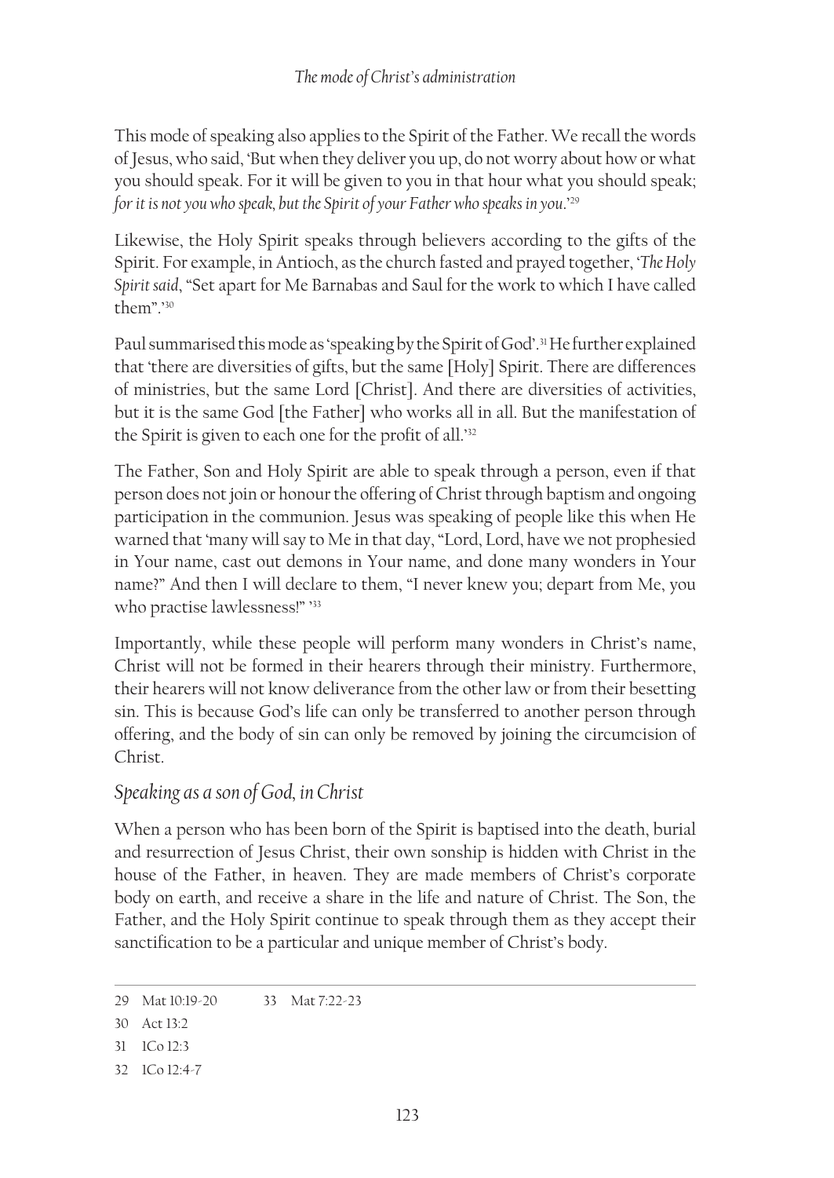This mode of speaking also applies to the Spirit of the Father. We recall the words of Jesus, who said, 'But when they deliver you up, do not worry about how or what you should speak. For it will be given to you in that hour what you should speak; *for it is not you who speak, but the Spirit of your Father who speaks in you*.'[29]

Likewise, the Holy Spirit speaks through believers according to the gifts of the Spirit. For example, in Antioch, as the church fasted and prayed together, '*The Holy Spirit said*, "Set apart for Me Barnabas and Saul for the work to which I have called them".'[30]

Paul summarised this mode as 'speaking by the Spirit of God'.[31] He further explained that 'there are diversities of gifts, but the same [Holy] Spirit. There are differences of ministries, but the same Lord [Christ]. And there are diversities of activities, but it is the same God [the Father] who works all in all. But the manifestation of the Spirit is given to each one for the profit of all.'[32]

The Father, Son and Holy Spirit are able to speak through a person, even if that person does not join or honour the offering of Christ through baptism and ongoing participation in the communion. Jesus was speaking of people like this when He warned that 'many will say to Me in that day, "Lord, Lord, have we not prophesied in Your name, cast out demons in Your name, and done many wonders in Your name?" And then I will declare to them, "I never knew you; depart from Me, you who practise lawlessness!" '[33]

Importantly, while these people will perform many wonders in Christ's name, Christ will not be formed in their hearers through their ministry. Furthermore, their hearers will not know deliverance from the other law or from their besetting sin. This is because God's life can only be transferred to another person through offering, and the body of sin can only be removed by joining the circumcision of Christ.

## *Speaking as a son of God, in Christ*

When a person who has been born of the Spirit is baptised into the death, burial and resurrection of Jesus Christ, their own sonship is hidden with Christ in the house of the Father, in heaven. They are made members of Christ's corporate body on earth, and receive a share in the life and nature of Christ. The Son, the Father, and the Holy Spirit continue to speak through them as they accept their sanctification to be a particular and unique member of Christ's body.

---

29 Mat 10:19-20

30 Act 13:2

31 1Co 12:3

32 1Co 12:4-7

33 Mat 7:22-23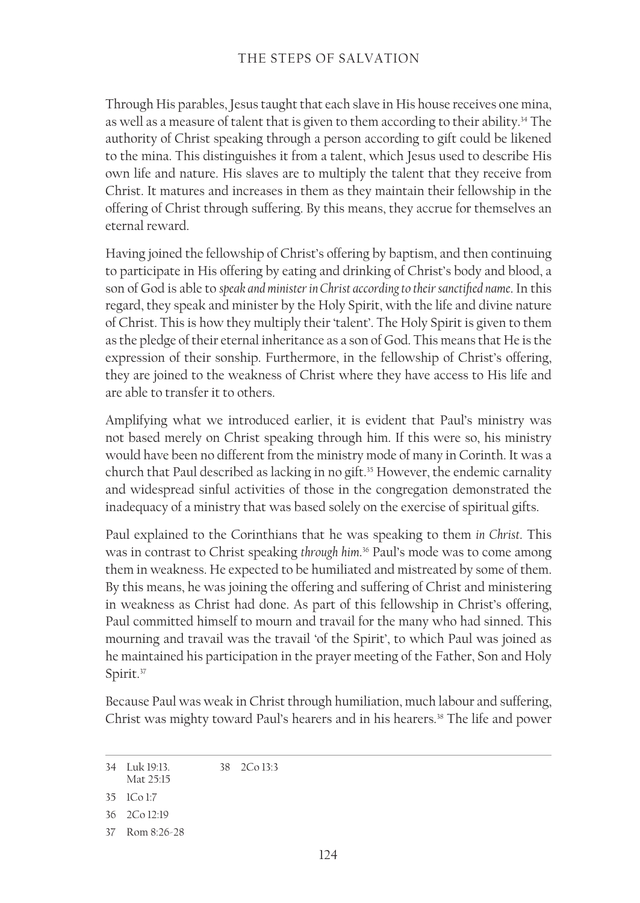Through His parables, Jesus taught that each slave in His house receives one mina, as well as a measure of talent that is given to them according to their ability.[34] The authority of Christ speaking through a person according to gift could be likened to the mina. This distinguishes it from a talent, which Jesus used to describe His own life and nature. His slaves are to multiply the talent that they receive from Christ. It matures and increases in them as they maintain their fellowship in the offering of Christ through suffering. By this means, they accrue for themselves an eternal reward.

Having joined the fellowship of Christ's offering by baptism, and then continuing to participate in His offering by eating and drinking of Christ's body and blood, a son of God is able to *speak and minister in Christ according to their sanctified name*. In this regard, they speak and minister by the Holy Spirit, with the life and divine nature of Christ. This is how they multiply their 'talent'. The Holy Spirit is given to them as the pledge of their eternal inheritance as a son of God. This means that He is the expression of their sonship. Furthermore, in the fellowship of Christ's offering, they are joined to the weakness of Christ where they have access to His life and are able to transfer it to others.

Amplifying what we introduced earlier, it is evident that Paul's ministry was not based merely on Christ speaking through him. If this were so, his ministry would have been no different from the ministry mode of many in Corinth. It was a church that Paul described as lacking in no gift.[35] However, the endemic carnality and widespread sinful activities of those in the congregation demonstrated the inadequacy of a ministry that was based solely on the exercise of spiritual gifts.

Paul explained to the Corinthians that he was speaking to them *in Christ*. This was in contrast to Christ speaking *through him*.[36] Paul's mode was to come among them in weakness. He expected to be humiliated and mistreated by some of them. By this means, he was joining the offering and suffering of Christ and ministering in weakness as Christ had done. As part of this fellowship in Christ's offering, Paul committed himself to mourn and travail for the many who had sinned. This mourning and travail was the travail 'of the Spirit', to which Paul was joined as he maintained his participation in the prayer meeting of the Father, Son and Holy Spirit.[37]

Because Paul was weak in Christ through humiliation, much labour and suffering, Christ was mighty toward Paul's hearers and in his hearers.[38] The life and power

---

34 Luk 19:13. Mat 25:15

35 1Co 1:7

36 2Co 12:19

37 Rom 8:26-28

38 2Co 13:3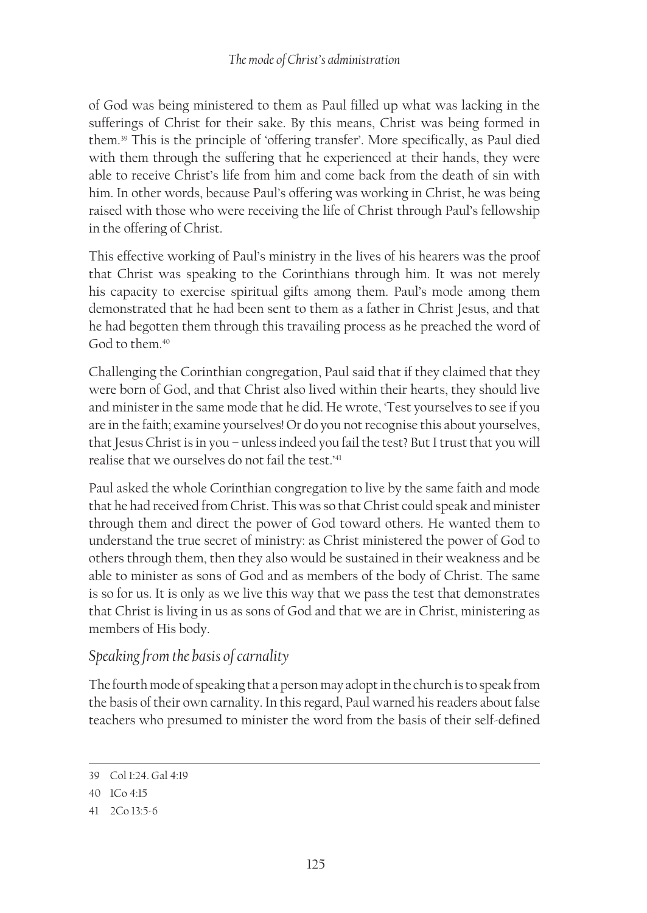of God was being ministered to them as Paul filled up what was lacking in the sufferings of Christ for their sake. By this means, Christ was being formed in them.[39] This is the principle of 'offering transfer'. More specifically, as Paul died with them through the suffering that he experienced at their hands, they were able to receive Christ's life from him and come back from the death of sin with him. In other words, because Paul's offering was working in Christ, he was being raised with those who were receiving the life of Christ through Paul's fellowship in the offering of Christ.

This effective working of Paul's ministry in the lives of his hearers was the proof that Christ was speaking to the Corinthians through him. It was not merely his capacity to exercise spiritual gifts among them. Paul's mode among them demonstrated that he had been sent to them as a father in Christ Jesus, and that he had begotten them through this travailing process as he preached the word of God to them.[40]

Challenging the Corinthian congregation, Paul said that if they claimed that they were born of God, and that Christ also lived within their hearts, they should live and minister in the same mode that he did. He wrote, 'Test yourselves to see if you are in the faith; examine yourselves! Or do you not recognise this about yourselves, that Jesus Christ is in you – unless indeed you fail the test? But I trust that you will realise that we ourselves do not fail the test.'[41]

Paul asked the whole Corinthian congregation to live by the same faith and mode that he had received from Christ. This was so that Christ could speak and minister through them and direct the power of God toward others. He wanted them to understand the true secret of ministry: as Christ ministered the power of God to others through them, then they also would be sustained in their weakness and be able to minister as sons of God and as members of the body of Christ. The same is so for us. It is only as we live this way that we pass the test that demonstrates that Christ is living in us as sons of God and that we are in Christ, ministering as members of His body.

### *Speaking from the basis of carnality*

The fourth mode of speaking that a person may adopt in the church is to speak from the basis of their own carnality. In this regard, Paul warned his readers about false teachers who presumed to minister the word from the basis of their self-defined

---

39 Col 1:24. Gal 4:19

40 1Co 4:15

41 2Co 13:5-6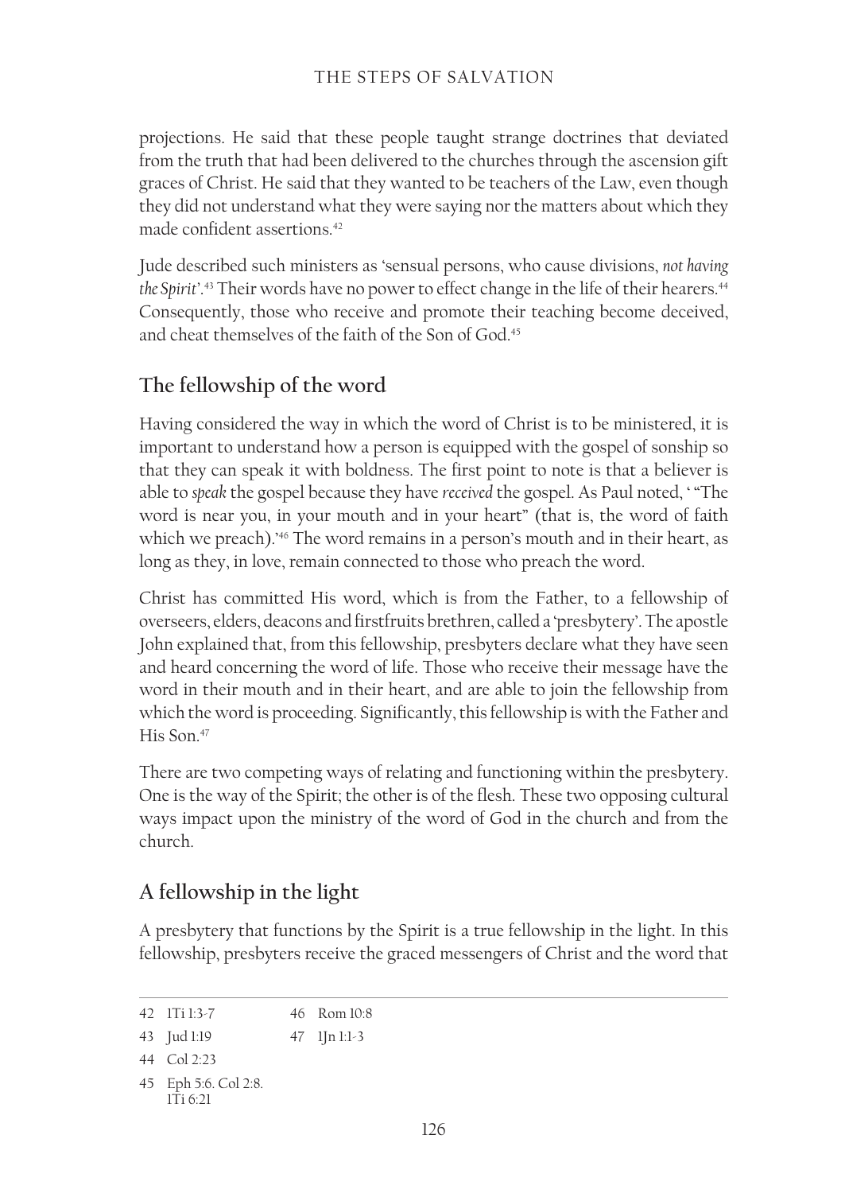projections. He said that these people taught strange doctrines that deviated from the truth that had been delivered to the churches through the ascension gift graces of Christ. He said that they wanted to be teachers of the Law, even though they did not understand what they were saying nor the matters about which they made confident assertions.[42]

Jude described such ministers as 'sensual persons, who cause divisions, *not having the Spirit*'.[43] Their words have no power to effect change in the life of their hearers.[44] Consequently, those who receive and promote their teaching become deceived, and cheat themselves of the faith of the Son of God.[45]

## The fellowship of the word

Having considered the way in which the word of Christ is to be ministered, it is important to understand how a person is equipped with the gospel of sonship so that they can speak it with boldness. The first point to note is that a believer is able to *speak* the gospel because they have *received* the gospel. As Paul noted, ' "The word is near you, in your mouth and in your heart" (that is, the word of faith which we preach).'[46] The word remains in a person's mouth and in their heart, as long as they, in love, remain connected to those who preach the word.

Christ has committed His word, which is from the Father, to a fellowship of overseers, elders, deacons and firstfruits brethren, called a 'presbytery'. The apostle John explained that, from this fellowship, presbyters declare what they have seen and heard concerning the word of life. Those who receive their message have the word in their mouth and in their heart, and are able to join the fellowship from which the word is proceeding. Significantly, this fellowship is with the Father and His Son.[47]

There are two competing ways of relating and functioning within the presbytery. One is the way of the Spirit; the other is of the flesh. These two opposing cultural ways impact upon the ministry of the word of God in the church and from the church.

## A fellowship in the light

A presbytery that functions by the Spirit is a true fellowship in the light. In this fellowship, presbyters receive the graced messengers of Christ and the word that

---

42 1Ti 1:3-7
43 Jud 1:19
44 Col 2:23
45 Eph 5:6. Col 2:8. 1Ti 6:21
46 Rom 10:8
47 1Jn 1:1-3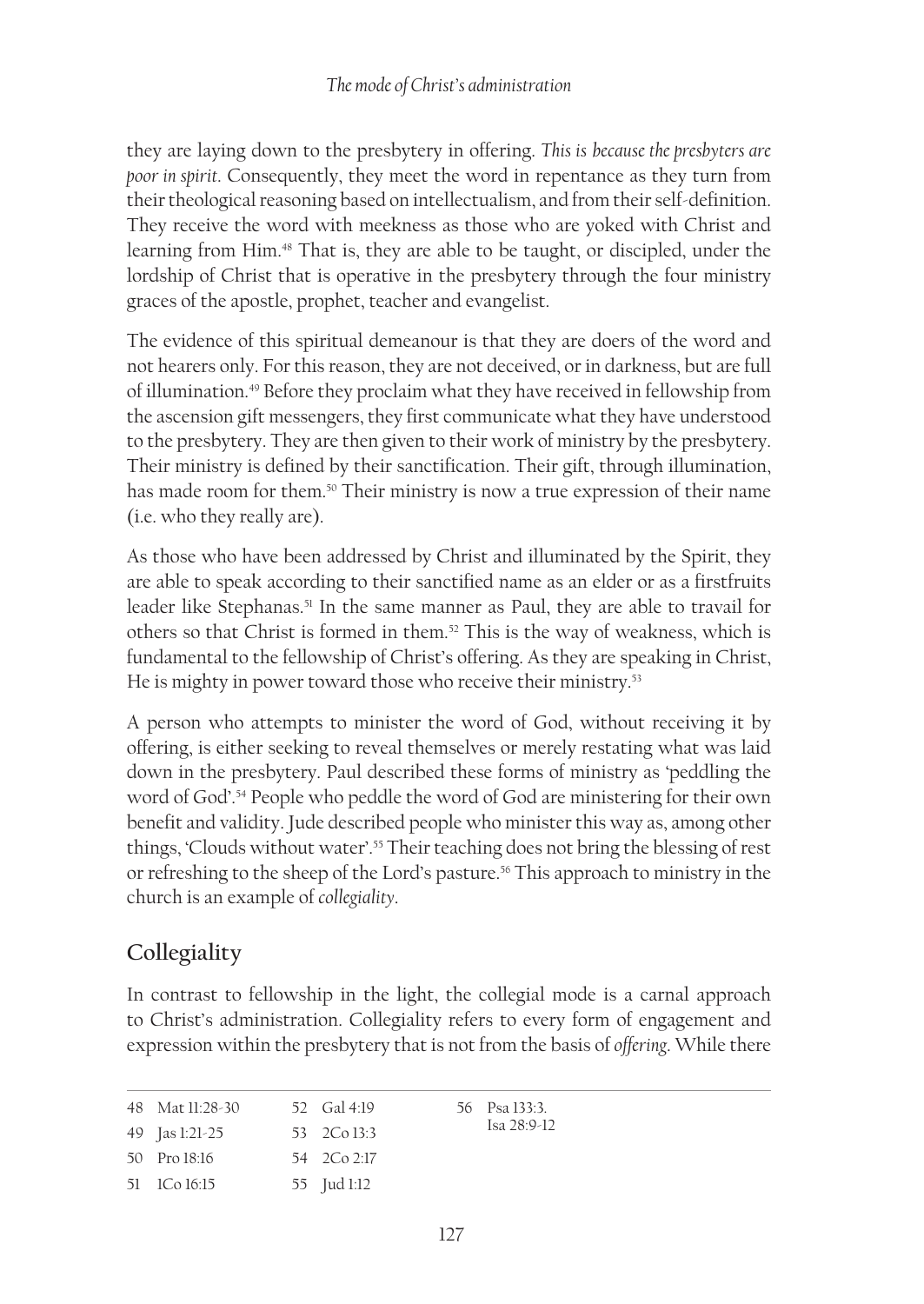they are laying down to the presbytery in offering. *This is because the presbyters are poor in spirit*. Consequently, they meet the word in repentance as they turn from their theological reasoning based on intellectualism, and from their self-definition. They receive the word with meekness as those who are yoked with Christ and learning from Him.[48] That is, they are able to be taught, or discipled, under the lordship of Christ that is operative in the presbytery through the four ministry graces of the apostle, prophet, teacher and evangelist.

The evidence of this spiritual demeanour is that they are doers of the word and not hearers only. For this reason, they are not deceived, or in darkness, but are full of illumination.[49] Before they proclaim what they have received in fellowship from the ascension gift messengers, they first communicate what they have understood to the presbytery. They are then given to their work of ministry by the presbytery. Their ministry is defined by their sanctification. Their gift, through illumination, has made room for them.[50] Their ministry is now a true expression of their name (i.e. who they really are).

As those who have been addressed by Christ and illuminated by the Spirit, they are able to speak according to their sanctified name as an elder or as a firstfruits leader like Stephanas.[51] In the same manner as Paul, they are able to travail for others so that Christ is formed in them.[52] This is the way of weakness, which is fundamental to the fellowship of Christ's offering. As they are speaking in Christ, He is mighty in power toward those who receive their ministry.[53]

A person who attempts to minister the word of God, without receiving it by offering, is either seeking to reveal themselves or merely restating what was laid down in the presbytery. Paul described these forms of ministry as 'peddling the word of God'.[54] People who peddle the word of God are ministering for their own benefit and validity. Jude described people who minister this way as, among other things, 'Clouds without water'.[55] Their teaching does not bring the blessing of rest or refreshing to the sheep of the Lord's pasture.[56] This approach to ministry in the church is an example of *collegiality*.

## Collegiality

In contrast to fellowship in the light, the collegial mode is a carnal approach to Christ's administration. Collegiality refers to every form of engagement and expression within the presbytery that is not from the basis of *offering*. While there

---

48 Mat 11:28-30
49 Jas 1:21-25
50 Pro 18:16
51 1Co 16:15
52 Gal 4:19
53 2Co 13:3
54 2Co 2:17
55 Jud 1:12
56 Psa 133:3. Isa 28:9-12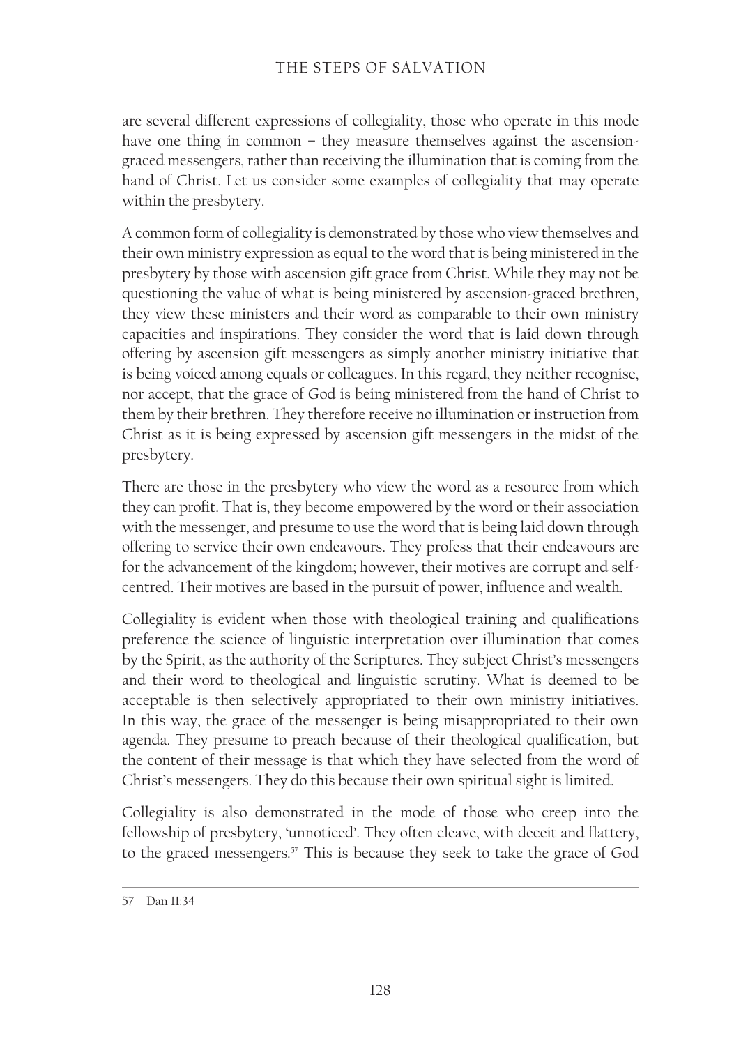are several different expressions of collegiality, those who operate in this mode have one thing in common – they measure themselves against the ascension-graced messengers, rather than receiving the illumination that is coming from the hand of Christ. Let us consider some examples of collegiality that may operate within the presbytery.

A common form of collegiality is demonstrated by those who view themselves and their own ministry expression as equal to the word that is being ministered in the presbytery by those with ascension gift grace from Christ. While they may not be questioning the value of what is being ministered by ascension-graced brethren, they view these ministers and their word as comparable to their own ministry capacities and inspirations. They consider the word that is laid down through offering by ascension gift messengers as simply another ministry initiative that is being voiced among equals or colleagues. In this regard, they neither recognise, nor accept, that the grace of God is being ministered from the hand of Christ to them by their brethren. They therefore receive no illumination or instruction from Christ as it is being expressed by ascension gift messengers in the midst of the presbytery.

There are those in the presbytery who view the word as a resource from which they can profit. That is, they become empowered by the word or their association with the messenger, and presume to use the word that is being laid down through offering to service their own endeavours. They profess that their endeavours are for the advancement of the kingdom; however, their motives are corrupt and self-centred. Their motives are based in the pursuit of power, influence and wealth.

Collegiality is evident when those with theological training and qualifications preference the science of linguistic interpretation over illumination that comes by the Spirit, as the authority of the Scriptures. They subject Christ's messengers and their word to theological and linguistic scrutiny. What is deemed to be acceptable is then selectively appropriated to their own ministry initiatives. In this way, the grace of the messenger is being misappropriated to their own agenda. They presume to preach because of their theological qualification, but the content of their message is that which they have selected from the word of Christ's messengers. They do this because their own spiritual sight is limited.

Collegiality is also demonstrated in the mode of those who creep into the fellowship of presbytery, 'unnoticed'. They often cleave, with deceit and flattery, to the graced messengers.[57] This is because they seek to take the grace of God

---

57 Dan 11:34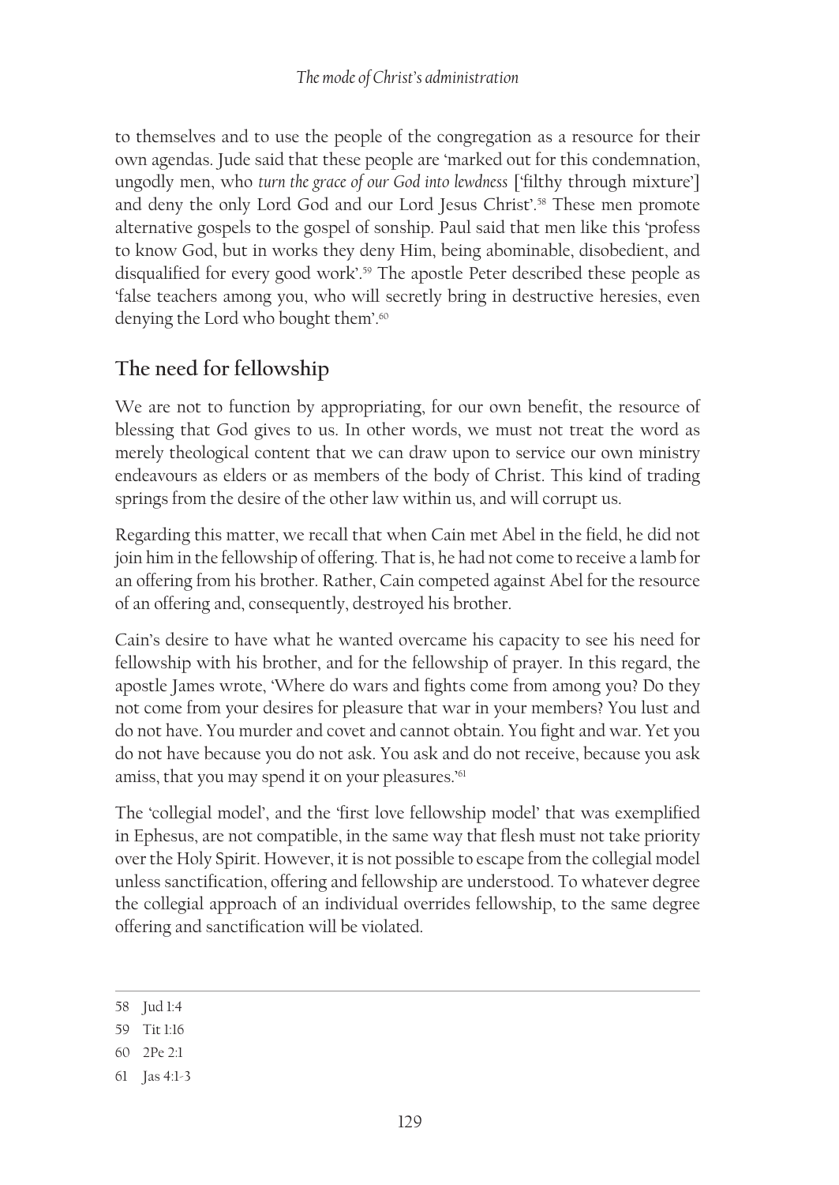to themselves and to use the people of the congregation as a resource for their own agendas. Jude said that these people are 'marked out for this condemnation, ungodly men, who *turn the grace of our God into lewdness* ['filthy through mixture'] and deny the only Lord God and our Lord Jesus Christ'.[58] These men promote alternative gospels to the gospel of sonship. Paul said that men like this 'profess to know God, but in works they deny Him, being abominable, disobedient, and disqualified for every good work'.[59] The apostle Peter described these people as 'false teachers among you, who will secretly bring in destructive heresies, even denying the Lord who bought them'.[60]

## The need for fellowship

We are not to function by appropriating, for our own benefit, the resource of blessing that God gives to us. In other words, we must not treat the word as merely theological content that we can draw upon to service our own ministry endeavours as elders or as members of the body of Christ. This kind of trading springs from the desire of the other law within us, and will corrupt us.

Regarding this matter, we recall that when Cain met Abel in the field, he did not join him in the fellowship of offering. That is, he had not come to receive a lamb for an offering from his brother. Rather, Cain competed against Abel for the resource of an offering and, consequently, destroyed his brother.

Cain's desire to have what he wanted overcame his capacity to see his need for fellowship with his brother, and for the fellowship of prayer. In this regard, the apostle James wrote, 'Where do wars and fights come from among you? Do they not come from your desires for pleasure that war in your members? You lust and do not have. You murder and covet and cannot obtain. You fight and war. Yet you do not have because you do not ask. You ask and do not receive, because you ask amiss, that you may spend it on your pleasures.'[61]

The 'collegial model', and the 'first love fellowship model' that was exemplified in Ephesus, are not compatible, in the same way that flesh must not take priority over the Holy Spirit. However, it is not possible to escape from the collegial model unless sanctification, offering and fellowship are understood. To whatever degree the collegial approach of an individual overrides fellowship, to the same degree offering and sanctification will be violated.

---

58 Jud 1:4

59 Tit 1:16

60 2Pe 2:1

61 Jas 4:1-3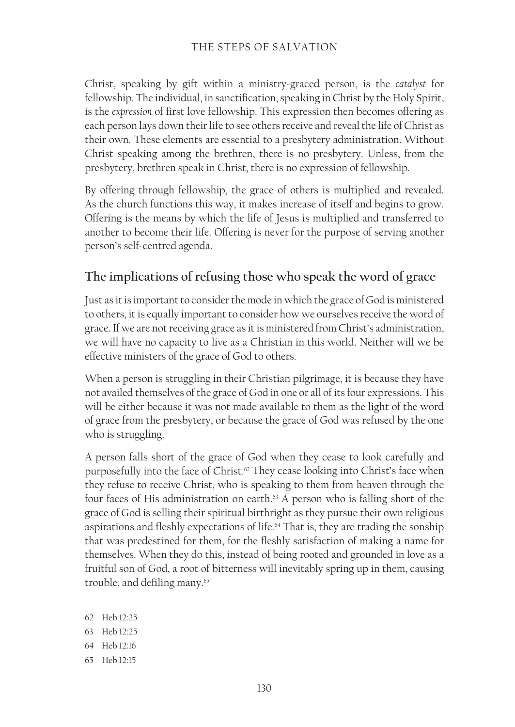Christ, speaking by gift within a ministry-graced person, is the *catalyst* for fellowship. The individual, in sanctification, speaking in Christ by the Holy Spirit, is the *expression* of first love fellowship. This expression then becomes offering as each person lays down their life to see others receive and reveal the life of Christ as their own. These elements are essential to a presbytery administration. Without Christ speaking among the brethren, there is no presbytery. Unless, from the presbytery, brethren speak in Christ, there is no expression of fellowship.

By offering through fellowship, the grace of others is multiplied and revealed. As the church functions this way, it makes increase of itself and begins to grow. Offering is the means by which the life of Jesus is multiplied and transferred to another to become their life. Offering is never for the purpose of serving another person's self-centred agenda.

## The implications of refusing those who speak the word of grace

Just as it is important to consider the mode in which the grace of God is ministered to others, it is equally important to consider how we ourselves receive the word of grace. If we are not receiving grace as it is ministered from Christ's administration, we will have no capacity to live as a Christian in this world. Neither will we be effective ministers of the grace of God to others.

When a person is struggling in their Christian pilgrimage, it is because they have not availed themselves of the grace of God in one or all of its four expressions. This will be either because it was not made available to them as the light of the word of grace from the presbytery, or because the grace of God was refused by the one who is struggling.

A person falls short of the grace of God when they cease to look carefully and purposefully into the face of Christ.[62] They cease looking into Christ's face when they refuse to receive Christ, who is speaking to them from heaven through the four faces of His administration on earth.[63] A person who is falling short of the grace of God is selling their spiritual birthright as they pursue their own religious aspirations and fleshly expectations of life.[64] That is, they are trading the sonship that was predestined for them, for the fleshly satisfaction of making a name for themselves. When they do this, instead of being rooted and grounded in love as a fruitful son of God, a root of bitterness will inevitably spring up in them, causing trouble, and defiling many.[65]

---

62 Heb 12:25

63 Heb 12:25

64 Heb 12:16

65 Heb 12:15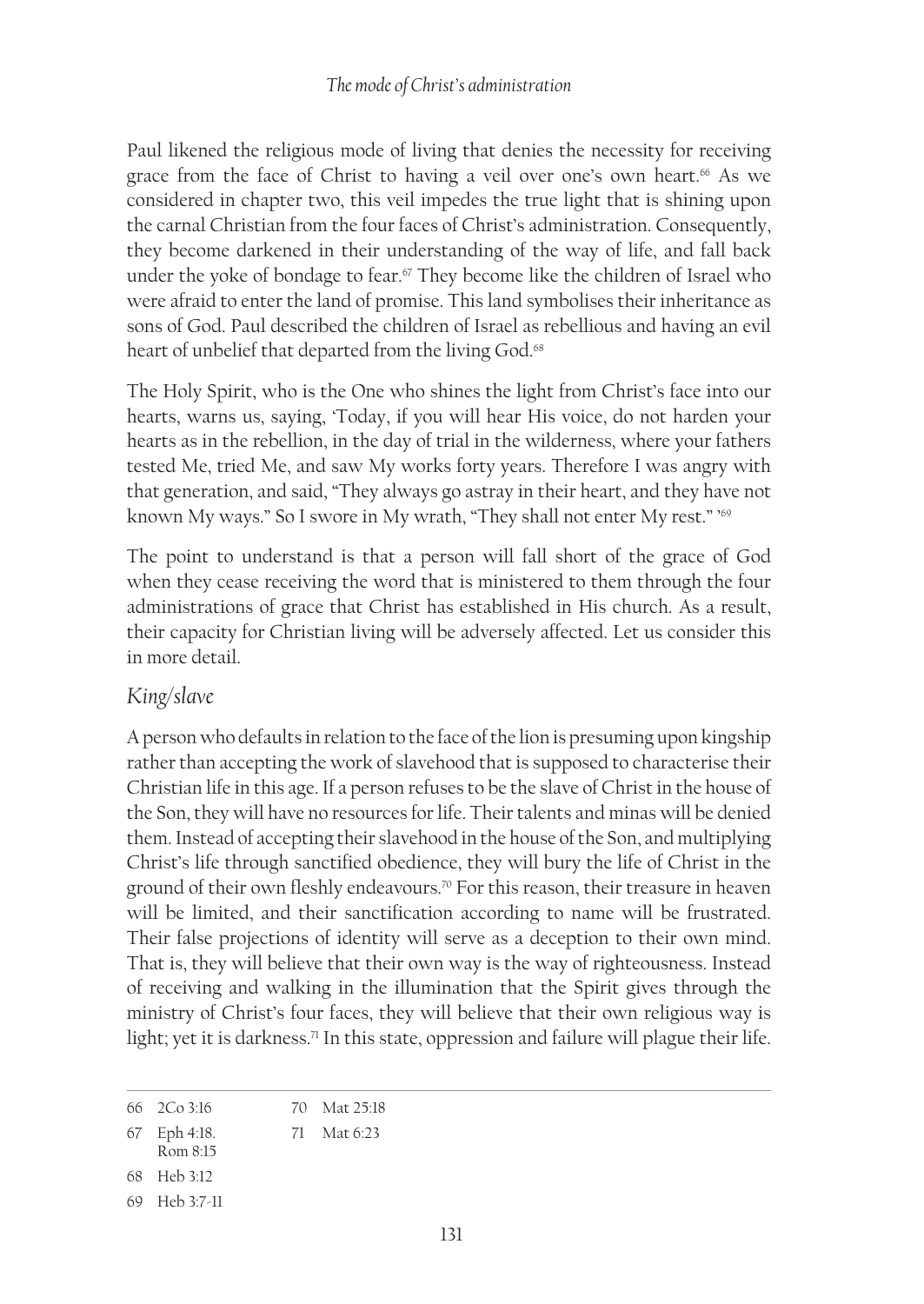Paul likened the religious mode of living that denies the necessity for receiving grace from the face of Christ to having a veil over one's own heart.[66] As we considered in chapter two, this veil impedes the true light that is shining upon the carnal Christian from the four faces of Christ's administration. Consequently, they become darkened in their understanding of the way of life, and fall back under the yoke of bondage to fear.[67] They become like the children of Israel who were afraid to enter the land of promise. This land symbolises their inheritance as sons of God. Paul described the children of Israel as rebellious and having an evil heart of unbelief that departed from the living God.[68]

The Holy Spirit, who is the One who shines the light from Christ's face into our hearts, warns us, saying, 'Today, if you will hear His voice, do not harden your hearts as in the rebellion, in the day of trial in the wilderness, where your fathers tested Me, tried Me, and saw My works forty years. Therefore I was angry with that generation, and said, "They always go astray in their heart, and they have not known My ways." So I swore in My wrath, "They shall not enter My rest." '[69]

The point to understand is that a person will fall short of the grace of God when they cease receiving the word that is ministered to them through the four administrations of grace that Christ has established in His church. As a result, their capacity for Christian living will be adversely affected. Let us consider this in more detail.

## *King/slave*

A person who defaults in relation to the face of the lion is presuming upon kingship rather than accepting the work of slavehood that is supposed to characterise their Christian life in this age. If a person refuses to be the slave of Christ in the house of the Son, they will have no resources for life. Their talents and minas will be denied them. Instead of accepting their slavehood in the house of the Son, and multiplying Christ's life through sanctified obedience, they will bury the life of Christ in the ground of their own fleshly endeavours.[70] For this reason, their treasure in heaven will be limited, and their sanctification according to name will be frustrated. Their false projections of identity will serve as a deception to their own mind. That is, they will believe that their own way is the way of righteousness. Instead of receiving and walking in the illumination that the Spirit gives through the ministry of Christ's four faces, they will believe that their own religious way is light; yet it is darkness.[71] In this state, oppression and failure will plague their life.

---

66 2Co 3:16

67 Eph 4:18. Rom 8:15

68 Heb 3:12

69 Heb 3:7-11

70 Mat 25:18

71 Mat 6:23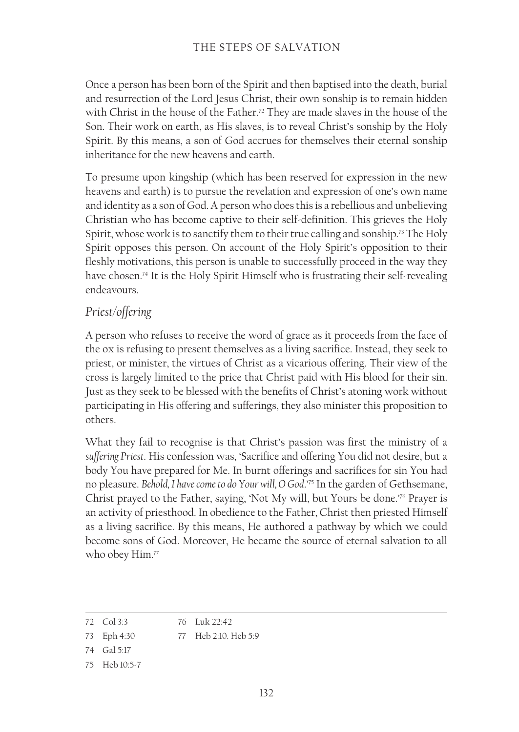Once a person has been born of the Spirit and then baptised into the death, burial and resurrection of the Lord Jesus Christ, their own sonship is to remain hidden with Christ in the house of the Father.[72] They are made slaves in the house of the Son. Their work on earth, as His slaves, is to reveal Christ's sonship by the Holy Spirit. By this means, a son of God accrues for themselves their eternal sonship inheritance for the new heavens and earth.

To presume upon kingship (which has been reserved for expression in the new heavens and earth) is to pursue the revelation and expression of one's own name and identity as a son of God. A person who does this is a rebellious and unbelieving Christian who has become captive to their self-definition. This grieves the Holy Spirit, whose work is to sanctify them to their true calling and sonship.[73] The Holy Spirit opposes this person. On account of the Holy Spirit's opposition to their fleshly motivations, this person is unable to successfully proceed in the way they have chosen.[74] It is the Holy Spirit Himself who is frustrating their self-revealing endeavours.

### *Priest/offering*

A person who refuses to receive the word of grace as it proceeds from the face of the ox is refusing to present themselves as a living sacrifice. Instead, they seek to priest, or minister, the virtues of Christ as a vicarious offering. Their view of the cross is largely limited to the price that Christ paid with His blood for their sin. Just as they seek to be blessed with the benefits of Christ's atoning work without participating in His offering and sufferings, they also minister this proposition to others.

What they fail to recognise is that Christ's passion was first the ministry of a *suffering Priest*. His confession was, 'Sacrifice and offering You did not desire, but a body You have prepared for Me. In burnt offerings and sacrifices for sin You had no pleasure. *Behold, I have come to do Your will, O God*.'[75] In the garden of Gethsemane, Christ prayed to the Father, saying, 'Not My will, but Yours be done.'[76] Prayer is an activity of priesthood. In obedience to the Father, Christ then priested Himself as a living sacrifice. By this means, He authored a pathway by which we could become sons of God. Moreover, He became the source of eternal salvation to all who obey Him.[77]

---

72 Col 3:3

73 Eph 4:30

74 Gal 5:17

75 Heb 10:5-7

76 Luk 22:42

77 Heb 2:10. Heb 5:9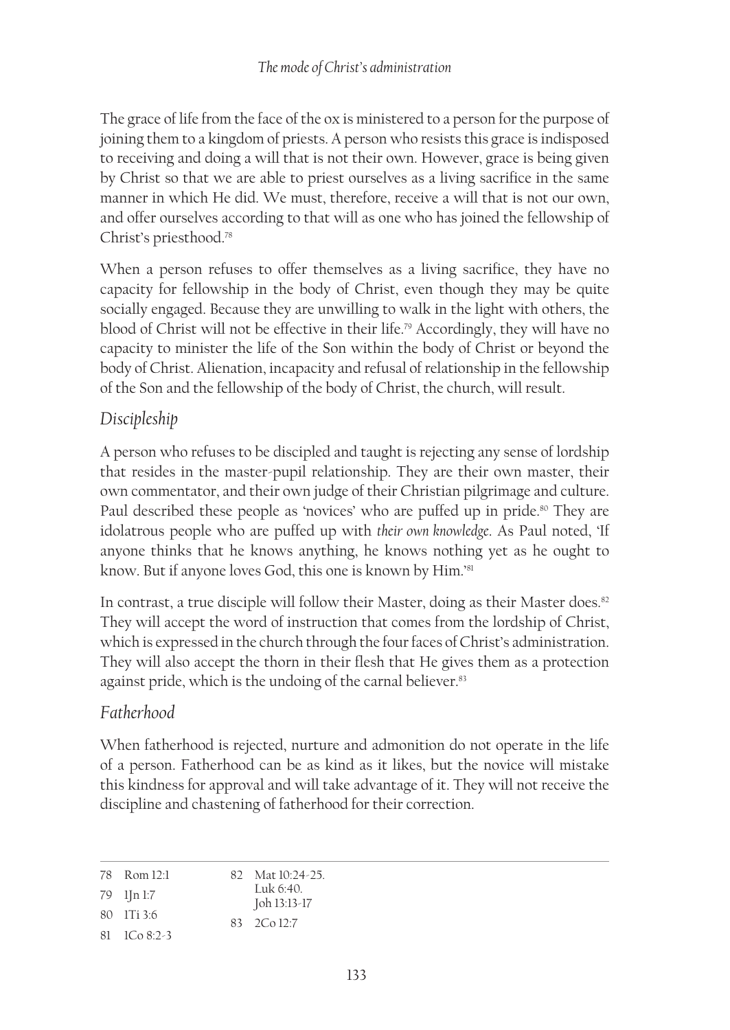The grace of life from the face of the ox is ministered to a person for the purpose of joining them to a kingdom of priests. A person who resists this grace is indisposed to receiving and doing a will that is not their own. However, grace is being given by Christ so that we are able to priest ourselves as a living sacrifice in the same manner in which He did. We must, therefore, receive a will that is not our own, and offer ourselves according to that will as one who has joined the fellowship of Christ's priesthood.[78]

When a person refuses to offer themselves as a living sacrifice, they have no capacity for fellowship in the body of Christ, even though they may be quite socially engaged. Because they are unwilling to walk in the light with others, the blood of Christ will not be effective in their life.[79] Accordingly, they will have no capacity to minister the life of the Son within the body of Christ or beyond the body of Christ. Alienation, incapacity and refusal of relationship in the fellowship of the Son and the fellowship of the body of Christ, the church, will result.

### *Discipleship*

A person who refuses to be discipled and taught is rejecting any sense of lordship that resides in the master-pupil relationship. They are their own master, their own commentator, and their own judge of their Christian pilgrimage and culture. Paul described these people as 'novices' who are puffed up in pride.[80] They are idolatrous people who are puffed up with *their own knowledge*. As Paul noted, 'If anyone thinks that he knows anything, he knows nothing yet as he ought to know. But if anyone loves God, this one is known by Him.'[81]

In contrast, a true disciple will follow their Master, doing as their Master does.[82] They will accept the word of instruction that comes from the lordship of Christ, which is expressed in the church through the four faces of Christ's administration. They will also accept the thorn in their flesh that He gives them as a protection against pride, which is the undoing of the carnal believer.[83]

### *Fatherhood*

When fatherhood is rejected, nurture and admonition do not operate in the life of a person. Fatherhood can be as kind as it likes, but the novice will mistake this kindness for approval and will take advantage of it. They will not receive the discipline and chastening of fatherhood for their correction.

---

78 Rom 12:1
79 1Jn 1:7
80 1Ti 3:6
81 1Co 8:2-3
82 Mat 10:24-25. Luk 6:40. Joh 13:13-17
83 2Co 12:7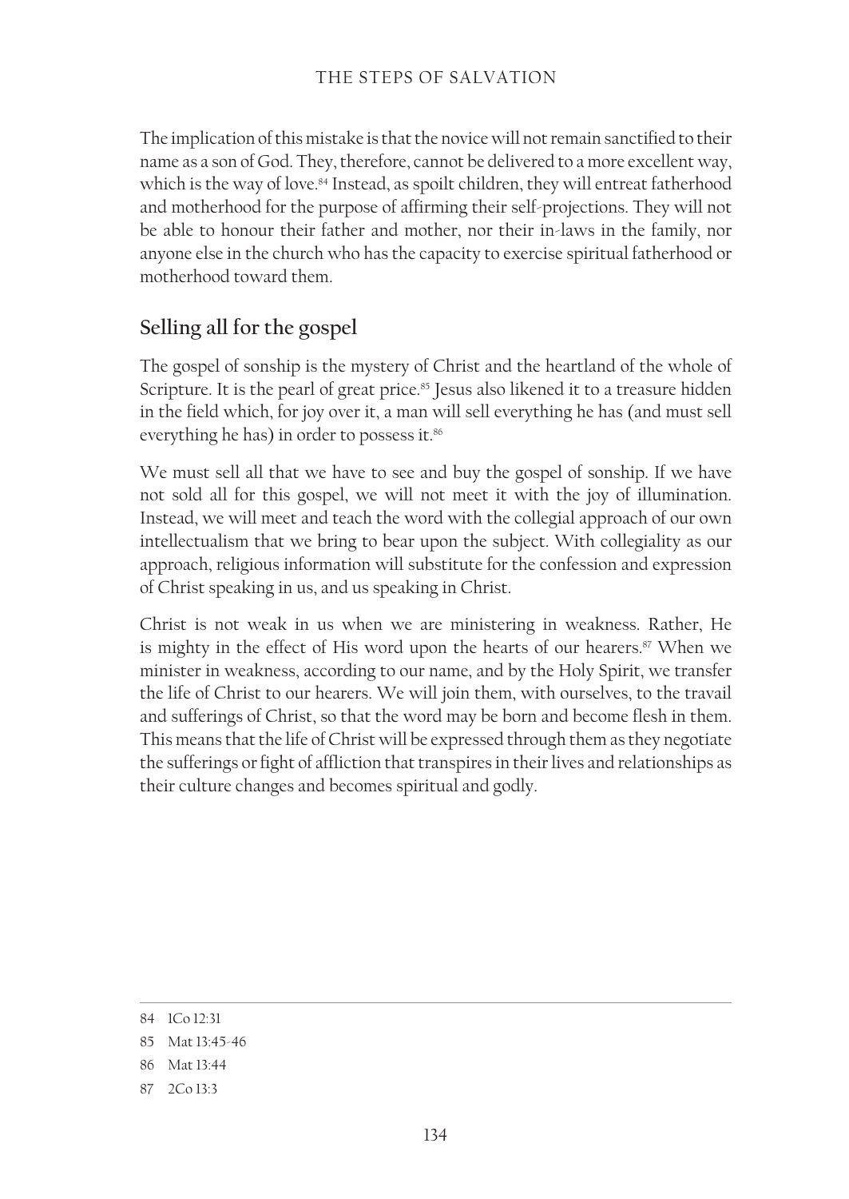The implication of this mistake is that the novice will not remain sanctified to their name as a son of God. They, therefore, cannot be delivered to a more excellent way, which is the way of love.[84] Instead, as spoilt children, they will entreat fatherhood and motherhood for the purpose of affirming their self-projections. They will not be able to honour their father and mother, nor their in-laws in the family, nor anyone else in the church who has the capacity to exercise spiritual fatherhood or motherhood toward them.

## Selling all for the gospel

The gospel of sonship is the mystery of Christ and the heartland of the whole of Scripture. It is the pearl of great price.[85] Jesus also likened it to a treasure hidden in the field which, for joy over it, a man will sell everything he has (and must sell everything he has) in order to possess it.[86]

We must sell all that we have to see and buy the gospel of sonship. If we have not sold all for this gospel, we will not meet it with the joy of illumination. Instead, we will meet and teach the word with the collegial approach of our own intellectualism that we bring to bear upon the subject. With collegiality as our approach, religious information will substitute for the confession and expression of Christ speaking in us, and us speaking in Christ.

Christ is not weak in us when we are ministering in weakness. Rather, He is mighty in the effect of His word upon the hearts of our hearers.[87] When we minister in weakness, according to our name, and by the Holy Spirit, we transfer the life of Christ to our hearers. We will join them, with ourselves, to the travail and sufferings of Christ, so that the word may be born and become flesh in them. This means that the life of Christ will be expressed through them as they negotiate the sufferings or fight of affliction that transpires in their lives and relationships as their culture changes and becomes spiritual and godly.

---

84 1Co 12:31

85 Mat 13:45-46

86 Mat 13:44

87 2Co 13:3